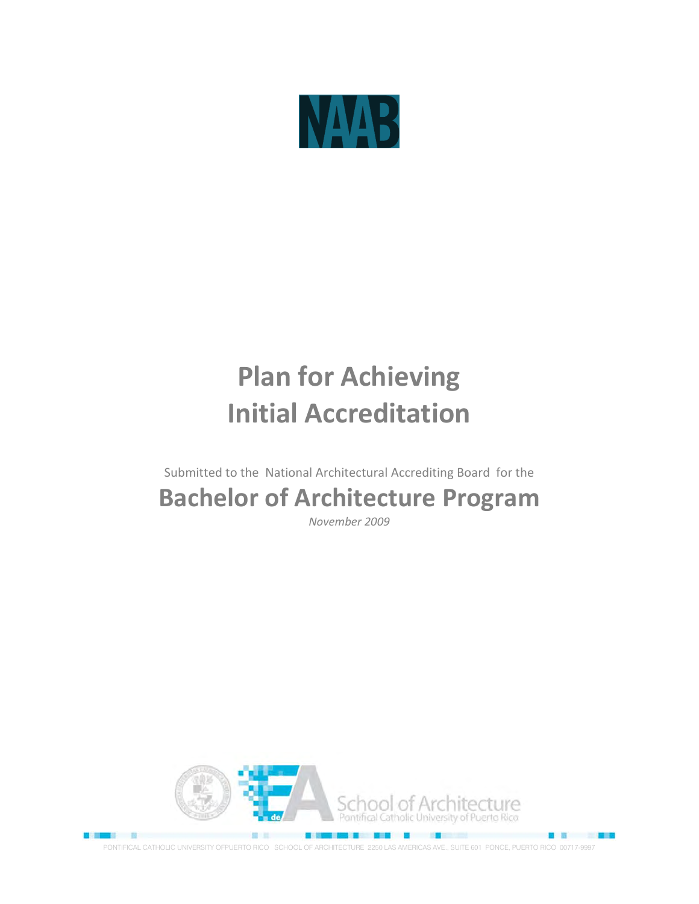NAAB

# Plan for Achieving Initial Accreditation

Submitted to the National Architectural Accrediting Board for the

## Bachelor of Architecture Program

*November 2009*

School of Architecture
Pontifical Catholic University of Puerto Rico

PONTIFICAL CATHOLIC UNIVERSITY OFPUERTO RICO SCHOOL OF ARCHITECTURE 2250 LAS AMERICAS AVE., SUITE 601 PONCE, PUERTO RICO 00717-9997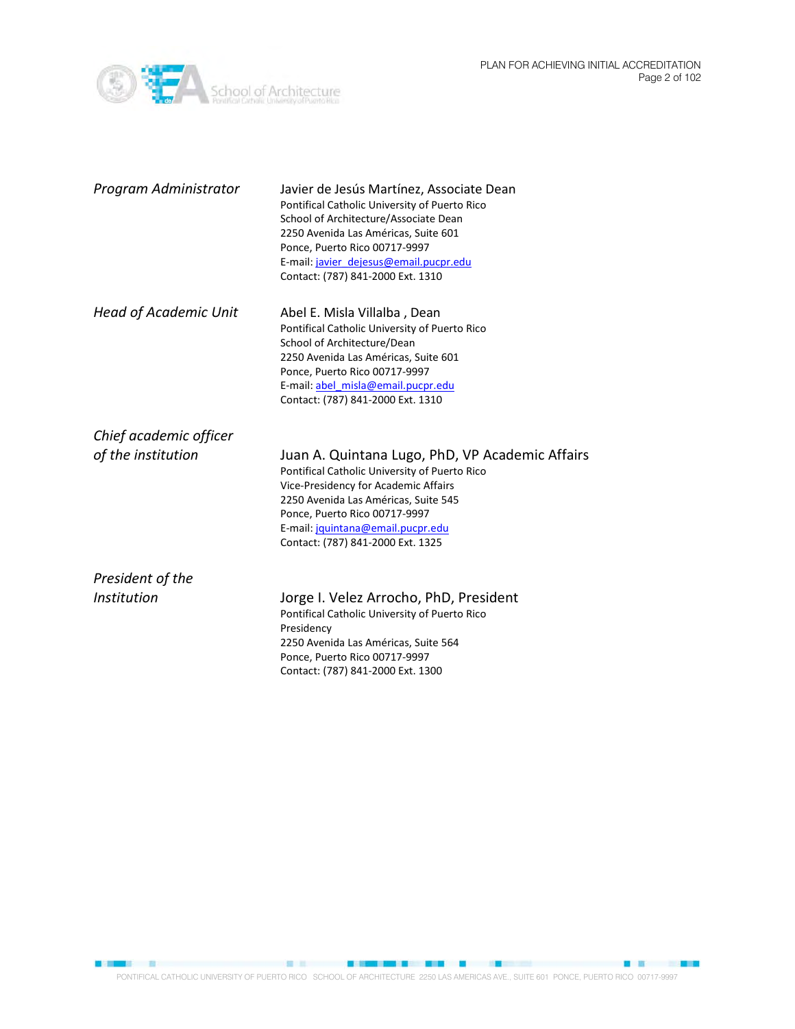*Program Administrator*

Javier de Jesús Martínez, Associate Dean
Pontifical Catholic University of Puerto Rico
School of Architecture/Associate Dean
2250 Avenida Las Américas, Suite 601
Ponce, Puerto Rico 00717-9997
E-mail: javier_dejesus@email.pucpr.edu
Contact: (787) 841-2000 Ext. 1310

*Head of Academic Unit*

Abel E. Misla Villalba , Dean
Pontifical Catholic University of Puerto Rico
School of Architecture/Dean
2250 Avenida Las Américas, Suite 601
Ponce, Puerto Rico 00717-9997
E-mail: abel_misla@email.pucpr.edu
Contact: (787) 841-2000 Ext. 1310

*Chief academic officer of the institution*

Juan A. Quintana Lugo, PhD, VP Academic Affairs
Pontifical Catholic University of Puerto Rico
Vice-Presidency for Academic Affairs
2250 Avenida Las Américas, Suite 545
Ponce, Puerto Rico 00717-9997
E-mail: jquintana@email.pucpr.edu
Contact: (787) 841-2000 Ext. 1325

*President of the Institution*

Jorge I. Velez Arrocho, PhD, President
Pontifical Catholic University of Puerto Rico
Presidency
2250 Avenida Las Américas, Suite 564
Ponce, Puerto Rico 00717-9997
Contact: (787) 841-2000 Ext. 1300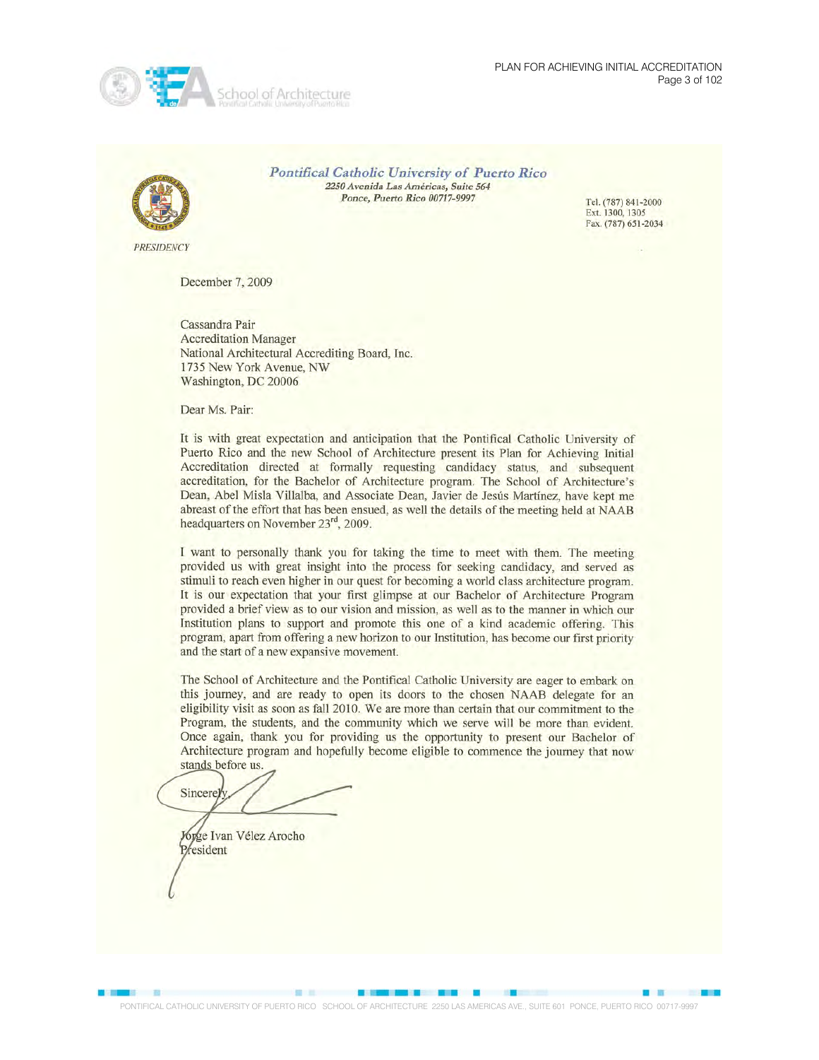**Pontifical Catholic University of Puerto Rico**
*2250 Avenida Las Américas, Suite 564*
*Ponce, Puerto Rico 00717-9997*

Tel. (787) 841-2000
Ext. 1300, 1305
Fax. (787) 651-2034

*PRESIDENCY*

December 7, 2009

Cassandra Pair
Accreditation Manager
National Architectural Accrediting Board, Inc.
1735 New York Avenue, NW
Washington, DC 20006

Dear Ms. Pair:

It is with great expectation and anticipation that the Pontifical Catholic University of Puerto Rico and the new School of Architecture present its Plan for Achieving Initial Accreditation directed at formally requesting candidacy status, and subsequent accreditation, for the Bachelor of Architecture program. The School of Architecture's Dean, Abel Misla Villalba, and Associate Dean, Javier de Jesús Martínez, have kept me abreast of the effort that has been ensued, as well the details of the meeting held at NAAB headquarters on November 23rd, 2009.

I want to personally thank you for taking the time to meet with them. The meeting provided us with great insight into the process for seeking candidacy, and served as stimuli to reach even higher in our quest for becoming a world class architecture program. It is our expectation that your first glimpse at our Bachelor of Architecture Program provided a brief view as to our vision and mission, as well as to the manner in which our Institution plans to support and promote this one of a kind academic offering. This program, apart from offering a new horizon to our Institution, has become our first priority and the start of a new expansive movement.

The School of Architecture and the Pontifical Catholic University are eager to embark on this journey, and are ready to open its doors to the chosen NAAB delegate for an eligibility visit as soon as fall 2010. We are more than certain that our commitment to the Program, the students, and the community which we serve will be more than evident. Once again, thank you for providing us the opportunity to present our Bachelor of Architecture program and hopefully become eligible to commence the journey that now stands before us.

Sincerely,

Jorge Ivan Vélez Arocho
President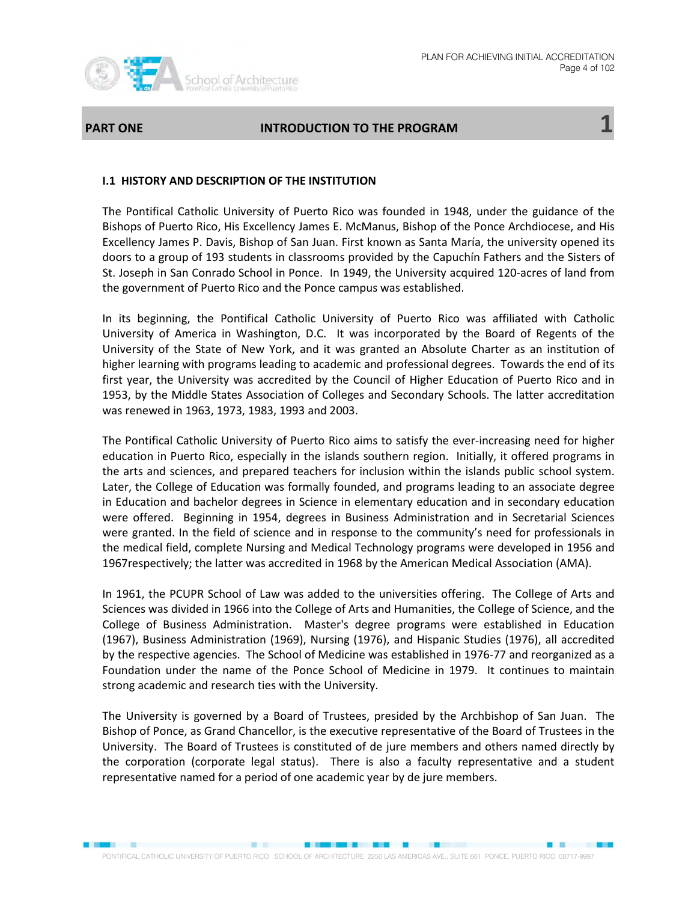# PART ONE INTRODUCTION TO THE PROGRAM 1

## I.1 HISTORY AND DESCRIPTION OF THE INSTITUTION

The Pontifical Catholic University of Puerto Rico was founded in 1948, under the guidance of the Bishops of Puerto Rico, His Excellency James E. McManus, Bishop of the Ponce Archdiocese, and His Excellency James P. Davis, Bishop of San Juan. First known as Santa María, the university opened its doors to a group of 193 students in classrooms provided by the Capuchín Fathers and the Sisters of St. Joseph in San Conrado School in Ponce. In 1949, the University acquired 120-acres of land from the government of Puerto Rico and the Ponce campus was established.

In its beginning, the Pontifical Catholic University of Puerto Rico was affiliated with Catholic University of America in Washington, D.C. It was incorporated by the Board of Regents of the University of the State of New York, and it was granted an Absolute Charter as an institution of higher learning with programs leading to academic and professional degrees. Towards the end of its first year, the University was accredited by the Council of Higher Education of Puerto Rico and in 1953, by the Middle States Association of Colleges and Secondary Schools. The latter accreditation was renewed in 1963, 1973, 1983, 1993 and 2003.

The Pontifical Catholic University of Puerto Rico aims to satisfy the ever-increasing need for higher education in Puerto Rico, especially in the islands southern region. Initially, it offered programs in the arts and sciences, and prepared teachers for inclusion within the islands public school system. Later, the College of Education was formally founded, and programs leading to an associate degree in Education and bachelor degrees in Science in elementary education and in secondary education were offered. Beginning in 1954, degrees in Business Administration and in Secretarial Sciences were granted. In the field of science and in response to the community's need for professionals in the medical field, complete Nursing and Medical Technology programs were developed in 1956 and 1967respectively; the latter was accredited in 1968 by the American Medical Association (AMA).

In 1961, the PCUPR School of Law was added to the universities offering. The College of Arts and Sciences was divided in 1966 into the College of Arts and Humanities, the College of Science, and the College of Business Administration. Master's degree programs were established in Education (1967), Business Administration (1969), Nursing (1976), and Hispanic Studies (1976), all accredited by the respective agencies. The School of Medicine was established in 1976-77 and reorganized as a Foundation under the name of the Ponce School of Medicine in 1979. It continues to maintain strong academic and research ties with the University.

The University is governed by a Board of Trustees, presided by the Archbishop of San Juan. The Bishop of Ponce, as Grand Chancellor, is the executive representative of the Board of Trustees in the University. The Board of Trustees is constituted of de jure members and others named directly by the corporation (corporate legal status). There is also a faculty representative and a student representative named for a period of one academic year by de jure members.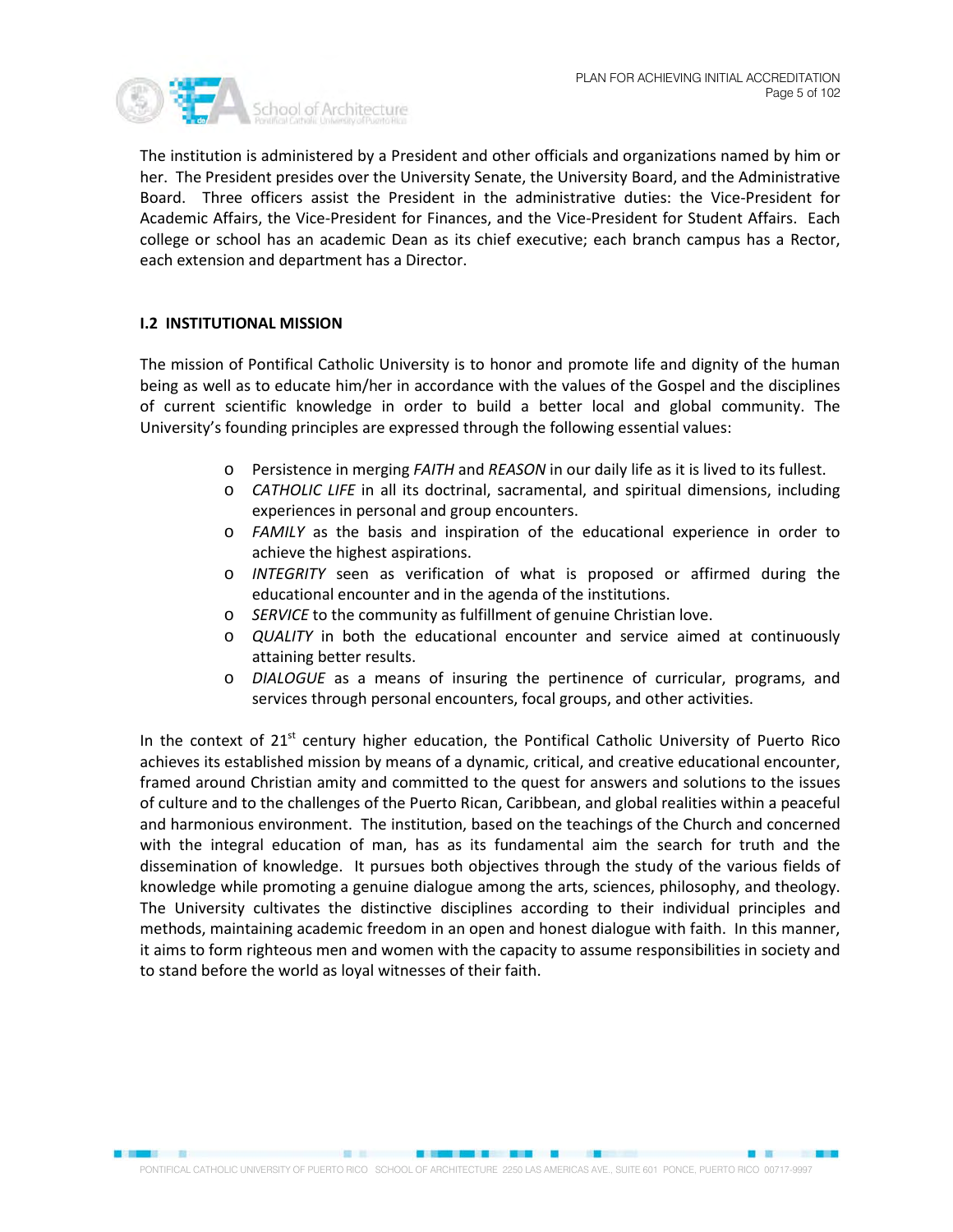The institution is administered by a President and other officials and organizations named by him or her. The President presides over the University Senate, the University Board, and the Administrative Board. Three officers assist the President in the administrative duties: the Vice-President for Academic Affairs, the Vice-President for Finances, and the Vice-President for Student Affairs. Each college or school has an academic Dean as its chief executive; each branch campus has a Rector, each extension and department has a Director.

### I.2 INSTITUTIONAL MISSION

The mission of Pontifical Catholic University is to honor and promote life and dignity of the human being as well as to educate him/her in accordance with the values of the Gospel and the disciplines of current scientific knowledge in order to build a better local and global community. The University's founding principles are expressed through the following essential values:

- Persistence in merging *FAITH* and *REASON* in our daily life as it is lived to its fullest.
- *CATHOLIC LIFE* in all its doctrinal, sacramental, and spiritual dimensions, including experiences in personal and group encounters.
- *FAMILY* as the basis and inspiration of the educational experience in order to achieve the highest aspirations.
- *INTEGRITY* seen as verification of what is proposed or affirmed during the educational encounter and in the agenda of the institutions.
- *SERVICE* to the community as fulfillment of genuine Christian love.
- *QUALITY* in both the educational encounter and service aimed at continuously attaining better results.
- *DIALOGUE* as a means of insuring the pertinence of curricular, programs, and services through personal encounters, focal groups, and other activities.

In the context of 21st century higher education, the Pontifical Catholic University of Puerto Rico achieves its established mission by means of a dynamic, critical, and creative educational encounter, framed around Christian amity and committed to the quest for answers and solutions to the issues of culture and to the challenges of the Puerto Rican, Caribbean, and global realities within a peaceful and harmonious environment. The institution, based on the teachings of the Church and concerned with the integral education of man, has as its fundamental aim the search for truth and the dissemination of knowledge. It pursues both objectives through the study of the various fields of knowledge while promoting a genuine dialogue among the arts, sciences, philosophy, and theology. The University cultivates the distinctive disciplines according to their individual principles and methods, maintaining academic freedom in an open and honest dialogue with faith. In this manner, it aims to form righteous men and women with the capacity to assume responsibilities in society and to stand before the world as loyal witnesses of their faith.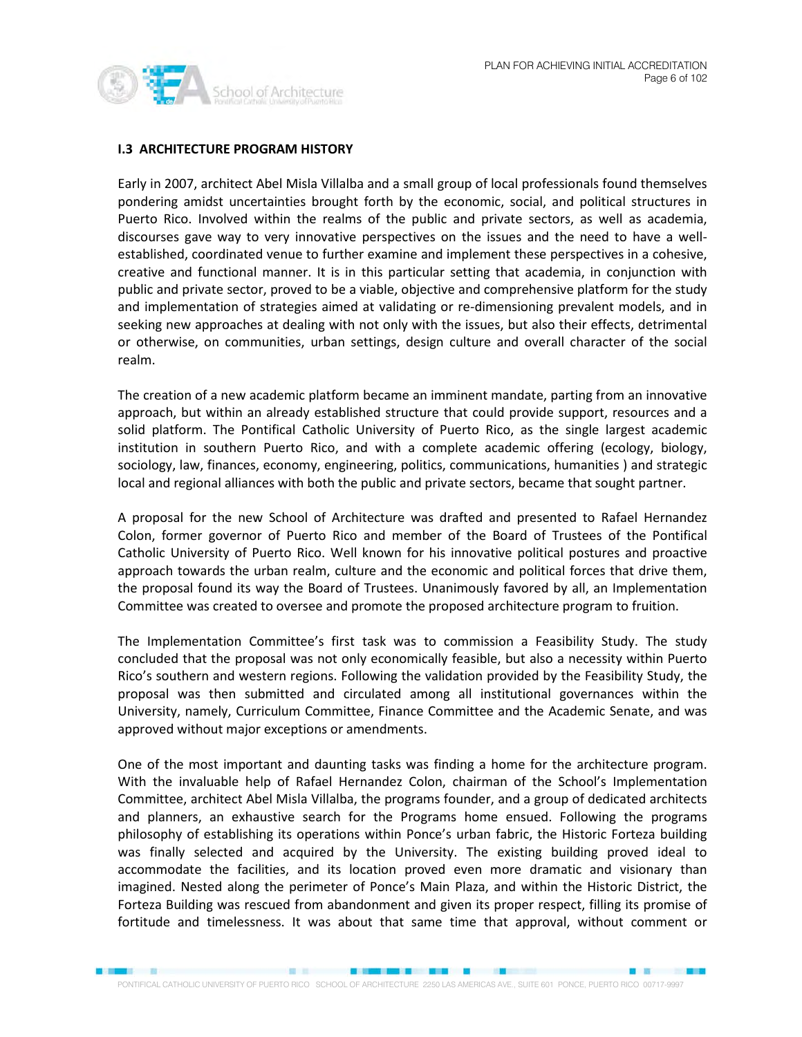**I.3 ARCHITECTURE PROGRAM HISTORY**

Early in 2007, architect Abel Misla Villalba and a small group of local professionals found themselves pondering amidst uncertainties brought forth by the economic, social, and political structures in Puerto Rico. Involved within the realms of the public and private sectors, as well as academia, discourses gave way to very innovative perspectives on the issues and the need to have a well-established, coordinated venue to further examine and implement these perspectives in a cohesive, creative and functional manner. It is in this particular setting that academia, in conjunction with public and private sector, proved to be a viable, objective and comprehensive platform for the study and implementation of strategies aimed at validating or re-dimensioning prevalent models, and in seeking new approaches at dealing with not only with the issues, but also their effects, detrimental or otherwise, on communities, urban settings, design culture and overall character of the social realm.

The creation of a new academic platform became an imminent mandate, parting from an innovative approach, but within an already established structure that could provide support, resources and a solid platform. The Pontifical Catholic University of Puerto Rico, as the single largest academic institution in southern Puerto Rico, and with a complete academic offering (ecology, biology, sociology, law, finances, economy, engineering, politics, communications, humanities ) and strategic local and regional alliances with both the public and private sectors, became that sought partner.

A proposal for the new School of Architecture was drafted and presented to Rafael Hernandez Colon, former governor of Puerto Rico and member of the Board of Trustees of the Pontifical Catholic University of Puerto Rico. Well known for his innovative political postures and proactive approach towards the urban realm, culture and the economic and political forces that drive them, the proposal found its way the Board of Trustees. Unanimously favored by all, an Implementation Committee was created to oversee and promote the proposed architecture program to fruition.

The Implementation Committee's first task was to commission a Feasibility Study. The study concluded that the proposal was not only economically feasible, but also a necessity within Puerto Rico's southern and western regions. Following the validation provided by the Feasibility Study, the proposal was then submitted and circulated among all institutional governances within the University, namely, Curriculum Committee, Finance Committee and the Academic Senate, and was approved without major exceptions or amendments.

One of the most important and daunting tasks was finding a home for the architecture program. With the invaluable help of Rafael Hernandez Colon, chairman of the School's Implementation Committee, architect Abel Misla Villalba, the programs founder, and a group of dedicated architects and planners, an exhaustive search for the Programs home ensued. Following the programs philosophy of establishing its operations within Ponce's urban fabric, the Historic Forteza building was finally selected and acquired by the University. The existing building proved ideal to accommodate the facilities, and its location proved even more dramatic and visionary than imagined. Nested along the perimeter of Ponce's Main Plaza, and within the Historic District, the Forteza Building was rescued from abandonment and given its proper respect, filling its promise of fortitude and timelessness. It was about that same time that approval, without comment or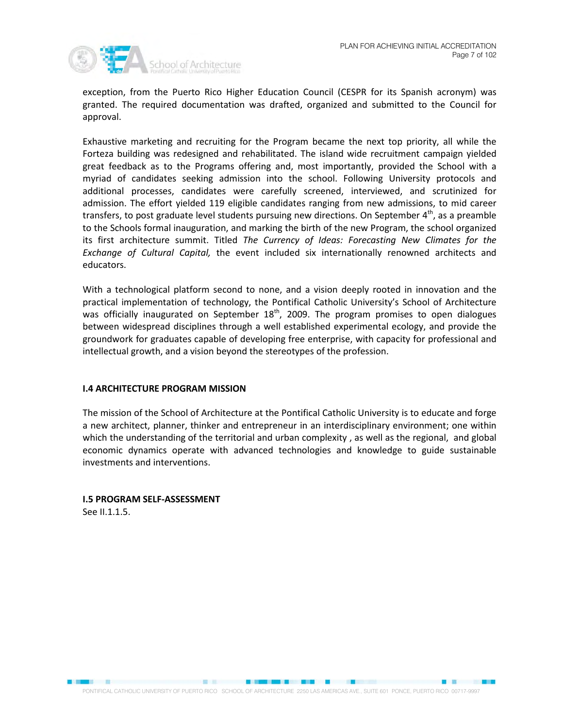exception, from the Puerto Rico Higher Education Council (CESPR for its Spanish acronym) was granted. The required documentation was drafted, organized and submitted to the Council for approval.

Exhaustive marketing and recruiting for the Program became the next top priority, all while the Forteza building was redesigned and rehabilitated. The island wide recruitment campaign yielded great feedback as to the Programs offering and, most importantly, provided the School with a myriad of candidates seeking admission into the school. Following University protocols and additional processes, candidates were carefully screened, interviewed, and scrutinized for admission. The effort yielded 119 eligible candidates ranging from new admissions, to mid career transfers, to post graduate level students pursuing new directions. On September 4th, as a preamble to the Schools formal inauguration, and marking the birth of the new Program, the school organized its first architecture summit. Titled *The Currency of Ideas: Forecasting New Climates for the Exchange of Cultural Capital,* the event included six internationally renowned architects and educators.

With a technological platform second to none, and a vision deeply rooted in innovation and the practical implementation of technology, the Pontifical Catholic University's School of Architecture was officially inaugurated on September 18th, 2009. The program promises to open dialogues between widespread disciplines through a well established experimental ecology, and provide the groundwork for graduates capable of developing free enterprise, with capacity for professional and intellectual growth, and a vision beyond the stereotypes of the profession.

## I.4 ARCHITECTURE PROGRAM MISSION

The mission of the School of Architecture at the Pontifical Catholic University is to educate and forge a new architect, planner, thinker and entrepreneur in an interdisciplinary environment; one within which the understanding of the territorial and urban complexity , as well as the regional, and global economic dynamics operate with advanced technologies and knowledge to guide sustainable investments and interventions.

## I.5 PROGRAM SELF-ASSESSMENT

See II.1.1.5.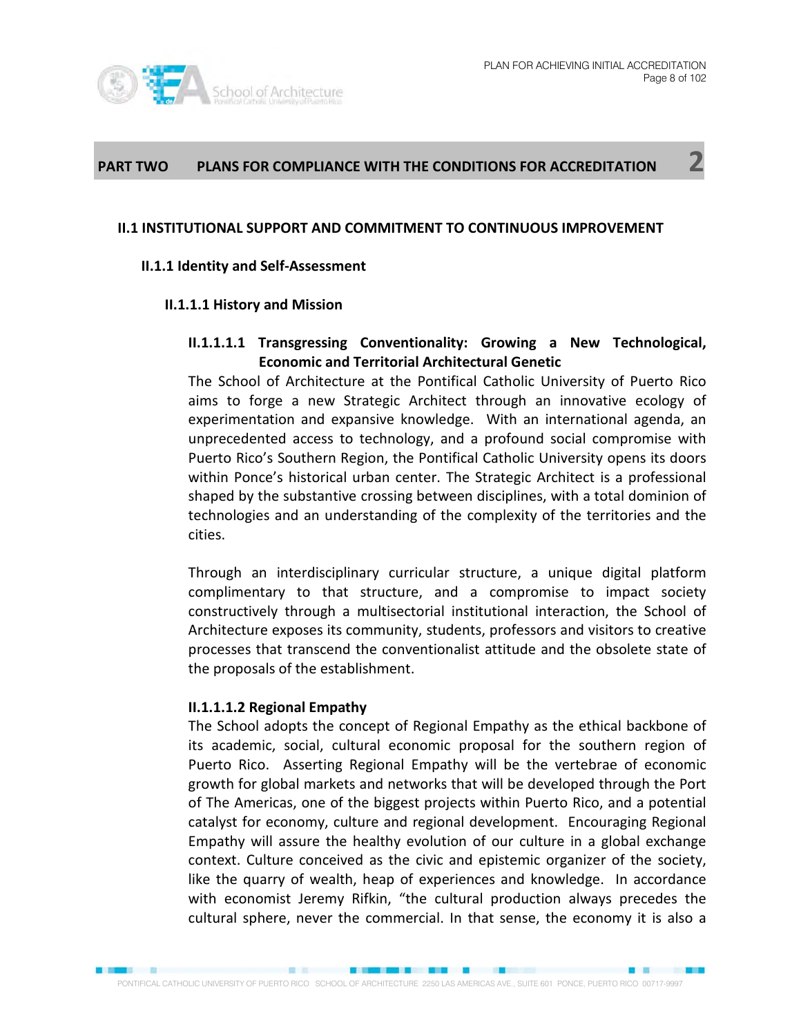# PART TWO PLANS FOR COMPLIANCE WITH THE CONDITIONS FOR ACCREDITATION 2

## II.1 INSTITUTIONAL SUPPORT AND COMMITMENT TO CONTINUOUS IMPROVEMENT

### II.1.1 Identity and Self-Assessment

#### II.1.1.1 History and Mission

##### II.1.1.1.1 Transgressing Conventionality: Growing a New Technological, Economic and Territorial Architectural Genetic

The School of Architecture at the Pontifical Catholic University of Puerto Rico aims to forge a new Strategic Architect through an innovative ecology of experimentation and expansive knowledge. With an international agenda, an unprecedented access to technology, and a profound social compromise with Puerto Rico's Southern Region, the Pontifical Catholic University opens its doors within Ponce's historical urban center. The Strategic Architect is a professional shaped by the substantive crossing between disciplines, with a total dominion of technologies and an understanding of the complexity of the territories and the cities.

Through an interdisciplinary curricular structure, a unique digital platform complimentary to that structure, and a compromise to impact society constructively through a multisectorial institutional interaction, the School of Architecture exposes its community, students, professors and visitors to creative processes that transcend the conventionalist attitude and the obsolete state of the proposals of the establishment.

##### II.1.1.1.2 Regional Empathy

The School adopts the concept of Regional Empathy as the ethical backbone of its academic, social, cultural economic proposal for the southern region of Puerto Rico. Asserting Regional Empathy will be the vertebrae of economic growth for global markets and networks that will be developed through the Port of The Americas, one of the biggest projects within Puerto Rico, and a potential catalyst for economy, culture and regional development. Encouraging Regional Empathy will assure the healthy evolution of our culture in a global exchange context. Culture conceived as the civic and epistemic organizer of the society, like the quarry of wealth, heap of experiences and knowledge. In accordance with economist Jeremy Rifkin, "the cultural production always precedes the cultural sphere, never the commercial. In that sense, the economy it is also a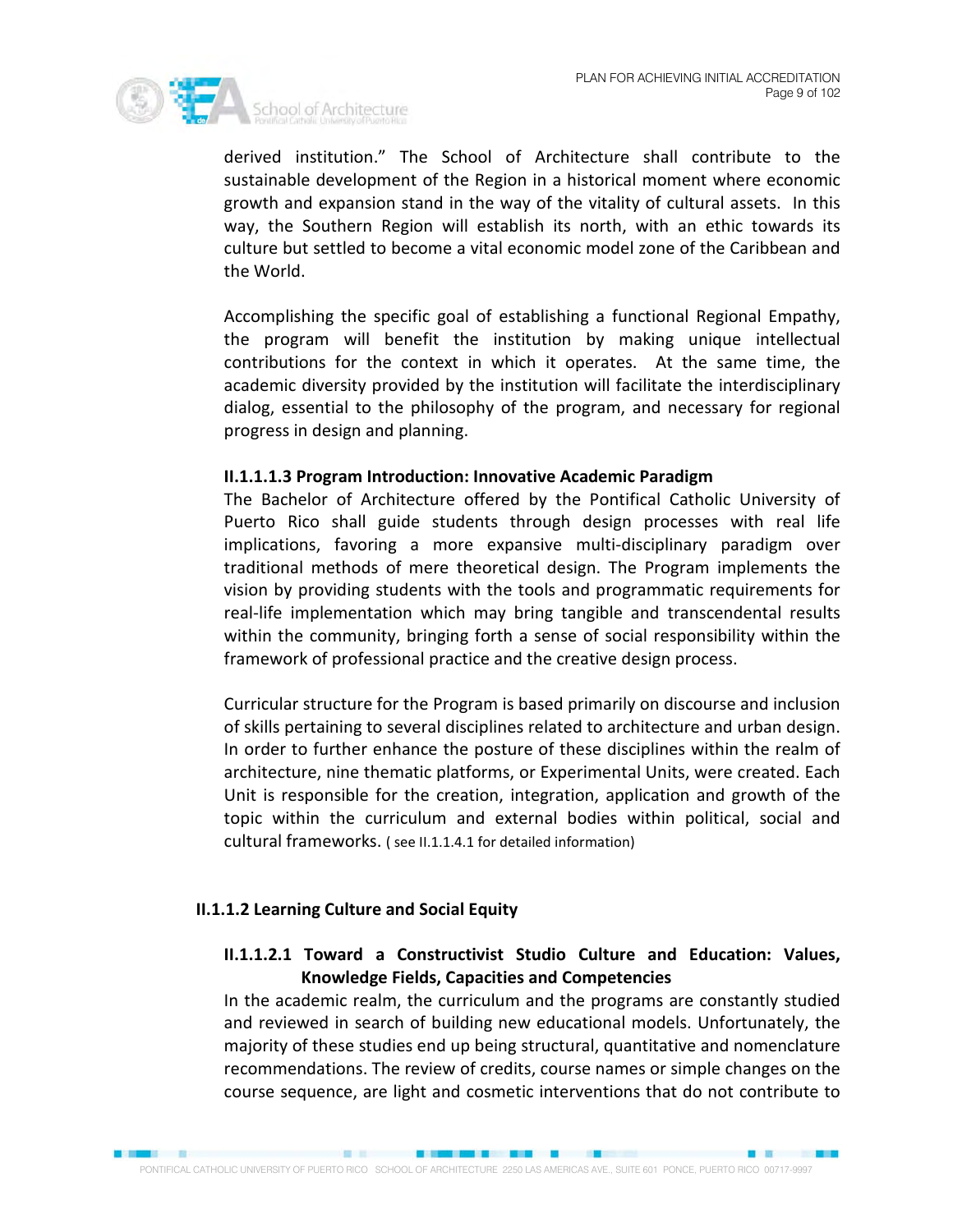derived institution." The School of Architecture shall contribute to the sustainable development of the Region in a historical moment where economic growth and expansion stand in the way of the vitality of cultural assets. In this way, the Southern Region will establish its north, with an ethic towards its culture but settled to become a vital economic model zone of the Caribbean and the World.

Accomplishing the specific goal of establishing a functional Regional Empathy, the program will benefit the institution by making unique intellectual contributions for the context in which it operates. At the same time, the academic diversity provided by the institution will facilitate the interdisciplinary dialog, essential to the philosophy of the program, and necessary for regional progress in design and planning.

#### II.1.1.1.3 Program Introduction: Innovative Academic Paradigm

The Bachelor of Architecture offered by the Pontifical Catholic University of Puerto Rico shall guide students through design processes with real life implications, favoring a more expansive multi-disciplinary paradigm over traditional methods of mere theoretical design. The Program implements the vision by providing students with the tools and programmatic requirements for real-life implementation which may bring tangible and transcendental results within the community, bringing forth a sense of social responsibility within the framework of professional practice and the creative design process.

Curricular structure for the Program is based primarily on discourse and inclusion of skills pertaining to several disciplines related to architecture and urban design. In order to further enhance the posture of these disciplines within the realm of architecture, nine thematic platforms, or Experimental Units, were created. Each Unit is responsible for the creation, integration, application and growth of the topic within the curriculum and external bodies within political, social and cultural frameworks. ( see II.1.1.4.1 for detailed information)

### II.1.1.2 Learning Culture and Social Equity

#### II.1.1.2.1 Toward a Constructivist Studio Culture and Education: Values, Knowledge Fields, Capacities and Competencies

In the academic realm, the curriculum and the programs are constantly studied and reviewed in search of building new educational models. Unfortunately, the majority of these studies end up being structural, quantitative and nomenclature recommendations. The review of credits, course names or simple changes on the course sequence, are light and cosmetic interventions that do not contribute to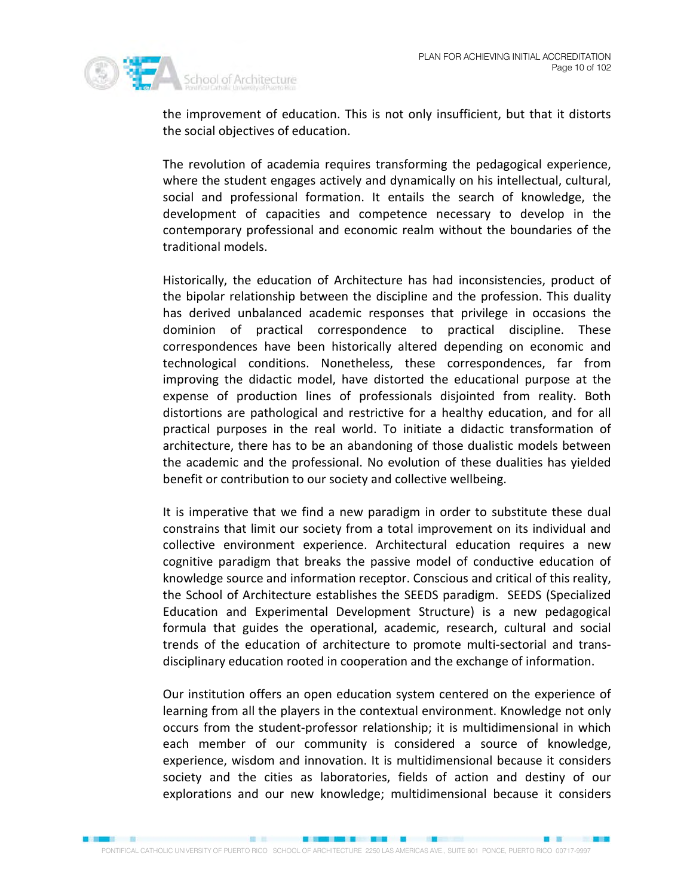the improvement of education. This is not only insufficient, but that it distorts the social objectives of education.

The revolution of academia requires transforming the pedagogical experience, where the student engages actively and dynamically on his intellectual, cultural, social and professional formation. It entails the search of knowledge, the development of capacities and competence necessary to develop in the contemporary professional and economic realm without the boundaries of the traditional models.

Historically, the education of Architecture has had inconsistencies, product of the bipolar relationship between the discipline and the profession. This duality has derived unbalanced academic responses that privilege in occasions the dominion of practical correspondence to practical discipline. These correspondences have been historically altered depending on economic and technological conditions. Nonetheless, these correspondences, far from improving the didactic model, have distorted the educational purpose at the expense of production lines of professionals disjointed from reality. Both distortions are pathological and restrictive for a healthy education, and for all practical purposes in the real world. To initiate a didactic transformation of architecture, there has to be an abandoning of those dualistic models between the academic and the professional. No evolution of these dualities has yielded benefit or contribution to our society and collective wellbeing.

It is imperative that we find a new paradigm in order to substitute these dual constrains that limit our society from a total improvement on its individual and collective environment experience. Architectural education requires a new cognitive paradigm that breaks the passive model of conductive education of knowledge source and information receptor. Conscious and critical of this reality, the School of Architecture establishes the SEEDS paradigm. SEEDS (Specialized Education and Experimental Development Structure) is a new pedagogical formula that guides the operational, academic, research, cultural and social trends of the education of architecture to promote multi-sectorial and trans-disciplinary education rooted in cooperation and the exchange of information.

Our institution offers an open education system centered on the experience of learning from all the players in the contextual environment. Knowledge not only occurs from the student-professor relationship; it is multidimensional in which each member of our community is considered a source of knowledge, experience, wisdom and innovation. It is multidimensional because it considers society and the cities as laboratories, fields of action and destiny of our explorations and our new knowledge; multidimensional because it considers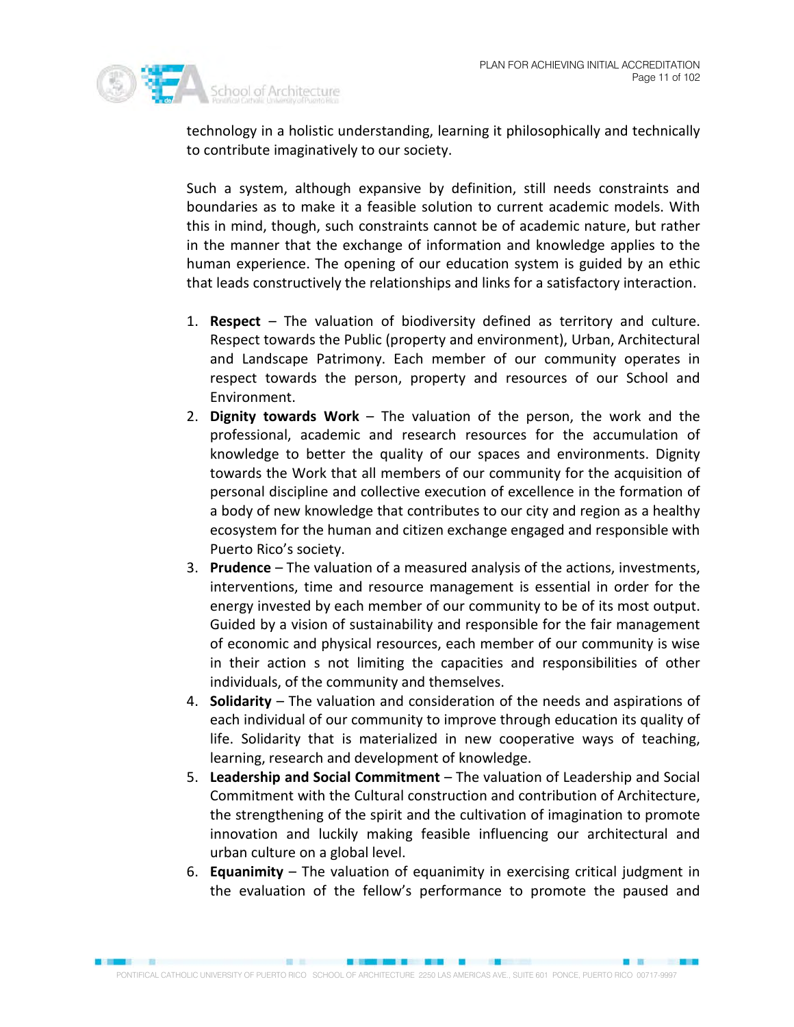technology in a holistic understanding, learning it philosophically and technically to contribute imaginatively to our society.

Such a system, although expansive by definition, still needs constraints and boundaries as to make it a feasible solution to current academic models. With this in mind, though, such constraints cannot be of academic nature, but rather in the manner that the exchange of information and knowledge applies to the human experience. The opening of our education system is guided by an ethic that leads constructively the relationships and links for a satisfactory interaction.

1. **Respect** – The valuation of biodiversity defined as territory and culture. Respect towards the Public (property and environment), Urban, Architectural and Landscape Patrimony. Each member of our community operates in respect towards the person, property and resources of our School and Environment.
2. **Dignity towards Work** – The valuation of the person, the work and the professional, academic and research resources for the accumulation of knowledge to better the quality of our spaces and environments. Dignity towards the Work that all members of our community for the acquisition of personal discipline and collective execution of excellence in the formation of a body of new knowledge that contributes to our city and region as a healthy ecosystem for the human and citizen exchange engaged and responsible with Puerto Rico's society.
3. **Prudence** – The valuation of a measured analysis of the actions, investments, interventions, time and resource management is essential in order for the energy invested by each member of our community to be of its most output. Guided by a vision of sustainability and responsible for the fair management of economic and physical resources, each member of our community is wise in their action s not limiting the capacities and responsibilities of other individuals, of the community and themselves.
4. **Solidarity** – The valuation and consideration of the needs and aspirations of each individual of our community to improve through education its quality of life. Solidarity that is materialized in new cooperative ways of teaching, learning, research and development of knowledge.
5. **Leadership and Social Commitment** – The valuation of Leadership and Social Commitment with the Cultural construction and contribution of Architecture, the strengthening of the spirit and the cultivation of imagination to promote innovation and luckily making feasible influencing our architectural and urban culture on a global level.
6. **Equanimity** – The valuation of equanimity in exercising critical judgment in the evaluation of the fellow's performance to promote the paused and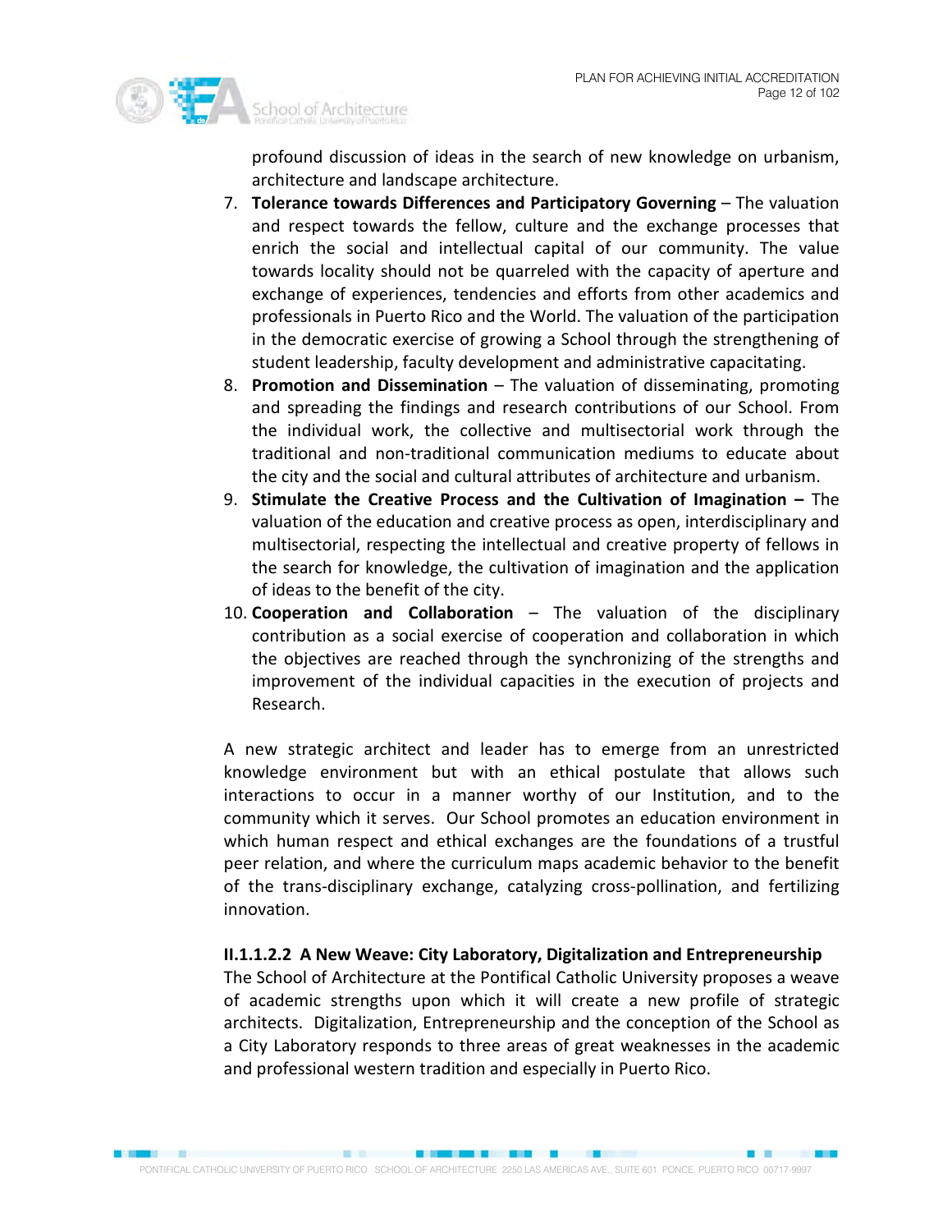profound discussion of ideas in the search of new knowledge on urbanism, architecture and landscape architecture.

7. **Tolerance towards Differences and Participatory Governing** – The valuation and respect towards the fellow, culture and the exchange processes that enrich the social and intellectual capital of our community. The value towards locality should not be quarreled with the capacity of aperture and exchange of experiences, tendencies and efforts from other academics and professionals in Puerto Rico and the World. The valuation of the participation in the democratic exercise of growing a School through the strengthening of student leadership, faculty development and administrative capacitating.
8. **Promotion and Dissemination** – The valuation of disseminating, promoting and spreading the findings and research contributions of our School. From the individual work, the collective and multisectorial work through the traditional and non-traditional communication mediums to educate about the city and the social and cultural attributes of architecture and urbanism.
9. **Stimulate the Creative Process and the Cultivation of Imagination –** The valuation of the education and creative process as open, interdisciplinary and multisectorial, respecting the intellectual and creative property of fellows in the search for knowledge, the cultivation of imagination and the application of ideas to the benefit of the city.
10. **Cooperation and Collaboration** – The valuation of the disciplinary contribution as a social exercise of cooperation and collaboration in which the objectives are reached through the synchronizing of the strengths and improvement of the individual capacities in the execution of projects and Research.

A new strategic architect and leader has to emerge from an unrestricted knowledge environment but with an ethical postulate that allows such interactions to occur in a manner worthy of our Institution, and to the community which it serves. Our School promotes an education environment in which human respect and ethical exchanges are the foundations of a trustful peer relation, and where the curriculum maps academic behavior to the benefit of the trans-disciplinary exchange, catalyzing cross-pollination, and fertilizing innovation.

#### II.1.1.2.2 A New Weave: City Laboratory, Digitalization and Entrepreneurship

The School of Architecture at the Pontifical Catholic University proposes a weave of academic strengths upon which it will create a new profile of strategic architects. Digitalization, Entrepreneurship and the conception of the School as a City Laboratory responds to three areas of great weaknesses in the academic and professional western tradition and especially in Puerto Rico.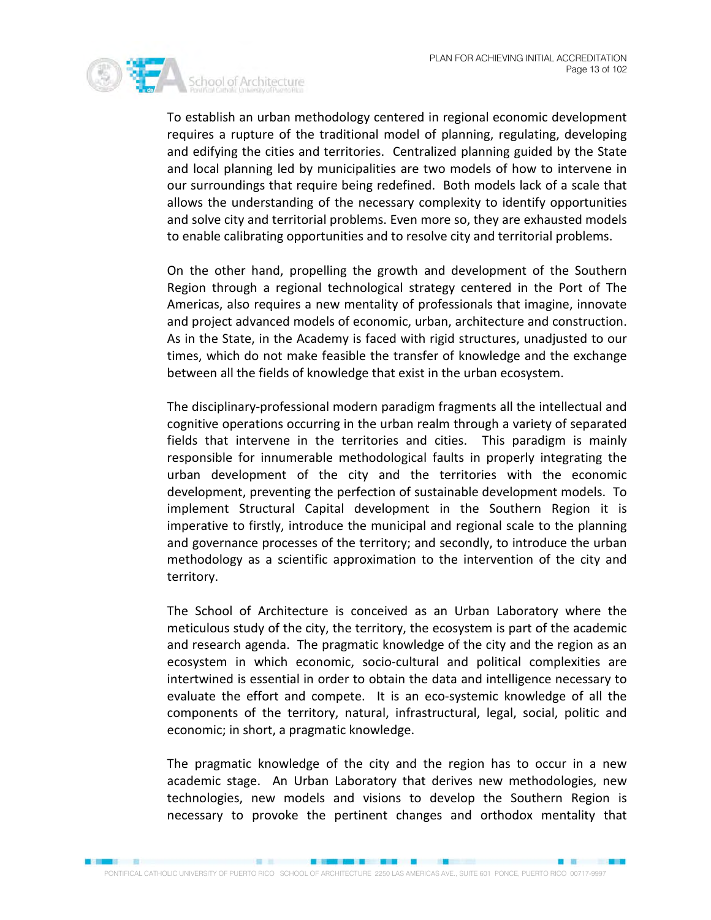To establish an urban methodology centered in regional economic development requires a rupture of the traditional model of planning, regulating, developing and edifying the cities and territories. Centralized planning guided by the State and local planning led by municipalities are two models of how to intervene in our surroundings that require being redefined. Both models lack of a scale that allows the understanding of the necessary complexity to identify opportunities and solve city and territorial problems. Even more so, they are exhausted models to enable calibrating opportunities and to resolve city and territorial problems.

On the other hand, propelling the growth and development of the Southern Region through a regional technological strategy centered in the Port of The Americas, also requires a new mentality of professionals that imagine, innovate and project advanced models of economic, urban, architecture and construction. As in the State, in the Academy is faced with rigid structures, unadjusted to our times, which do not make feasible the transfer of knowledge and the exchange between all the fields of knowledge that exist in the urban ecosystem.

The disciplinary-professional modern paradigm fragments all the intellectual and cognitive operations occurring in the urban realm through a variety of separated fields that intervene in the territories and cities. This paradigm is mainly responsible for innumerable methodological faults in properly integrating the urban development of the city and the territories with the economic development, preventing the perfection of sustainable development models. To implement Structural Capital development in the Southern Region it is imperative to firstly, introduce the municipal and regional scale to the planning and governance processes of the territory; and secondly, to introduce the urban methodology as a scientific approximation to the intervention of the city and territory.

The School of Architecture is conceived as an Urban Laboratory where the meticulous study of the city, the territory, the ecosystem is part of the academic and research agenda. The pragmatic knowledge of the city and the region as an ecosystem in which economic, socio-cultural and political complexities are intertwined is essential in order to obtain the data and intelligence necessary to evaluate the effort and compete. It is an eco-systemic knowledge of all the components of the territory, natural, infrastructural, legal, social, politic and economic; in short, a pragmatic knowledge.

The pragmatic knowledge of the city and the region has to occur in a new academic stage. An Urban Laboratory that derives new methodologies, new technologies, new models and visions to develop the Southern Region is necessary to provoke the pertinent changes and orthodox mentality that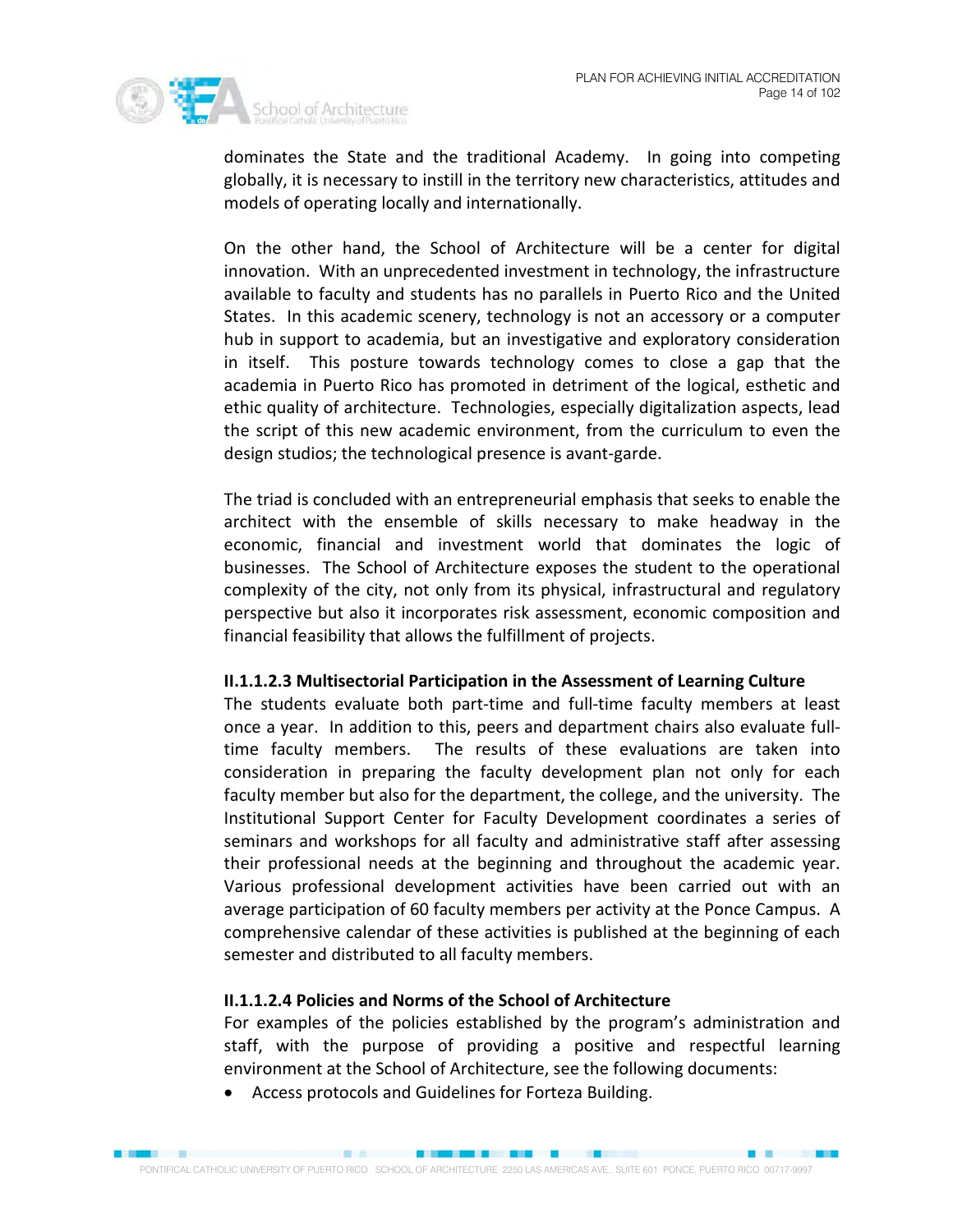dominates the State and the traditional Academy. In going into competing globally, it is necessary to instill in the territory new characteristics, attitudes and models of operating locally and internationally.

On the other hand, the School of Architecture will be a center for digital innovation. With an unprecedented investment in technology, the infrastructure available to faculty and students has no parallels in Puerto Rico and the United States. In this academic scenery, technology is not an accessory or a computer hub in support to academia, but an investigative and exploratory consideration in itself. This posture towards technology comes to close a gap that the academia in Puerto Rico has promoted in detriment of the logical, esthetic and ethic quality of architecture. Technologies, especially digitalization aspects, lead the script of this new academic environment, from the curriculum to even the design studios; the technological presence is avant-garde.

The triad is concluded with an entrepreneurial emphasis that seeks to enable the architect with the ensemble of skills necessary to make headway in the economic, financial and investment world that dominates the logic of businesses. The School of Architecture exposes the student to the operational complexity of the city, not only from its physical, infrastructural and regulatory perspective but also it incorporates risk assessment, economic composition and financial feasibility that allows the fulfillment of projects.

#### II.1.1.2.3 Multisectorial Participation in the Assessment of Learning Culture

The students evaluate both part-time and full-time faculty members at least once a year. In addition to this, peers and department chairs also evaluate full-time faculty members. The results of these evaluations are taken into consideration in preparing the faculty development plan not only for each faculty member but also for the department, the college, and the university. The Institutional Support Center for Faculty Development coordinates a series of seminars and workshops for all faculty and administrative staff after assessing their professional needs at the beginning and throughout the academic year. Various professional development activities have been carried out with an average participation of 60 faculty members per activity at the Ponce Campus. A comprehensive calendar of these activities is published at the beginning of each semester and distributed to all faculty members.

#### II.1.1.2.4 Policies and Norms of the School of Architecture

For examples of the policies established by the program's administration and staff, with the purpose of providing a positive and respectful learning environment at the School of Architecture, see the following documents:

- Access protocols and Guidelines for Forteza Building.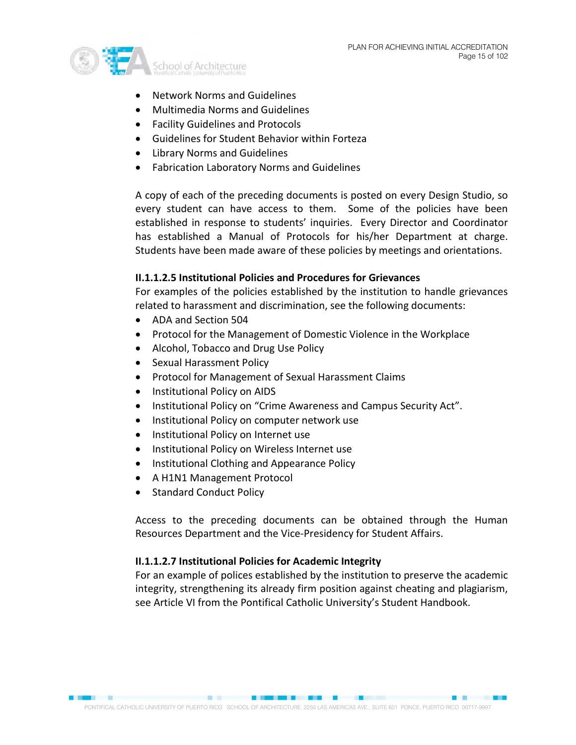- Network Norms and Guidelines
- Multimedia Norms and Guidelines
- Facility Guidelines and Protocols
- Guidelines for Student Behavior within Forteza
- Library Norms and Guidelines
- Fabrication Laboratory Norms and Guidelines

A copy of each of the preceding documents is posted on every Design Studio, so every student can have access to them. Some of the policies have been established in response to students' inquiries. Every Director and Coordinator has established a Manual of Protocols for his/her Department at charge. Students have been made aware of these policies by meetings and orientations.

**II.1.1.2.5 Institutional Policies and Procedures for Grievances**

For examples of the policies established by the institution to handle grievances related to harassment and discrimination, see the following documents:

- ADA and Section 504
- Protocol for the Management of Domestic Violence in the Workplace
- Alcohol, Tobacco and Drug Use Policy
- Sexual Harassment Policy
- Protocol for Management of Sexual Harassment Claims
- Institutional Policy on AIDS
- Institutional Policy on "Crime Awareness and Campus Security Act".
- Institutional Policy on computer network use
- Institutional Policy on Internet use
- Institutional Policy on Wireless Internet use
- Institutional Clothing and Appearance Policy
- A H1N1 Management Protocol
- Standard Conduct Policy

Access to the preceding documents can be obtained through the Human Resources Department and the Vice-Presidency for Student Affairs.

**II.1.1.2.7 Institutional Policies for Academic Integrity**

For an example of polices established by the institution to preserve the academic integrity, strengthening its already firm position against cheating and plagiarism, see Article VI from the Pontifical Catholic University's Student Handbook.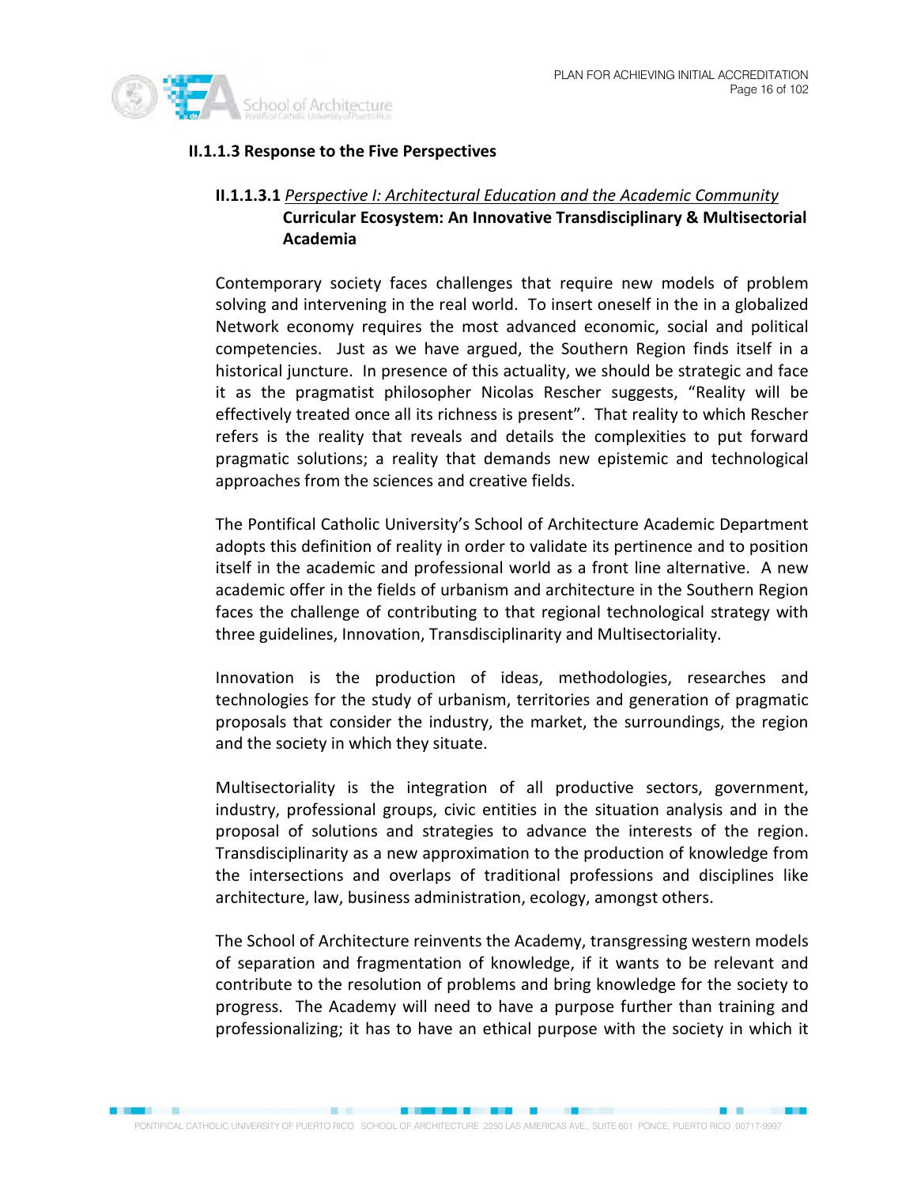### II.1.1.3 Response to the Five Perspectives

#### II.1.1.3.1 *Perspective I: Architectural Education and the Academic Community* Curricular Ecosystem: An Innovative Transdisciplinary & Multisectorial Academia

Contemporary society faces challenges that require new models of problem solving and intervening in the real world. To insert oneself in the in a globalized Network economy requires the most advanced economic, social and political competencies. Just as we have argued, the Southern Region finds itself in a historical juncture. In presence of this actuality, we should be strategic and face it as the pragmatist philosopher Nicolas Rescher suggests, "Reality will be effectively treated once all its richness is present". That reality to which Rescher refers is the reality that reveals and details the complexities to put forward pragmatic solutions; a reality that demands new epistemic and technological approaches from the sciences and creative fields.

The Pontifical Catholic University's School of Architecture Academic Department adopts this definition of reality in order to validate its pertinence and to position itself in the academic and professional world as a front line alternative. A new academic offer in the fields of urbanism and architecture in the Southern Region faces the challenge of contributing to that regional technological strategy with three guidelines, Innovation, Transdisciplinarity and Multisectoriality.

Innovation is the production of ideas, methodologies, researches and technologies for the study of urbanism, territories and generation of pragmatic proposals that consider the industry, the market, the surroundings, the region and the society in which they situate.

Multisectoriality is the integration of all productive sectors, government, industry, professional groups, civic entities in the situation analysis and in the proposal of solutions and strategies to advance the interests of the region. Transdisciplinarity as a new approximation to the production of knowledge from the intersections and overlaps of traditional professions and disciplines like architecture, law, business administration, ecology, amongst others.

The School of Architecture reinvents the Academy, transgressing western models of separation and fragmentation of knowledge, if it wants to be relevant and contribute to the resolution of problems and bring knowledge for the society to progress. The Academy will need to have a purpose further than training and professionalizing; it has to have an ethical purpose with the society in which it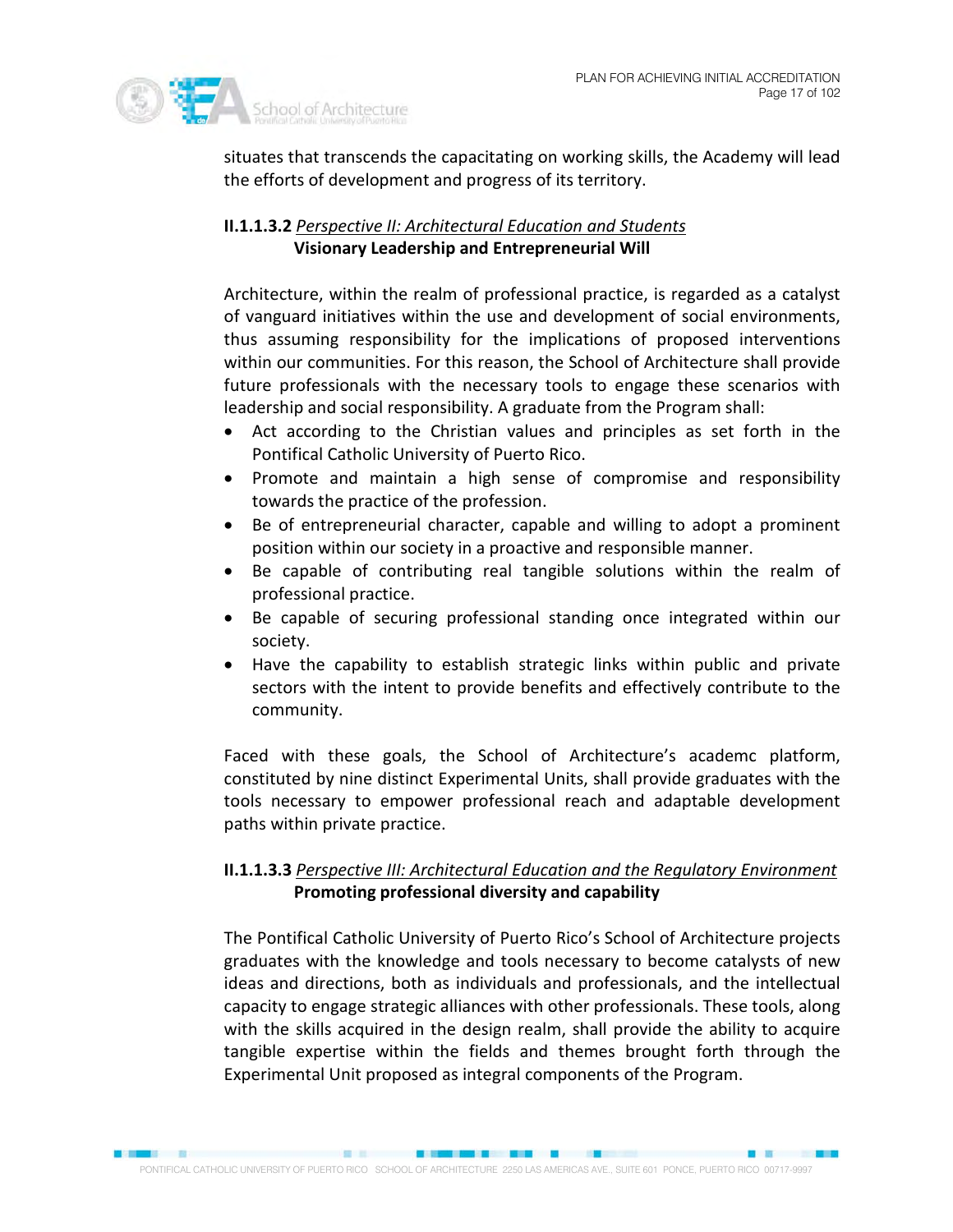situates that transcends the capacitating on working skills, the Academy will lead the efforts of development and progress of its territory.

#### II.1.1.3.2 *Perspective II: Architectural Education and Students*
**Visionary Leadership and Entrepreneurial Will**

Architecture, within the realm of professional practice, is regarded as a catalyst of vanguard initiatives within the use and development of social environments, thus assuming responsibility for the implications of proposed interventions within our communities. For this reason, the School of Architecture shall provide future professionals with the necessary tools to engage these scenarios with leadership and social responsibility. A graduate from the Program shall:

- Act according to the Christian values and principles as set forth in the Pontifical Catholic University of Puerto Rico.
- Promote and maintain a high sense of compromise and responsibility towards the practice of the profession.
- Be of entrepreneurial character, capable and willing to adopt a prominent position within our society in a proactive and responsible manner.
- Be capable of contributing real tangible solutions within the realm of professional practice.
- Be capable of securing professional standing once integrated within our society.
- Have the capability to establish strategic links within public and private sectors with the intent to provide benefits and effectively contribute to the community.

Faced with these goals, the School of Architecture's academc platform, constituted by nine distinct Experimental Units, shall provide graduates with the tools necessary to empower professional reach and adaptable development paths within private practice.

#### II.1.1.3.3 *Perspective III: Architectural Education and the Regulatory Environment*
**Promoting professional diversity and capability**

The Pontifical Catholic University of Puerto Rico's School of Architecture projects graduates with the knowledge and tools necessary to become catalysts of new ideas and directions, both as individuals and professionals, and the intellectual capacity to engage strategic alliances with other professionals. These tools, along with the skills acquired in the design realm, shall provide the ability to acquire tangible expertise within the fields and themes brought forth through the Experimental Unit proposed as integral components of the Program.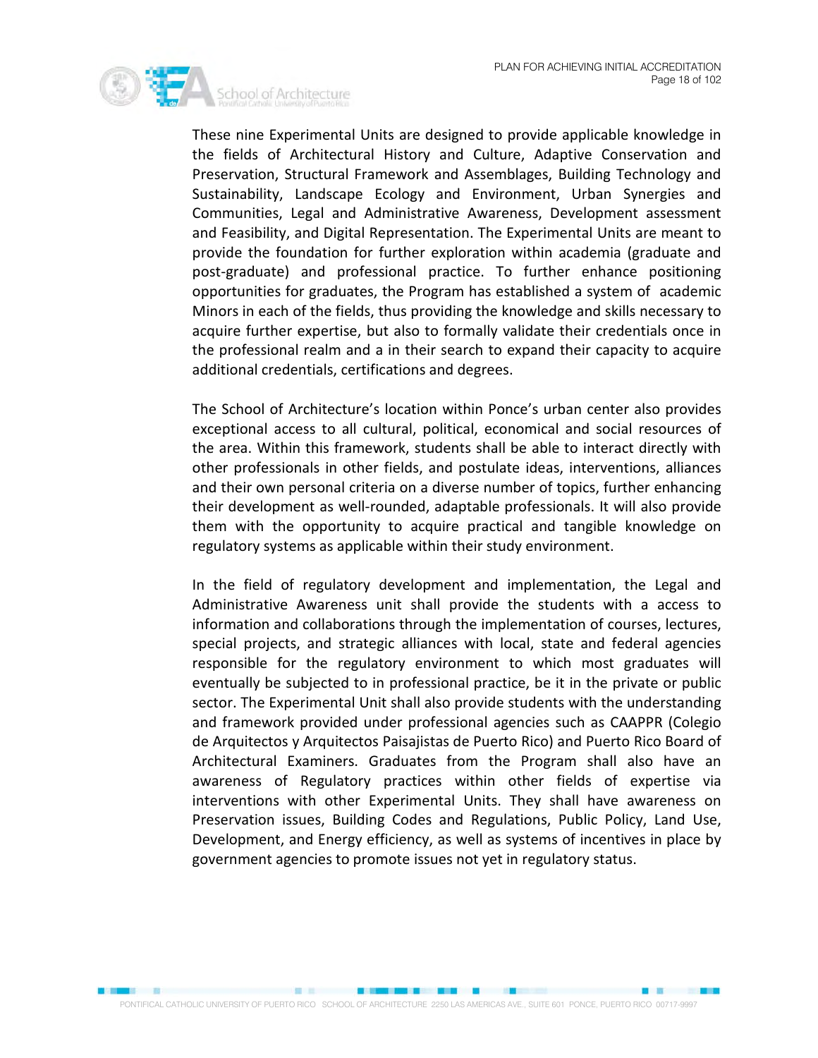These nine Experimental Units are designed to provide applicable knowledge in the fields of Architectural History and Culture, Adaptive Conservation and Preservation, Structural Framework and Assemblages, Building Technology and Sustainability, Landscape Ecology and Environment, Urban Synergies and Communities, Legal and Administrative Awareness, Development assessment and Feasibility, and Digital Representation. The Experimental Units are meant to provide the foundation for further exploration within academia (graduate and post-graduate) and professional practice. To further enhance positioning opportunities for graduates, the Program has established a system of academic Minors in each of the fields, thus providing the knowledge and skills necessary to acquire further expertise, but also to formally validate their credentials once in the professional realm and a in their search to expand their capacity to acquire additional credentials, certifications and degrees.

The School of Architecture's location within Ponce's urban center also provides exceptional access to all cultural, political, economical and social resources of the area. Within this framework, students shall be able to interact directly with other professionals in other fields, and postulate ideas, interventions, alliances and their own personal criteria on a diverse number of topics, further enhancing their development as well-rounded, adaptable professionals. It will also provide them with the opportunity to acquire practical and tangible knowledge on regulatory systems as applicable within their study environment.

In the field of regulatory development and implementation, the Legal and Administrative Awareness unit shall provide the students with a access to information and collaborations through the implementation of courses, lectures, special projects, and strategic alliances with local, state and federal agencies responsible for the regulatory environment to which most graduates will eventually be subjected to in professional practice, be it in the private or public sector. The Experimental Unit shall also provide students with the understanding and framework provided under professional agencies such as CAAPPR (Colegio de Arquitectos y Arquitectos Paisajistas de Puerto Rico) and Puerto Rico Board of Architectural Examiners. Graduates from the Program shall also have an awareness of Regulatory practices within other fields of expertise via interventions with other Experimental Units. They shall have awareness on Preservation issues, Building Codes and Regulations, Public Policy, Land Use, Development, and Energy efficiency, as well as systems of incentives in place by government agencies to promote issues not yet in regulatory status.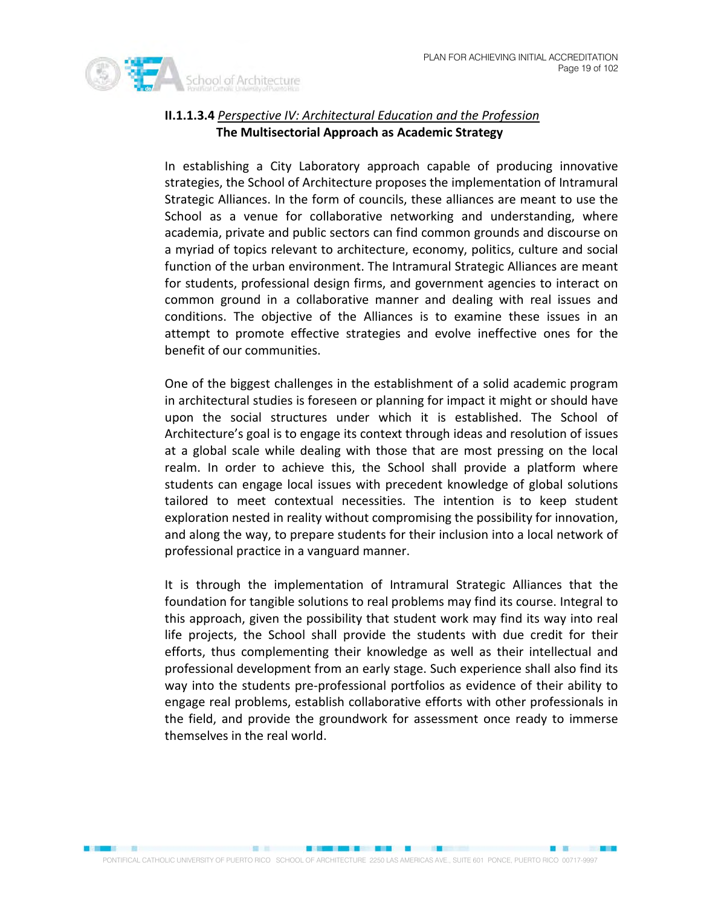#### **II.1.1.3.4** *Perspective IV: Architectural Education and the Profession*

**The Multisectorial Approach as Academic Strategy**

In establishing a City Laboratory approach capable of producing innovative strategies, the School of Architecture proposes the implementation of Intramural Strategic Alliances. In the form of councils, these alliances are meant to use the School as a venue for collaborative networking and understanding, where academia, private and public sectors can find common grounds and discourse on a myriad of topics relevant to architecture, economy, politics, culture and social function of the urban environment. The Intramural Strategic Alliances are meant for students, professional design firms, and government agencies to interact on common ground in a collaborative manner and dealing with real issues and conditions. The objective of the Alliances is to examine these issues in an attempt to promote effective strategies and evolve ineffective ones for the benefit of our communities.

One of the biggest challenges in the establishment of a solid academic program in architectural studies is foreseen or planning for impact it might or should have upon the social structures under which it is established. The School of Architecture's goal is to engage its context through ideas and resolution of issues at a global scale while dealing with those that are most pressing on the local realm. In order to achieve this, the School shall provide a platform where students can engage local issues with precedent knowledge of global solutions tailored to meet contextual necessities. The intention is to keep student exploration nested in reality without compromising the possibility for innovation, and along the way, to prepare students for their inclusion into a local network of professional practice in a vanguard manner.

It is through the implementation of Intramural Strategic Alliances that the foundation for tangible solutions to real problems may find its course. Integral to this approach, given the possibility that student work may find its way into real life projects, the School shall provide the students with due credit for their efforts, thus complementing their knowledge as well as their intellectual and professional development from an early stage. Such experience shall also find its way into the students pre-professional portfolios as evidence of their ability to engage real problems, establish collaborative efforts with other professionals in the field, and provide the groundwork for assessment once ready to immerse themselves in the real world.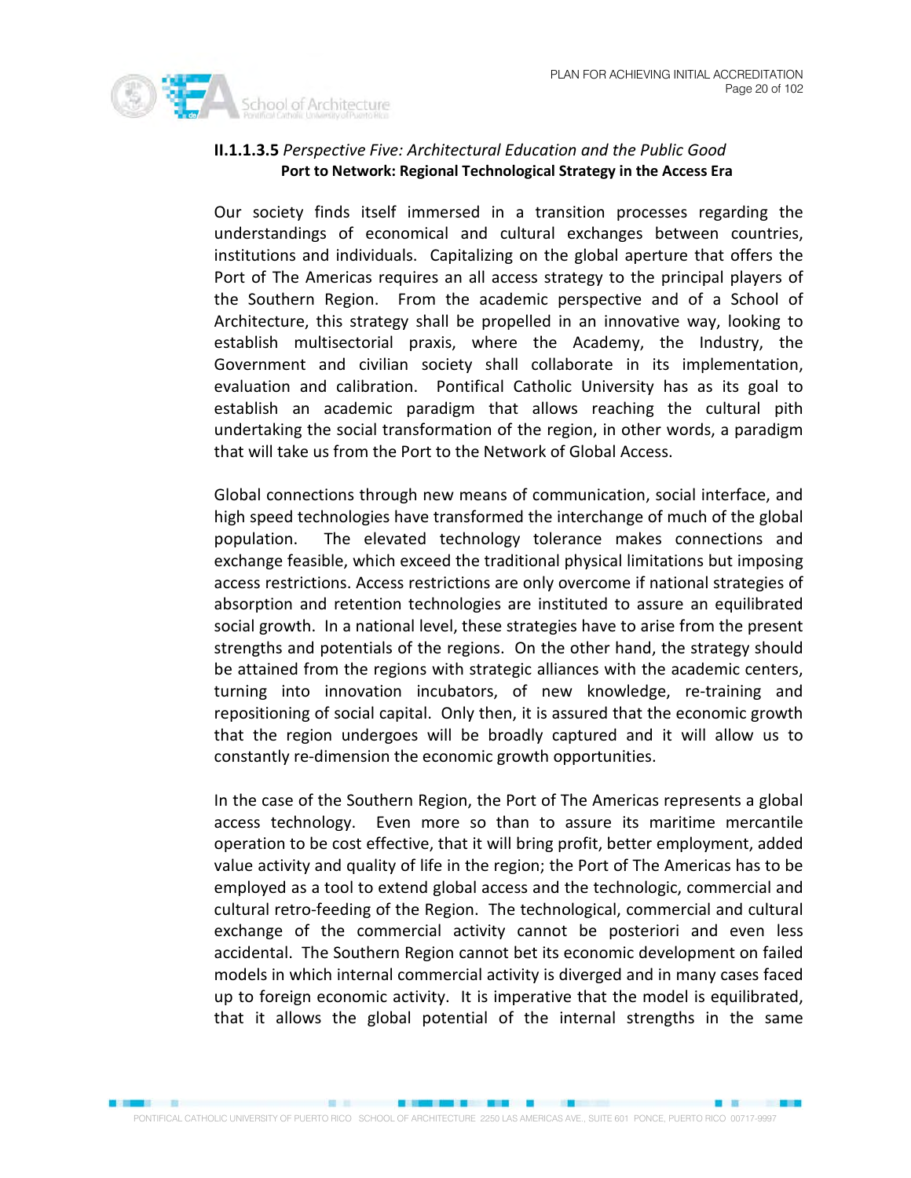### II.1.1.3.5 *Perspective Five: Architectural Education and the Public Good*

**Port to Network: Regional Technological Strategy in the Access Era**

Our society finds itself immersed in a transition processes regarding the understandings of economical and cultural exchanges between countries, institutions and individuals. Capitalizing on the global aperture that offers the Port of The Americas requires an all access strategy to the principal players of the Southern Region. From the academic perspective and of a School of Architecture, this strategy shall be propelled in an innovative way, looking to establish multisectorial praxis, where the Academy, the Industry, the Government and civilian society shall collaborate in its implementation, evaluation and calibration. Pontifical Catholic University has as its goal to establish an academic paradigm that allows reaching the cultural pith undertaking the social transformation of the region, in other words, a paradigm that will take us from the Port to the Network of Global Access.

Global connections through new means of communication, social interface, and high speed technologies have transformed the interchange of much of the global population. The elevated technology tolerance makes connections and exchange feasible, which exceed the traditional physical limitations but imposing access restrictions. Access restrictions are only overcome if national strategies of absorption and retention technologies are instituted to assure an equilibrated social growth. In a national level, these strategies have to arise from the present strengths and potentials of the regions. On the other hand, the strategy should be attained from the regions with strategic alliances with the academic centers, turning into innovation incubators, of new knowledge, re-training and repositioning of social capital. Only then, it is assured that the economic growth that the region undergoes will be broadly captured and it will allow us to constantly re-dimension the economic growth opportunities.

In the case of the Southern Region, the Port of The Americas represents a global access technology. Even more so than to assure its maritime mercantile operation to be cost effective, that it will bring profit, better employment, added value activity and quality of life in the region; the Port of The Americas has to be employed as a tool to extend global access and the technologic, commercial and cultural retro-feeding of the Region. The technological, commercial and cultural exchange of the commercial activity cannot be posteriori and even less accidental. The Southern Region cannot bet its economic development on failed models in which internal commercial activity is diverged and in many cases faced up to foreign economic activity. It is imperative that the model is equilibrated, that it allows the global potential of the internal strengths in the same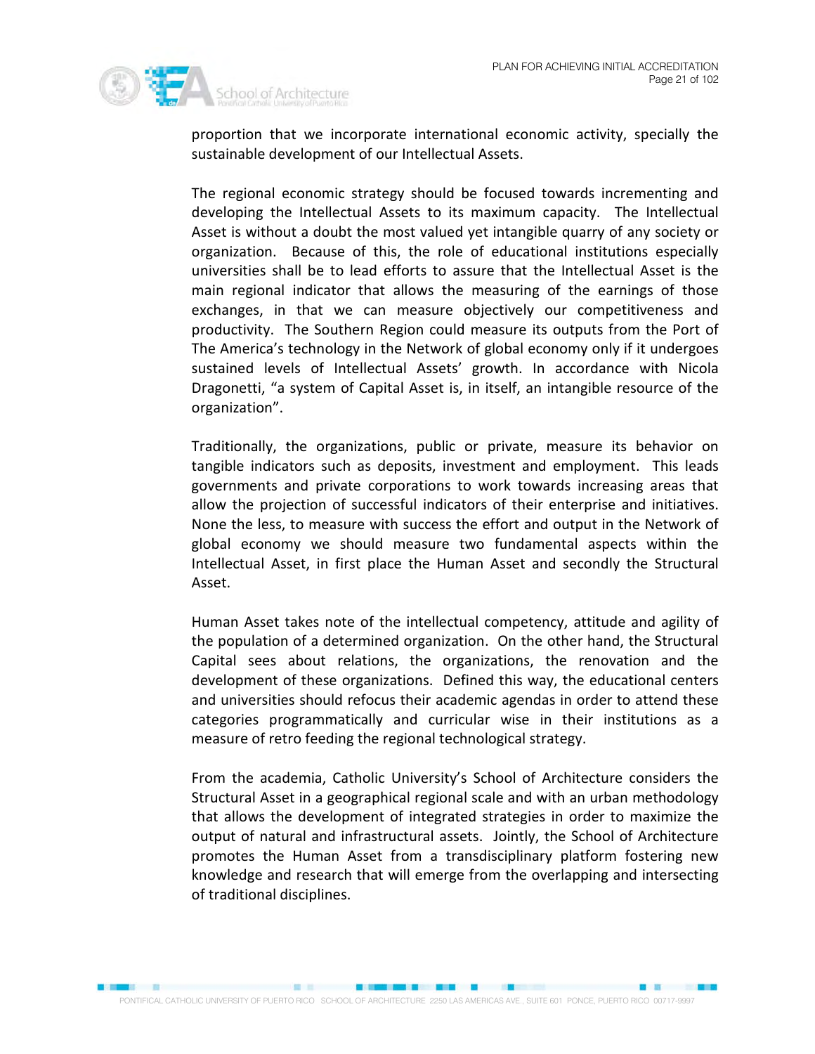proportion that we incorporate international economic activity, specially the sustainable development of our Intellectual Assets.

The regional economic strategy should be focused towards incrementing and developing the Intellectual Assets to its maximum capacity. The Intellectual Asset is without a doubt the most valued yet intangible quarry of any society or organization. Because of this, the role of educational institutions especially universities shall be to lead efforts to assure that the Intellectual Asset is the main regional indicator that allows the measuring of the earnings of those exchanges, in that we can measure objectively our competitiveness and productivity. The Southern Region could measure its outputs from the Port of The America's technology in the Network of global economy only if it undergoes sustained levels of Intellectual Assets' growth. In accordance with Nicola Dragonetti, "a system of Capital Asset is, in itself, an intangible resource of the organization".

Traditionally, the organizations, public or private, measure its behavior on tangible indicators such as deposits, investment and employment. This leads governments and private corporations to work towards increasing areas that allow the projection of successful indicators of their enterprise and initiatives. None the less, to measure with success the effort and output in the Network of global economy we should measure two fundamental aspects within the Intellectual Asset, in first place the Human Asset and secondly the Structural Asset.

Human Asset takes note of the intellectual competency, attitude and agility of the population of a determined organization. On the other hand, the Structural Capital sees about relations, the organizations, the renovation and the development of these organizations. Defined this way, the educational centers and universities should refocus their academic agendas in order to attend these categories programmatically and curricular wise in their institutions as a measure of retro feeding the regional technological strategy.

From the academia, Catholic University's School of Architecture considers the Structural Asset in a geographical regional scale and with an urban methodology that allows the development of integrated strategies in order to maximize the output of natural and infrastructural assets. Jointly, the School of Architecture promotes the Human Asset from a transdisciplinary platform fostering new knowledge and research that will emerge from the overlapping and intersecting of traditional disciplines.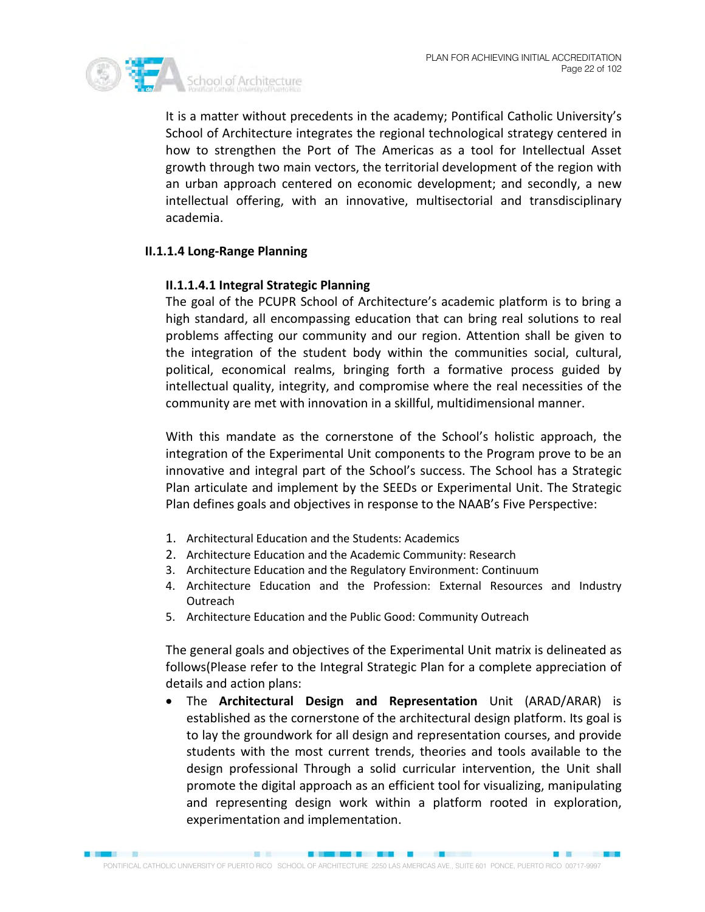It is a matter without precedents in the academy; Pontifical Catholic University's School of Architecture integrates the regional technological strategy centered in how to strengthen the Port of The Americas as a tool for Intellectual Asset growth through two main vectors, the territorial development of the region with an urban approach centered on economic development; and secondly, a new intellectual offering, with an innovative, multisectorial and transdisciplinary academia.

### II.1.1.4 Long-Range Planning

#### II.1.1.4.1 Integral Strategic Planning

The goal of the PCUPR School of Architecture's academic platform is to bring a high standard, all encompassing education that can bring real solutions to real problems affecting our community and our region. Attention shall be given to the integration of the student body within the communities social, cultural, political, economical realms, bringing forth a formative process guided by intellectual quality, integrity, and compromise where the real necessities of the community are met with innovation in a skillful, multidimensional manner.

With this mandate as the cornerstone of the School's holistic approach, the integration of the Experimental Unit components to the Program prove to be an innovative and integral part of the School's success. The School has a Strategic Plan articulate and implement by the SEEDs or Experimental Unit. The Strategic Plan defines goals and objectives in response to the NAAB's Five Perspective:

1. Architectural Education and the Students: Academics
2. Architecture Education and the Academic Community: Research
3. Architecture Education and the Regulatory Environment: Continuum
4. Architecture Education and the Profession: External Resources and Industry Outreach
5. Architecture Education and the Public Good: Community Outreach

The general goals and objectives of the Experimental Unit matrix is delineated as follows(Please refer to the Integral Strategic Plan for a complete appreciation of details and action plans:

- The **Architectural Design and Representation** Unit (ARAD/ARAR) is established as the cornerstone of the architectural design platform. Its goal is to lay the groundwork for all design and representation courses, and provide students with the most current trends, theories and tools available to the design professional Through a solid curricular intervention, the Unit shall promote the digital approach as an efficient tool for visualizing, manipulating and representing design work within a platform rooted in exploration, experimentation and implementation.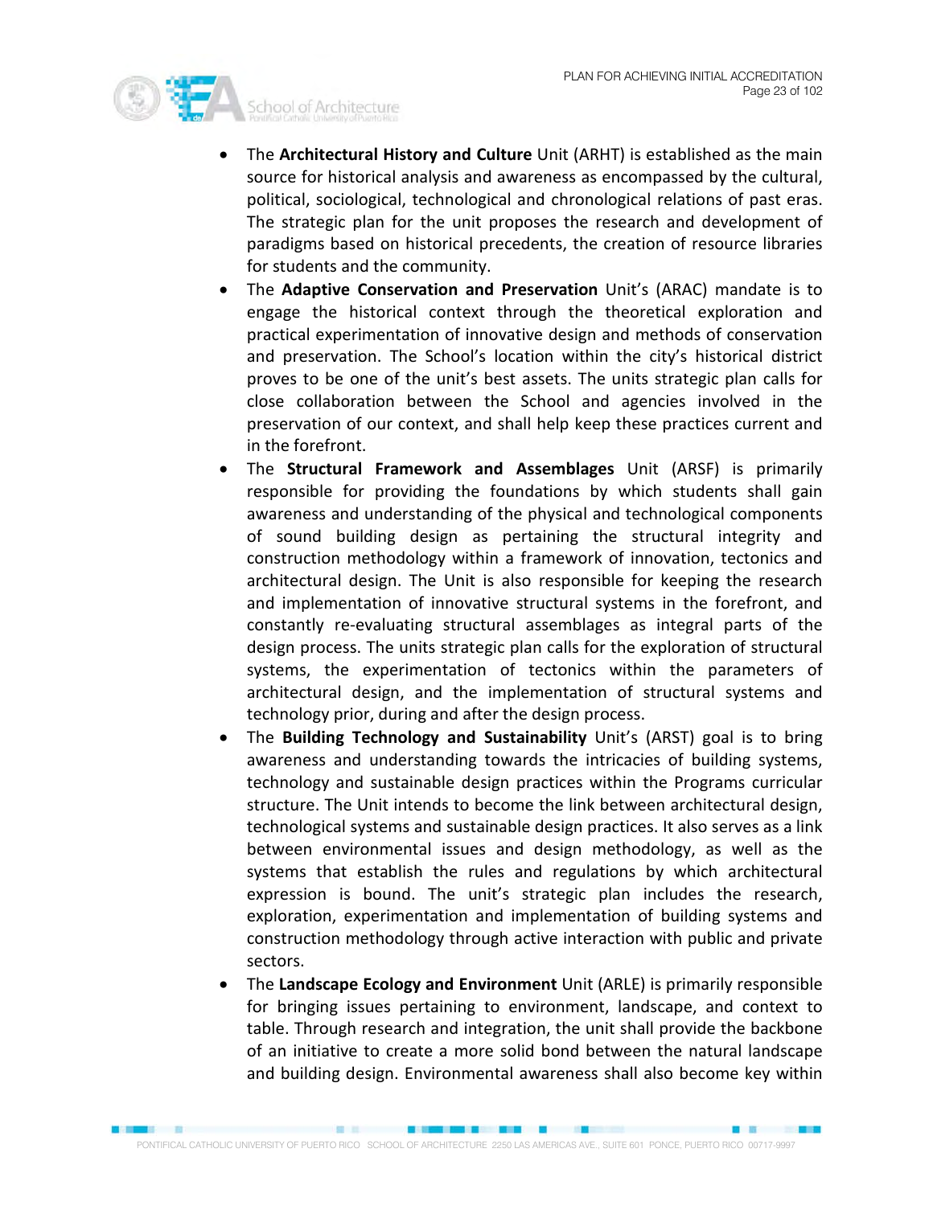- The **Architectural History and Culture** Unit (ARHT) is established as the main source for historical analysis and awareness as encompassed by the cultural, political, sociological, technological and chronological relations of past eras. The strategic plan for the unit proposes the research and development of paradigms based on historical precedents, the creation of resource libraries for students and the community.
- The **Adaptive Conservation and Preservation** Unit's (ARAC) mandate is to engage the historical context through the theoretical exploration and practical experimentation of innovative design and methods of conservation and preservation. The School's location within the city's historical district proves to be one of the unit's best assets. The units strategic plan calls for close collaboration between the School and agencies involved in the preservation of our context, and shall help keep these practices current and in the forefront.
- The **Structural Framework and Assemblages** Unit (ARSF) is primarily responsible for providing the foundations by which students shall gain awareness and understanding of the physical and technological components of sound building design as pertaining the structural integrity and construction methodology within a framework of innovation, tectonics and architectural design. The Unit is also responsible for keeping the research and implementation of innovative structural systems in the forefront, and constantly re-evaluating structural assemblages as integral parts of the design process. The units strategic plan calls for the exploration of structural systems, the experimentation of tectonics within the parameters of architectural design, and the implementation of structural systems and technology prior, during and after the design process.
- The **Building Technology and Sustainability** Unit's (ARST) goal is to bring awareness and understanding towards the intricacies of building systems, technology and sustainable design practices within the Programs curricular structure. The Unit intends to become the link between architectural design, technological systems and sustainable design practices. It also serves as a link between environmental issues and design methodology, as well as the systems that establish the rules and regulations by which architectural expression is bound. The unit's strategic plan includes the research, exploration, experimentation and implementation of building systems and construction methodology through active interaction with public and private sectors.
- The **Landscape Ecology and Environment** Unit (ARLE) is primarily responsible for bringing issues pertaining to environment, landscape, and context to table. Through research and integration, the unit shall provide the backbone of an initiative to create a more solid bond between the natural landscape and building design. Environmental awareness shall also become key within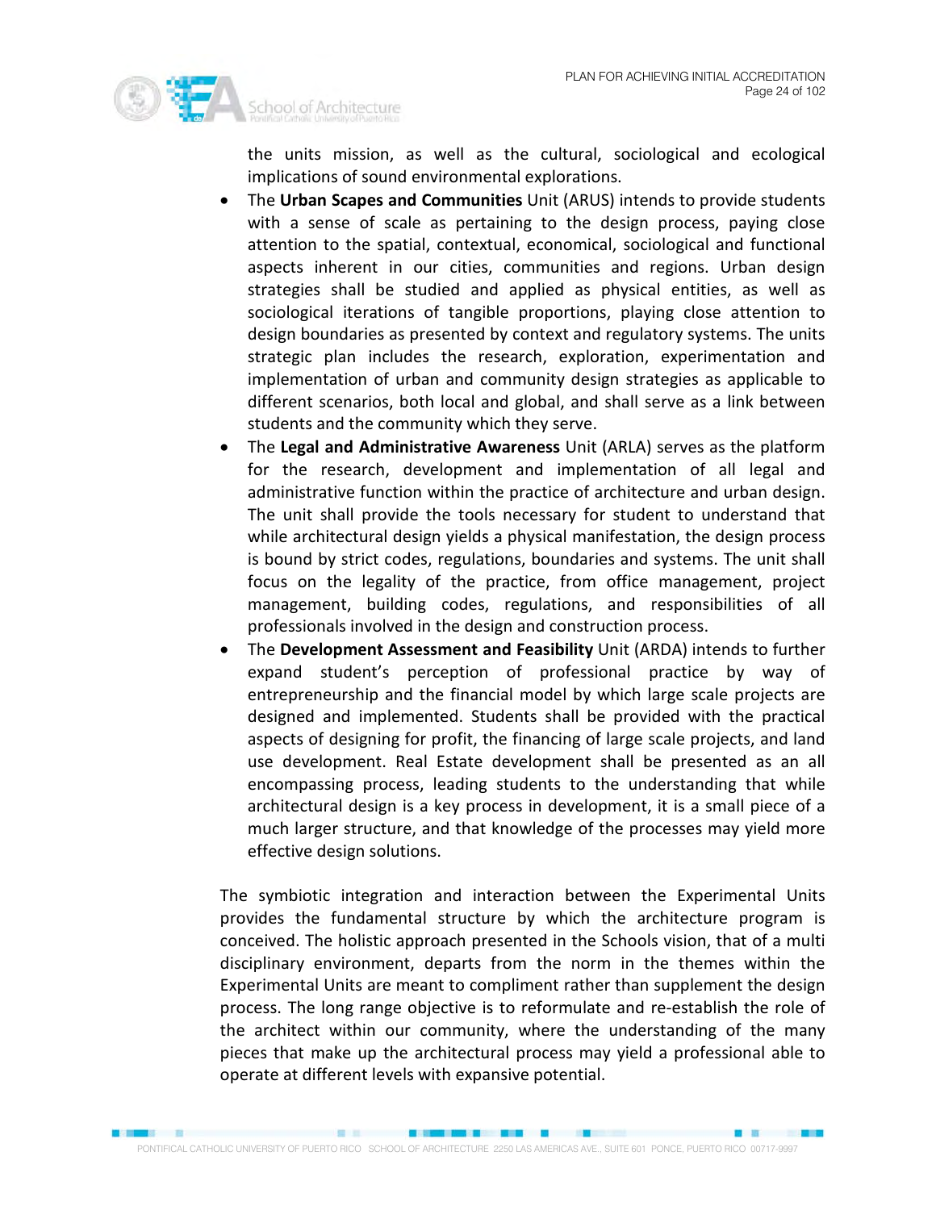the units mission, as well as the cultural, sociological and ecological implications of sound environmental explorations.

- The **Urban Scapes and Communities** Unit (ARUS) intends to provide students with a sense of scale as pertaining to the design process, paying close attention to the spatial, contextual, economical, sociological and functional aspects inherent in our cities, communities and regions. Urban design strategies shall be studied and applied as physical entities, as well as sociological iterations of tangible proportions, playing close attention to design boundaries as presented by context and regulatory systems. The units strategic plan includes the research, exploration, experimentation and implementation of urban and community design strategies as applicable to different scenarios, both local and global, and shall serve as a link between students and the community which they serve.
- The **Legal and Administrative Awareness** Unit (ARLA) serves as the platform for the research, development and implementation of all legal and administrative function within the practice of architecture and urban design. The unit shall provide the tools necessary for student to understand that while architectural design yields a physical manifestation, the design process is bound by strict codes, regulations, boundaries and systems. The unit shall focus on the legality of the practice, from office management, project management, building codes, regulations, and responsibilities of all professionals involved in the design and construction process.
- The **Development Assessment and Feasibility** Unit (ARDA) intends to further expand student's perception of professional practice by way of entrepreneurship and the financial model by which large scale projects are designed and implemented. Students shall be provided with the practical aspects of designing for profit, the financing of large scale projects, and land use development. Real Estate development shall be presented as an all encompassing process, leading students to the understanding that while architectural design is a key process in development, it is a small piece of a much larger structure, and that knowledge of the processes may yield more effective design solutions.

The symbiotic integration and interaction between the Experimental Units provides the fundamental structure by which the architecture program is conceived. The holistic approach presented in the Schools vision, that of a multi disciplinary environment, departs from the norm in the themes within the Experimental Units are meant to compliment rather than supplement the design process. The long range objective is to reformulate and re-establish the role of the architect within our community, where the understanding of the many pieces that make up the architectural process may yield a professional able to operate at different levels with expansive potential.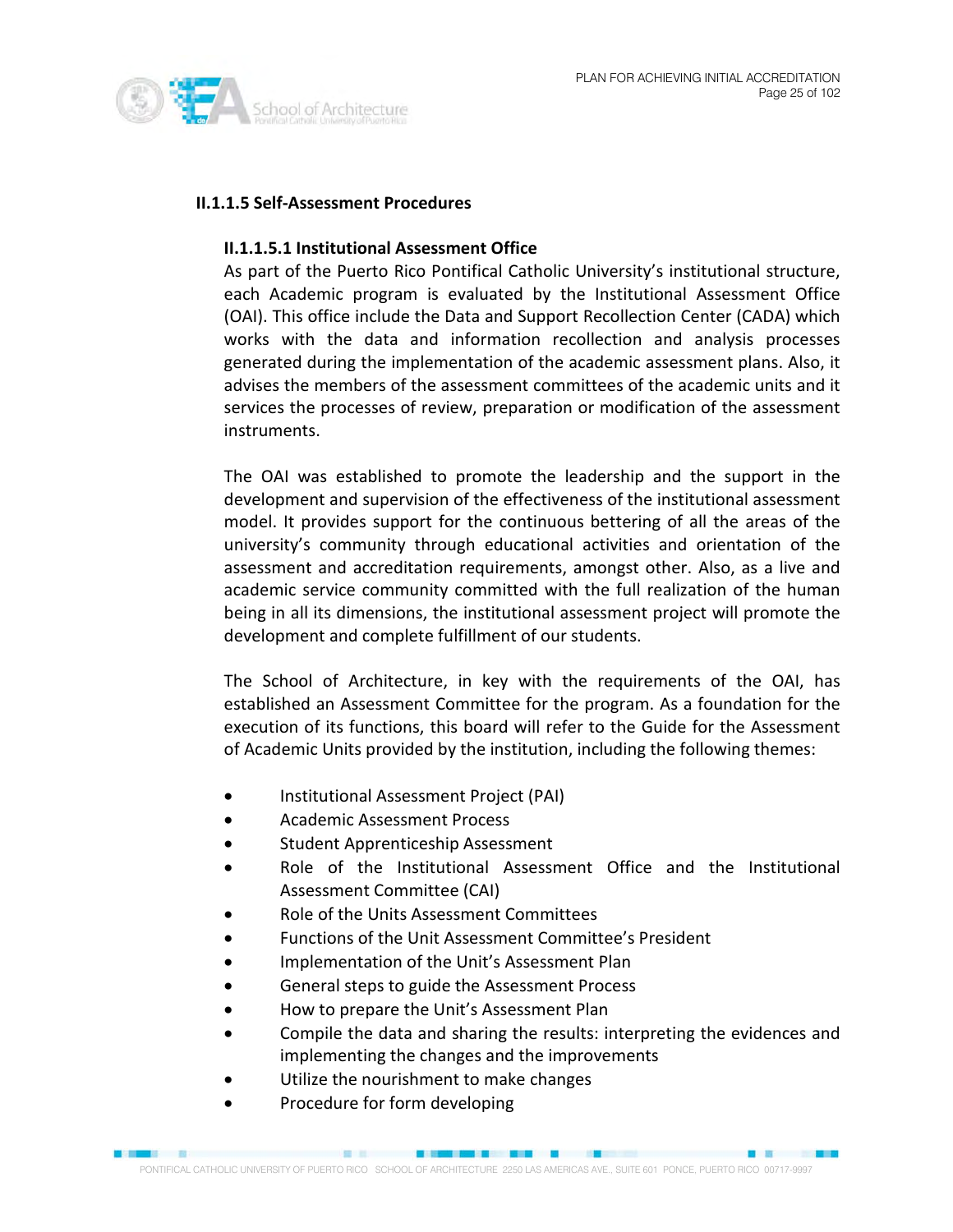### II.1.1.5 Self-Assessment Procedures

#### II.1.1.5.1 Institutional Assessment Office

As part of the Puerto Rico Pontifical Catholic University's institutional structure, each Academic program is evaluated by the Institutional Assessment Office (OAI). This office include the Data and Support Recollection Center (CADA) which works with the data and information recollection and analysis processes generated during the implementation of the academic assessment plans. Also, it advises the members of the assessment committees of the academic units and it services the processes of review, preparation or modification of the assessment instruments.

The OAI was established to promote the leadership and the support in the development and supervision of the effectiveness of the institutional assessment model. It provides support for the continuous bettering of all the areas of the university's community through educational activities and orientation of the assessment and accreditation requirements, amongst other. Also, as a live and academic service community committed with the full realization of the human being in all its dimensions, the institutional assessment project will promote the development and complete fulfillment of our students.

The School of Architecture, in key with the requirements of the OAI, has established an Assessment Committee for the program. As a foundation for the execution of its functions, this board will refer to the Guide for the Assessment of Academic Units provided by the institution, including the following themes:

- Institutional Assessment Project (PAI)
- Academic Assessment Process
- Student Apprenticeship Assessment
- Role of the Institutional Assessment Office and the Institutional Assessment Committee (CAI)
- Role of the Units Assessment Committees
- Functions of the Unit Assessment Committee's President
- Implementation of the Unit's Assessment Plan
- General steps to guide the Assessment Process
- How to prepare the Unit's Assessment Plan
- Compile the data and sharing the results: interpreting the evidences and implementing the changes and the improvements
- Utilize the nourishment to make changes
- Procedure for form developing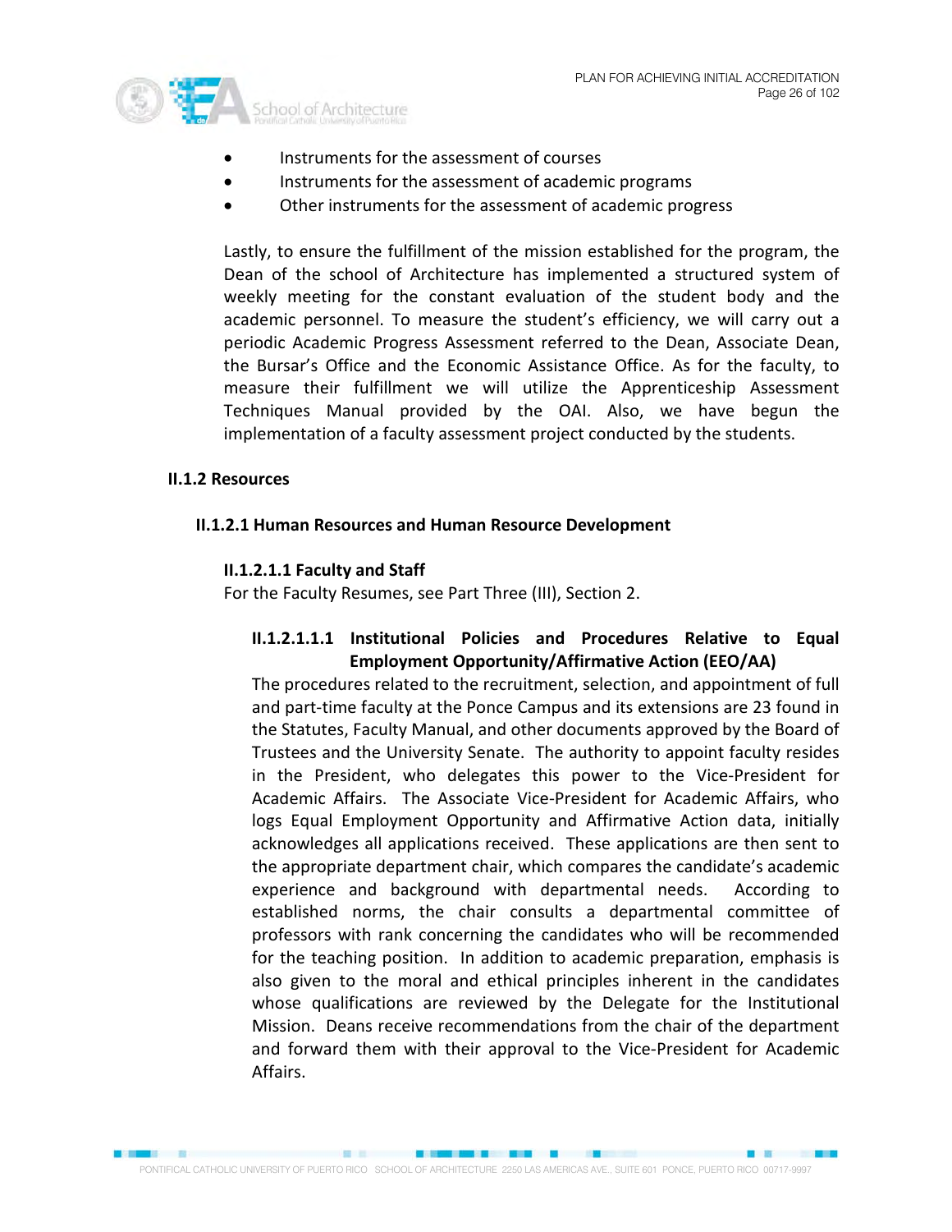- Instruments for the assessment of courses
- Instruments for the assessment of academic programs
- Other instruments for the assessment of academic progress

Lastly, to ensure the fulfillment of the mission established for the program, the Dean of the school of Architecture has implemented a structured system of weekly meeting for the constant evaluation of the student body and the academic personnel. To measure the student's efficiency, we will carry out a periodic Academic Progress Assessment referred to the Dean, Associate Dean, the Bursar's Office and the Economic Assistance Office. As for the faculty, to measure their fulfillment we will utilize the Apprenticeship Assessment Techniques Manual provided by the OAI. Also, we have begun the implementation of a faculty assessment project conducted by the students.

## II.1.2 Resources

### II.1.2.1 Human Resources and Human Resource Development

#### II.1.2.1.1 Faculty and Staff

For the Faculty Resumes, see Part Three (III), Section 2.

##### II.1.2.1.1.1 Institutional Policies and Procedures Relative to Equal Employment Opportunity/Affirmative Action (EEO/AA)

The procedures related to the recruitment, selection, and appointment of full and part-time faculty at the Ponce Campus and its extensions are 23 found in the Statutes, Faculty Manual, and other documents approved by the Board of Trustees and the University Senate. The authority to appoint faculty resides in the President, who delegates this power to the Vice-President for Academic Affairs. The Associate Vice-President for Academic Affairs, who logs Equal Employment Opportunity and Affirmative Action data, initially acknowledges all applications received. These applications are then sent to the appropriate department chair, which compares the candidate's academic experience and background with departmental needs. According to established norms, the chair consults a departmental committee of professors with rank concerning the candidates who will be recommended for the teaching position. In addition to academic preparation, emphasis is also given to the moral and ethical principles inherent in the candidates whose qualifications are reviewed by the Delegate for the Institutional Mission. Deans receive recommendations from the chair of the department and forward them with their approval to the Vice-President for Academic Affairs.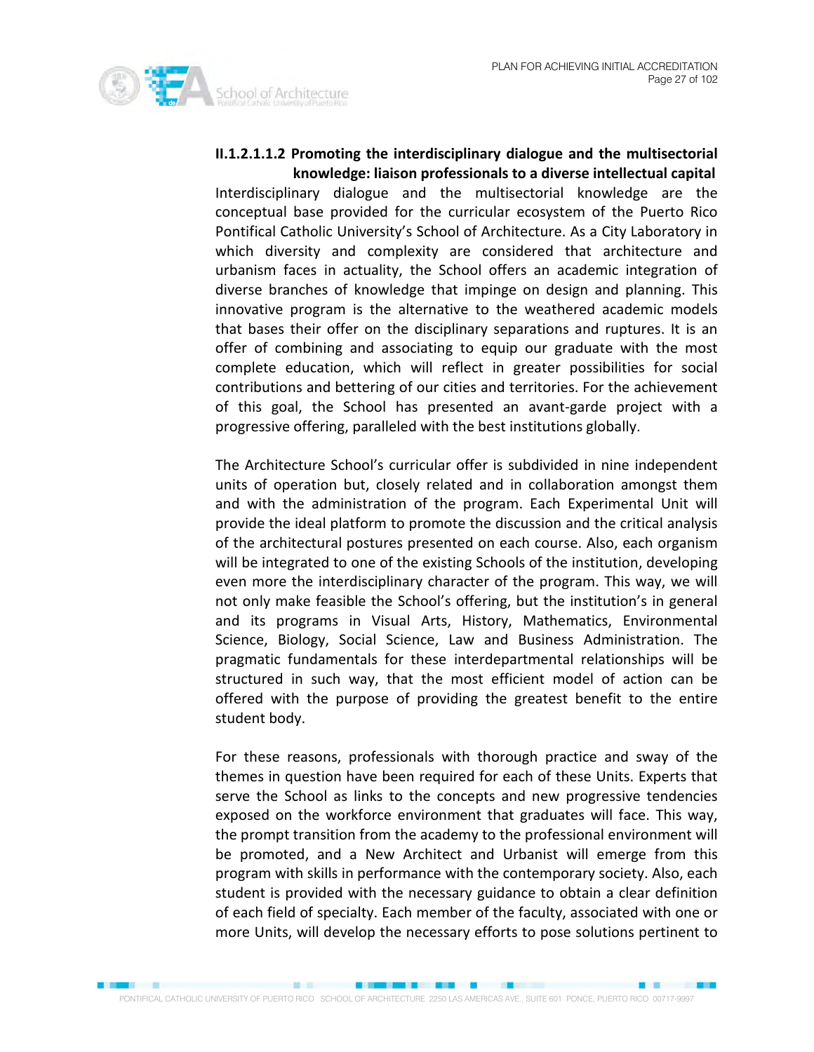#### II.1.2.1.1.2 Promoting the interdisciplinary dialogue and the multisectorial knowledge: liaison professionals to a diverse intellectual capital

Interdisciplinary dialogue and the multisectorial knowledge are the conceptual base provided for the curricular ecosystem of the Puerto Rico Pontifical Catholic University's School of Architecture. As a City Laboratory in which diversity and complexity are considered that architecture and urbanism faces in actuality, the School offers an academic integration of diverse branches of knowledge that impinge on design and planning. This innovative program is the alternative to the weathered academic models that bases their offer on the disciplinary separations and ruptures. It is an offer of combining and associating to equip our graduate with the most complete education, which will reflect in greater possibilities for social contributions and bettering of our cities and territories. For the achievement of this goal, the School has presented an avant-garde project with a progressive offering, paralleled with the best institutions globally.

The Architecture School's curricular offer is subdivided in nine independent units of operation but, closely related and in collaboration amongst them and with the administration of the program. Each Experimental Unit will provide the ideal platform to promote the discussion and the critical analysis of the architectural postures presented on each course. Also, each organism will be integrated to one of the existing Schools of the institution, developing even more the interdisciplinary character of the program. This way, we will not only make feasible the School's offering, but the institution's in general and its programs in Visual Arts, History, Mathematics, Environmental Science, Biology, Social Science, Law and Business Administration. The pragmatic fundamentals for these interdepartmental relationships will be structured in such way, that the most efficient model of action can be offered with the purpose of providing the greatest benefit to the entire student body.

For these reasons, professionals with thorough practice and sway of the themes in question have been required for each of these Units. Experts that serve the School as links to the concepts and new progressive tendencies exposed on the workforce environment that graduates will face. This way, the prompt transition from the academy to the professional environment will be promoted, and a New Architect and Urbanist will emerge from this program with skills in performance with the contemporary society. Also, each student is provided with the necessary guidance to obtain a clear definition of each field of specialty. Each member of the faculty, associated with one or more Units, will develop the necessary efforts to pose solutions pertinent to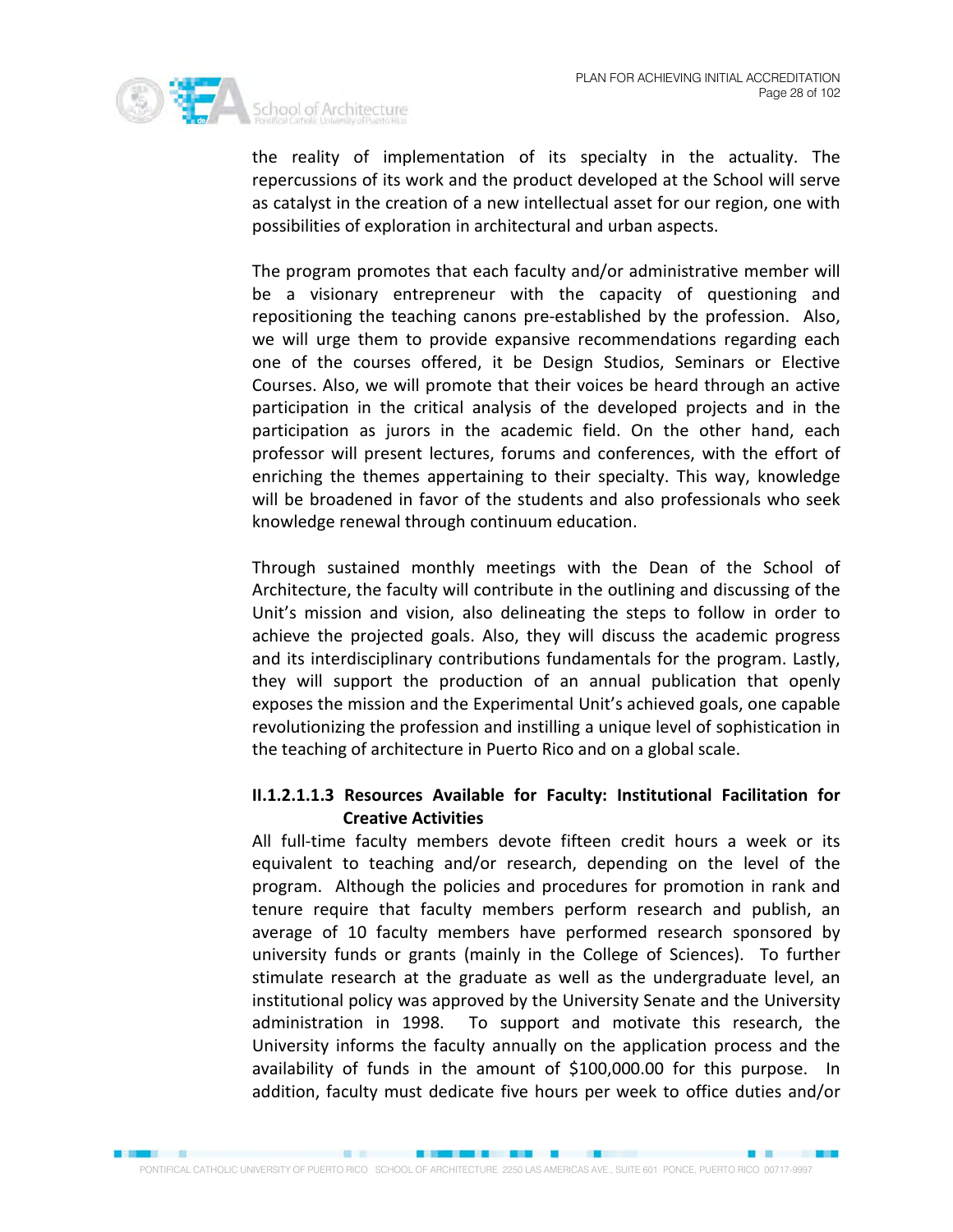the reality of implementation of its specialty in the actuality. The repercussions of its work and the product developed at the School will serve as catalyst in the creation of a new intellectual asset for our region, one with possibilities of exploration in architectural and urban aspects.

The program promotes that each faculty and/or administrative member will be a visionary entrepreneur with the capacity of questioning and repositioning the teaching canons pre-established by the profession. Also, we will urge them to provide expansive recommendations regarding each one of the courses offered, it be Design Studios, Seminars or Elective Courses. Also, we will promote that their voices be heard through an active participation in the critical analysis of the developed projects and in the participation as jurors in the academic field. On the other hand, each professor will present lectures, forums and conferences, with the effort of enriching the themes appertaining to their specialty. This way, knowledge will be broadened in favor of the students and also professionals who seek knowledge renewal through continuum education.

Through sustained monthly meetings with the Dean of the School of Architecture, the faculty will contribute in the outlining and discussing of the Unit's mission and vision, also delineating the steps to follow in order to achieve the projected goals. Also, they will discuss the academic progress and its interdisciplinary contributions fundamentals for the program. Lastly, they will support the production of an annual publication that openly exposes the mission and the Experimental Unit's achieved goals, one capable revolutionizing the profession and instilling a unique level of sophistication in the teaching of architecture in Puerto Rico and on a global scale.

#### II.1.2.1.1.3 Resources Available for Faculty: Institutional Facilitation for Creative Activities

All full-time faculty members devote fifteen credit hours a week or its equivalent to teaching and/or research, depending on the level of the program. Although the policies and procedures for promotion in rank and tenure require that faculty members perform research and publish, an average of 10 faculty members have performed research sponsored by university funds or grants (mainly in the College of Sciences). To further stimulate research at the graduate as well as the undergraduate level, an institutional policy was approved by the University Senate and the University administration in 1998. To support and motivate this research, the University informs the faculty annually on the application process and the availability of funds in the amount of $100,000.00 for this purpose. In addition, faculty must dedicate five hours per week to office duties and/or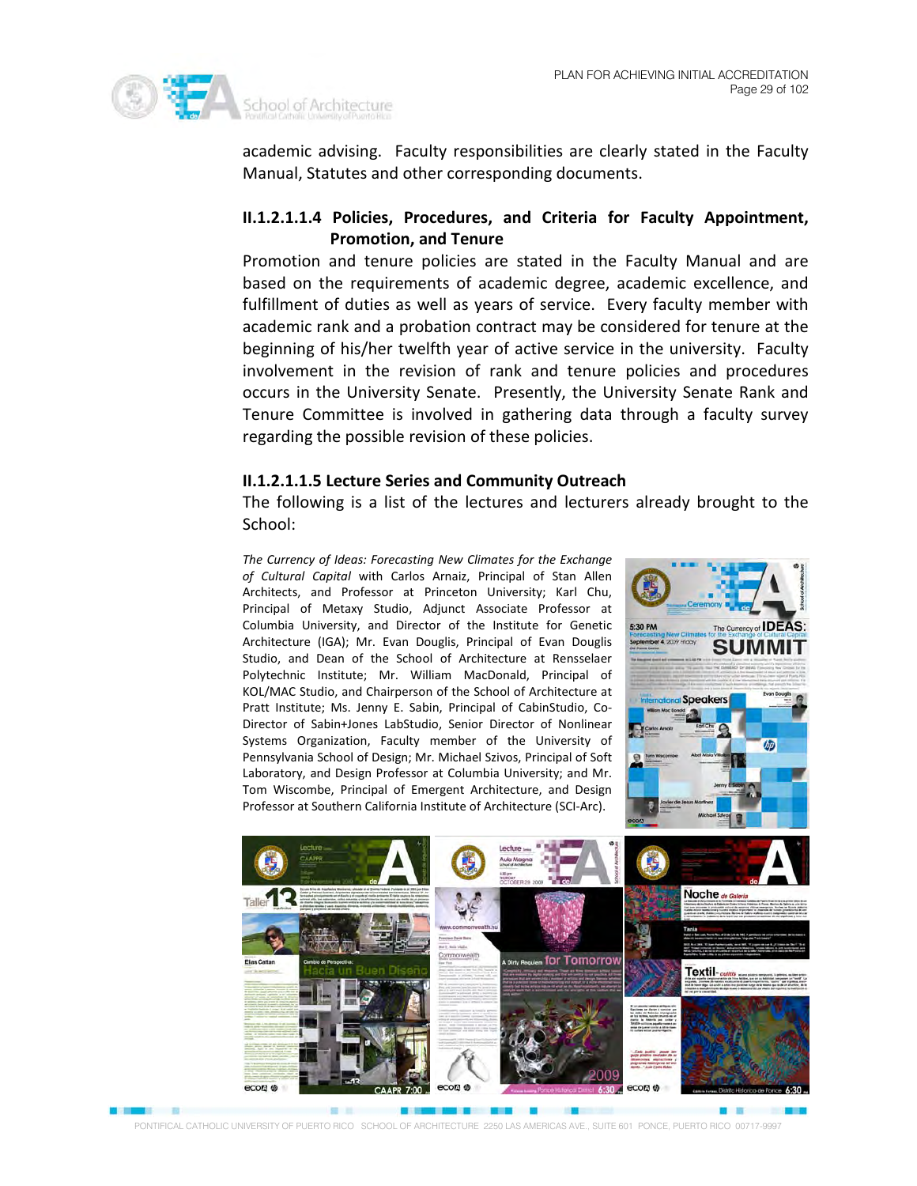academic advising. Faculty responsibilities are clearly stated in the Faculty Manual, Statutes and other corresponding documents.

#### II.1.2.1.1.4 Policies, Procedures, and Criteria for Faculty Appointment, Promotion, and Tenure

Promotion and tenure policies are stated in the Faculty Manual and are based on the requirements of academic degree, academic excellence, and fulfillment of duties as well as years of service. Every faculty member with academic rank and a probation contract may be considered for tenure at the beginning of his/her twelfth year of active service in the university. Faculty involvement in the revision of rank and tenure policies and procedures occurs in the University Senate. Presently, the University Senate Rank and Tenure Committee is involved in gathering data through a faculty survey regarding the possible revision of these policies.

#### II.1.2.1.1.5 Lecture Series and Community Outreach

The following is a list of the lectures and lecturers already brought to the School:

*The Currency of Ideas: Forecasting New Climates for the Exchange of Cultural Capital* with Carlos Arnaiz, Principal of Stan Allen Architects, and Professor at Princeton University; Karl Chu, Principal of Metaxy Studio, Adjunct Associate Professor at Columbia University, and Director of the Institute for Genetic Architecture (IGA); Mr. Evan Douglis, Principal of Evan Douglis Studio, and Dean of the School of Architecture at Rensselaer Polytechnic Institute; Mr. William MacDonald, Principal of KOL/MAC Studio, and Chairperson of the School of Architecture at Pratt Institute; Ms. Jenny E. Sabin, Principal of CabinStudio, Co-Director of Sabin+Jones LabStudio, Senior Director of Nonlinear Systems Organization, Faculty member of the University of Pennsylvania School of Design; Mr. Michael Szivos, Principal of Soft Laboratory, and Design Professor at Columbia University; and Mr. Tom Wiscombe, Principal of Emergent Architecture, and Design Professor at Southern California Institute of Architecture (SCI-Arc).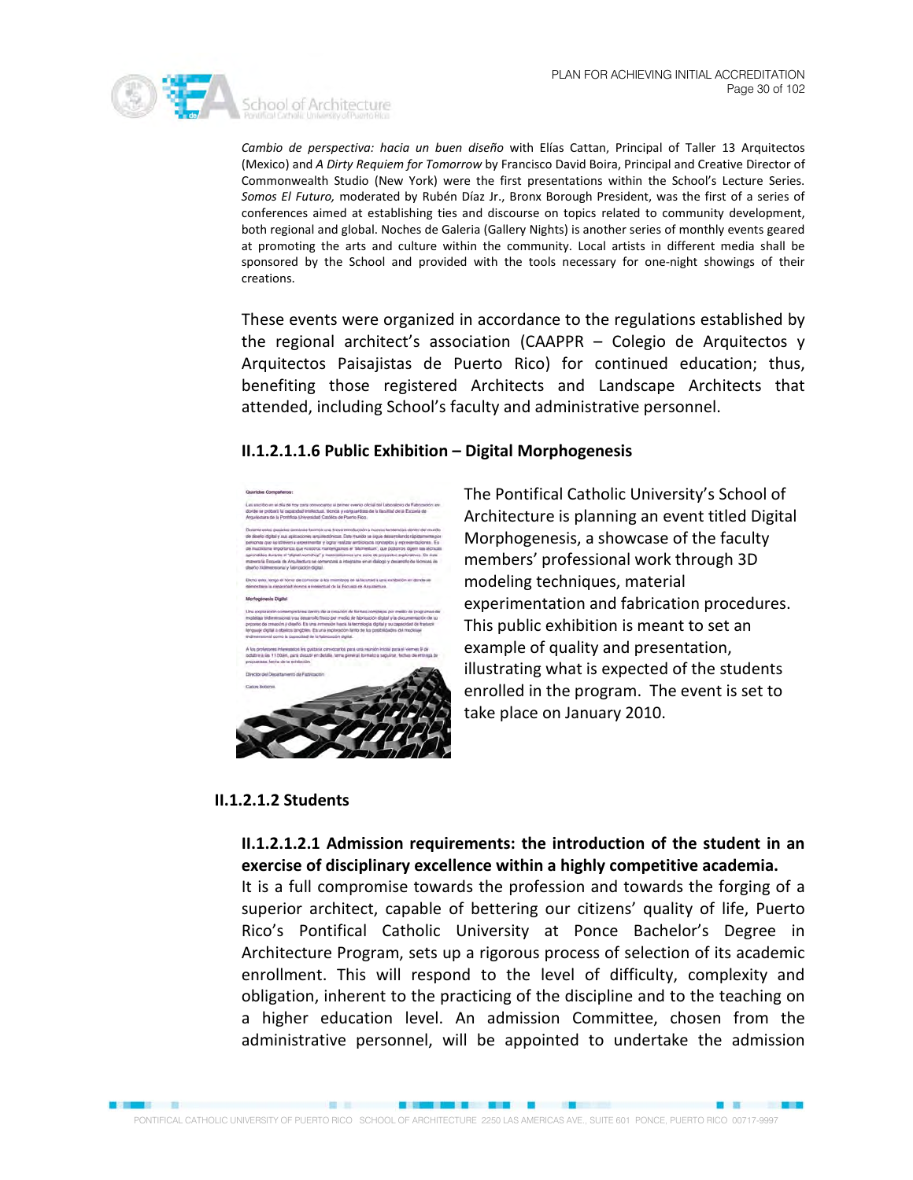*Cambio de perspectiva: hacia un buen diseño* with Elías Cattan, Principal of Taller 13 Arquitectos (Mexico) and *A Dirty Requiem for Tomorrow* by Francisco David Boira, Principal and Creative Director of Commonwealth Studio (New York) were the first presentations within the School's Lecture Series. *Somos El Futuro,* moderated by Rubén Díaz Jr., Bronx Borough President, was the first of a series of conferences aimed at establishing ties and discourse on topics related to community development, both regional and global. Noches de Galeria (Gallery Nights) is another series of monthly events geared at promoting the arts and culture within the community. Local artists in different media shall be sponsored by the School and provided with the tools necessary for one-night showings of their creations.

These events were organized in accordance to the regulations established by the regional architect's association (CAAPPR – Colegio de Arquitectos y Arquitectos Paisajistas de Puerto Rico) for continued education; thus, benefiting those registered Architects and Landscape Architects that attended, including School's faculty and administrative personnel.

#### II.1.2.1.1.6 Public Exhibition – Digital Morphogenesis

The Pontifical Catholic University's School of Architecture is planning an event titled Digital Morphogenesis, a showcase of the faculty members' professional work through 3D modeling techniques, material experimentation and fabrication procedures. This public exhibition is meant to set an example of quality and presentation, illustrating what is expected of the students enrolled in the program. The event is set to take place on January 2010.

### II.1.2.1.2 Students

#### II.1.2.1.2.1 Admission requirements: the introduction of the student in an exercise of disciplinary excellence within a highly competitive academia.

It is a full compromise towards the profession and towards the forging of a superior architect, capable of bettering our citizens' quality of life, Puerto Rico's Pontifical Catholic University at Ponce Bachelor's Degree in Architecture Program, sets up a rigorous process of selection of its academic enrollment. This will respond to the level of difficulty, complexity and obligation, inherent to the practicing of the discipline and to the teaching on a higher education level. An admission Committee, chosen from the administrative personnel, will be appointed to undertake the admission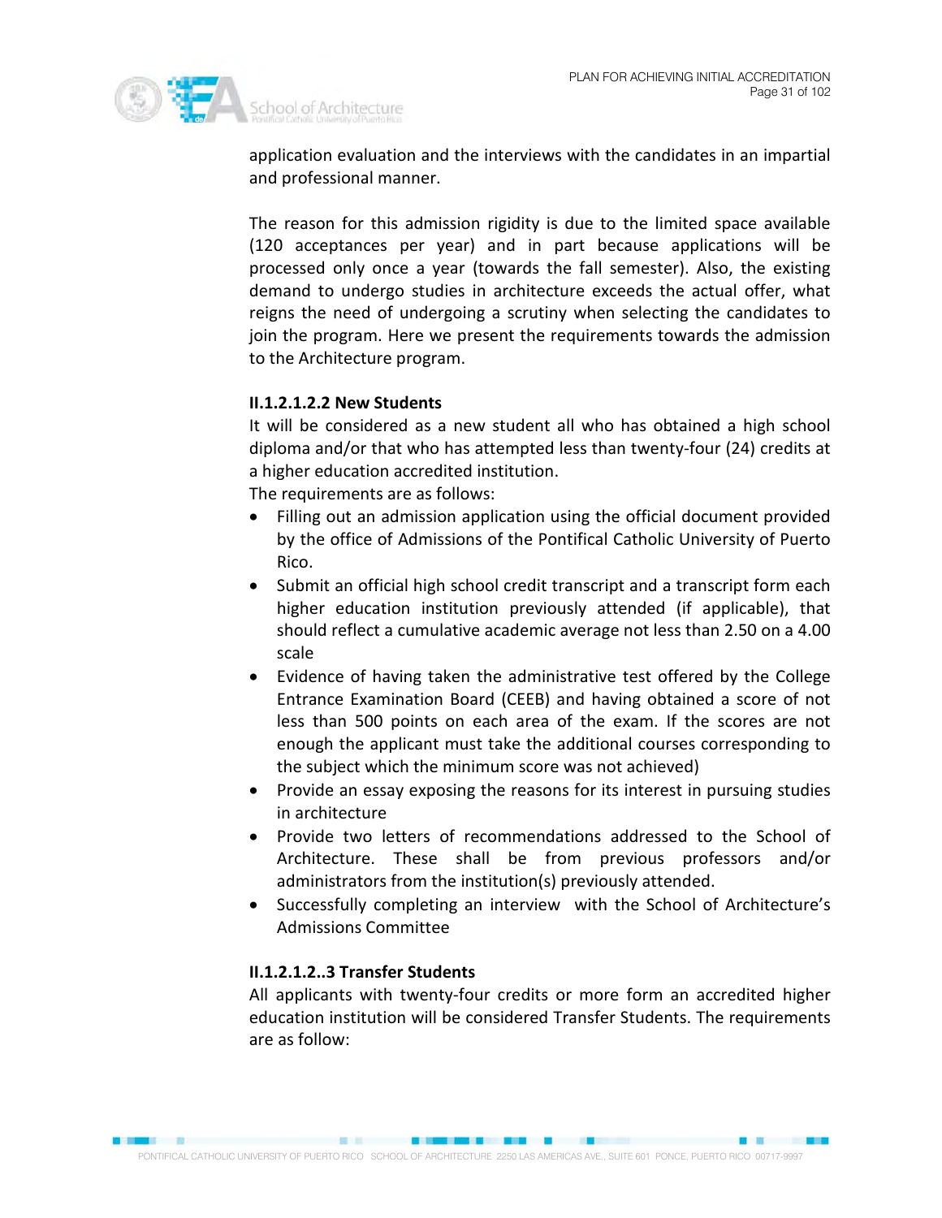application evaluation and the interviews with the candidates in an impartial and professional manner.

The reason for this admission rigidity is due to the limited space available (120 acceptances per year) and in part because applications will be processed only once a year (towards the fall semester). Also, the existing demand to undergo studies in architecture exceeds the actual offer, what reigns the need of undergoing a scrutiny when selecting the candidates to join the program. Here we present the requirements towards the admission to the Architecture program.

**II.1.2.1.2.2 New Students**

It will be considered as a new student all who has obtained a high school diploma and/or that who has attempted less than twenty-four (24) credits at a higher education accredited institution.

The requirements are as follows:

- Filling out an admission application using the official document provided by the office of Admissions of the Pontifical Catholic University of Puerto Rico.
- Submit an official high school credit transcript and a transcript form each higher education institution previously attended (if applicable), that should reflect a cumulative academic average not less than 2.50 on a 4.00 scale
- Evidence of having taken the administrative test offered by the College Entrance Examination Board (CEEB) and having obtained a score of not less than 500 points on each area of the exam. If the scores are not enough the applicant must take the additional courses corresponding to the subject which the minimum score was not achieved)
- Provide an essay exposing the reasons for its interest in pursuing studies in architecture
- Provide two letters of recommendations addressed to the School of Architecture. These shall be from previous professors and/or administrators from the institution(s) previously attended.
- Successfully completing an interview with the School of Architecture's Admissions Committee

**II.1.2.1.2..3 Transfer Students**

All applicants with twenty-four credits or more form an accredited higher education institution will be considered Transfer Students. The requirements are as follow: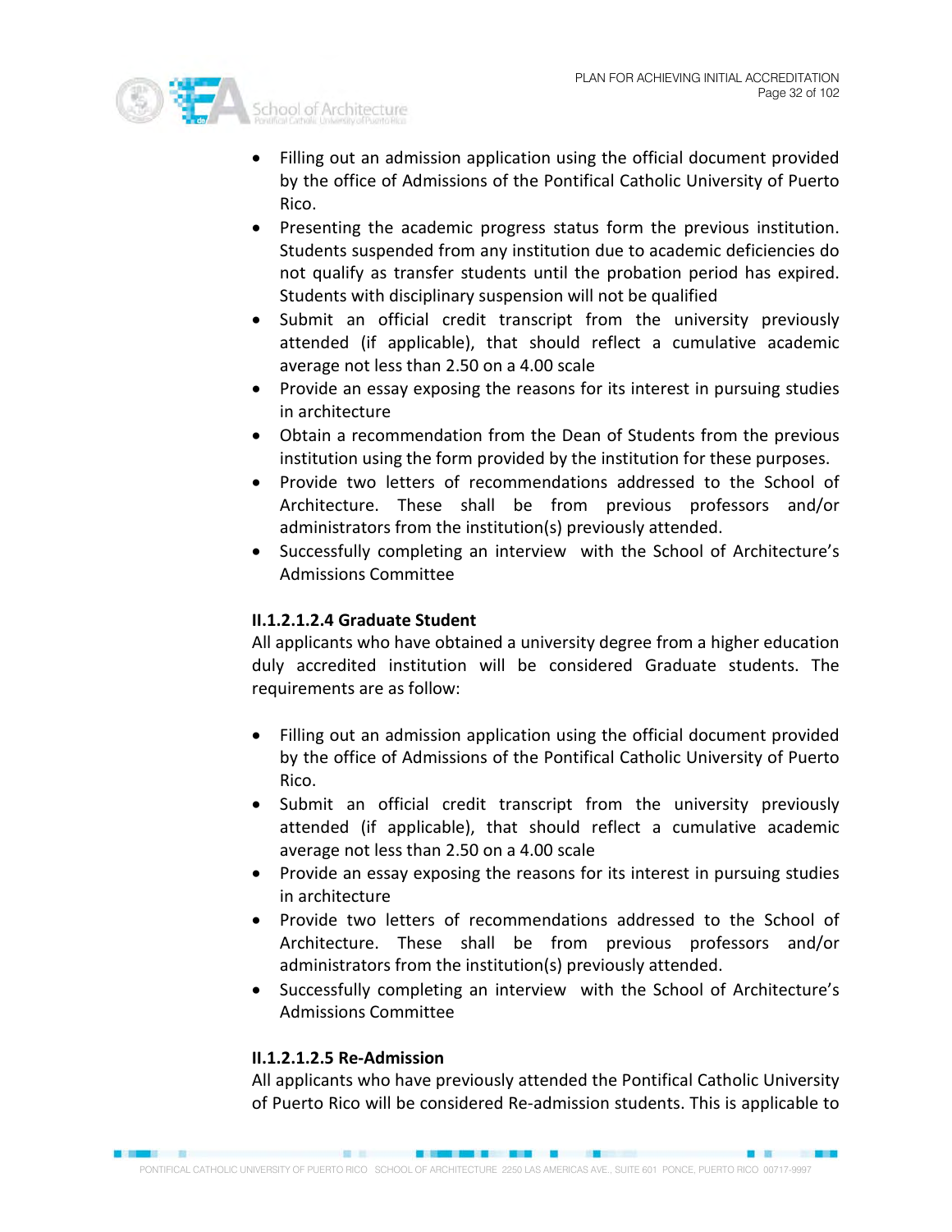- Filling out an admission application using the official document provided by the office of Admissions of the Pontifical Catholic University of Puerto Rico.
- Presenting the academic progress status form the previous institution. Students suspended from any institution due to academic deficiencies do not qualify as transfer students until the probation period has expired. Students with disciplinary suspension will not be qualified
- Submit an official credit transcript from the university previously attended (if applicable), that should reflect a cumulative academic average not less than 2.50 on a 4.00 scale
- Provide an essay exposing the reasons for its interest in pursuing studies in architecture
- Obtain a recommendation from the Dean of Students from the previous institution using the form provided by the institution for these purposes.
- Provide two letters of recommendations addressed to the School of Architecture. These shall be from previous professors and/or administrators from the institution(s) previously attended.
- Successfully completing an interview with the School of Architecture's Admissions Committee

#### II.1.2.1.2.4 Graduate Student

All applicants who have obtained a university degree from a higher education duly accredited institution will be considered Graduate students. The requirements are as follow:

- Filling out an admission application using the official document provided by the office of Admissions of the Pontifical Catholic University of Puerto Rico.
- Submit an official credit transcript from the university previously attended (if applicable), that should reflect a cumulative academic average not less than 2.50 on a 4.00 scale
- Provide an essay exposing the reasons for its interest in pursuing studies in architecture
- Provide two letters of recommendations addressed to the School of Architecture. These shall be from previous professors and/or administrators from the institution(s) previously attended.
- Successfully completing an interview with the School of Architecture's Admissions Committee

#### II.1.2.1.2.5 Re-Admission

All applicants who have previously attended the Pontifical Catholic University of Puerto Rico will be considered Re-admission students. This is applicable to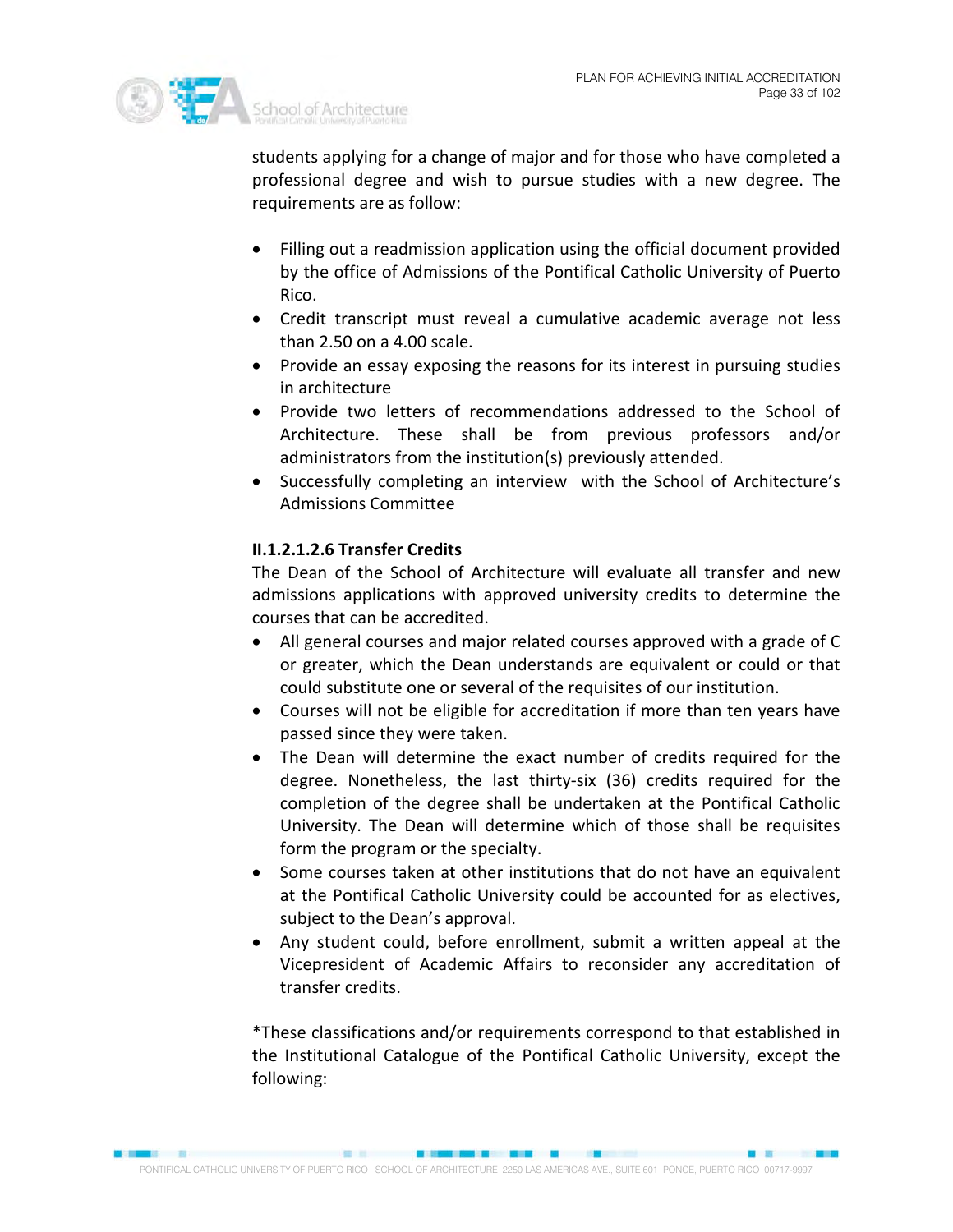students applying for a change of major and for those who have completed a professional degree and wish to pursue studies with a new degree. The requirements are as follow:

- Filling out a readmission application using the official document provided by the office of Admissions of the Pontifical Catholic University of Puerto Rico.
- Credit transcript must reveal a cumulative academic average not less than 2.50 on a 4.00 scale.
- Provide an essay exposing the reasons for its interest in pursuing studies in architecture
- Provide two letters of recommendations addressed to the School of Architecture. These shall be from previous professors and/or administrators from the institution(s) previously attended.
- Successfully completing an interview with the School of Architecture's Admissions Committee

**II.1.2.1.2.6 Transfer Credits**

The Dean of the School of Architecture will evaluate all transfer and new admissions applications with approved university credits to determine the courses that can be accredited.

- All general courses and major related courses approved with a grade of C or greater, which the Dean understands are equivalent or could or that could substitute one or several of the requisites of our institution.
- Courses will not be eligible for accreditation if more than ten years have passed since they were taken.
- The Dean will determine the exact number of credits required for the degree. Nonetheless, the last thirty-six (36) credits required for the completion of the degree shall be undertaken at the Pontifical Catholic University. The Dean will determine which of those shall be requisites form the program or the specialty.
- Some courses taken at other institutions that do not have an equivalent at the Pontifical Catholic University could be accounted for as electives, subject to the Dean's approval.
- Any student could, before enrollment, submit a written appeal at the Vicepresident of Academic Affairs to reconsider any accreditation of transfer credits.

*These classifications and/or requirements correspond to that established in the Institutional Catalogue of the Pontifical Catholic University, except the following: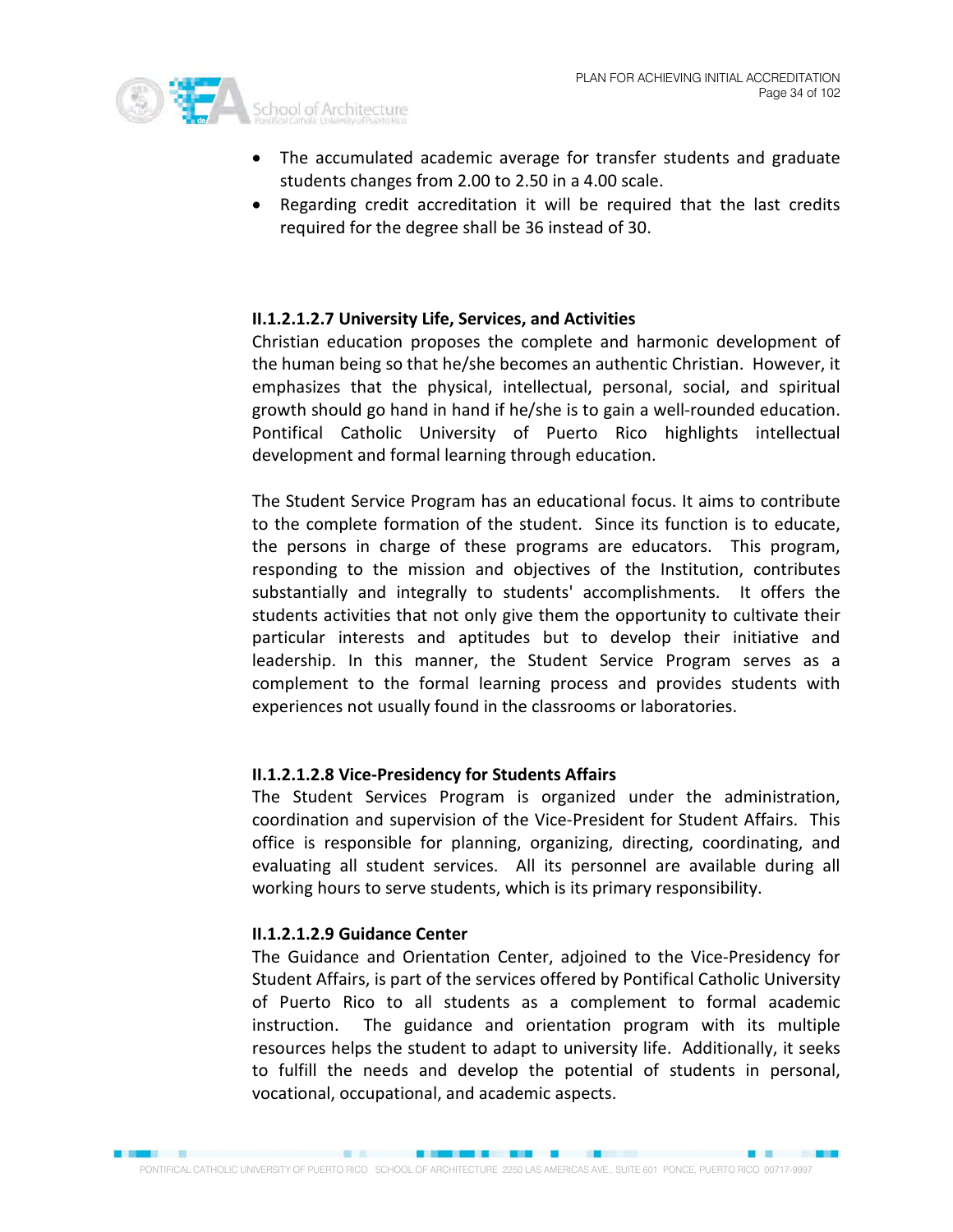- The accumulated academic average for transfer students and graduate students changes from 2.00 to 2.50 in a 4.00 scale.
- Regarding credit accreditation it will be required that the last credits required for the degree shall be 36 instead of 30.

#### II.1.2.1.2.7 University Life, Services, and Activities

Christian education proposes the complete and harmonic development of the human being so that he/she becomes an authentic Christian. However, it emphasizes that the physical, intellectual, personal, social, and spiritual growth should go hand in hand if he/she is to gain a well-rounded education. Pontifical Catholic University of Puerto Rico highlights intellectual development and formal learning through education.

The Student Service Program has an educational focus. It aims to contribute to the complete formation of the student. Since its function is to educate, the persons in charge of these programs are educators. This program, responding to the mission and objectives of the Institution, contributes substantially and integrally to students' accomplishments. It offers the students activities that not only give them the opportunity to cultivate their particular interests and aptitudes but to develop their initiative and leadership. In this manner, the Student Service Program serves as a complement to the formal learning process and provides students with experiences not usually found in the classrooms or laboratories.

#### II.1.2.1.2.8 Vice-Presidency for Students Affairs

The Student Services Program is organized under the administration, coordination and supervision of the Vice-President for Student Affairs. This office is responsible for planning, organizing, directing, coordinating, and evaluating all student services. All its personnel are available during all working hours to serve students, which is its primary responsibility.

#### II.1.2.1.2.9 Guidance Center

The Guidance and Orientation Center, adjoined to the Vice-Presidency for Student Affairs, is part of the services offered by Pontifical Catholic University of Puerto Rico to all students as a complement to formal academic instruction. The guidance and orientation program with its multiple resources helps the student to adapt to university life. Additionally, it seeks to fulfill the needs and develop the potential of students in personal, vocational, occupational, and academic aspects.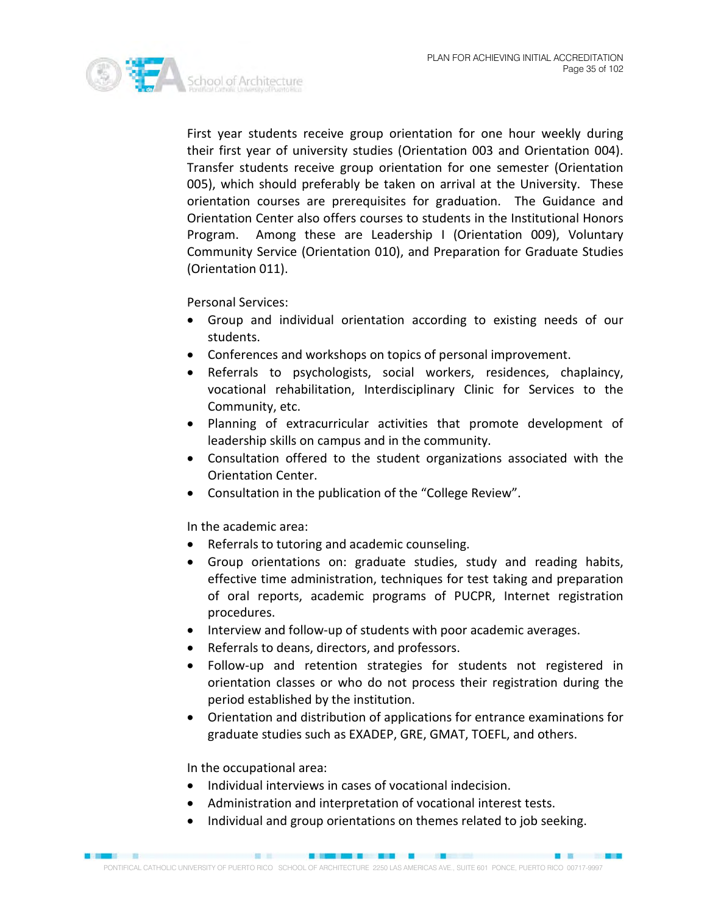First year students receive group orientation for one hour weekly during their first year of university studies (Orientation 003 and Orientation 004). Transfer students receive group orientation for one semester (Orientation 005), which should preferably be taken on arrival at the University. These orientation courses are prerequisites for graduation. The Guidance and Orientation Center also offers courses to students in the Institutional Honors Program. Among these are Leadership I (Orientation 009), Voluntary Community Service (Orientation 010), and Preparation for Graduate Studies (Orientation 011).

Personal Services:

- Group and individual orientation according to existing needs of our students.
- Conferences and workshops on topics of personal improvement.
- Referrals to psychologists, social workers, residences, chaplaincy, vocational rehabilitation, Interdisciplinary Clinic for Services to the Community, etc.
- Planning of extracurricular activities that promote development of leadership skills on campus and in the community.
- Consultation offered to the student organizations associated with the Orientation Center.
- Consultation in the publication of the "College Review".

In the academic area:

- Referrals to tutoring and academic counseling.
- Group orientations on: graduate studies, study and reading habits, effective time administration, techniques for test taking and preparation of oral reports, academic programs of PUCPR, Internet registration procedures.
- Interview and follow-up of students with poor academic averages.
- Referrals to deans, directors, and professors.
- Follow-up and retention strategies for students not registered in orientation classes or who do not process their registration during the period established by the institution.
- Orientation and distribution of applications for entrance examinations for graduate studies such as EXADEP, GRE, GMAT, TOEFL, and others.

In the occupational area:

- Individual interviews in cases of vocational indecision.
- Administration and interpretation of vocational interest tests.
- Individual and group orientations on themes related to job seeking.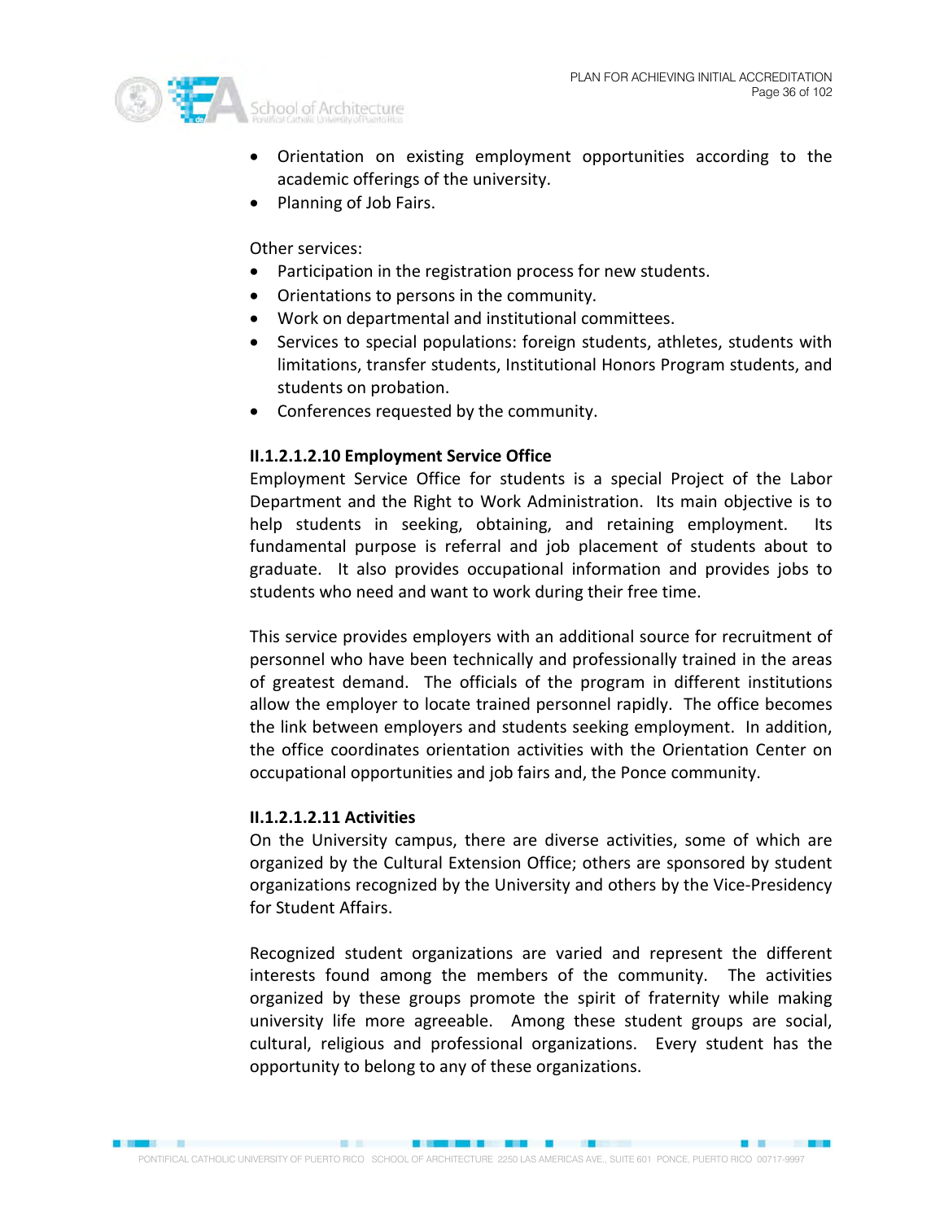- Orientation on existing employment opportunities according to the academic offerings of the university.
- Planning of Job Fairs.

Other services:

- Participation in the registration process for new students.
- Orientations to persons in the community.
- Work on departmental and institutional committees.
- Services to special populations: foreign students, athletes, students with limitations, transfer students, Institutional Honors Program students, and students on probation.
- Conferences requested by the community.

**II.1.2.1.2.10 Employment Service Office**

Employment Service Office for students is a special Project of the Labor Department and the Right to Work Administration. Its main objective is to help students in seeking, obtaining, and retaining employment. Its fundamental purpose is referral and job placement of students about to graduate. It also provides occupational information and provides jobs to students who need and want to work during their free time.

This service provides employers with an additional source for recruitment of personnel who have been technically and professionally trained in the areas of greatest demand. The officials of the program in different institutions allow the employer to locate trained personnel rapidly. The office becomes the link between employers and students seeking employment. In addition, the office coordinates orientation activities with the Orientation Center on occupational opportunities and job fairs and, the Ponce community.

**II.1.2.1.2.11 Activities**

On the University campus, there are diverse activities, some of which are organized by the Cultural Extension Office; others are sponsored by student organizations recognized by the University and others by the Vice-Presidency for Student Affairs.

Recognized student organizations are varied and represent the different interests found among the members of the community. The activities organized by these groups promote the spirit of fraternity while making university life more agreeable. Among these student groups are social, cultural, religious and professional organizations. Every student has the opportunity to belong to any of these organizations.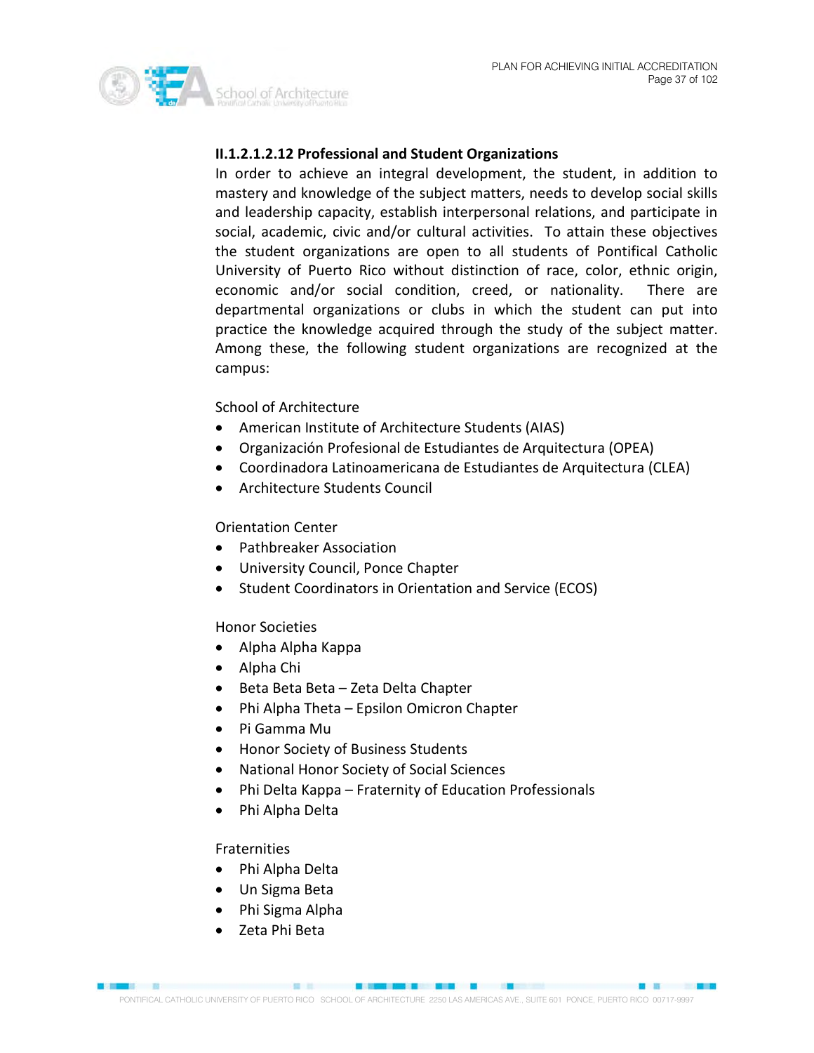### II.1.2.1.2.12 Professional and Student Organizations

In order to achieve an integral development, the student, in addition to mastery and knowledge of the subject matters, needs to develop social skills and leadership capacity, establish interpersonal relations, and participate in social, academic, civic and/or cultural activities. To attain these objectives the student organizations are open to all students of Pontifical Catholic University of Puerto Rico without distinction of race, color, ethnic origin, economic and/or social condition, creed, or nationality. There are departmental organizations or clubs in which the student can put into practice the knowledge acquired through the study of the subject matter. Among these, the following student organizations are recognized at the campus:

School of Architecture

- American Institute of Architecture Students (AIAS)
- Organización Profesional de Estudiantes de Arquitectura (OPEA)
- Coordinadora Latinoamericana de Estudiantes de Arquitectura (CLEA)
- Architecture Students Council

Orientation Center

- Pathbreaker Association
- University Council, Ponce Chapter
- Student Coordinators in Orientation and Service (ECOS)

Honor Societies

- Alpha Alpha Kappa
- Alpha Chi
- Beta Beta Beta – Zeta Delta Chapter
- Phi Alpha Theta – Epsilon Omicron Chapter
- Pi Gamma Mu
- Honor Society of Business Students
- National Honor Society of Social Sciences
- Phi Delta Kappa – Fraternity of Education Professionals
- Phi Alpha Delta

Fraternities

- Phi Alpha Delta
- Un Sigma Beta
- Phi Sigma Alpha
- Zeta Phi Beta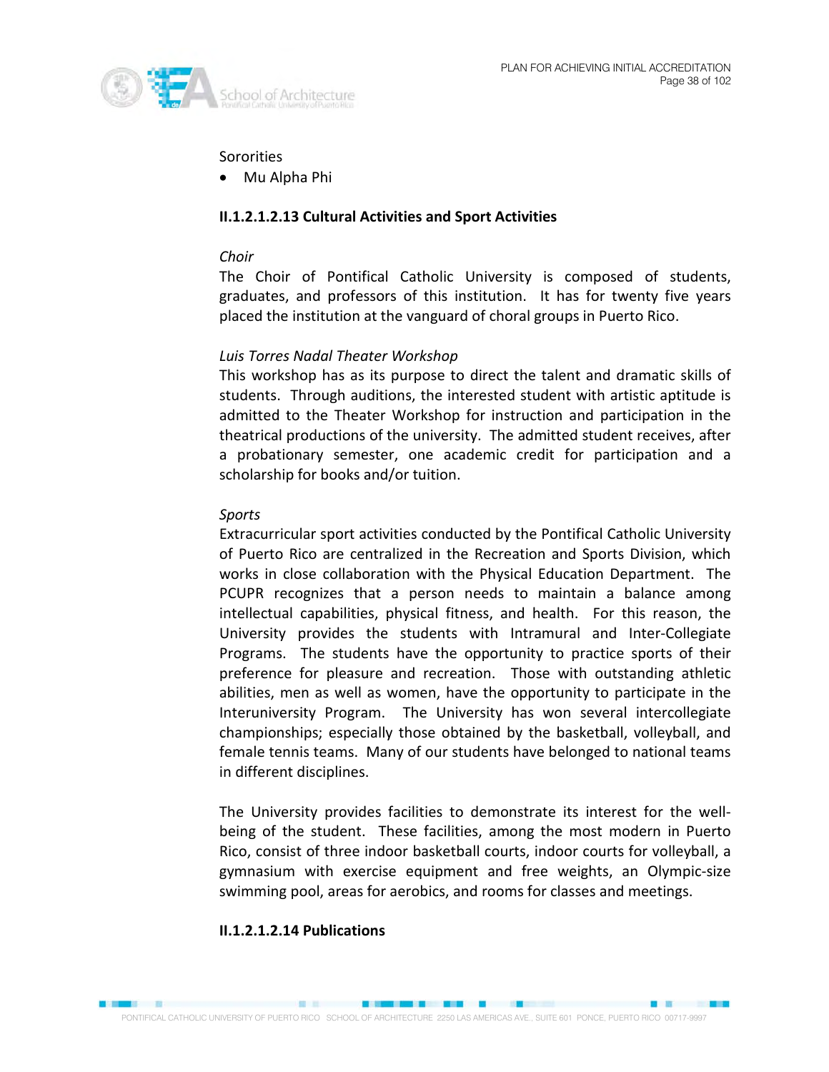Sororities

- Mu Alpha Phi

### II.1.2.1.2.13 Cultural Activities and Sport Activities

*Choir*

The Choir of Pontifical Catholic University is composed of students, graduates, and professors of this institution. It has for twenty five years placed the institution at the vanguard of choral groups in Puerto Rico.

*Luis Torres Nadal Theater Workshop*

This workshop has as its purpose to direct the talent and dramatic skills of students. Through auditions, the interested student with artistic aptitude is admitted to the Theater Workshop for instruction and participation in the theatrical productions of the university. The admitted student receives, after a probationary semester, one academic credit for participation and a scholarship for books and/or tuition.

*Sports*

Extracurricular sport activities conducted by the Pontifical Catholic University of Puerto Rico are centralized in the Recreation and Sports Division, which works in close collaboration with the Physical Education Department. The PCUPR recognizes that a person needs to maintain a balance among intellectual capabilities, physical fitness, and health. For this reason, the University provides the students with Intramural and Inter-Collegiate Programs. The students have the opportunity to practice sports of their preference for pleasure and recreation. Those with outstanding athletic abilities, men as well as women, have the opportunity to participate in the Interuniversity Program. The University has won several intercollegiate championships; especially those obtained by the basketball, volleyball, and female tennis teams. Many of our students have belonged to national teams in different disciplines.

The University provides facilities to demonstrate its interest for the well-being of the student. These facilities, among the most modern in Puerto Rico, consist of three indoor basketball courts, indoor courts for volleyball, a gymnasium with exercise equipment and free weights, an Olympic-size swimming pool, areas for aerobics, and rooms for classes and meetings.

### II.1.2.1.2.14 Publications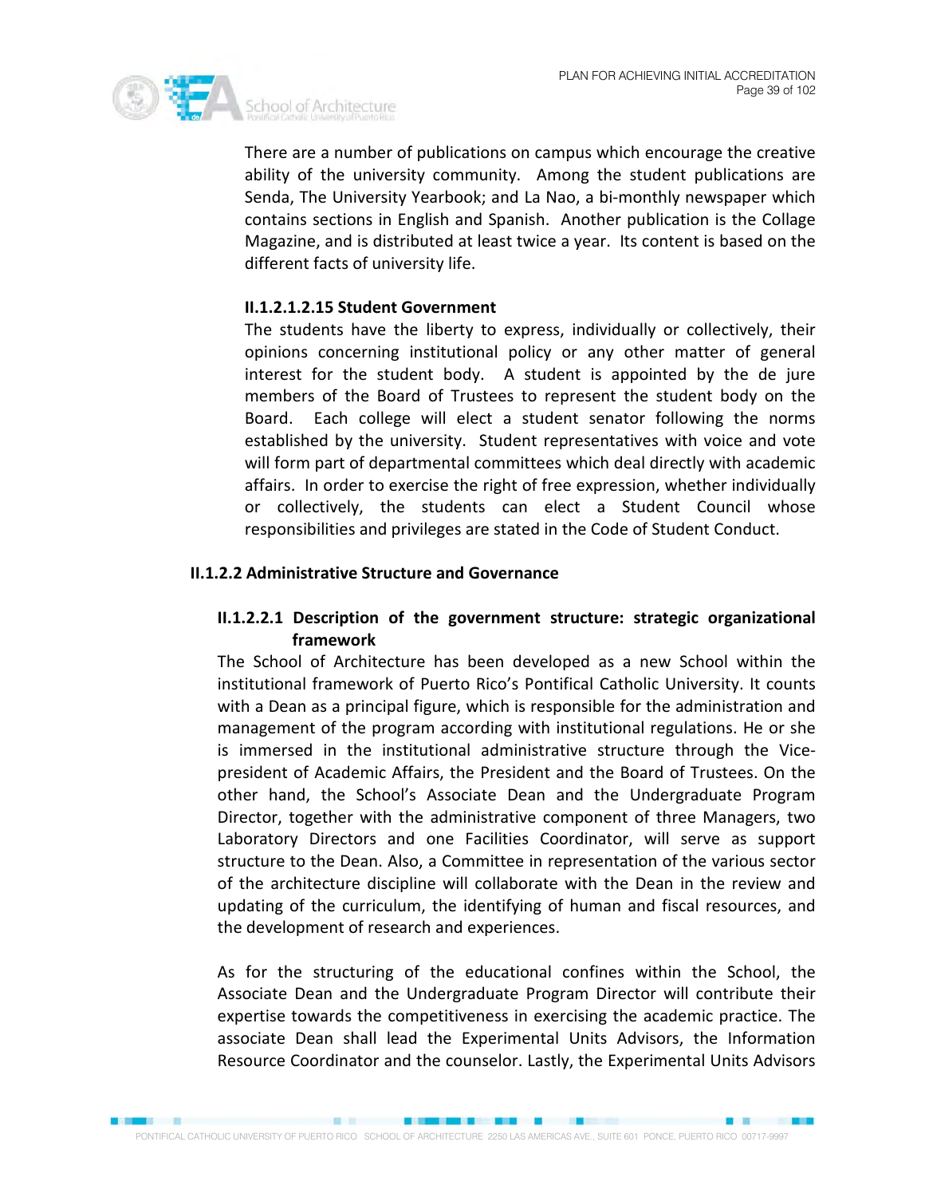There are a number of publications on campus which encourage the creative ability of the university community. Among the student publications are Senda, The University Yearbook; and La Nao, a bi-monthly newspaper which contains sections in English and Spanish. Another publication is the Collage Magazine, and is distributed at least twice a year. Its content is based on the different facts of university life.

#### II.1.2.1.2.15 Student Government

The students have the liberty to express, individually or collectively, their opinions concerning institutional policy or any other matter of general interest for the student body. A student is appointed by the de jure members of the Board of Trustees to represent the student body on the Board. Each college will elect a student senator following the norms established by the university. Student representatives with voice and vote will form part of departmental committees which deal directly with academic affairs. In order to exercise the right of free expression, whether individually or collectively, the students can elect a Student Council whose responsibilities and privileges are stated in the Code of Student Conduct.

## II.1.2.2 Administrative Structure and Governance

### II.1.2.2.1 Description of the government structure: strategic organizational framework

The School of Architecture has been developed as a new School within the institutional framework of Puerto Rico's Pontifical Catholic University. It counts with a Dean as a principal figure, which is responsible for the administration and management of the program according with institutional regulations. He or she is immersed in the institutional administrative structure through the Vice-president of Academic Affairs, the President and the Board of Trustees. On the other hand, the School's Associate Dean and the Undergraduate Program Director, together with the administrative component of three Managers, two Laboratory Directors and one Facilities Coordinator, will serve as support structure to the Dean. Also, a Committee in representation of the various sector of the architecture discipline will collaborate with the Dean in the review and updating of the curriculum, the identifying of human and fiscal resources, and the development of research and experiences.

As for the structuring of the educational confines within the School, the Associate Dean and the Undergraduate Program Director will contribute their expertise towards the competitiveness in exercising the academic practice. The associate Dean shall lead the Experimental Units Advisors, the Information Resource Coordinator and the counselor. Lastly, the Experimental Units Advisors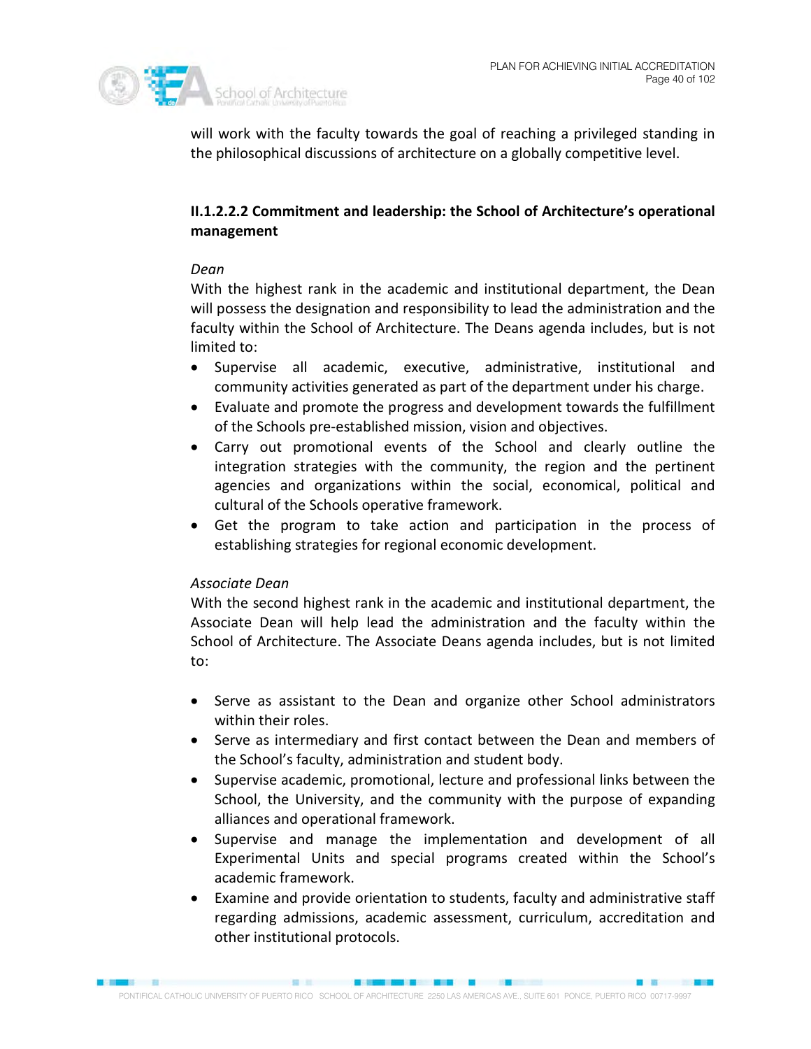will work with the faculty towards the goal of reaching a privileged standing in the philosophical discussions of architecture on a globally competitive level.

#### II.1.2.2.2 Commitment and leadership: the School of Architecture's operational management

*Dean*

With the highest rank in the academic and institutional department, the Dean will possess the designation and responsibility to lead the administration and the faculty within the School of Architecture. The Deans agenda includes, but is not limited to:

- Supervise all academic, executive, administrative, institutional and community activities generated as part of the department under his charge.
- Evaluate and promote the progress and development towards the fulfillment of the Schools pre-established mission, vision and objectives.
- Carry out promotional events of the School and clearly outline the integration strategies with the community, the region and the pertinent agencies and organizations within the social, economical, political and cultural of the Schools operative framework.
- Get the program to take action and participation in the process of establishing strategies for regional economic development.

*Associate Dean*

With the second highest rank in the academic and institutional department, the Associate Dean will help lead the administration and the faculty within the School of Architecture. The Associate Deans agenda includes, but is not limited to:

- Serve as assistant to the Dean and organize other School administrators within their roles.
- Serve as intermediary and first contact between the Dean and members of the School's faculty, administration and student body.
- Supervise academic, promotional, lecture and professional links between the School, the University, and the community with the purpose of expanding alliances and operational framework.
- Supervise and manage the implementation and development of all Experimental Units and special programs created within the School's academic framework.
- Examine and provide orientation to students, faculty and administrative staff regarding admissions, academic assessment, curriculum, accreditation and other institutional protocols.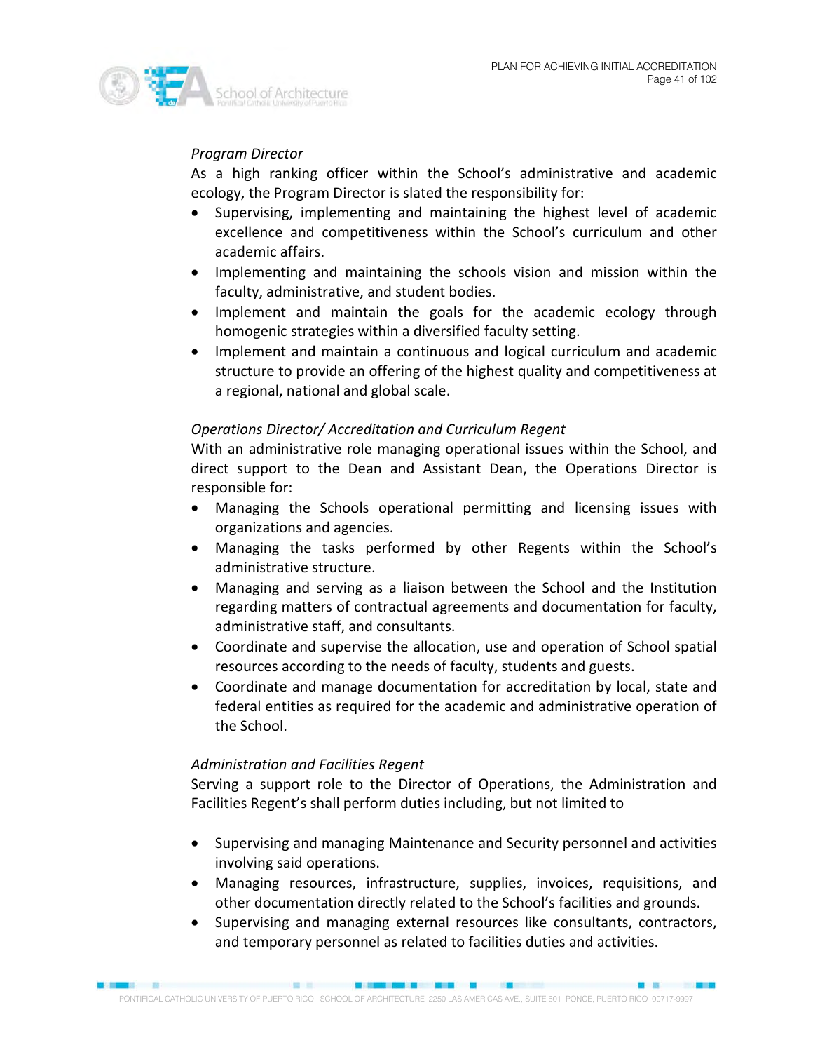*Program Director*

As a high ranking officer within the School's administrative and academic ecology, the Program Director is slated the responsibility for:

- Supervising, implementing and maintaining the highest level of academic excellence and competitiveness within the School's curriculum and other academic affairs.
- Implementing and maintaining the schools vision and mission within the faculty, administrative, and student bodies.
- Implement and maintain the goals for the academic ecology through homogenic strategies within a diversified faculty setting.
- Implement and maintain a continuous and logical curriculum and academic structure to provide an offering of the highest quality and competitiveness at a regional, national and global scale.

*Operations Director/ Accreditation and Curriculum Regent*

With an administrative role managing operational issues within the School, and direct support to the Dean and Assistant Dean, the Operations Director is responsible for:

- Managing the Schools operational permitting and licensing issues with organizations and agencies.
- Managing the tasks performed by other Regents within the School's administrative structure.
- Managing and serving as a liaison between the School and the Institution regarding matters of contractual agreements and documentation for faculty, administrative staff, and consultants.
- Coordinate and supervise the allocation, use and operation of School spatial resources according to the needs of faculty, students and guests.
- Coordinate and manage documentation for accreditation by local, state and federal entities as required for the academic and administrative operation of the School.

*Administration and Facilities Regent*

Serving a support role to the Director of Operations, the Administration and Facilities Regent's shall perform duties including, but not limited to

- Supervising and managing Maintenance and Security personnel and activities involving said operations.
- Managing resources, infrastructure, supplies, invoices, requisitions, and other documentation directly related to the School's facilities and grounds.
- Supervising and managing external resources like consultants, contractors, and temporary personnel as related to facilities duties and activities.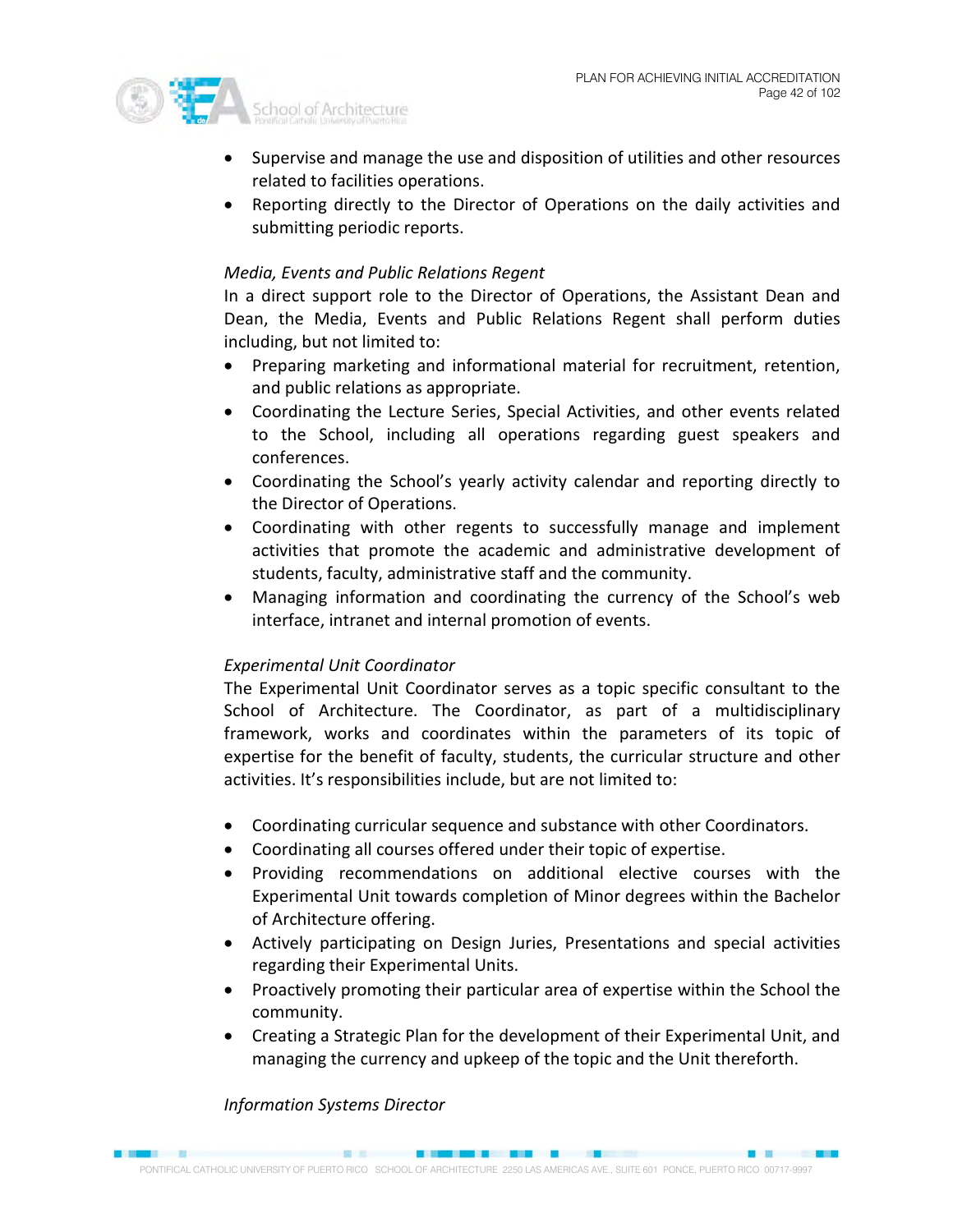- Supervise and manage the use and disposition of utilities and other resources related to facilities operations.
- Reporting directly to the Director of Operations on the daily activities and submitting periodic reports.

*Media, Events and Public Relations Regent*

In a direct support role to the Director of Operations, the Assistant Dean and Dean, the Media, Events and Public Relations Regent shall perform duties including, but not limited to:

- Preparing marketing and informational material for recruitment, retention, and public relations as appropriate.
- Coordinating the Lecture Series, Special Activities, and other events related to the School, including all operations regarding guest speakers and conferences.
- Coordinating the School's yearly activity calendar and reporting directly to the Director of Operations.
- Coordinating with other regents to successfully manage and implement activities that promote the academic and administrative development of students, faculty, administrative staff and the community.
- Managing information and coordinating the currency of the School's web interface, intranet and internal promotion of events.

*Experimental Unit Coordinator*

The Experimental Unit Coordinator serves as a topic specific consultant to the School of Architecture. The Coordinator, as part of a multidisciplinary framework, works and coordinates within the parameters of its topic of expertise for the benefit of faculty, students, the curricular structure and other activities. It's responsibilities include, but are not limited to:

- Coordinating curricular sequence and substance with other Coordinators.
- Coordinating all courses offered under their topic of expertise.
- Providing recommendations on additional elective courses with the Experimental Unit towards completion of Minor degrees within the Bachelor of Architecture offering.
- Actively participating on Design Juries, Presentations and special activities regarding their Experimental Units.
- Proactively promoting their particular area of expertise within the School the community.
- Creating a Strategic Plan for the development of their Experimental Unit, and managing the currency and upkeep of the topic and the Unit thereforth.

*Information Systems Director*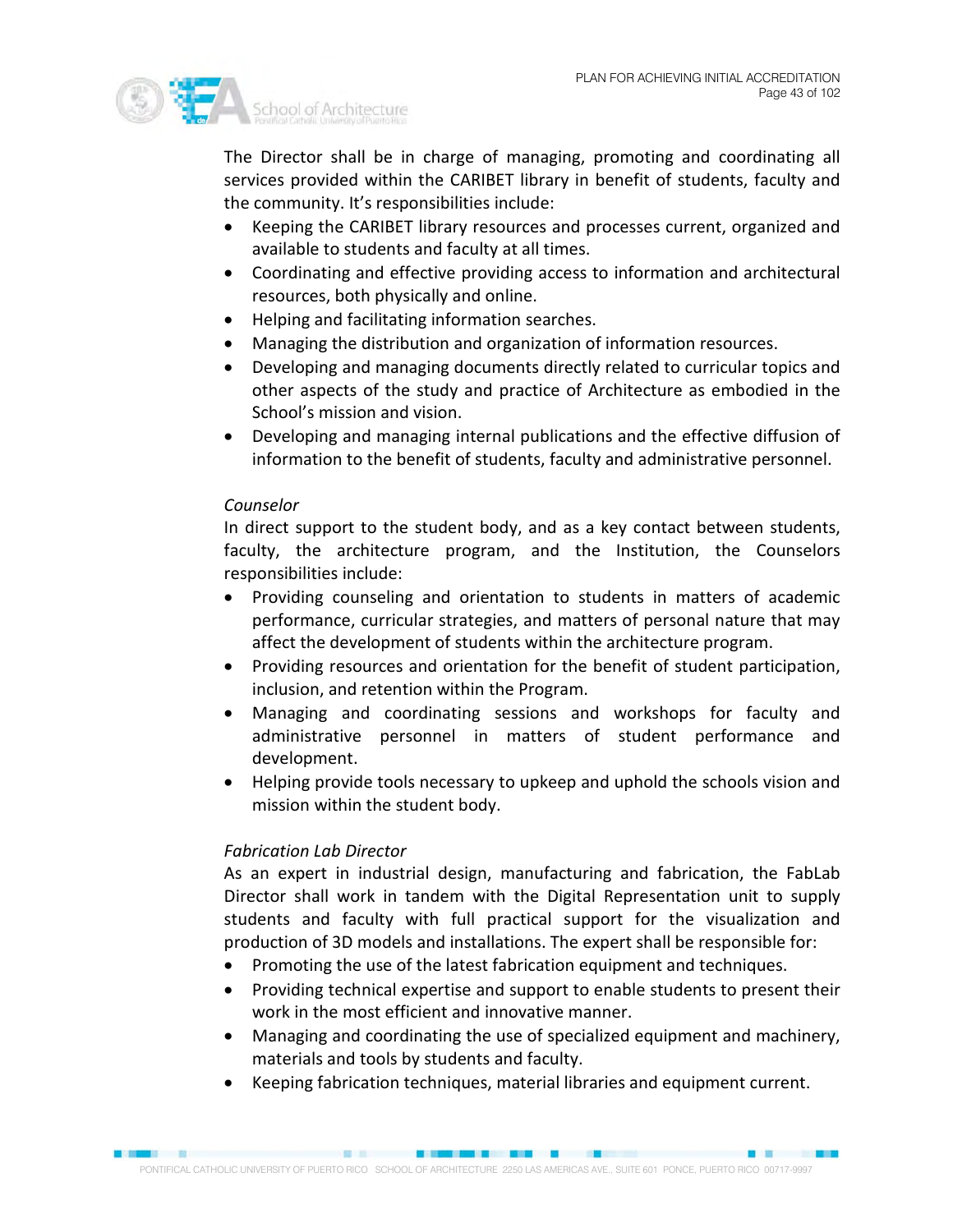The Director shall be in charge of managing, promoting and coordinating all services provided within the CARIBET library in benefit of students, faculty and the community. It's responsibilities include:

- Keeping the CARIBET library resources and processes current, organized and available to students and faculty at all times.
- Coordinating and effective providing access to information and architectural resources, both physically and online.
- Helping and facilitating information searches.
- Managing the distribution and organization of information resources.
- Developing and managing documents directly related to curricular topics and other aspects of the study and practice of Architecture as embodied in the School's mission and vision.
- Developing and managing internal publications and the effective diffusion of information to the benefit of students, faculty and administrative personnel.

*Counselor*

In direct support to the student body, and as a key contact between students, faculty, the architecture program, and the Institution, the Counselors responsibilities include:

- Providing counseling and orientation to students in matters of academic performance, curricular strategies, and matters of personal nature that may affect the development of students within the architecture program.
- Providing resources and orientation for the benefit of student participation, inclusion, and retention within the Program.
- Managing and coordinating sessions and workshops for faculty and administrative personnel in matters of student performance and development.
- Helping provide tools necessary to upkeep and uphold the schools vision and mission within the student body.

*Fabrication Lab Director*

As an expert in industrial design, manufacturing and fabrication, the FabLab Director shall work in tandem with the Digital Representation unit to supply students and faculty with full practical support for the visualization and production of 3D models and installations. The expert shall be responsible for:

- Promoting the use of the latest fabrication equipment and techniques.
- Providing technical expertise and support to enable students to present their work in the most efficient and innovative manner.
- Managing and coordinating the use of specialized equipment and machinery, materials and tools by students and faculty.
- Keeping fabrication techniques, material libraries and equipment current.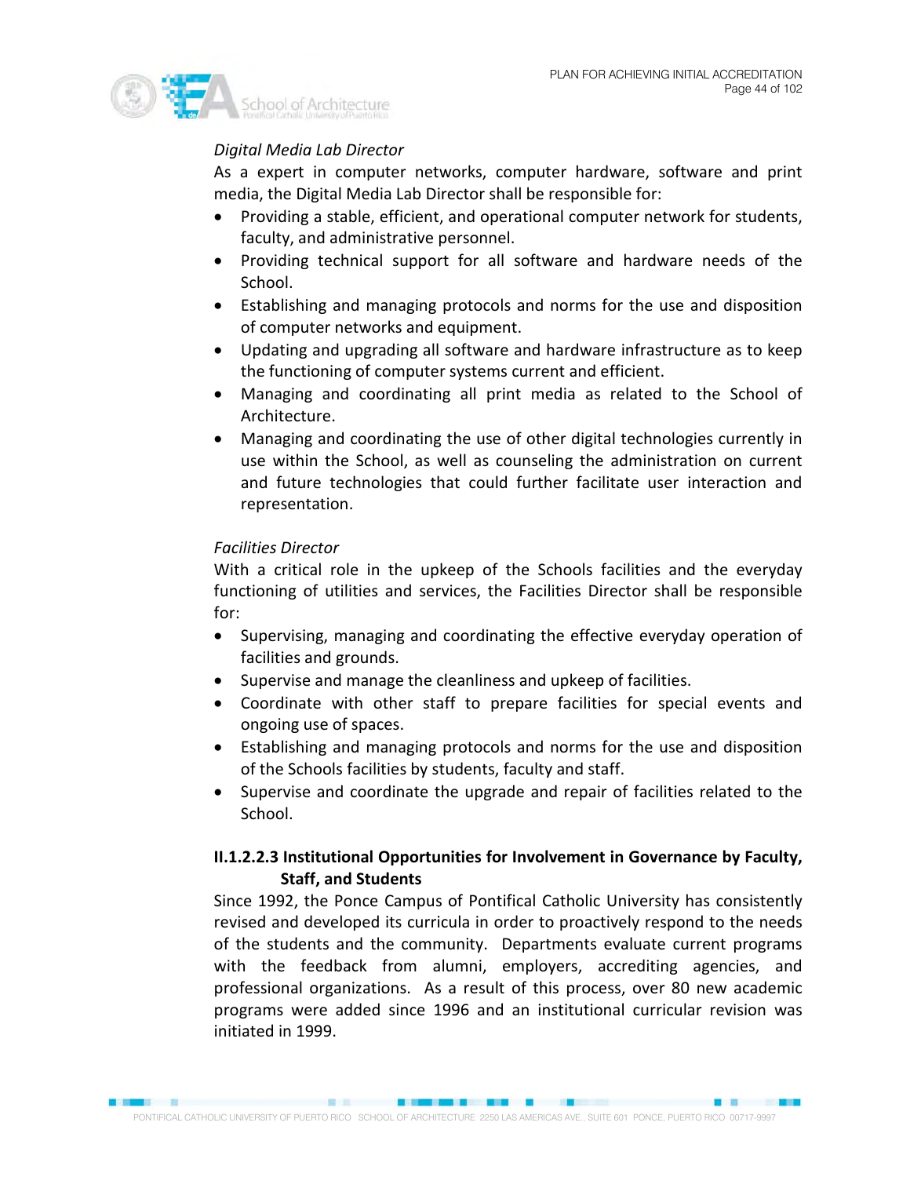*Digital Media Lab Director*

As a expert in computer networks, computer hardware, software and print media, the Digital Media Lab Director shall be responsible for:

- Providing a stable, efficient, and operational computer network for students, faculty, and administrative personnel.
- Providing technical support for all software and hardware needs of the School.
- Establishing and managing protocols and norms for the use and disposition of computer networks and equipment.
- Updating and upgrading all software and hardware infrastructure as to keep the functioning of computer systems current and efficient.
- Managing and coordinating all print media as related to the School of Architecture.
- Managing and coordinating the use of other digital technologies currently in use within the School, as well as counseling the administration on current and future technologies that could further facilitate user interaction and representation.

*Facilities Director*

With a critical role in the upkeep of the Schools facilities and the everyday functioning of utilities and services, the Facilities Director shall be responsible for:

- Supervising, managing and coordinating the effective everyday operation of facilities and grounds.
- Supervise and manage the cleanliness and upkeep of facilities.
- Coordinate with other staff to prepare facilities for special events and ongoing use of spaces.
- Establishing and managing protocols and norms for the use and disposition of the Schools facilities by students, faculty and staff.
- Supervise and coordinate the upgrade and repair of facilities related to the School.

#### II.1.2.2.3 Institutional Opportunities for Involvement in Governance by Faculty, Staff, and Students

Since 1992, the Ponce Campus of Pontifical Catholic University has consistently revised and developed its curricula in order to proactively respond to the needs of the students and the community. Departments evaluate current programs with the feedback from alumni, employers, accrediting agencies, and professional organizations. As a result of this process, over 80 new academic programs were added since 1996 and an institutional curricular revision was initiated in 1999.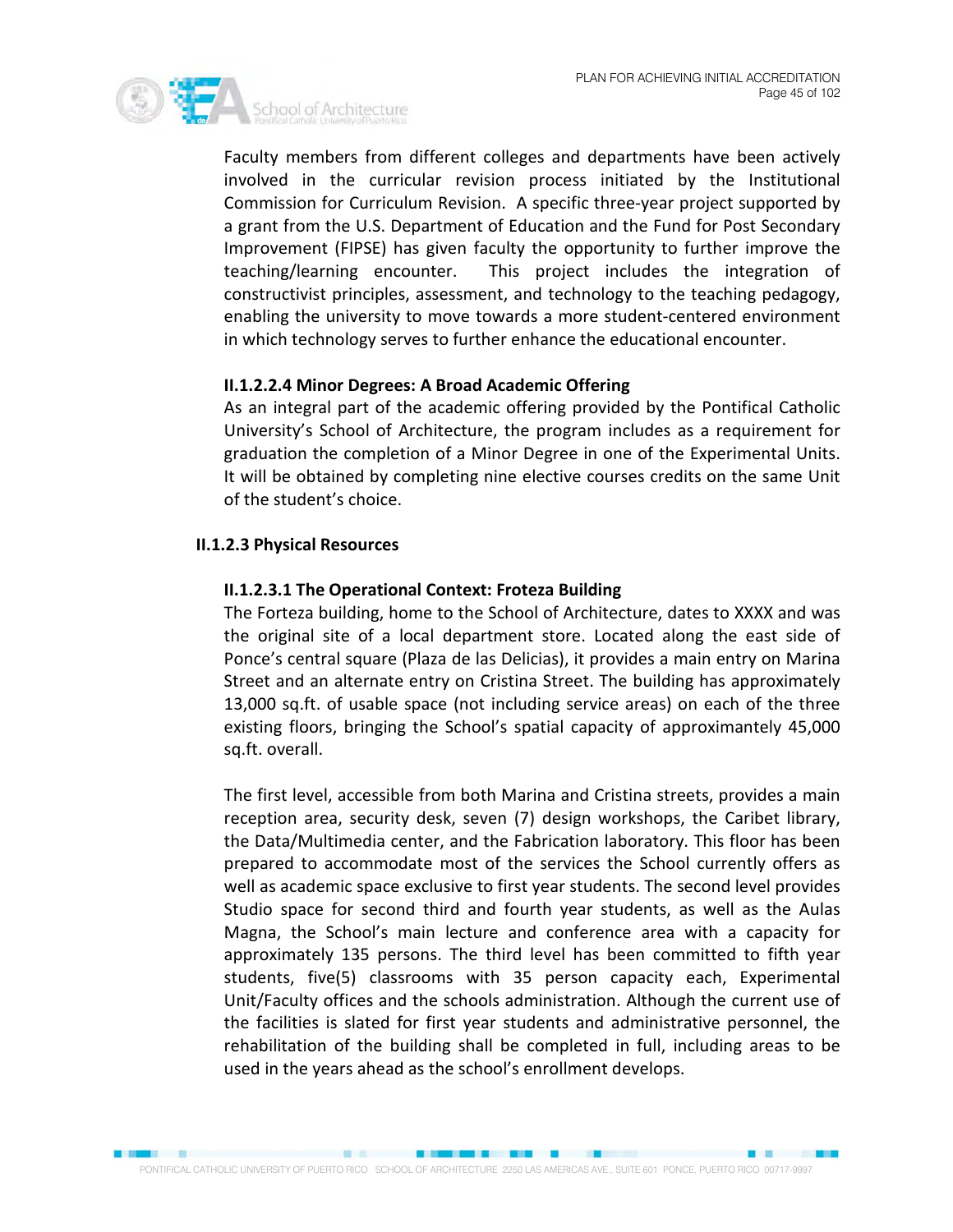Faculty members from different colleges and departments have been actively involved in the curricular revision process initiated by the Institutional Commission for Curriculum Revision. A specific three-year project supported by a grant from the U.S. Department of Education and the Fund for Post Secondary Improvement (FIPSE) has given faculty the opportunity to further improve the teaching/learning encounter. This project includes the integration of constructivist principles, assessment, and technology to the teaching pedagogy, enabling the university to move towards a more student-centered environment in which technology serves to further enhance the educational encounter.

#### II.1.2.2.4 Minor Degrees: A Broad Academic Offering

As an integral part of the academic offering provided by the Pontifical Catholic University's School of Architecture, the program includes as a requirement for graduation the completion of a Minor Degree in one of the Experimental Units. It will be obtained by completing nine elective courses credits on the same Unit of the student's choice.

### II.1.2.3 Physical Resources

#### II.1.2.3.1 The Operational Context: Froteza Building

The Forteza building, home to the School of Architecture, dates to XXXX and was the original site of a local department store. Located along the east side of Ponce's central square (Plaza de las Delicias), it provides a main entry on Marina Street and an alternate entry on Cristina Street. The building has approximately 13,000 sq.ft. of usable space (not including service areas) on each of the three existing floors, bringing the School's spatial capacity of approximantely 45,000 sq.ft. overall.

The first level, accessible from both Marina and Cristina streets, provides a main reception area, security desk, seven (7) design workshops, the Caribet library, the Data/Multimedia center, and the Fabrication laboratory. This floor has been prepared to accommodate most of the services the School currently offers as well as academic space exclusive to first year students. The second level provides Studio space for second third and fourth year students, as well as the Aulas Magna, the School's main lecture and conference area with a capacity for approximately 135 persons. The third level has been committed to fifth year students, five(5) classrooms with 35 person capacity each, Experimental Unit/Faculty offices and the schools administration. Although the current use of the facilities is slated for first year students and administrative personnel, the rehabilitation of the building shall be completed in full, including areas to be used in the years ahead as the school's enrollment develops.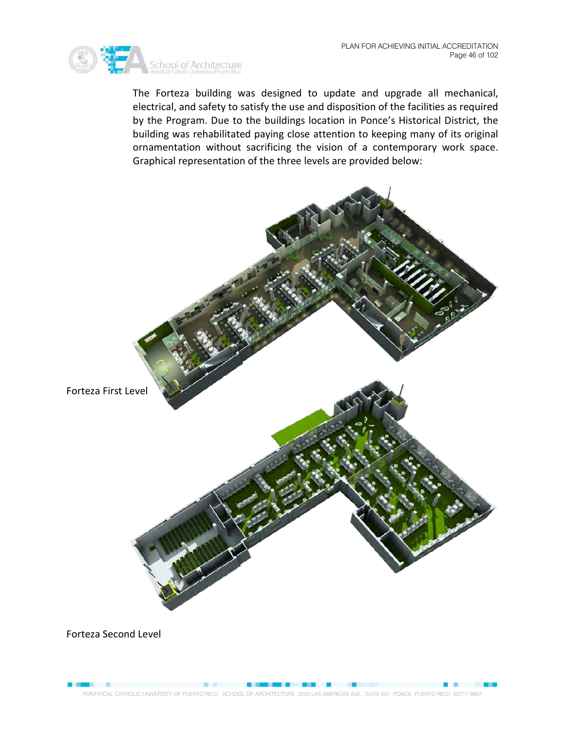The Forteza building was designed to update and upgrade all mechanical, electrical, and safety to satisfy the use and disposition of the facilities as required by the Program. Due to the buildings location in Ponce's Historical District, the building was rehabilitated paying close attention to keeping many of its original ornamentation without sacrificing the vision of a contemporary work space. Graphical representation of the three levels are provided below:

Forteza First Level

Forteza Second Level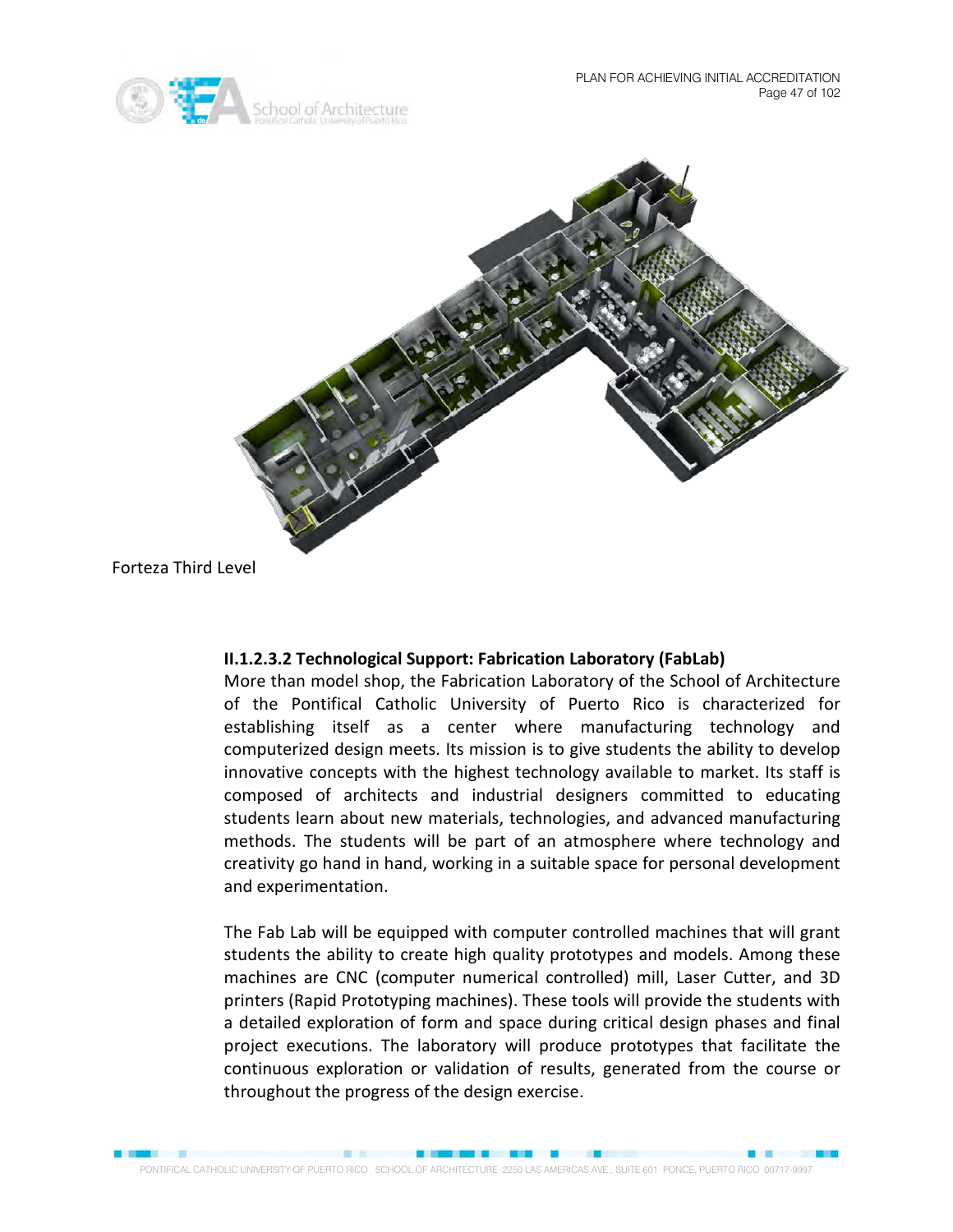Forteza Third Level

### II.1.2.3.2 Technological Support: Fabrication Laboratory (FabLab)

More than model shop, the Fabrication Laboratory of the School of Architecture of the Pontifical Catholic University of Puerto Rico is characterized for establishing itself as a center where manufacturing technology and computerized design meets. Its mission is to give students the ability to develop innovative concepts with the highest technology available to market. Its staff is composed of architects and industrial designers committed to educating students learn about new materials, technologies, and advanced manufacturing methods. The students will be part of an atmosphere where technology and creativity go hand in hand, working in a suitable space for personal development and experimentation.

The Fab Lab will be equipped with computer controlled machines that will grant students the ability to create high quality prototypes and models. Among these machines are CNC (computer numerical controlled) mill, Laser Cutter, and 3D printers (Rapid Prototyping machines). These tools will provide the students with a detailed exploration of form and space during critical design phases and final project executions. The laboratory will produce prototypes that facilitate the continuous exploration or validation of results, generated from the course or throughout the progress of the design exercise.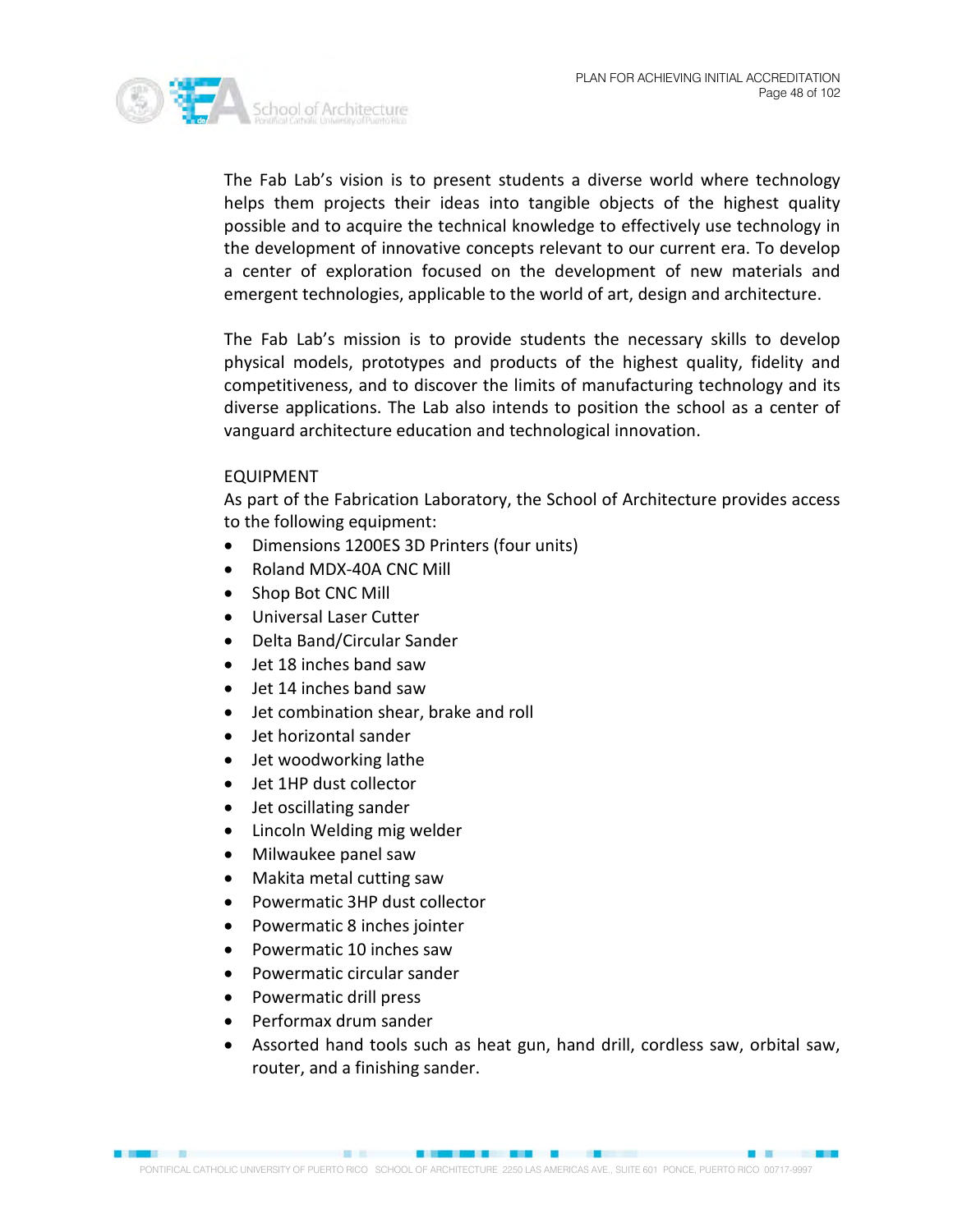The Fab Lab's vision is to present students a diverse world where technology helps them projects their ideas into tangible objects of the highest quality possible and to acquire the technical knowledge to effectively use technology in the development of innovative concepts relevant to our current era. To develop a center of exploration focused on the development of new materials and emergent technologies, applicable to the world of art, design and architecture.

The Fab Lab's mission is to provide students the necessary skills to develop physical models, prototypes and products of the highest quality, fidelity and competitiveness, and to discover the limits of manufacturing technology and its diverse applications. The Lab also intends to position the school as a center of vanguard architecture education and technological innovation.

EQUIPMENT

As part of the Fabrication Laboratory, the School of Architecture provides access to the following equipment:

- Dimensions 1200ES 3D Printers (four units)
- Roland MDX-40A CNC Mill
- Shop Bot CNC Mill
- Universal Laser Cutter
- Delta Band/Circular Sander
- Jet 18 inches band saw
- Jet 14 inches band saw
- Jet combination shear, brake and roll
- Jet horizontal sander
- Jet woodworking lathe
- Jet 1HP dust collector
- Jet oscillating sander
- Lincoln Welding mig welder
- Milwaukee panel saw
- Makita metal cutting saw
- Powermatic 3HP dust collector
- Powermatic 8 inches jointer
- Powermatic 10 inches saw
- Powermatic circular sander
- Powermatic drill press
- Performax drum sander
- Assorted hand tools such as heat gun, hand drill, cordless saw, orbital saw, router, and a finishing sander.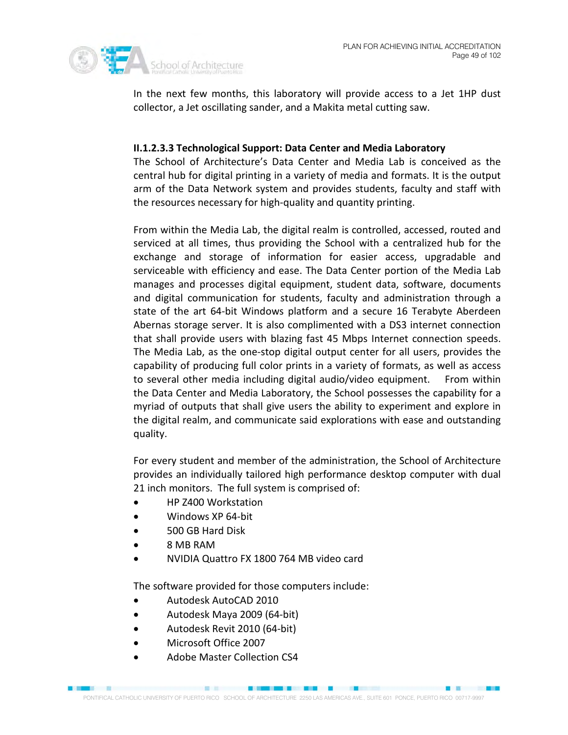In the next few months, this laboratory will provide access to a Jet 1HP dust collector, a Jet oscillating sander, and a Makita metal cutting saw.

### II.1.2.3.3 Technological Support: Data Center and Media Laboratory

The School of Architecture's Data Center and Media Lab is conceived as the central hub for digital printing in a variety of media and formats. It is the output arm of the Data Network system and provides students, faculty and staff with the resources necessary for high-quality and quantity printing.

From within the Media Lab, the digital realm is controlled, accessed, routed and serviced at all times, thus providing the School with a centralized hub for the exchange and storage of information for easier access, upgradable and serviceable with efficiency and ease. The Data Center portion of the Media Lab manages and processes digital equipment, student data, software, documents and digital communication for students, faculty and administration through a state of the art 64-bit Windows platform and a secure 16 Terabyte Aberdeen Abernas storage server. It is also complimented with a DS3 internet connection that shall provide users with blazing fast 45 Mbps Internet connection speeds. The Media Lab, as the one-stop digital output center for all users, provides the capability of producing full color prints in a variety of formats, as well as access to several other media including digital audio/video equipment. From within the Data Center and Media Laboratory, the School possesses the capability for a myriad of outputs that shall give users the ability to experiment and explore in the digital realm, and communicate said explorations with ease and outstanding quality.

For every student and member of the administration, the School of Architecture provides an individually tailored high performance desktop computer with dual 21 inch monitors. The full system is comprised of:

- HP Z400 Workstation
- Windows XP 64-bit
- 500 GB Hard Disk
- 8 MB RAM
- NVIDIA Quattro FX 1800 764 MB video card

The software provided for those computers include:

- Autodesk AutoCAD 2010
- Autodesk Maya 2009 (64-bit)
- Autodesk Revit 2010 (64-bit)
- Microsoft Office 2007
- Adobe Master Collection CS4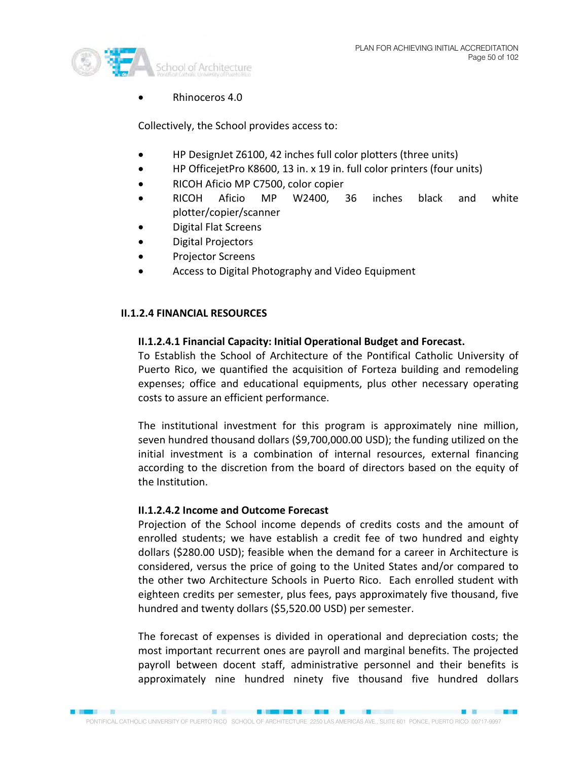- Rhinoceros 4.0

Collectively, the School provides access to:

- HP DesignJet Z6100, 42 inches full color plotters (three units)
- HP OfficejetPro K8600, 13 in. x 19 in. full color printers (four units)
- RICOH Aficio MP C7500, color copier
- RICOH Aficio MP W2400, 36 inches black and white plotter/copier/scanner
- Digital Flat Screens
- Digital Projectors
- Projector Screens
- Access to Digital Photography and Video Equipment

## II.1.2.4 FINANCIAL RESOURCES

### II.1.2.4.1 Financial Capacity: Initial Operational Budget and Forecast.

To Establish the School of Architecture of the Pontifical Catholic University of Puerto Rico, we quantified the acquisition of Forteza building and remodeling expenses; office and educational equipments, plus other necessary operating costs to assure an efficient performance.

The institutional investment for this program is approximately nine million, seven hundred thousand dollars ($9,700,000.00 USD); the funding utilized on the initial investment is a combination of internal resources, external financing according to the discretion from the board of directors based on the equity of the Institution.

### II.1.2.4.2 Income and Outcome Forecast

Projection of the School income depends of credits costs and the amount of enrolled students; we have establish a credit fee of two hundred and eighty dollars ($280.00 USD); feasible when the demand for a career in Architecture is considered, versus the price of going to the United States and/or compared to the other two Architecture Schools in Puerto Rico. Each enrolled student with eighteen credits per semester, plus fees, pays approximately five thousand, five hundred and twenty dollars ($5,520.00 USD) per semester.

The forecast of expenses is divided in operational and depreciation costs; the most important recurrent ones are payroll and marginal benefits. The projected payroll between docent staff, administrative personnel and their benefits is approximately nine hundred ninety five thousand five hundred dollars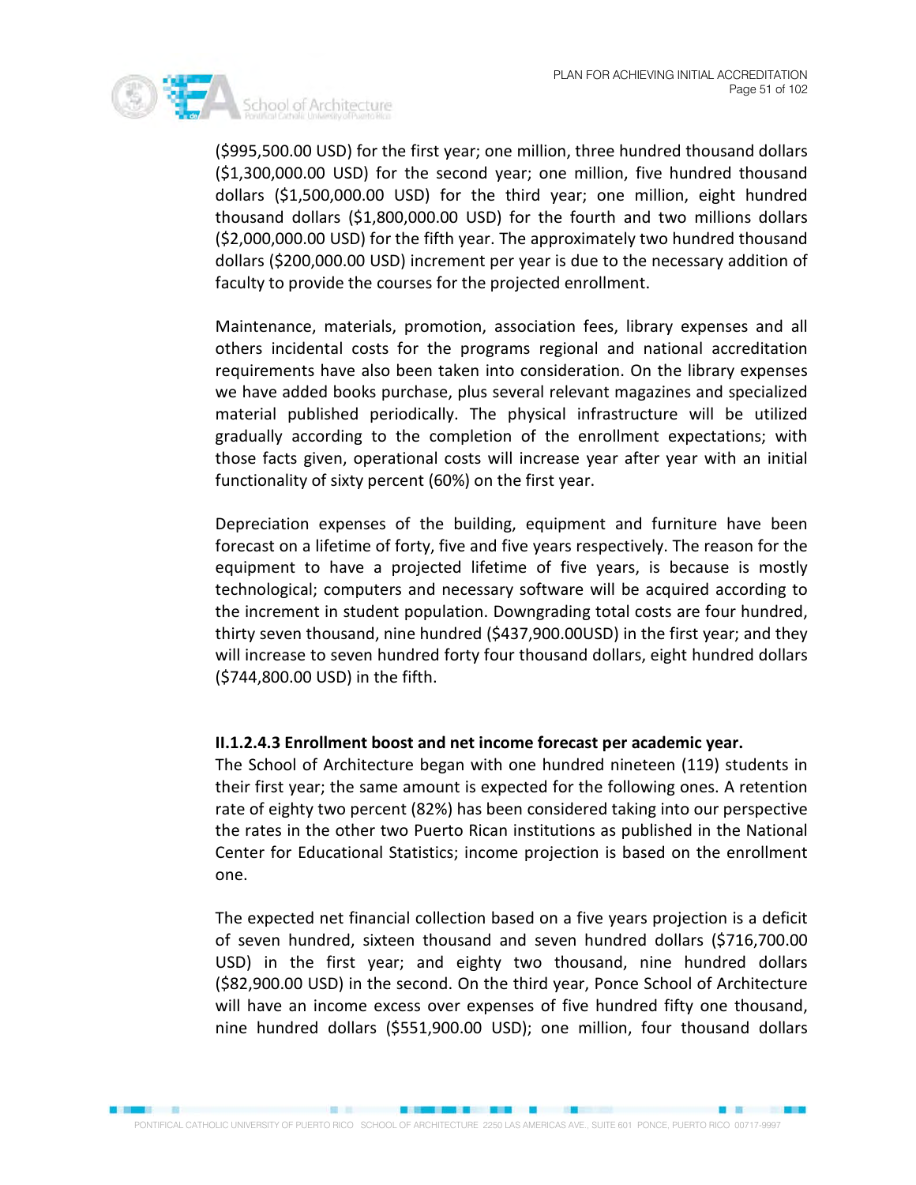($995,500.00 USD) for the first year; one million, three hundred thousand dollars ($1,300,000.00 USD) for the second year; one million, five hundred thousand dollars ($1,500,000.00 USD) for the third year; one million, eight hundred thousand dollars ($1,800,000.00 USD) for the fourth and two millions dollars ($2,000,000.00 USD) for the fifth year. The approximately two hundred thousand dollars ($200,000.00 USD) increment per year is due to the necessary addition of faculty to provide the courses for the projected enrollment.

Maintenance, materials, promotion, association fees, library expenses and all others incidental costs for the programs regional and national accreditation requirements have also been taken into consideration. On the library expenses we have added books purchase, plus several relevant magazines and specialized material published periodically. The physical infrastructure will be utilized gradually according to the completion of the enrollment expectations; with those facts given, operational costs will increase year after year with an initial functionality of sixty percent (60%) on the first year.

Depreciation expenses of the building, equipment and furniture have been forecast on a lifetime of forty, five and five years respectively. The reason for the equipment to have a projected lifetime of five years, is because is mostly technological; computers and necessary software will be acquired according to the increment in student population. Downgrading total costs are four hundred, thirty seven thousand, nine hundred ($437,900.00USD) in the first year; and they will increase to seven hundred forty four thousand dollars, eight hundred dollars ($744,800.00 USD) in the fifth.

#### II.1.2.4.3 Enrollment boost and net income forecast per academic year.

The School of Architecture began with one hundred nineteen (119) students in their first year; the same amount is expected for the following ones. A retention rate of eighty two percent (82%) has been considered taking into our perspective the rates in the other two Puerto Rican institutions as published in the National Center for Educational Statistics; income projection is based on the enrollment one.

The expected net financial collection based on a five years projection is a deficit of seven hundred, sixteen thousand and seven hundred dollars ($716,700.00 USD) in the first year; and eighty two thousand, nine hundred dollars ($82,900.00 USD) in the second. On the third year, Ponce School of Architecture will have an income excess over expenses of five hundred fifty one thousand, nine hundred dollars ($551,900.00 USD); one million, four thousand dollars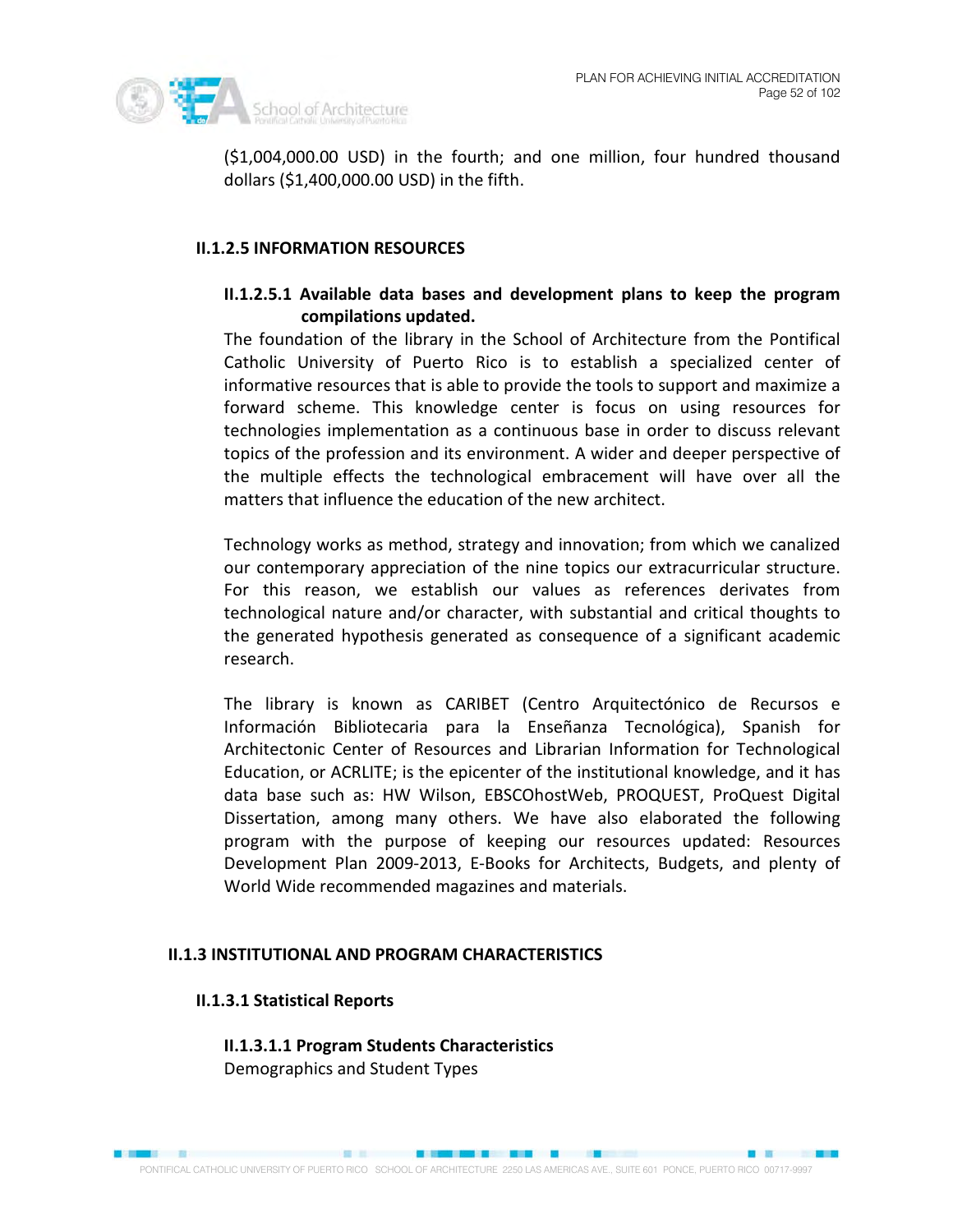($1,004,000.00 USD) in the fourth; and one million, four hundred thousand dollars ($1,400,000.00 USD) in the fifth.

### II.1.2.5 INFORMATION RESOURCES

#### II.1.2.5.1 Available data bases and development plans to keep the program compilations updated.

The foundation of the library in the School of Architecture from the Pontifical Catholic University of Puerto Rico is to establish a specialized center of informative resources that is able to provide the tools to support and maximize a forward scheme. This knowledge center is focus on using resources for technologies implementation as a continuous base in order to discuss relevant topics of the profession and its environment. A wider and deeper perspective of the multiple effects the technological embracement will have over all the matters that influence the education of the new architect.

Technology works as method, strategy and innovation; from which we canalized our contemporary appreciation of the nine topics our extracurricular structure. For this reason, we establish our values as references derivates from technological nature and/or character, with substantial and critical thoughts to the generated hypothesis generated as consequence of a significant academic research.

The library is known as CARIBET (Centro Arquitectónico de Recursos e Información Bibliotecaria para la Enseñanza Tecnológica), Spanish for Architectonic Center of Resources and Librarian Information for Technological Education, or ACRLITE; is the epicenter of the institutional knowledge, and it has data base such as: HW Wilson, EBSCOhostWeb, PROQUEST, ProQuest Digital Dissertation, among many others. We have also elaborated the following program with the purpose of keeping our resources updated: Resources Development Plan 2009-2013, E-Books for Architects, Budgets, and plenty of World Wide recommended magazines and materials.

## II.1.3 INSTITUTIONAL AND PROGRAM CHARACTERISTICS

### II.1.3.1 Statistical Reports

#### II.1.3.1.1 Program Students Characteristics

Demographics and Student Types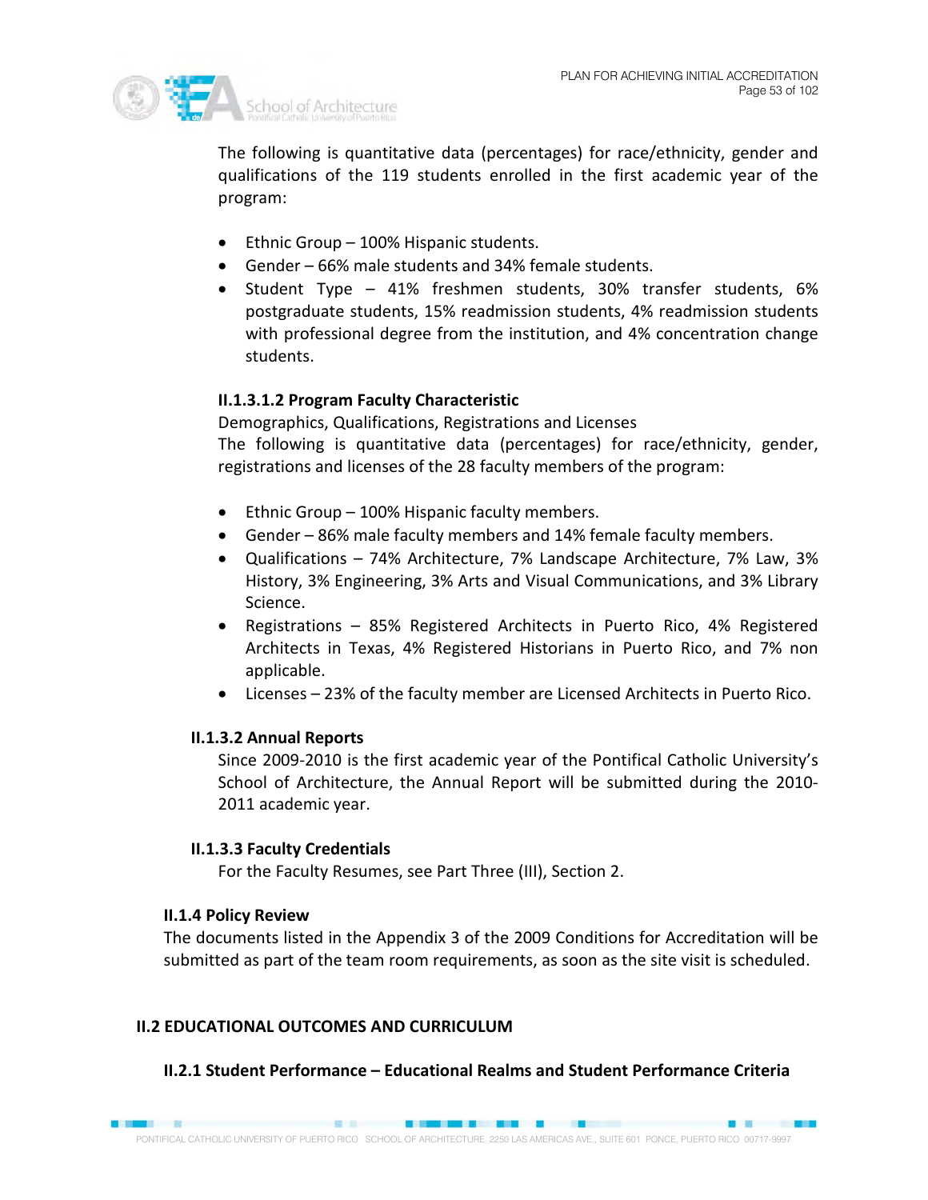The following is quantitative data (percentages) for race/ethnicity, gender and qualifications of the 119 students enrolled in the first academic year of the program:

- Ethnic Group – 100% Hispanic students.
- Gender – 66% male students and 34% female students.
- Student Type – 41% freshmen students, 30% transfer students, 6% postgraduate students, 15% readmission students, 4% readmission students with professional degree from the institution, and 4% concentration change students.

#### II.1.3.1.2 Program Faculty Characteristic

Demographics, Qualifications, Registrations and Licenses

The following is quantitative data (percentages) for race/ethnicity, gender, registrations and licenses of the 28 faculty members of the program:

- Ethnic Group – 100% Hispanic faculty members.
- Gender – 86% male faculty members and 14% female faculty members.
- Qualifications – 74% Architecture, 7% Landscape Architecture, 7% Law, 3% History, 3% Engineering, 3% Arts and Visual Communications, and 3% Library Science.
- Registrations – 85% Registered Architects in Puerto Rico, 4% Registered Architects in Texas, 4% Registered Historians in Puerto Rico, and 7% non applicable.
- Licenses – 23% of the faculty member are Licensed Architects in Puerto Rico.

### II.1.3.2 Annual Reports

Since 2009-2010 is the first academic year of the Pontifical Catholic University's School of Architecture, the Annual Report will be submitted during the 2010-2011 academic year.

### II.1.3.3 Faculty Credentials

For the Faculty Resumes, see Part Three (III), Section 2.

### II.1.4 Policy Review

The documents listed in the Appendix 3 of the 2009 Conditions for Accreditation will be submitted as part of the team room requirements, as soon as the site visit is scheduled.

## II.2 EDUCATIONAL OUTCOMES AND CURRICULUM

### II.2.1 Student Performance – Educational Realms and Student Performance Criteria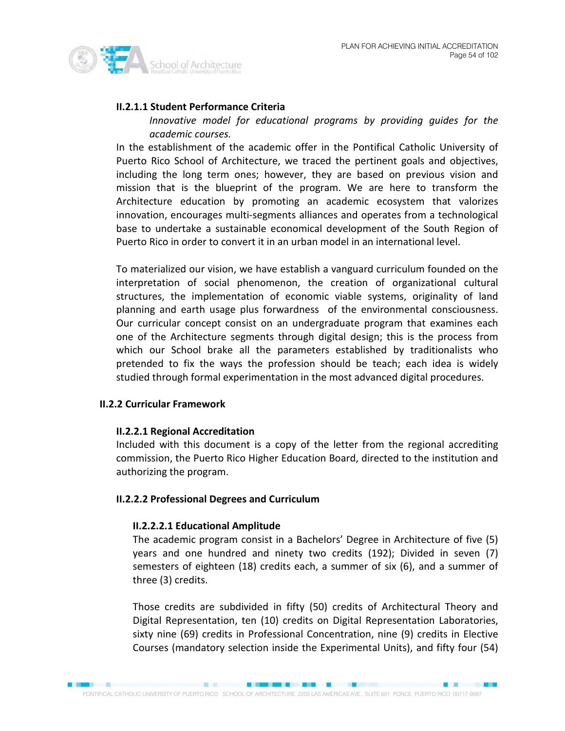#### II.2.1.1 Student Performance Criteria

*Innovative model for educational programs by providing guides for the academic courses.*

In the establishment of the academic offer in the Pontifical Catholic University of Puerto Rico School of Architecture, we traced the pertinent goals and objectives, including the long term ones; however, they are based on previous vision and mission that is the blueprint of the program. We are here to transform the Architecture education by promoting an academic ecosystem that valorizes innovation, encourages multi-segments alliances and operates from a technological base to undertake a sustainable economical development of the South Region of Puerto Rico in order to convert it in an urban model in an international level.

To materialized our vision, we have establish a vanguard curriculum founded on the interpretation of social phenomenon, the creation of organizational cultural structures, the implementation of economic viable systems, originality of land planning and earth usage plus forwardness of the environmental consciousness. Our curricular concept consist on an undergraduate program that examines each one of the Architecture segments through digital design; this is the process from which our School brake all the parameters established by traditionalists who pretended to fix the ways the profession should be teach; each idea is widely studied through formal experimentation in the most advanced digital procedures.

### II.2.2 Curricular Framework

#### II.2.2.1 Regional Accreditation

Included with this document is a copy of the letter from the regional accrediting commission, the Puerto Rico Higher Education Board, directed to the institution and authorizing the program.

#### II.2.2.2 Professional Degrees and Curriculum

##### II.2.2.2.1 Educational Amplitude

The academic program consist in a Bachelors' Degree in Architecture of five (5) years and one hundred and ninety two credits (192); Divided in seven (7) semesters of eighteen (18) credits each, a summer of six (6), and a summer of three (3) credits.

Those credits are subdivided in fifty (50) credits of Architectural Theory and Digital Representation, ten (10) credits on Digital Representation Laboratories, sixty nine (69) credits in Professional Concentration, nine (9) credits in Elective Courses (mandatory selection inside the Experimental Units), and fifty four (54)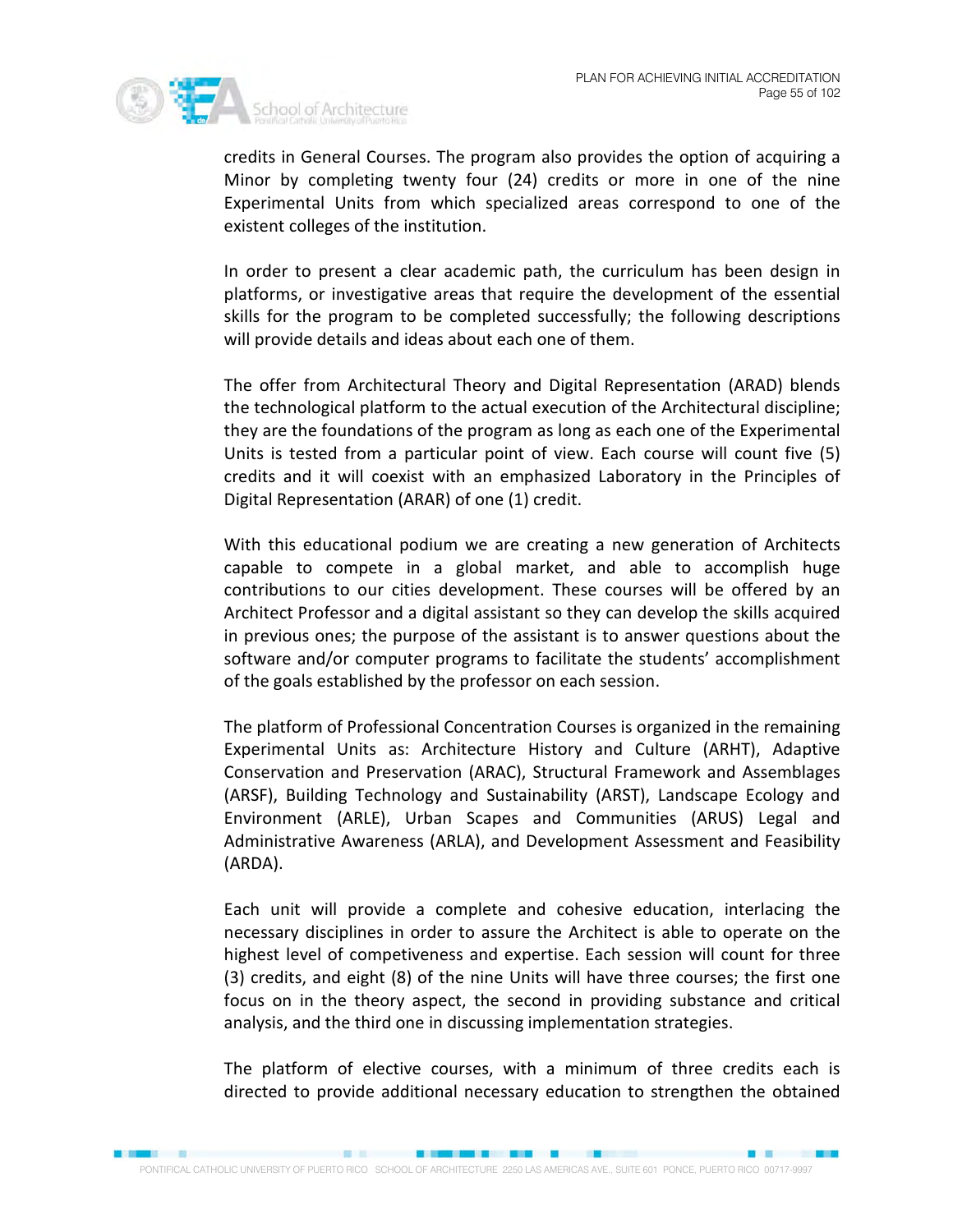credits in General Courses. The program also provides the option of acquiring a Minor by completing twenty four (24) credits or more in one of the nine Experimental Units from which specialized areas correspond to one of the existent colleges of the institution.

In order to present a clear academic path, the curriculum has been design in platforms, or investigative areas that require the development of the essential skills for the program to be completed successfully; the following descriptions will provide details and ideas about each one of them.

The offer from Architectural Theory and Digital Representation (ARAD) blends the technological platform to the actual execution of the Architectural discipline; they are the foundations of the program as long as each one of the Experimental Units is tested from a particular point of view. Each course will count five (5) credits and it will coexist with an emphasized Laboratory in the Principles of Digital Representation (ARAR) of one (1) credit.

With this educational podium we are creating a new generation of Architects capable to compete in a global market, and able to accomplish huge contributions to our cities development. These courses will be offered by an Architect Professor and a digital assistant so they can develop the skills acquired in previous ones; the purpose of the assistant is to answer questions about the software and/or computer programs to facilitate the students' accomplishment of the goals established by the professor on each session.

The platform of Professional Concentration Courses is organized in the remaining Experimental Units as: Architecture History and Culture (ARHT), Adaptive Conservation and Preservation (ARAC), Structural Framework and Assemblages (ARSF), Building Technology and Sustainability (ARST), Landscape Ecology and Environment (ARLE), Urban Scapes and Communities (ARUS) Legal and Administrative Awareness (ARLA), and Development Assessment and Feasibility (ARDA).

Each unit will provide a complete and cohesive education, interlacing the necessary disciplines in order to assure the Architect is able to operate on the highest level of competiveness and expertise. Each session will count for three (3) credits, and eight (8) of the nine Units will have three courses; the first one focus on in the theory aspect, the second in providing substance and critical analysis, and the third one in discussing implementation strategies.

The platform of elective courses, with a minimum of three credits each is directed to provide additional necessary education to strengthen the obtained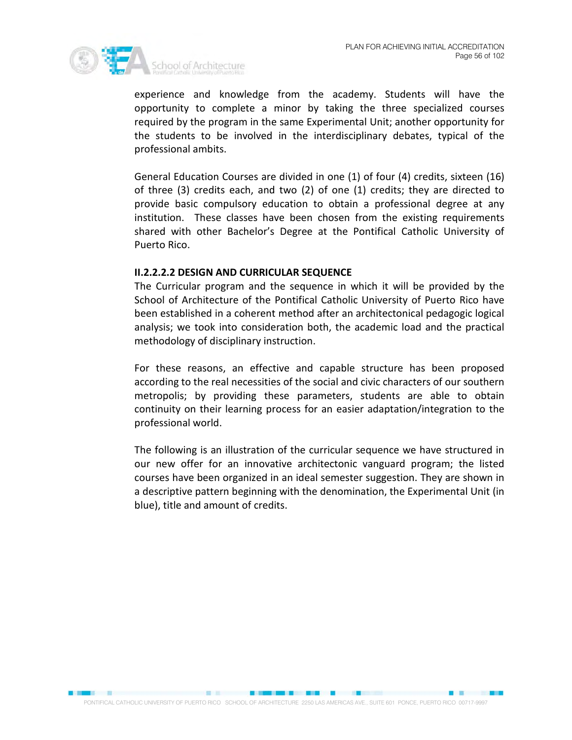experience and knowledge from the academy. Students will have the opportunity to complete a minor by taking the three specialized courses required by the program in the same Experimental Unit; another opportunity for the students to be involved in the interdisciplinary debates, typical of the professional ambits.

General Education Courses are divided in one (1) of four (4) credits, sixteen (16) of three (3) credits each, and two (2) of one (1) credits; they are directed to provide basic compulsory education to obtain a professional degree at any institution. These classes have been chosen from the existing requirements shared with other Bachelor's Degree at the Pontifical Catholic University of Puerto Rico.

#### II.2.2.2.2 DESIGN AND CURRICULAR SEQUENCE

The Curricular program and the sequence in which it will be provided by the School of Architecture of the Pontifical Catholic University of Puerto Rico have been established in a coherent method after an architectonical pedagogic logical analysis; we took into consideration both, the academic load and the practical methodology of disciplinary instruction.

For these reasons, an effective and capable structure has been proposed according to the real necessities of the social and civic characters of our southern metropolis; by providing these parameters, students are able to obtain continuity on their learning process for an easier adaptation/integration to the professional world.

The following is an illustration of the curricular sequence we have structured in our new offer for an innovative architectonic vanguard program; the listed courses have been organized in an ideal semester suggestion. They are shown in a descriptive pattern beginning with the denomination, the Experimental Unit (in blue), title and amount of credits.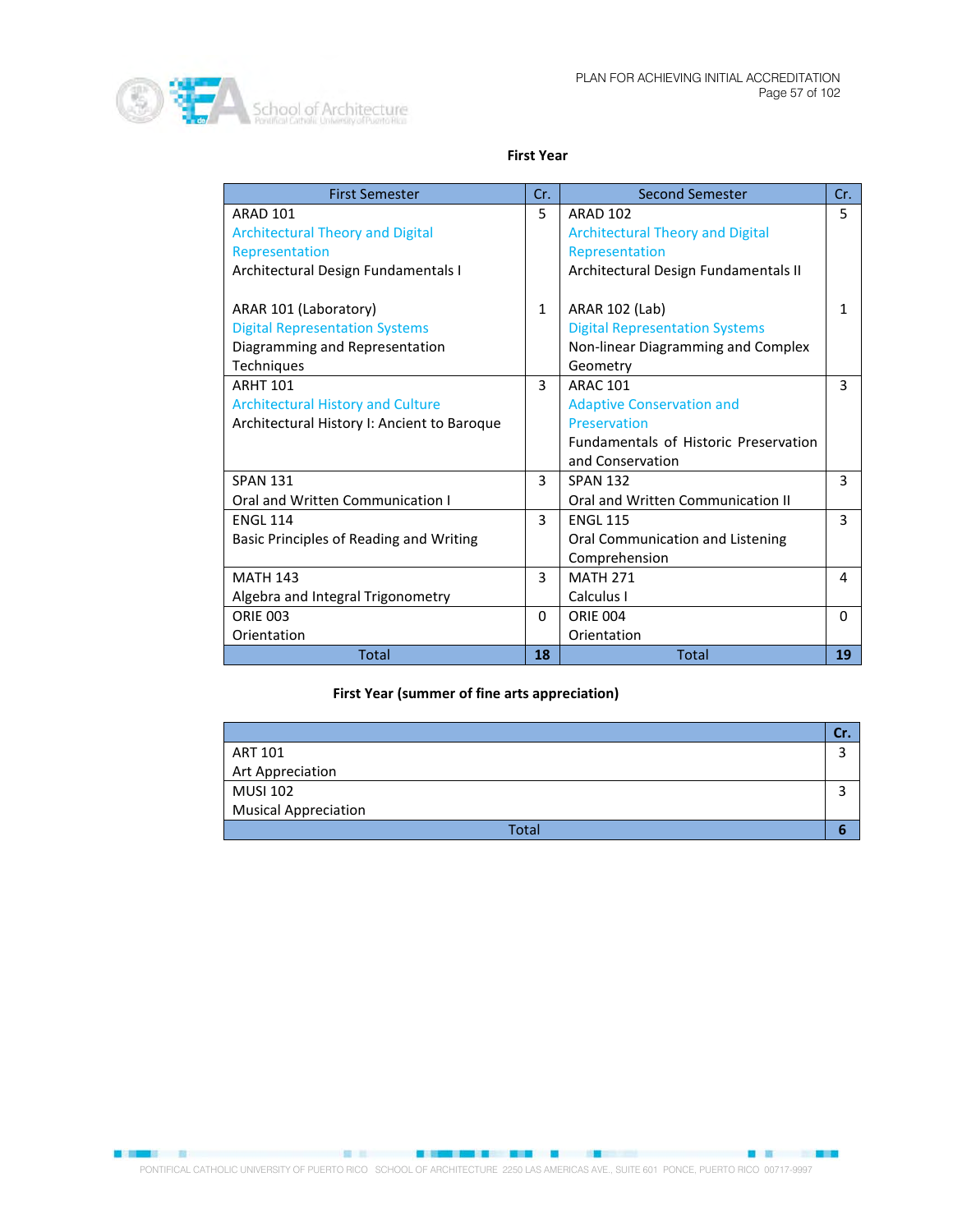**First Year**

| First Semester | Cr. | Second Semester | Cr. |
|---|---|---|---|
| ARAD 101<br>Architectural Theory and Digital Representation<br>Architectural Design Fundamentals I<br><br>ARAR 101 (Laboratory)<br>Digital Representation Systems<br>Diagramming and Representation Techniques | 5<br><br><br><br>1 | ARAD 102<br>Architectural Theory and Digital Representation<br>Architectural Design Fundamentals II<br><br>ARAR 102 (Lab)<br>Digital Representation Systems<br>Non-linear Diagramming and Complex Geometry | 5<br><br><br><br>1 |
| ARHT 101<br>Architectural History and Culture<br>Architectural History I: Ancient to Baroque | 3 | ARAC 101<br>Adaptive Conservation and Preservation<br>Fundamentals of Historic Preservation and Conservation | 3 |
| SPAN 131<br>Oral and Written Communication I | 3 | SPAN 132<br>Oral and Written Communication II | 3 |
| ENGL 114<br>Basic Principles of Reading and Writing | 3 | ENGL 115<br>Oral Communication and Listening Comprehension | 3 |
| MATH 143<br>Algebra and Integral Trigonometry | 3 | MATH 271<br>Calculus I | 4 |
| ORIE 003<br>Orientation | 0 | ORIE 004<br>Orientation | 0 |
| Total | **18** | Total | **19** |

**First Year (summer of fine arts appreciation)**

| | **Cr.** |
|---|---|
| ART 101<br>Art Appreciation | 3 |
| MUSI 102<br>Musical Appreciation | 3 |
| Total | **6** |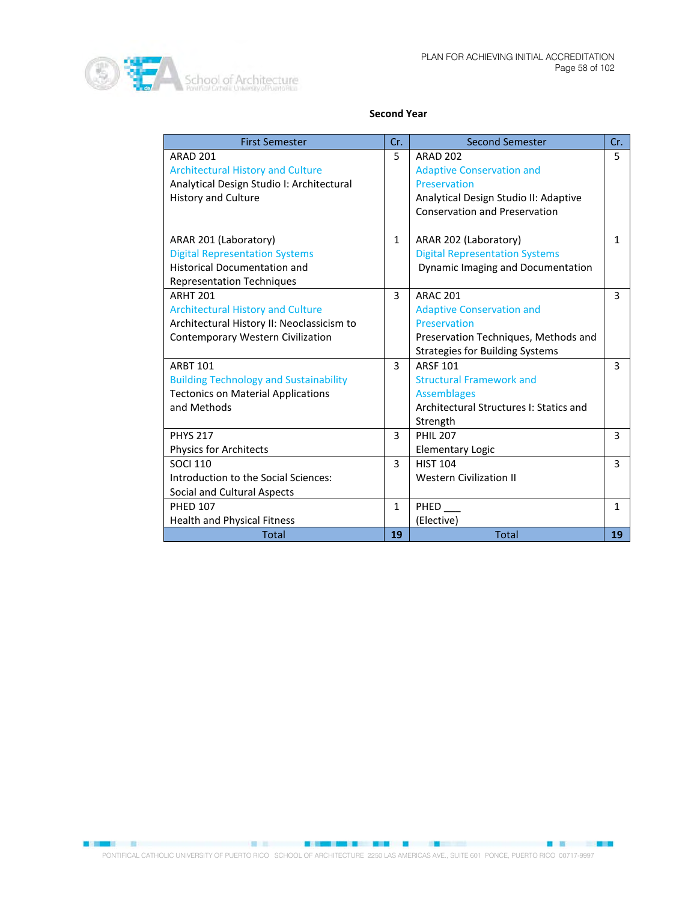**Second Year**

| First Semester | Cr. | Second Semester | Cr. |
|---|---|---|---|
| ARAD 201<br>Architectural History and Culture<br>Analytical Design Studio I: Architectural History and Culture<br><br>ARAR 201 (Laboratory)<br>Digital Representation Systems<br>Historical Documentation and Representation Techniques | 5<br><br><br><br><br>1 | ARAD 202<br>Adaptive Conservation and Preservation<br>Analytical Design Studio II: Adaptive Conservation and Preservation<br><br>ARAR 202 (Laboratory)<br>Digital Representation Systems<br>Dynamic Imaging and Documentation | 5<br><br><br><br><br>1 |
| ARHT 201<br>Architectural History and Culture<br>Architectural History II: Neoclassicism to Contemporary Western Civilization | 3 | ARAC 201<br>Adaptive Conservation and Preservation<br>Preservation Techniques, Methods and Strategies for Building Systems | 3 |
| ARBT 101<br>Building Technology and Sustainability<br>Tectonics on Material Applications and Methods | 3 | ARSF 101<br>Structural Framework and Assemblages<br>Architectural Structures I: Statics and Strength | 3 |
| PHYS 217<br>Physics for Architects | 3 | PHIL 207<br>Elementary Logic | 3 |
| SOCI 110<br>Introduction to the Social Sciences: Social and Cultural Aspects | 3 | HIST 104<br>Western Civilization II | 3 |
| PHED 107<br>Health and Physical Fitness | 1 | PHED ___<br>(Elective) | 1 |
| Total | **19** | Total | **19** |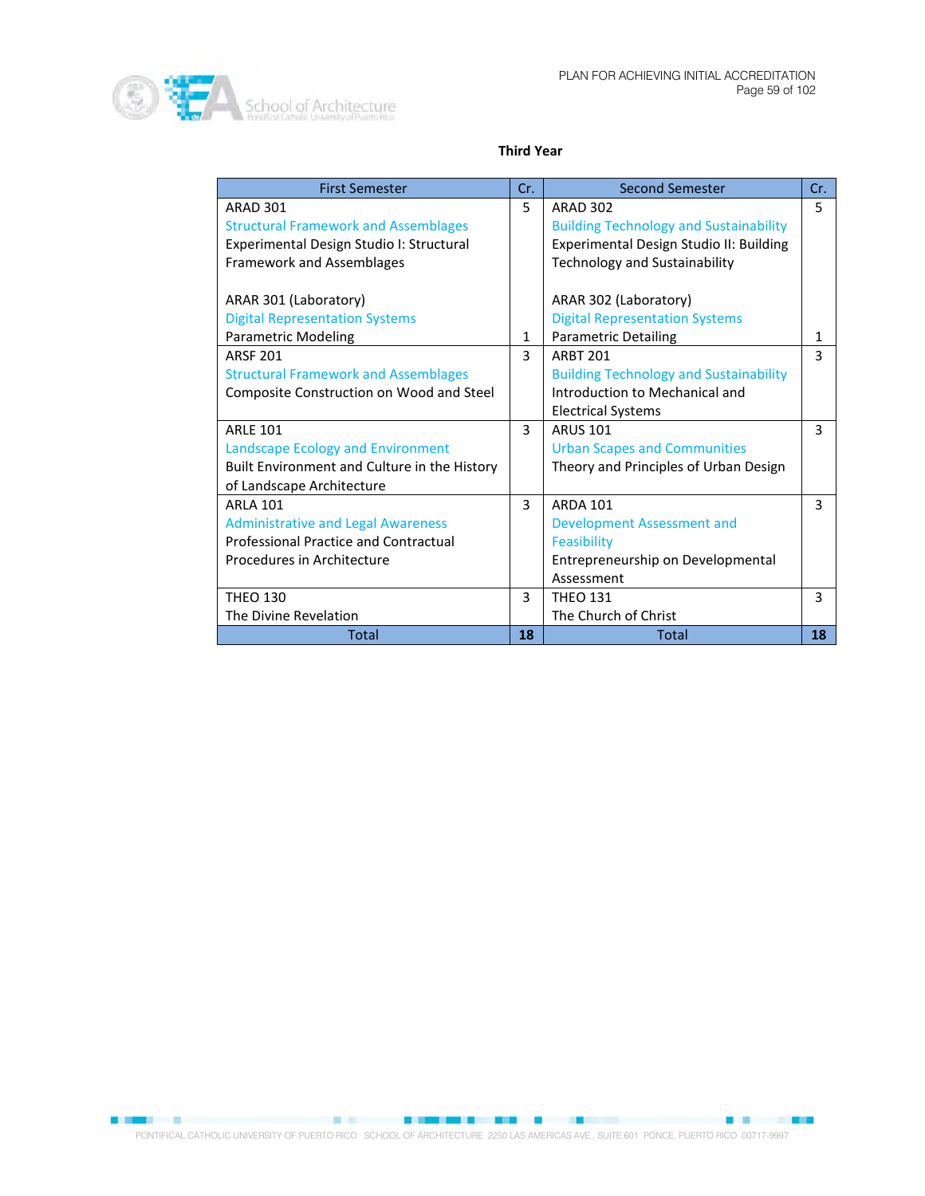**Third Year**

| First Semester | Cr. | Second Semester | Cr. |
|---|---|---|---|
| ARAD 301<br>Structural Framework and Assemblages<br>Experimental Design Studio I: Structural Framework and Assemblages<br><br>ARAR 301 (Laboratory)<br>Digital Representation Systems<br>Parametric Modeling | 5<br><br><br><br><br><br><br>1 | ARAD 302<br>Building Technology and Sustainability<br>Experimental Design Studio II: Building Technology and Sustainability<br><br>ARAR 302 (Laboratory)<br>Digital Representation Systems<br>Parametric Detailing | 5<br><br><br><br><br><br><br>1 |
| ARSF 201<br>Structural Framework and Assemblages<br>Composite Construction on Wood and Steel | 3 | ARBT 201<br>Building Technology and Sustainability<br>Introduction to Mechanical and Electrical Systems | 3 |
| ARLE 101<br>Landscape Ecology and Environment<br>Built Environment and Culture in the History of Landscape Architecture | 3 | ARUS 101<br>Urban Scapes and Communities<br>Theory and Principles of Urban Design | 3 |
| ARLA 101<br>Administrative and Legal Awareness<br>Professional Practice and Contractual Procedures in Architecture | 3 | ARDA 101<br>Development Assessment and Feasibility<br>Entrepreneurship on Developmental Assessment | 3 |
| THEO 130<br>The Divine Revelation | 3 | THEO 131<br>The Church of Christ | 3 |
| Total | **18** | Total | **18** |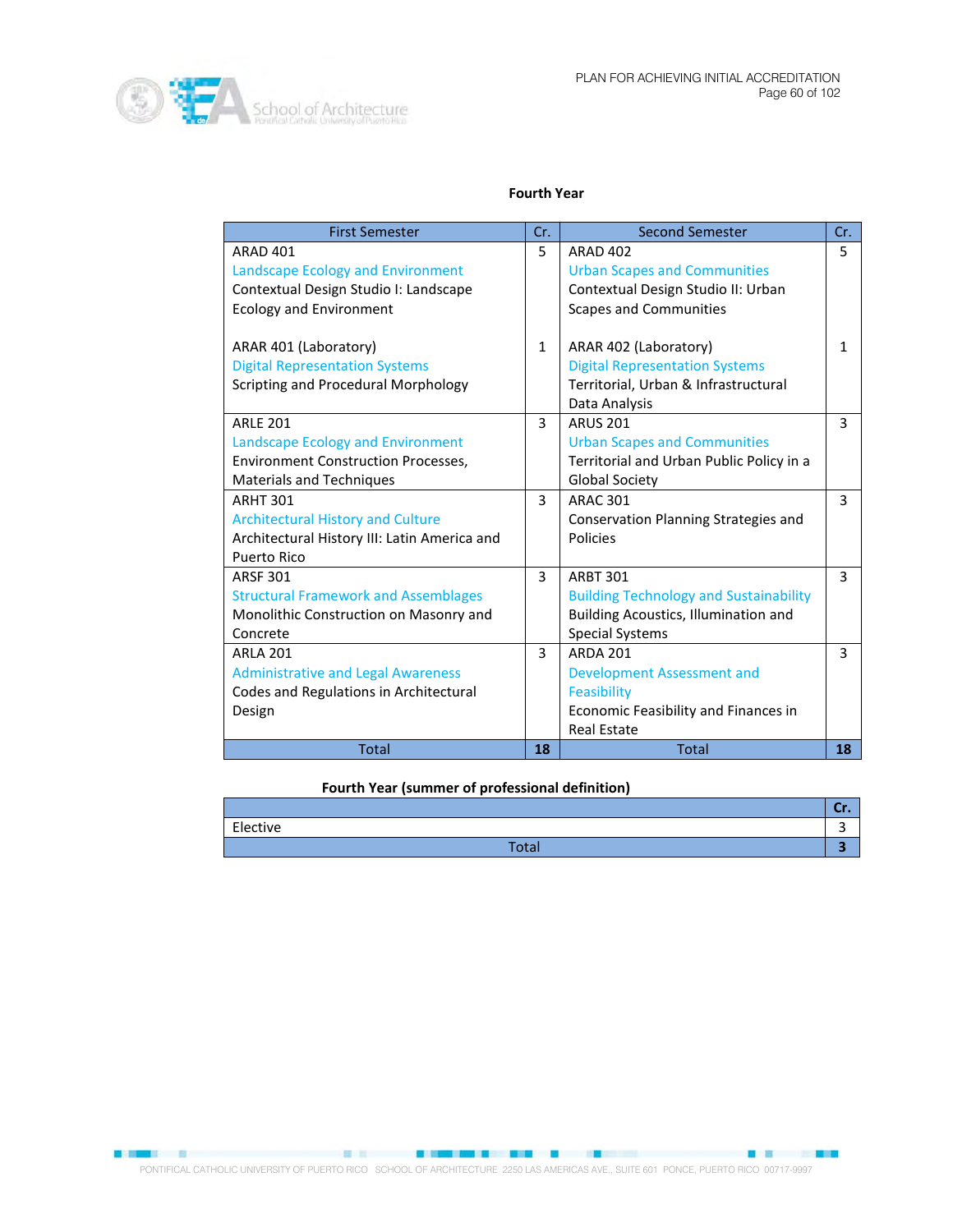**Fourth Year**

| First Semester | Cr. | Second Semester | Cr. |
|---|---|---|---|
| ARAD 401<br>Landscape Ecology and Environment<br>Contextual Design Studio I: Landscape Ecology and Environment<br><br>ARAR 401 (Laboratory)<br>Digital Representation Systems<br>Scripting and Procedural Morphology | 5<br><br><br><br><br>1 | ARAD 402<br>Urban Scapes and Communities<br>Contextual Design Studio II: Urban Scapes and Communities<br><br>ARAR 402 (Laboratory)<br>Digital Representation Systems<br>Territorial, Urban & Infrastructural Data Analysis | 5<br><br><br><br><br>1 |
| ARLE 201<br>Landscape Ecology and Environment<br>Environment Construction Processes, Materials and Techniques | 3 | ARUS 201<br>Urban Scapes and Communities<br>Territorial and Urban Public Policy in a Global Society | 3 |
| ARHT 301<br>Architectural History and Culture<br>Architectural History III: Latin America and Puerto Rico | 3 | ARAC 301<br>Conservation Planning Strategies and Policies | 3 |
| ARSF 301<br>Structural Framework and Assemblages<br>Monolithic Construction on Masonry and Concrete | 3 | ARBT 301<br>Building Technology and Sustainability<br>Building Acoustics, Illumination and Special Systems | 3 |
| ARLA 201<br>Administrative and Legal Awareness<br>Codes and Regulations in Architectural Design | 3 | ARDA 201<br>Development Assessment and Feasibility<br>Economic Feasibility and Finances in Real Estate | 3 |
| Total | **18** | Total | **18** |

**Fourth Year (summer of professional definition)**

| | **Cr.** |
|---|---|
| Elective | 3 |
| Total | **3** |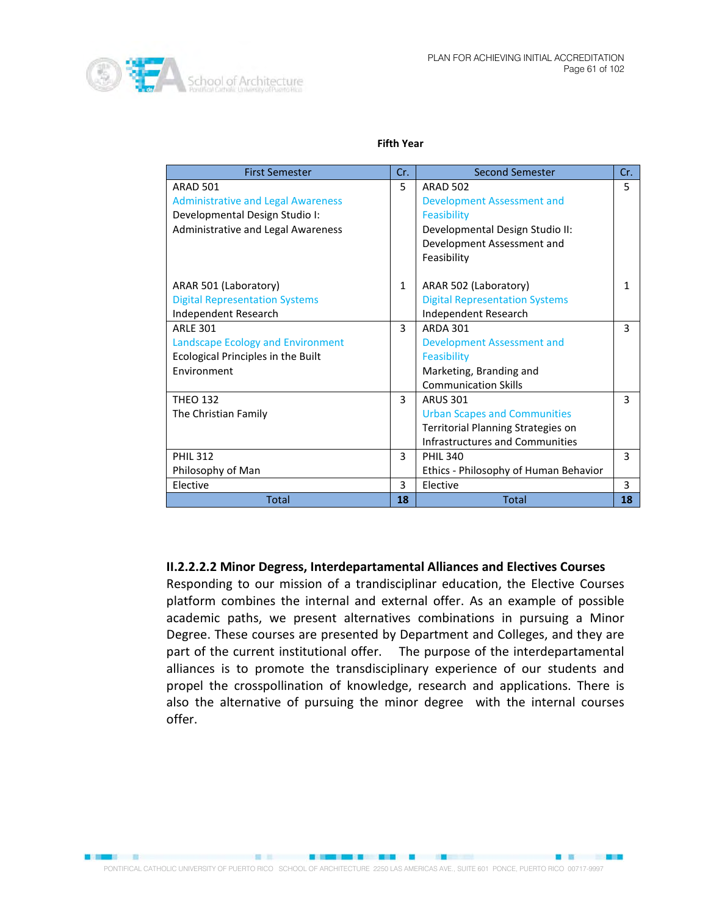**Fifth Year**

| First Semester | Cr. | Second Semester | Cr. |
|---|---|---|---|
| ARAD 501<br>Administrative and Legal Awareness<br>Developmental Design Studio I: Administrative and Legal Awareness | 5 | ARAD 502<br>Development Assessment and Feasibility<br>Developmental Design Studio II: Development Assessment and Feasibility | 5 |
| ARAR 501 (Laboratory)<br>Digital Representation Systems<br>Independent Research | 1 | ARAR 502 (Laboratory)<br>Digital Representation Systems<br>Independent Research | 1 |
| ARLE 301<br>Landscape Ecology and Environment<br>Ecological Principles in the Built Environment | 3 | ARDA 301<br>Development Assessment and Feasibility<br>Marketing, Branding and Communication Skills | 3 |
| THEO 132<br>The Christian Family | 3 | ARUS 301<br>Urban Scapes and Communities<br>Territorial Planning Strategies on Infrastructures and Communities | 3 |
| PHIL 312<br>Philosophy of Man | 3 | PHIL 340<br>Ethics - Philosophy of Human Behavior | 3 |
| Elective | 3 | Elective | 3 |
| Total | **18** | Total | **18** |

### II.2.2.2.2 Minor Degress, Interdepartamental Alliances and Electives Courses

Responding to our mission of a trandisciplinar education, the Elective Courses platform combines the internal and external offer. As an example of possible academic paths, we present alternatives combinations in pursuing a Minor Degree. These courses are presented by Department and Colleges, and they are part of the current institutional offer. The purpose of the interdepartamental alliances is to promote the transdisciplinary experience of our students and propel the crosspollination of knowledge, research and applications. There is also the alternative of pursuing the minor degree with the internal courses offer.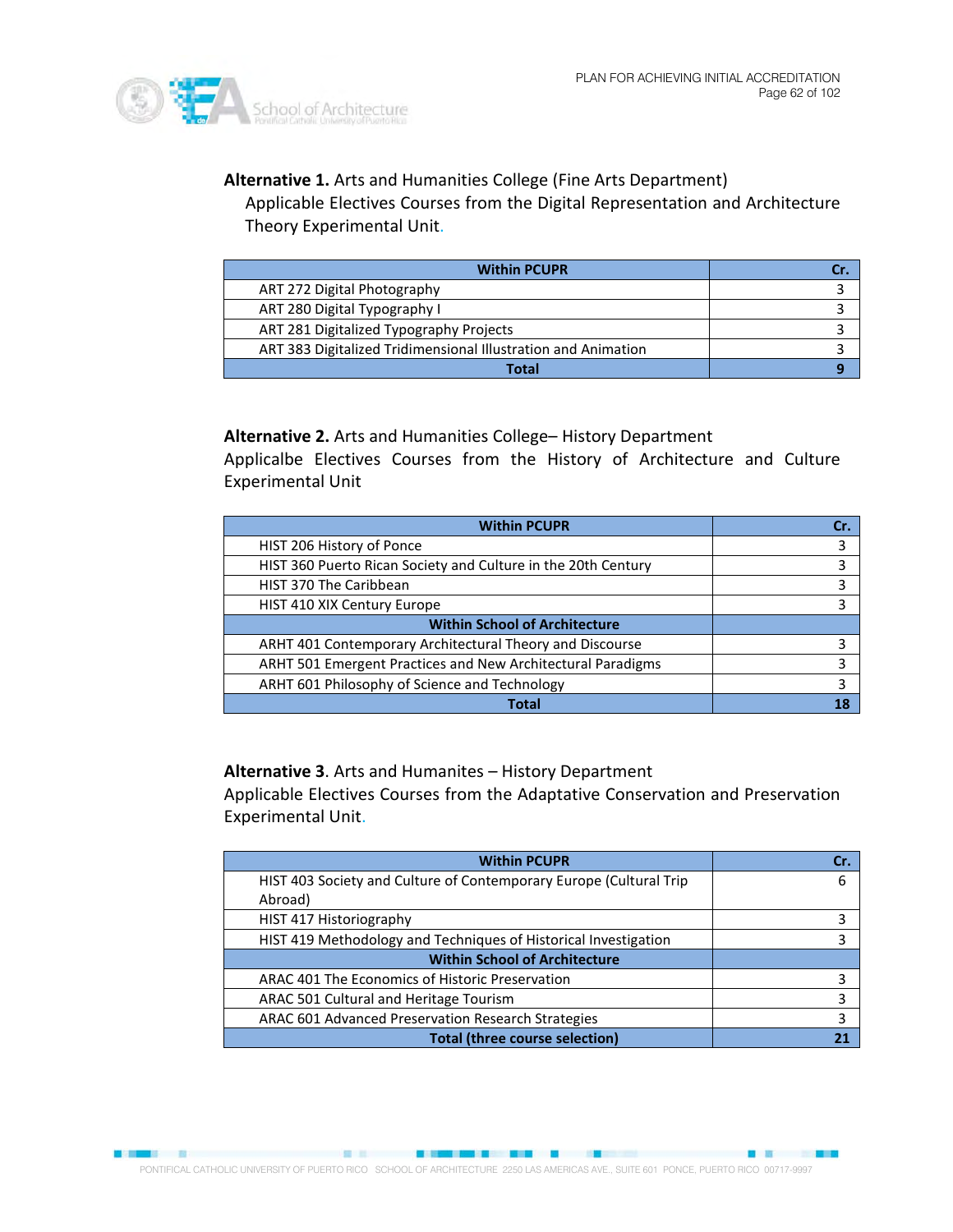**Alternative 1.** Arts and Humanities College (Fine Arts Department)

Applicable Electives Courses from the Digital Representation and Architecture Theory Experimental Unit.

| Within PCUPR | Cr. |
|---|---|
| ART 272 Digital Photography | 3 |
| ART 280 Digital Typography I | 3 |
| ART 281 Digitalized Typography Projects | 3 |
| ART 383 Digitalized Tridimensional Illustration and Animation | 3 |
| **Total** | **9** |

**Alternative 2.** Arts and Humanities College– History Department

Applicalbe Electives Courses from the History of Architecture and Culture Experimental Unit

| Within PCUPR | Cr. |
|---|---|
| HIST 206 History of Ponce | 3 |
| HIST 360 Puerto Rican Society and Culture in the 20th Century | 3 |
| HIST 370 The Caribbean | 3 |
| HIST 410 XIX Century Europe | 3 |
| **Within School of Architecture** | |
| ARHT 401 Contemporary Architectural Theory and Discourse | 3 |
| ARHT 501 Emergent Practices and New Architectural Paradigms | 3 |
| ARHT 601 Philosophy of Science and Technology | 3 |
| **Total** | **18** |

**Alternative 3**. Arts and Humanites – History Department

Applicable Electives Courses from the Adaptative Conservation and Preservation Experimental Unit.

| Within PCUPR | Cr. |
|---|---|
| HIST 403 Society and Culture of Contemporary Europe (Cultural Trip Abroad) | 6 |
| HIST 417 Historiography | 3 |
| HIST 419 Methodology and Techniques of Historical Investigation | 3 |
| **Within School of Architecture** | |
| ARAC 401 The Economics of Historic Preservation | 3 |
| ARAC 501 Cultural and Heritage Tourism | 3 |
| ARAC 601 Advanced Preservation Research Strategies | 3 |
| **Total (three course selection)** | **21** |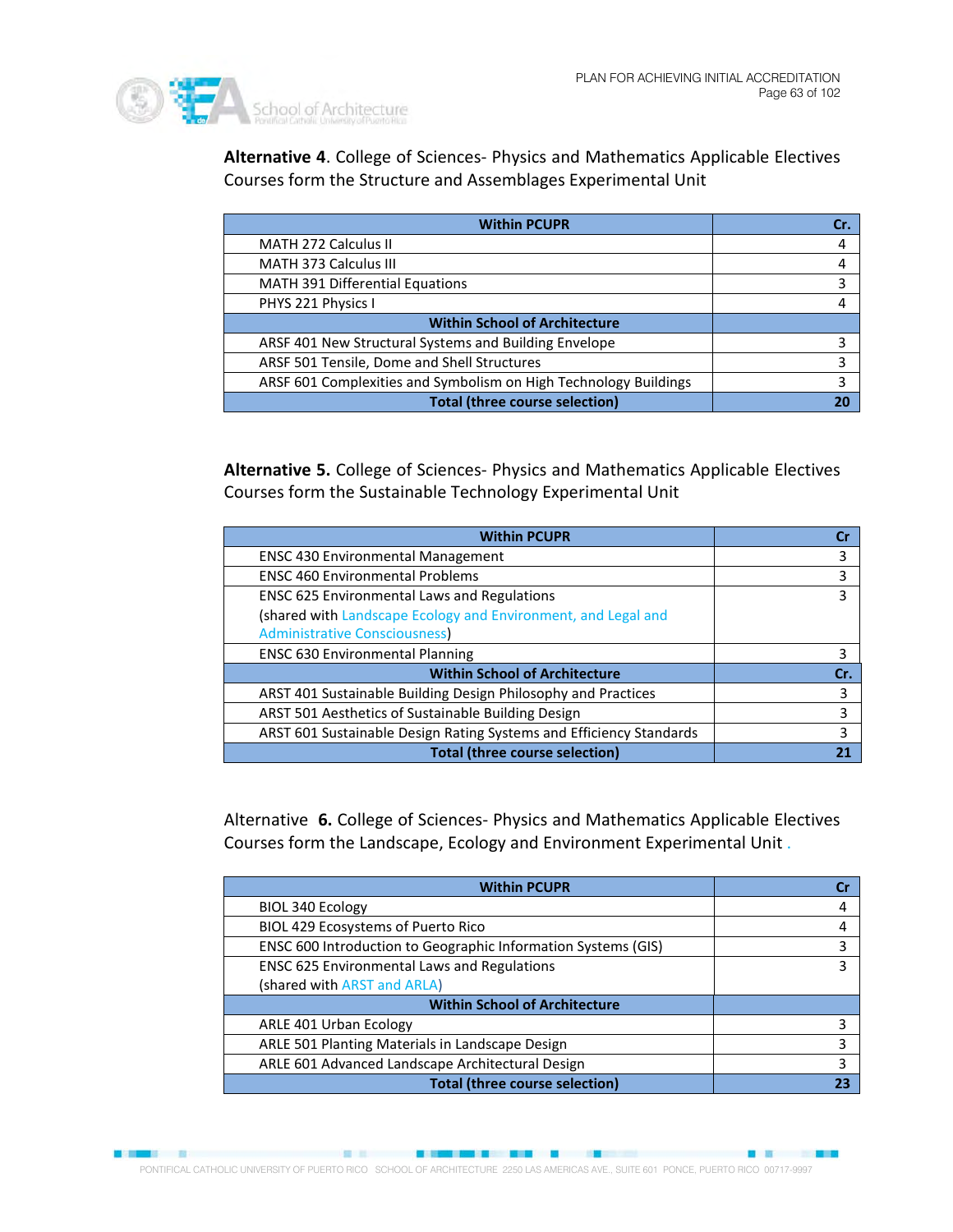**Alternative 4**. College of Sciences- Physics and Mathematics Applicable Electives Courses form the Structure and Assemblages Experimental Unit

| Within PCUPR | Cr. |
|---|---|
| MATH 272 Calculus II | 4 |
| MATH 373 Calculus III | 4 |
| MATH 391 Differential Equations | 3 |
| PHYS 221 Physics I | 4 |
| **Within School of Architecture** | |
| ARSF 401 New Structural Systems and Building Envelope | 3 |
| ARSF 501 Tensile, Dome and Shell Structures | 3 |
| ARSF 601 Complexities and Symbolism on High Technology Buildings | 3 |
| **Total (three course selection)** | **20** |

**Alternative 5.** College of Sciences- Physics and Mathematics Applicable Electives Courses form the Sustainable Technology Experimental Unit

| Within PCUPR | Cr |
|---|---|
| ENSC 430 Environmental Management | 3 |
| ENSC 460 Environmental Problems | 3 |
| ENSC 625 Environmental Laws and Regulations (shared with Landscape Ecology and Environment, and Legal and Administrative Consciousness) | 3 |
| ENSC 630 Environmental Planning | 3 |
| **Within School of Architecture** | **Cr.** |
| ARST 401 Sustainable Building Design Philosophy and Practices | 3 |
| ARST 501 Aesthetics of Sustainable Building Design | 3 |
| ARST 601 Sustainable Design Rating Systems and Efficiency Standards | 3 |
| **Total (three course selection)** | **21** |

Alternative **6.** College of Sciences- Physics and Mathematics Applicable Electives Courses form the Landscape, Ecology and Environment Experimental Unit .

| Within PCUPR | Cr |
|---|---|
| BIOL 340 Ecology | 4 |
| BIOL 429 Ecosystems of Puerto Rico | 4 |
| ENSC 600 Introduction to Geographic Information Systems (GIS) | 3 |
| ENSC 625 Environmental Laws and Regulations (shared with ARST and ARLA) | 3 |
| **Within School of Architecture** | |
| ARLE 401 Urban Ecology | 3 |
| ARLE 501 Planting Materials in Landscape Design | 3 |
| ARLE 601 Advanced Landscape Architectural Design | 3 |
| **Total (three course selection)** | **23** |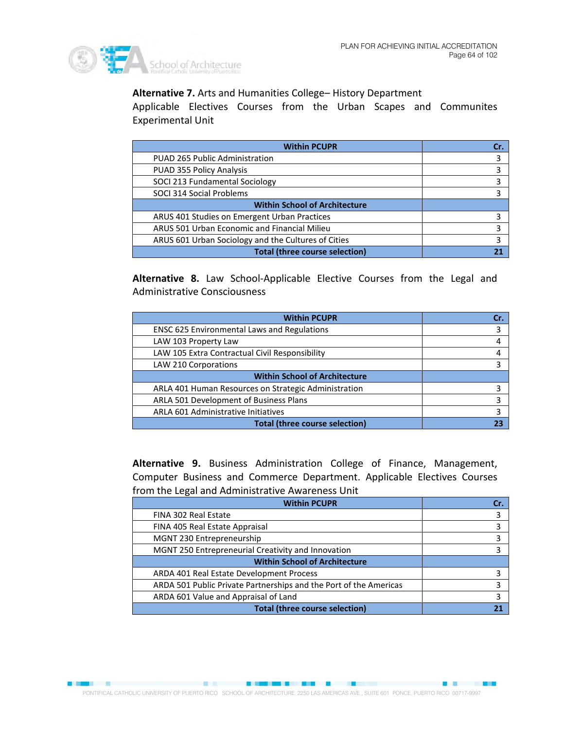**Alternative 7.** Arts and Humanities College– History Department Applicable Electives Courses from the Urban Scapes and Communites Experimental Unit

| Within PCUPR | Cr. |
|---|---|
| PUAD 265 Public Administration | 3 |
| PUAD 355 Policy Analysis | 3 |
| SOCI 213 Fundamental Sociology | 3 |
| SOCI 314 Social Problems | 3 |
| **Within School of Architecture** | |
| ARUS 401 Studies on Emergent Urban Practices | 3 |
| ARUS 501 Urban Economic and Financial Milieu | 3 |
| ARUS 601 Urban Sociology and the Cultures of Cities | 3 |
| **Total (three course selection)** | **21** |

**Alternative 8.** Law School-Applicable Elective Courses from the Legal and Administrative Consciousness

| Within PCUPR | Cr. |
|---|---|
| ENSC 625 Environmental Laws and Regulations | 3 |
| LAW 103 Property Law | 4 |
| LAW 105 Extra Contractual Civil Responsibility | 4 |
| LAW 210 Corporations | 3 |
| **Within School of Architecture** | |
| ARLA 401 Human Resources on Strategic Administration | 3 |
| ARLA 501 Development of Business Plans | 3 |
| ARLA 601 Administrative Initiatives | 3 |
| **Total (three course selection)** | **23** |

**Alternative 9.** Business Administration College of Finance, Management, Computer Business and Commerce Department. Applicable Electives Courses from the Legal and Administrative Awareness Unit

| Within PCUPR | Cr. |
|---|---|
| FINA 302 Real Estate | 3 |
| FINA 405 Real Estate Appraisal | 3 |
| MGNT 230 Entrepreneurship | 3 |
| MGNT 250 Entrepreneurial Creativity and Innovation | 3 |
| **Within School of Architecture** | |
| ARDA 401 Real Estate Development Process | 3 |
| ARDA 501 Public Private Partnerships and the Port of the Americas | 3 |
| ARDA 601 Value and Appraisal of Land | 3 |
| **Total (three course selection)** | **21** |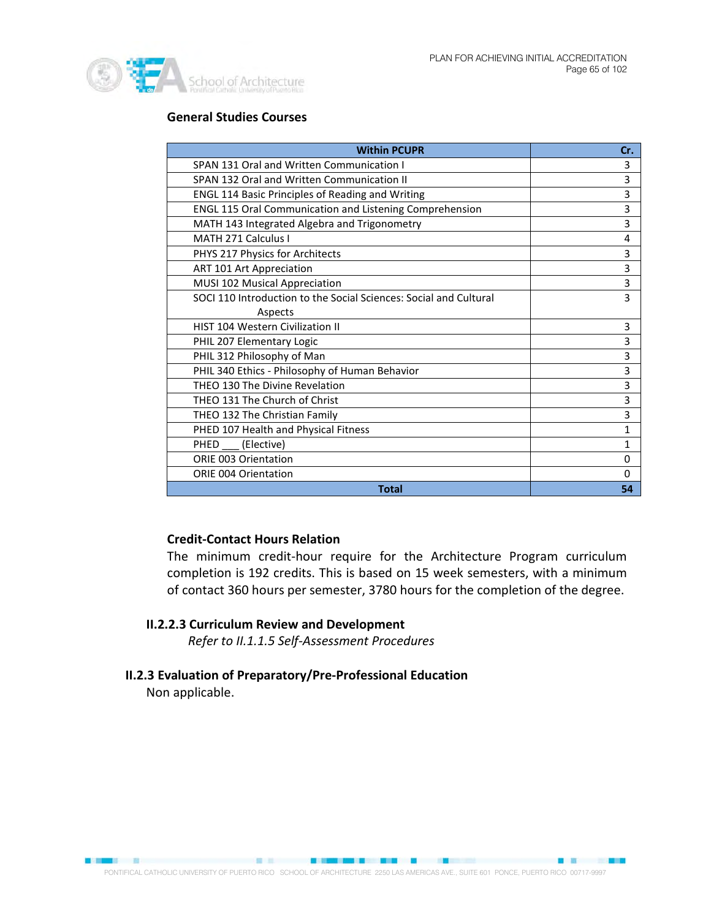### General Studies Courses

| Within PCUPR | Cr. |
|---|---|
| SPAN 131 Oral and Written Communication I | 3 |
| SPAN 132 Oral and Written Communication II | 3 |
| ENGL 114 Basic Principles of Reading and Writing | 3 |
| ENGL 115 Oral Communication and Listening Comprehension | 3 |
| MATH 143 Integrated Algebra and Trigonometry | 3 |
| MATH 271 Calculus I | 4 |
| PHYS 217 Physics for Architects | 3 |
| ART 101 Art Appreciation | 3 |
| MUSI 102 Musical Appreciation | 3 |
| SOCI 110 Introduction to the Social Sciences: Social and Cultural Aspects | 3 |
| HIST 104 Western Civilization II | 3 |
| PHIL 207 Elementary Logic | 3 |
| PHIL 312 Philosophy of Man | 3 |
| PHIL 340 Ethics - Philosophy of Human Behavior | 3 |
| THEO 130 The Divine Revelation | 3 |
| THEO 131 The Church of Christ | 3 |
| THEO 132 The Christian Family | 3 |
| PHED 107 Health and Physical Fitness | 1 |
| PHED ___ (Elective) | 1 |
| ORIE 003 Orientation | 0 |
| ORIE 004 Orientation | 0 |
| **Total** | **54** |

### Credit-Contact Hours Relation

The minimum credit-hour require for the Architecture Program curriculum completion is 192 credits. This is based on 15 week semesters, with a minimum of contact 360 hours per semester, 3780 hours for the completion of the degree.

### II.2.2.3 Curriculum Review and Development

*Refer to II.1.1.5 Self-Assessment Procedures*

## II.2.3 Evaluation of Preparatory/Pre-Professional Education

Non applicable.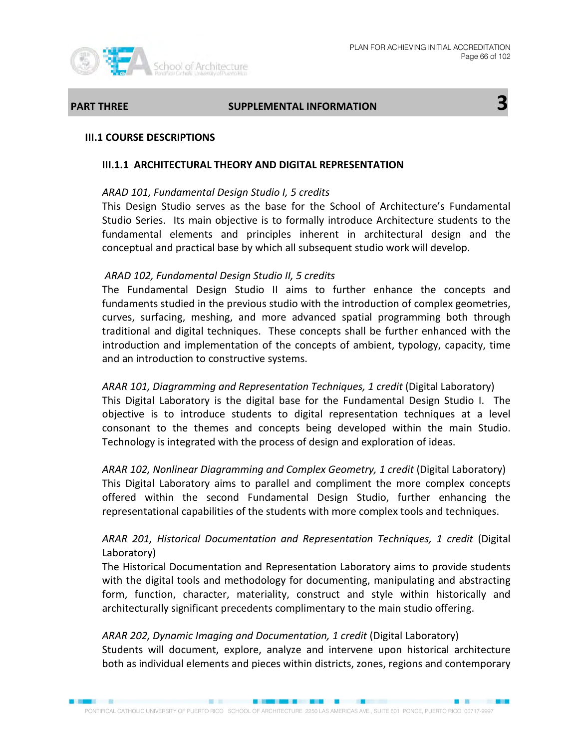## PART THREE SUPPLEMENTAL INFORMATION 3

### III.1 COURSE DESCRIPTIONS

#### III.1.1 ARCHITECTURAL THEORY AND DIGITAL REPRESENTATION

*ARAD 101, Fundamental Design Studio I, 5 credits*
This Design Studio serves as the base for the School of Architecture's Fundamental Studio Series. Its main objective is to formally introduce Architecture students to the fundamental elements and principles inherent in architectural design and the conceptual and practical base by which all subsequent studio work will develop.

*ARAD 102, Fundamental Design Studio II, 5 credits*
The Fundamental Design Studio II aims to further enhance the concepts and fundaments studied in the previous studio with the introduction of complex geometries, curves, surfacing, meshing, and more advanced spatial programming both through traditional and digital techniques. These concepts shall be further enhanced with the introduction and implementation of the concepts of ambient, typology, capacity, time and an introduction to constructive systems.

*ARAR 101, Diagramming and Representation Techniques, 1 credit* (Digital Laboratory)
This Digital Laboratory is the digital base for the Fundamental Design Studio I. The objective is to introduce students to digital representation techniques at a level consonant to the themes and concepts being developed within the main Studio. Technology is integrated with the process of design and exploration of ideas.

*ARAR 102, Nonlinear Diagramming and Complex Geometry, 1 credit* (Digital Laboratory)
This Digital Laboratory aims to parallel and compliment the more complex concepts offered within the second Fundamental Design Studio, further enhancing the representational capabilities of the students with more complex tools and techniques.

*ARAR 201, Historical Documentation and Representation Techniques, 1 credit* (Digital Laboratory)
The Historical Documentation and Representation Laboratory aims to provide students with the digital tools and methodology for documenting, manipulating and abstracting form, function, character, materiality, construct and style within historically and architecturally significant precedents complimentary to the main studio offering.

*ARAR 202, Dynamic Imaging and Documentation, 1 credit* (Digital Laboratory)
Students will document, explore, analyze and intervene upon historical architecture both as individual elements and pieces within districts, zones, regions and contemporary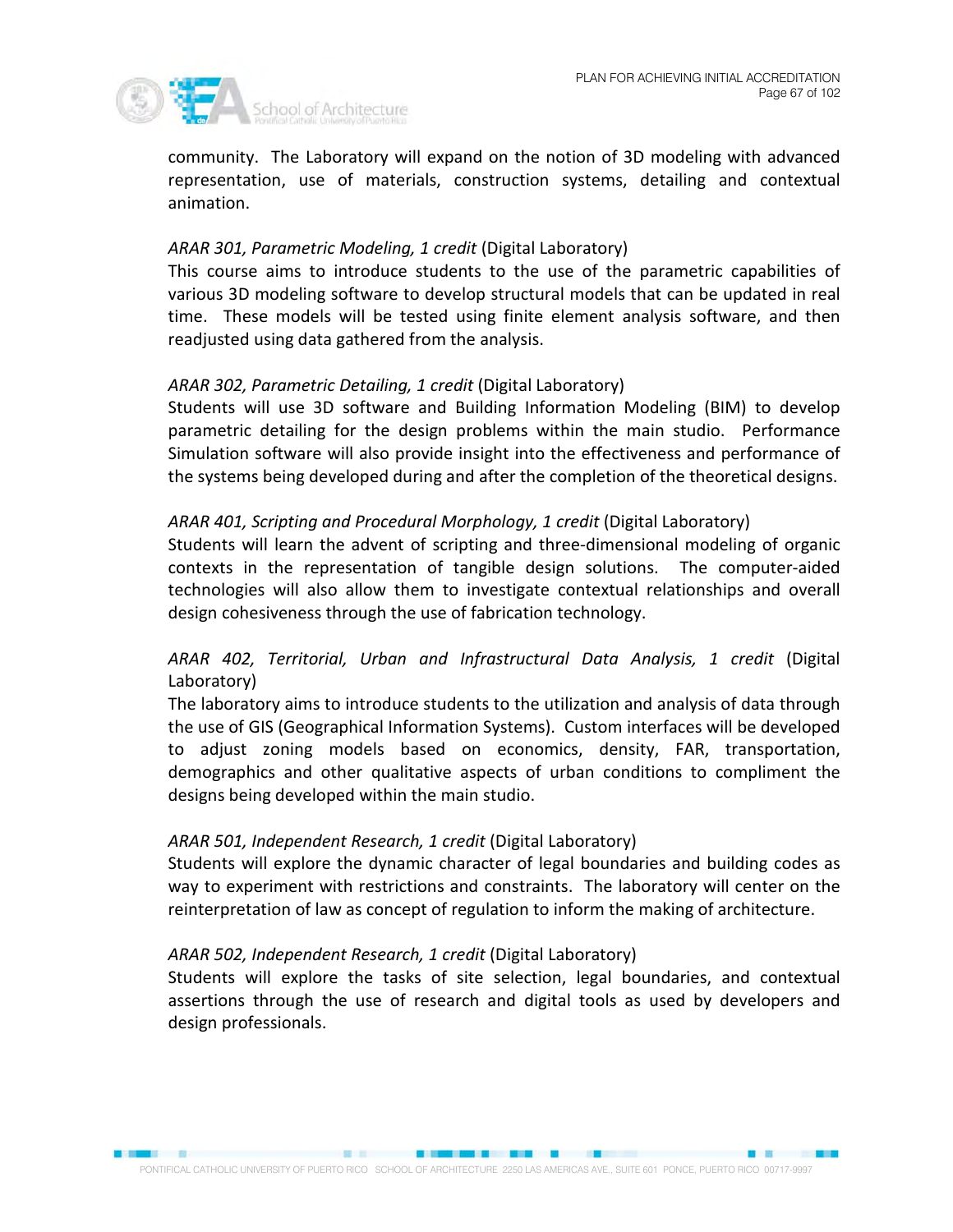community. The Laboratory will expand on the notion of 3D modeling with advanced representation, use of materials, construction systems, detailing and contextual animation.

*ARAR 301, Parametric Modeling, 1 credit* (Digital Laboratory)
This course aims to introduce students to the use of the parametric capabilities of various 3D modeling software to develop structural models that can be updated in real time. These models will be tested using finite element analysis software, and then readjusted using data gathered from the analysis.

*ARAR 302, Parametric Detailing, 1 credit* (Digital Laboratory)
Students will use 3D software and Building Information Modeling (BIM) to develop parametric detailing for the design problems within the main studio. Performance Simulation software will also provide insight into the effectiveness and performance of the systems being developed during and after the completion of the theoretical designs.

*ARAR 401, Scripting and Procedural Morphology, 1 credit* (Digital Laboratory)
Students will learn the advent of scripting and three-dimensional modeling of organic contexts in the representation of tangible design solutions. The computer-aided technologies will also allow them to investigate contextual relationships and overall design cohesiveness through the use of fabrication technology.

*ARAR 402, Territorial, Urban and Infrastructural Data Analysis, 1 credit* (Digital Laboratory)
The laboratory aims to introduce students to the utilization and analysis of data through the use of GIS (Geographical Information Systems). Custom interfaces will be developed to adjust zoning models based on economics, density, FAR, transportation, demographics and other qualitative aspects of urban conditions to compliment the designs being developed within the main studio.

*ARAR 501, Independent Research, 1 credit* (Digital Laboratory)
Students will explore the dynamic character of legal boundaries and building codes as way to experiment with restrictions and constraints. The laboratory will center on the reinterpretation of law as concept of regulation to inform the making of architecture.

*ARAR 502, Independent Research, 1 credit* (Digital Laboratory)
Students will explore the tasks of site selection, legal boundaries, and contextual assertions through the use of research and digital tools as used by developers and design professionals.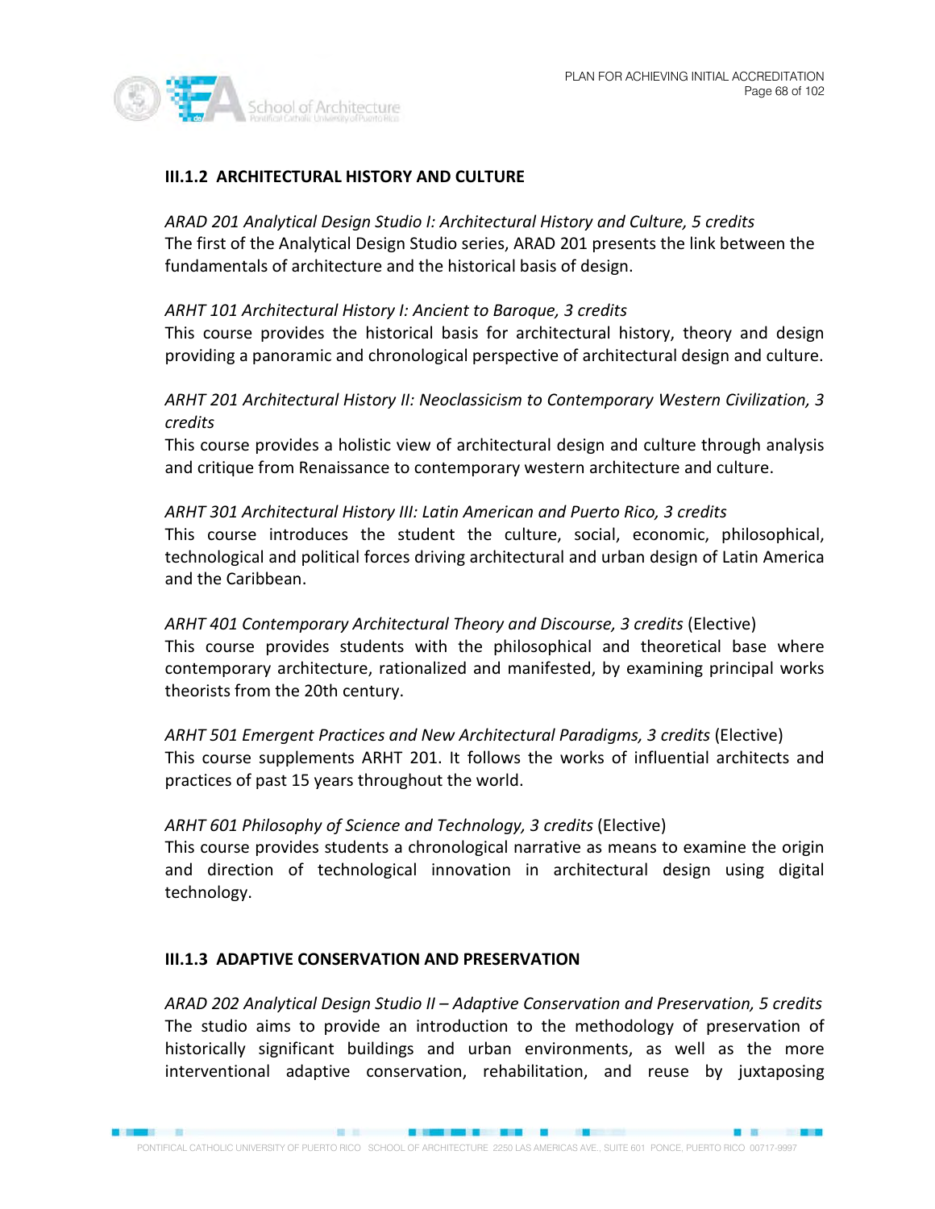### III.1.2 ARCHITECTURAL HISTORY AND CULTURE

*ARAD 201 Analytical Design Studio I: Architectural History and Culture, 5 credits*
The first of the Analytical Design Studio series, ARAD 201 presents the link between the fundamentals of architecture and the historical basis of design.

*ARHT 101 Architectural History I: Ancient to Baroque, 3 credits*
This course provides the historical basis for architectural history, theory and design providing a panoramic and chronological perspective of architectural design and culture.

*ARHT 201 Architectural History II: Neoclassicism to Contemporary Western Civilization, 3 credits*
This course provides a holistic view of architectural design and culture through analysis and critique from Renaissance to contemporary western architecture and culture.

*ARHT 301 Architectural History III: Latin American and Puerto Rico, 3 credits*
This course introduces the student the culture, social, economic, philosophical, technological and political forces driving architectural and urban design of Latin America and the Caribbean.

*ARHT 401 Contemporary Architectural Theory and Discourse, 3 credits* (Elective)
This course provides students with the philosophical and theoretical base where contemporary architecture, rationalized and manifested, by examining principal works theorists from the 20th century.

*ARHT 501 Emergent Practices and New Architectural Paradigms, 3 credits* (Elective)
This course supplements ARHT 201. It follows the works of influential architects and practices of past 15 years throughout the world.

*ARHT 601 Philosophy of Science and Technology, 3 credits* (Elective)
This course provides students a chronological narrative as means to examine the origin and direction of technological innovation in architectural design using digital technology.

### III.1.3 ADAPTIVE CONSERVATION AND PRESERVATION

*ARAD 202 Analytical Design Studio II – Adaptive Conservation and Preservation, 5 credits*
The studio aims to provide an introduction to the methodology of preservation of historically significant buildings and urban environments, as well as the more interventional adaptive conservation, rehabilitation, and reuse by juxtaposing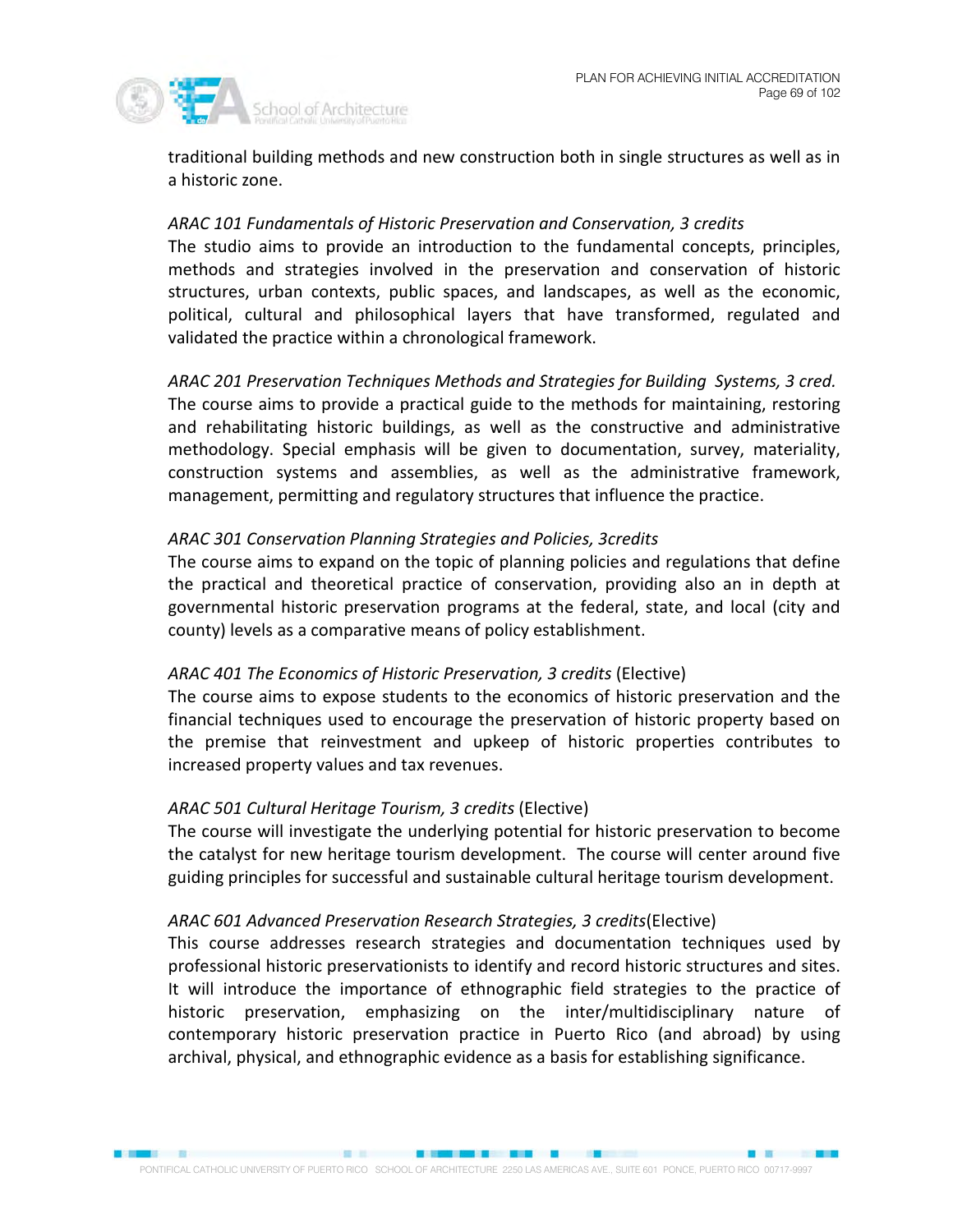traditional building methods and new construction both in single structures as well as in a historic zone.

*ARAC 101 Fundamentals of Historic Preservation and Conservation, 3 credits*
The studio aims to provide an introduction to the fundamental concepts, principles, methods and strategies involved in the preservation and conservation of historic structures, urban contexts, public spaces, and landscapes, as well as the economic, political, cultural and philosophical layers that have transformed, regulated and validated the practice within a chronological framework.

*ARAC 201 Preservation Techniques Methods and Strategies for Building Systems, 3 cred.*
The course aims to provide a practical guide to the methods for maintaining, restoring and rehabilitating historic buildings, as well as the constructive and administrative methodology. Special emphasis will be given to documentation, survey, materiality, construction systems and assemblies, as well as the administrative framework, management, permitting and regulatory structures that influence the practice.

*ARAC 301 Conservation Planning Strategies and Policies, 3credits*
The course aims to expand on the topic of planning policies and regulations that define the practical and theoretical practice of conservation, providing also an in depth at governmental historic preservation programs at the federal, state, and local (city and county) levels as a comparative means of policy establishment.

*ARAC 401 The Economics of Historic Preservation, 3 credits* (Elective)
The course aims to expose students to the economics of historic preservation and the financial techniques used to encourage the preservation of historic property based on the premise that reinvestment and upkeep of historic properties contributes to increased property values and tax revenues.

*ARAC 501 Cultural Heritage Tourism, 3 credits* (Elective)
The course will investigate the underlying potential for historic preservation to become the catalyst for new heritage tourism development. The course will center around five guiding principles for successful and sustainable cultural heritage tourism development.

*ARAC 601 Advanced Preservation Research Strategies, 3 credits*(Elective)
This course addresses research strategies and documentation techniques used by professional historic preservationists to identify and record historic structures and sites. It will introduce the importance of ethnographic field strategies to the practice of historic preservation, emphasizing on the inter/multidisciplinary nature of contemporary historic preservation practice in Puerto Rico (and abroad) by using archival, physical, and ethnographic evidence as a basis for establishing significance.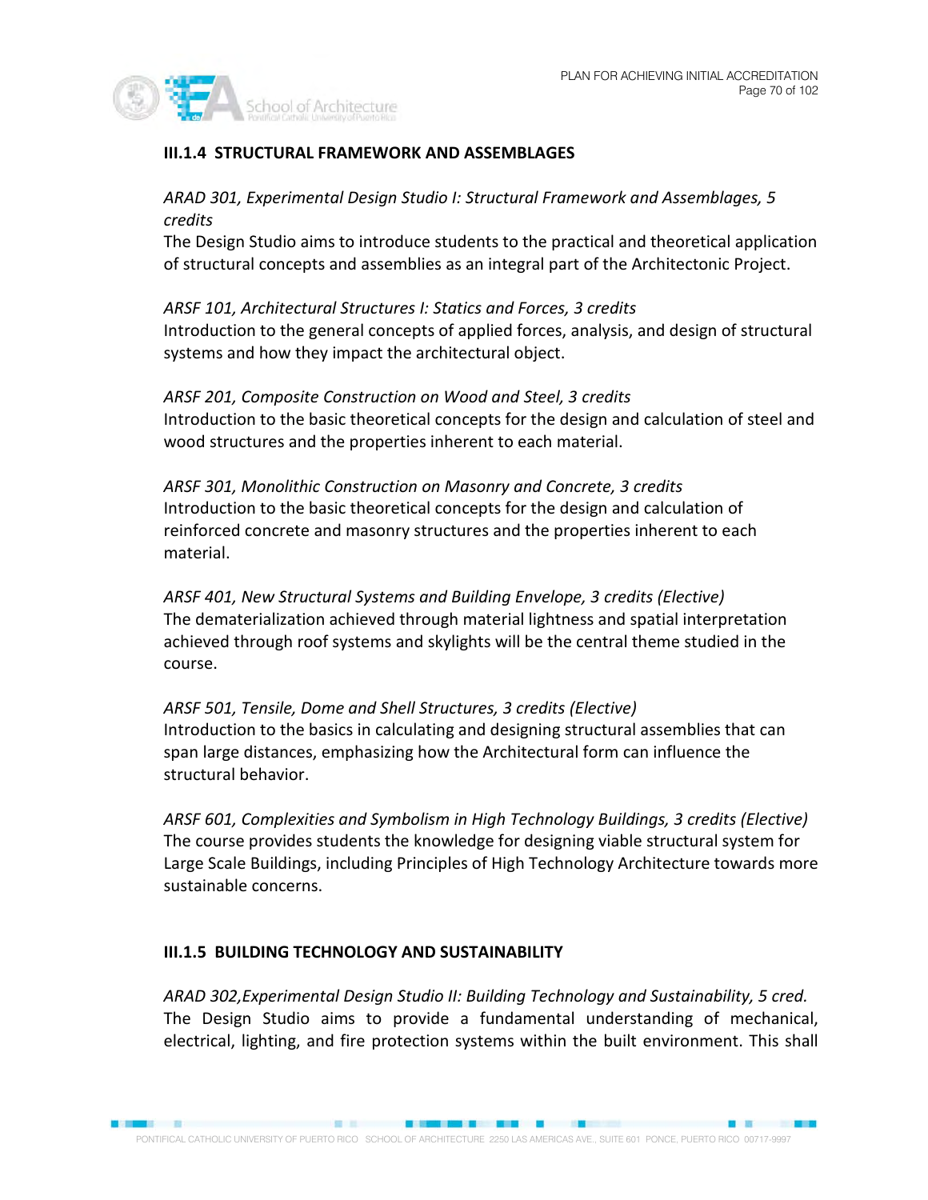### III.1.4 STRUCTURAL FRAMEWORK AND ASSEMBLAGES

*ARAD 301, Experimental Design Studio I: Structural Framework and Assemblages, 5 credits*
The Design Studio aims to introduce students to the practical and theoretical application of structural concepts and assemblies as an integral part of the Architectonic Project.

*ARSF 101, Architectural Structures I: Statics and Forces, 3 credits*
Introduction to the general concepts of applied forces, analysis, and design of structural systems and how they impact the architectural object.

*ARSF 201, Composite Construction on Wood and Steel, 3 credits*
Introduction to the basic theoretical concepts for the design and calculation of steel and wood structures and the properties inherent to each material.

*ARSF 301, Monolithic Construction on Masonry and Concrete, 3 credits*
Introduction to the basic theoretical concepts for the design and calculation of reinforced concrete and masonry structures and the properties inherent to each material.

*ARSF 401, New Structural Systems and Building Envelope, 3 credits (Elective)*
The dematerialization achieved through material lightness and spatial interpretation achieved through roof systems and skylights will be the central theme studied in the course.

*ARSF 501, Tensile, Dome and Shell Structures, 3 credits (Elective)*
Introduction to the basics in calculating and designing structural assemblies that can span large distances, emphasizing how the Architectural form can influence the structural behavior.

*ARSF 601, Complexities and Symbolism in High Technology Buildings, 3 credits (Elective)*
The course provides students the knowledge for designing viable structural system for Large Scale Buildings, including Principles of High Technology Architecture towards more sustainable concerns.

### III.1.5 BUILDING TECHNOLOGY AND SUSTAINABILITY

*ARAD 302,Experimental Design Studio II: Building Technology and Sustainability, 5 cred.*
The Design Studio aims to provide a fundamental understanding of mechanical, electrical, lighting, and fire protection systems within the built environment. This shall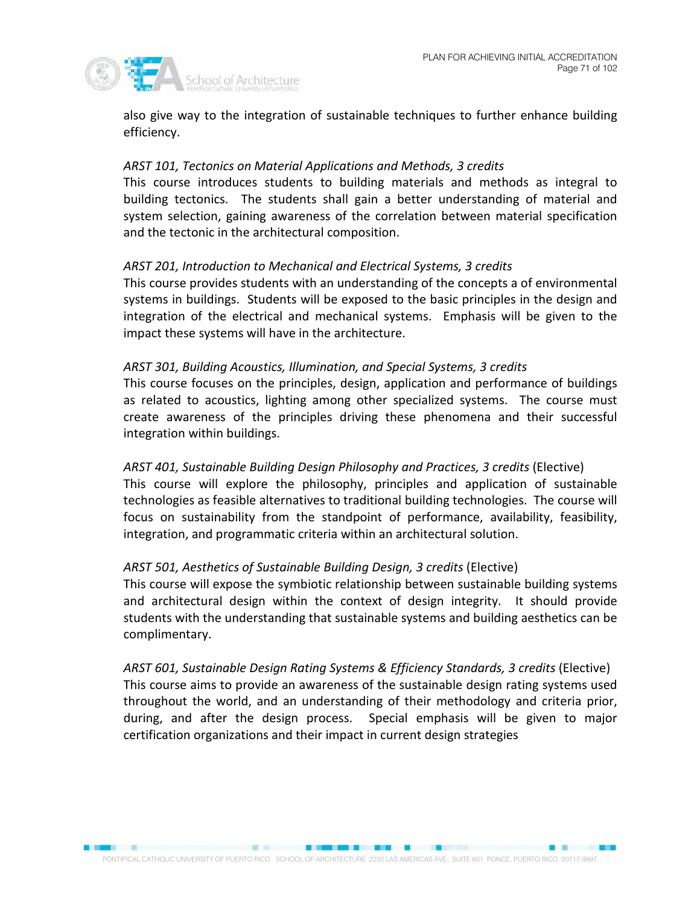also give way to the integration of sustainable techniques to further enhance building efficiency.

*ARST 101, Tectonics on Material Applications and Methods, 3 credits*
This course introduces students to building materials and methods as integral to building tectonics. The students shall gain a better understanding of material and system selection, gaining awareness of the correlation between material specification and the tectonic in the architectural composition.

*ARST 201, Introduction to Mechanical and Electrical Systems, 3 credits*
This course provides students with an understanding of the concepts a of environmental systems in buildings. Students will be exposed to the basic principles in the design and integration of the electrical and mechanical systems. Emphasis will be given to the impact these systems will have in the architecture.

*ARST 301, Building Acoustics, Illumination, and Special Systems, 3 credits*
This course focuses on the principles, design, application and performance of buildings as related to acoustics, lighting among other specialized systems. The course must create awareness of the principles driving these phenomena and their successful integration within buildings.

*ARST 401, Sustainable Building Design Philosophy and Practices, 3 credits* (Elective)
This course will explore the philosophy, principles and application of sustainable technologies as feasible alternatives to traditional building technologies. The course will focus on sustainability from the standpoint of performance, availability, feasibility, integration, and programmatic criteria within an architectural solution.

*ARST 501, Aesthetics of Sustainable Building Design, 3 credits* (Elective)
This course will expose the symbiotic relationship between sustainable building systems and architectural design within the context of design integrity. It should provide students with the understanding that sustainable systems and building aesthetics can be complimentary.

*ARST 601, Sustainable Design Rating Systems & Efficiency Standards, 3 credits* (Elective)
This course aims to provide an awareness of the sustainable design rating systems used throughout the world, and an understanding of their methodology and criteria prior, during, and after the design process. Special emphasis will be given to major certification organizations and their impact in current design strategies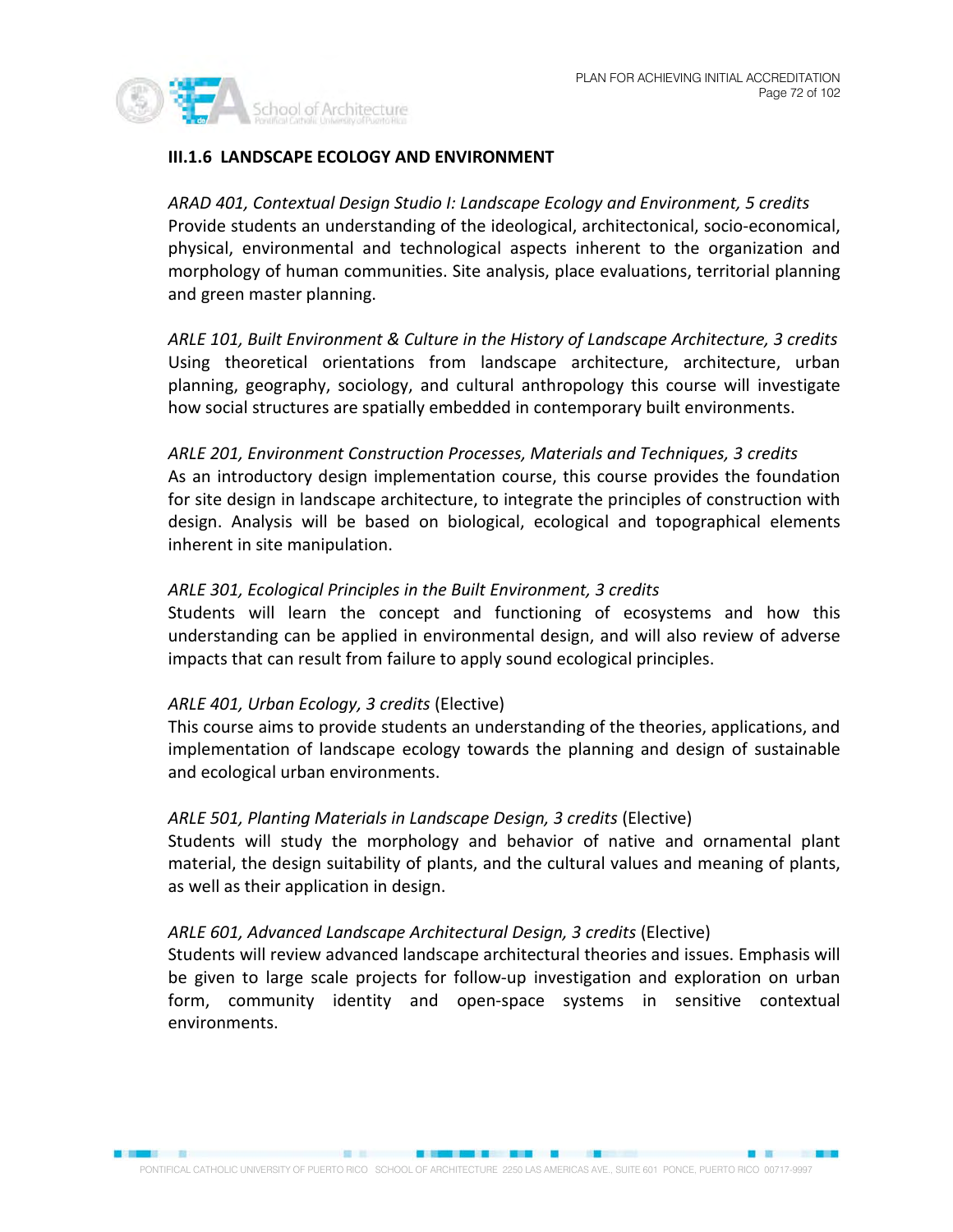### III.1.6 LANDSCAPE ECOLOGY AND ENVIRONMENT

*ARAD 401, Contextual Design Studio I: Landscape Ecology and Environment, 5 credits*
Provide students an understanding of the ideological, architectonical, socio-economical, physical, environmental and technological aspects inherent to the organization and morphology of human communities. Site analysis, place evaluations, territorial planning and green master planning.

*ARLE 101, Built Environment & Culture in the History of Landscape Architecture, 3 credits*
Using theoretical orientations from landscape architecture, architecture, urban planning, geography, sociology, and cultural anthropology this course will investigate how social structures are spatially embedded in contemporary built environments.

*ARLE 201, Environment Construction Processes, Materials and Techniques, 3 credits*
As an introductory design implementation course, this course provides the foundation for site design in landscape architecture, to integrate the principles of construction with design. Analysis will be based on biological, ecological and topographical elements inherent in site manipulation.

*ARLE 301, Ecological Principles in the Built Environment, 3 credits*
Students will learn the concept and functioning of ecosystems and how this understanding can be applied in environmental design, and will also review of adverse impacts that can result from failure to apply sound ecological principles.

*ARLE 401, Urban Ecology, 3 credits* (Elective)
This course aims to provide students an understanding of the theories, applications, and implementation of landscape ecology towards the planning and design of sustainable and ecological urban environments.

*ARLE 501, Planting Materials in Landscape Design, 3 credits* (Elective)
Students will study the morphology and behavior of native and ornamental plant material, the design suitability of plants, and the cultural values and meaning of plants, as well as their application in design.

*ARLE 601, Advanced Landscape Architectural Design, 3 credits* (Elective)
Students will review advanced landscape architectural theories and issues. Emphasis will be given to large scale projects for follow-up investigation and exploration on urban form, community identity and open-space systems in sensitive contextual environments.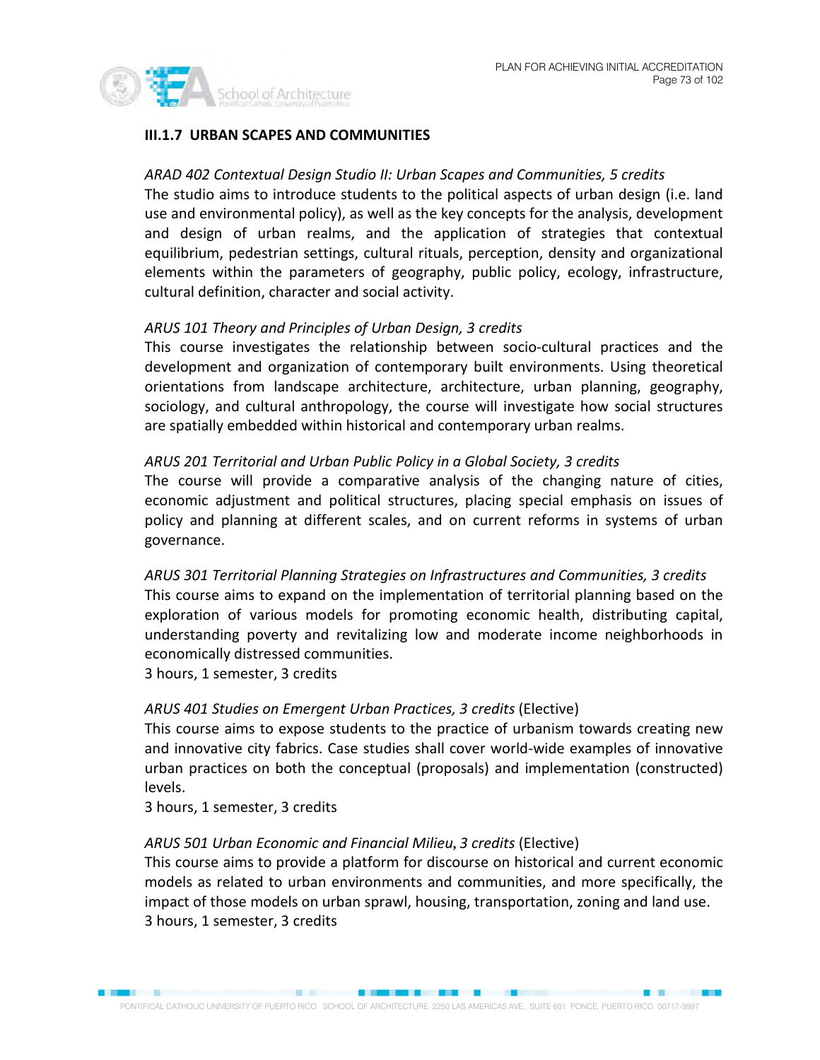### III.1.7 URBAN SCAPES AND COMMUNITIES

*ARAD 402 Contextual Design Studio II: Urban Scapes and Communities, 5 credits*
The studio aims to introduce students to the political aspects of urban design (i.e. land use and environmental policy), as well as the key concepts for the analysis, development and design of urban realms, and the application of strategies that contextual equilibrium, pedestrian settings, cultural rituals, perception, density and organizational elements within the parameters of geography, public policy, ecology, infrastructure, cultural definition, character and social activity.

*ARUS 101 Theory and Principles of Urban Design, 3 credits*
This course investigates the relationship between socio-cultural practices and the development and organization of contemporary built environments. Using theoretical orientations from landscape architecture, architecture, urban planning, geography, sociology, and cultural anthropology, the course will investigate how social structures are spatially embedded within historical and contemporary urban realms.

*ARUS 201 Territorial and Urban Public Policy in a Global Society, 3 credits*
The course will provide a comparative analysis of the changing nature of cities, economic adjustment and political structures, placing special emphasis on issues of policy and planning at different scales, and on current reforms in systems of urban governance.

*ARUS 301 Territorial Planning Strategies on Infrastructures and Communities, 3 credits*
This course aims to expand on the implementation of territorial planning based on the exploration of various models for promoting economic health, distributing capital, understanding poverty and revitalizing low and moderate income neighborhoods in economically distressed communities.
3 hours, 1 semester, 3 credits

*ARUS 401 Studies on Emergent Urban Practices, 3 credits* (Elective)
This course aims to expose students to the practice of urbanism towards creating new and innovative city fabrics. Case studies shall cover world-wide examples of innovative urban practices on both the conceptual (proposals) and implementation (constructed) levels.
3 hours, 1 semester, 3 credits

*ARUS 501 Urban Economic and Financial Milieu*, *3 credits* (Elective)
This course aims to provide a platform for discourse on historical and current economic models as related to urban environments and communities, and more specifically, the impact of those models on urban sprawl, housing, transportation, zoning and land use.
3 hours, 1 semester, 3 credits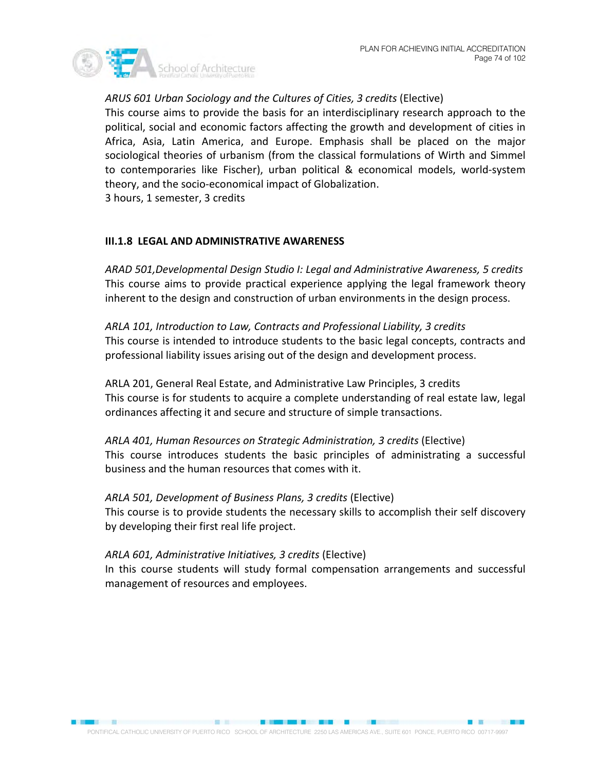*ARUS 601 Urban Sociology and the Cultures of Cities, 3 credits* (Elective)
This course aims to provide the basis for an interdisciplinary research approach to the political, social and economic factors affecting the growth and development of cities in Africa, Asia, Latin America, and Europe. Emphasis shall be placed on the major sociological theories of urbanism (from the classical formulations of Wirth and Simmel to contemporaries like Fischer), urban political & economical models, world-system theory, and the socio-economical impact of Globalization.
3 hours, 1 semester, 3 credits

### III.1.8 LEGAL AND ADMINISTRATIVE AWARENESS

*ARAD 501,Developmental Design Studio I: Legal and Administrative Awareness, 5 credits*
This course aims to provide practical experience applying the legal framework theory inherent to the design and construction of urban environments in the design process.

*ARLA 101, Introduction to Law, Contracts and Professional Liability, 3 credits*
This course is intended to introduce students to the basic legal concepts, contracts and professional liability issues arising out of the design and development process.

ARLA 201, General Real Estate, and Administrative Law Principles, 3 credits
This course is for students to acquire a complete understanding of real estate law, legal ordinances affecting it and secure and structure of simple transactions.

*ARLA 401, Human Resources on Strategic Administration, 3 credits* (Elective)
This course introduces students the basic principles of administrating a successful business and the human resources that comes with it.

*ARLA 501, Development of Business Plans, 3 credits* (Elective)
This course is to provide students the necessary skills to accomplish their self discovery by developing their first real life project.

*ARLA 601, Administrative Initiatives, 3 credits* (Elective)
In this course students will study formal compensation arrangements and successful management of resources and employees.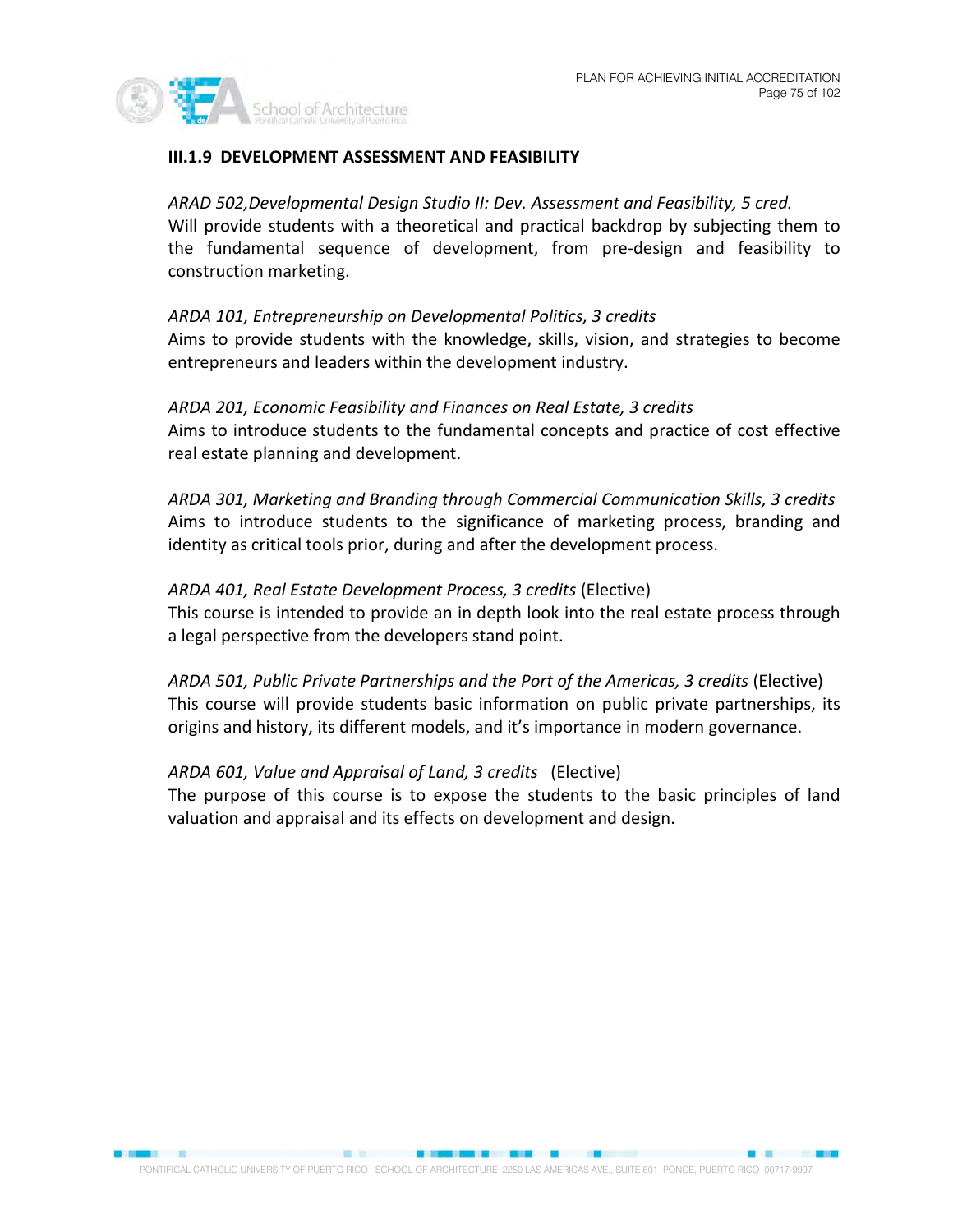### III.1.9 DEVELOPMENT ASSESSMENT AND FEASIBILITY

*ARAD 502,Developmental Design Studio II: Dev. Assessment and Feasibility, 5 cred.*
Will provide students with a theoretical and practical backdrop by subjecting them to the fundamental sequence of development, from pre-design and feasibility to construction marketing.

*ARDA 101, Entrepreneurship on Developmental Politics, 3 credits*
Aims to provide students with the knowledge, skills, vision, and strategies to become entrepreneurs and leaders within the development industry.

*ARDA 201, Economic Feasibility and Finances on Real Estate, 3 credits*
Aims to introduce students to the fundamental concepts and practice of cost effective real estate planning and development.

*ARDA 301, Marketing and Branding through Commercial Communication Skills, 3 credits*
Aims to introduce students to the significance of marketing process, branding and identity as critical tools prior, during and after the development process.

*ARDA 401, Real Estate Development Process, 3 credits* (Elective)
This course is intended to provide an in depth look into the real estate process through a legal perspective from the developers stand point.

*ARDA 501, Public Private Partnerships and the Port of the Americas, 3 credits* (Elective)
This course will provide students basic information on public private partnerships, its origins and history, its different models, and it's importance in modern governance.

*ARDA 601, Value and Appraisal of Land, 3 credits* (Elective)
The purpose of this course is to expose the students to the basic principles of land valuation and appraisal and its effects on development and design.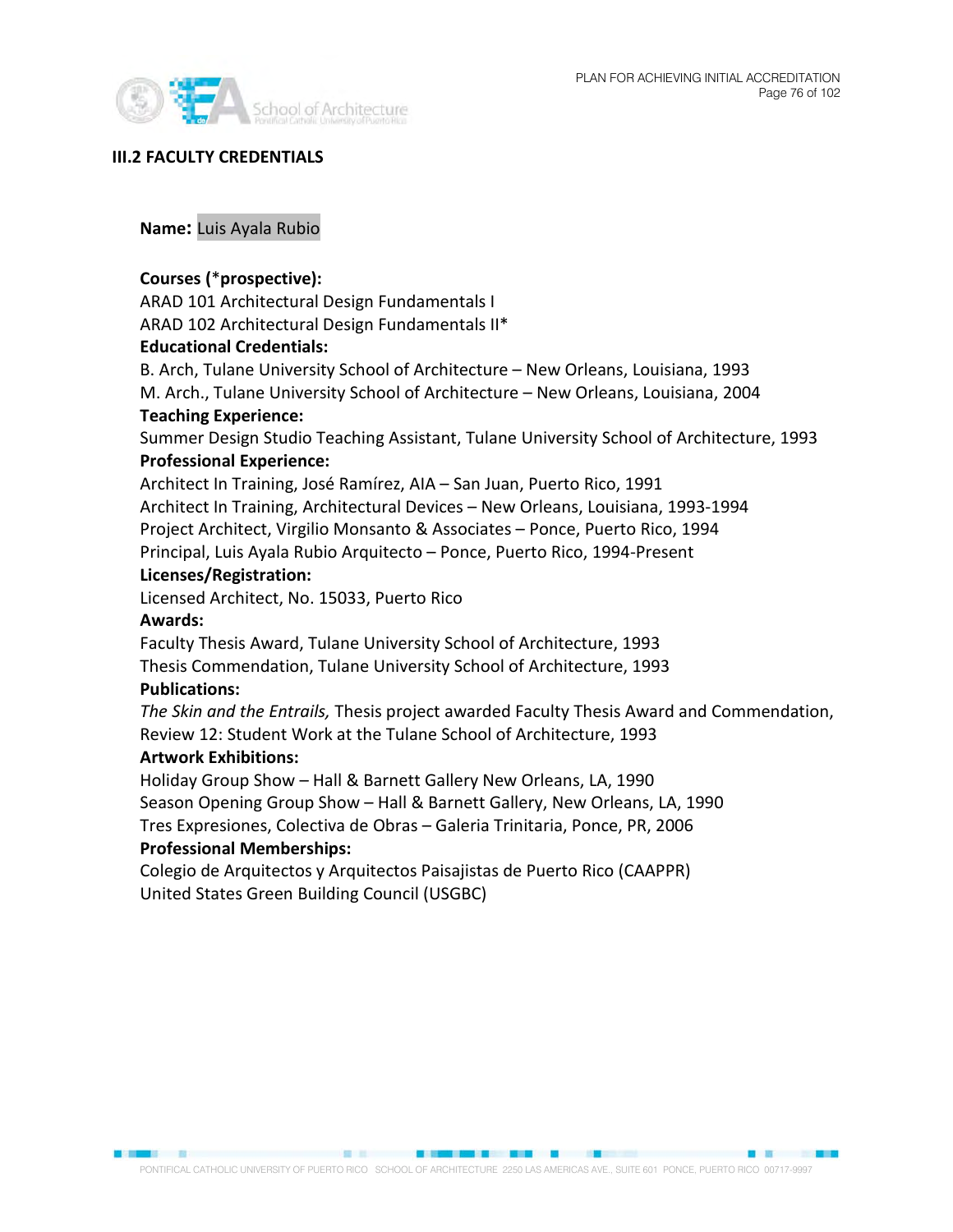## III.2 FACULTY CREDENTIALS

**Name:** Luis Ayala Rubio

**Courses (*prospective):**
ARAD 101 Architectural Design Fundamentals I
ARAD 102 Architectural Design Fundamentals II*

**Educational Credentials:**
B. Arch, Tulane University School of Architecture – New Orleans, Louisiana, 1993
M. Arch., Tulane University School of Architecture – New Orleans, Louisiana, 2004

**Teaching Experience:**
Summer Design Studio Teaching Assistant, Tulane University School of Architecture, 1993

**Professional Experience:**
Architect In Training, José Ramírez, AIA – San Juan, Puerto Rico, 1991
Architect In Training, Architectural Devices – New Orleans, Louisiana, 1993-1994
Project Architect, Virgilio Monsanto & Associates – Ponce, Puerto Rico, 1994
Principal, Luis Ayala Rubio Arquitecto – Ponce, Puerto Rico, 1994-Present

**Licenses/Registration:**
Licensed Architect, No. 15033, Puerto Rico

**Awards:**
Faculty Thesis Award, Tulane University School of Architecture, 1993
Thesis Commendation, Tulane University School of Architecture, 1993

**Publications:**
*The Skin and the Entrails,* Thesis project awarded Faculty Thesis Award and Commendation, Review 12: Student Work at the Tulane School of Architecture, 1993

**Artwork Exhibitions:**
Holiday Group Show – Hall & Barnett Gallery New Orleans, LA, 1990
Season Opening Group Show – Hall & Barnett Gallery, New Orleans, LA, 1990
Tres Expresiones, Colectiva de Obras – Galeria Trinitaria, Ponce, PR, 2006

**Professional Memberships:**
Colegio de Arquitectos y Arquitectos Paisajistas de Puerto Rico (CAAPPR)
United States Green Building Council (USGBC)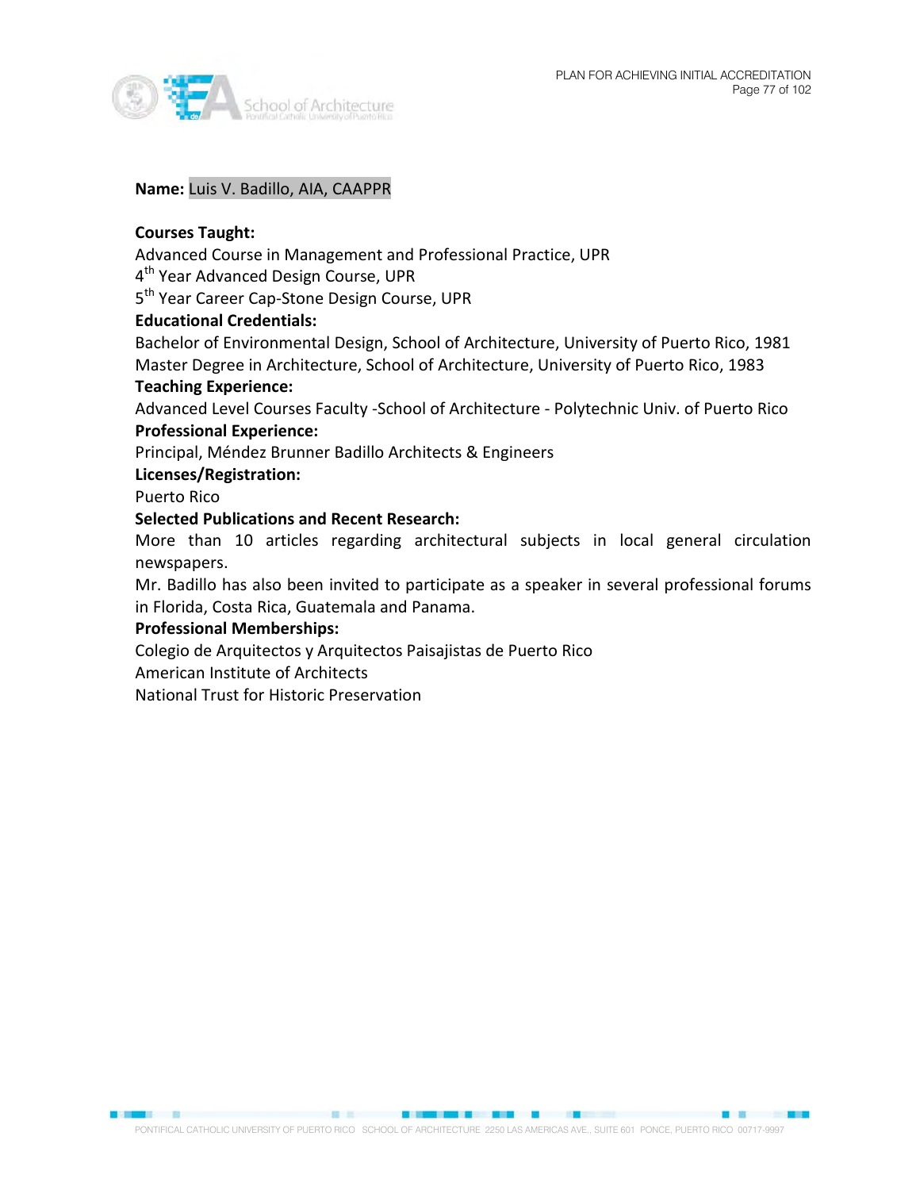**Name:** Luis V. Badillo, AIA, CAAPPR

**Courses Taught:**
Advanced Course in Management and Professional Practice, UPR
4th Year Advanced Design Course, UPR
5th Year Career Cap-Stone Design Course, UPR

**Educational Credentials:**
Bachelor of Environmental Design, School of Architecture, University of Puerto Rico, 1981
Master Degree in Architecture, School of Architecture, University of Puerto Rico, 1983

**Teaching Experience:**
Advanced Level Courses Faculty -School of Architecture - Polytechnic Univ. of Puerto Rico

**Professional Experience:**
Principal, Méndez Brunner Badillo Architects & Engineers

**Licenses/Registration:**
Puerto Rico

**Selected Publications and Recent Research:**
More than 10 articles regarding architectural subjects in local general circulation newspapers.
Mr. Badillo has also been invited to participate as a speaker in several professional forums in Florida, Costa Rica, Guatemala and Panama.

**Professional Memberships:**
Colegio de Arquitectos y Arquitectos Paisajistas de Puerto Rico
American Institute of Architects
National Trust for Historic Preservation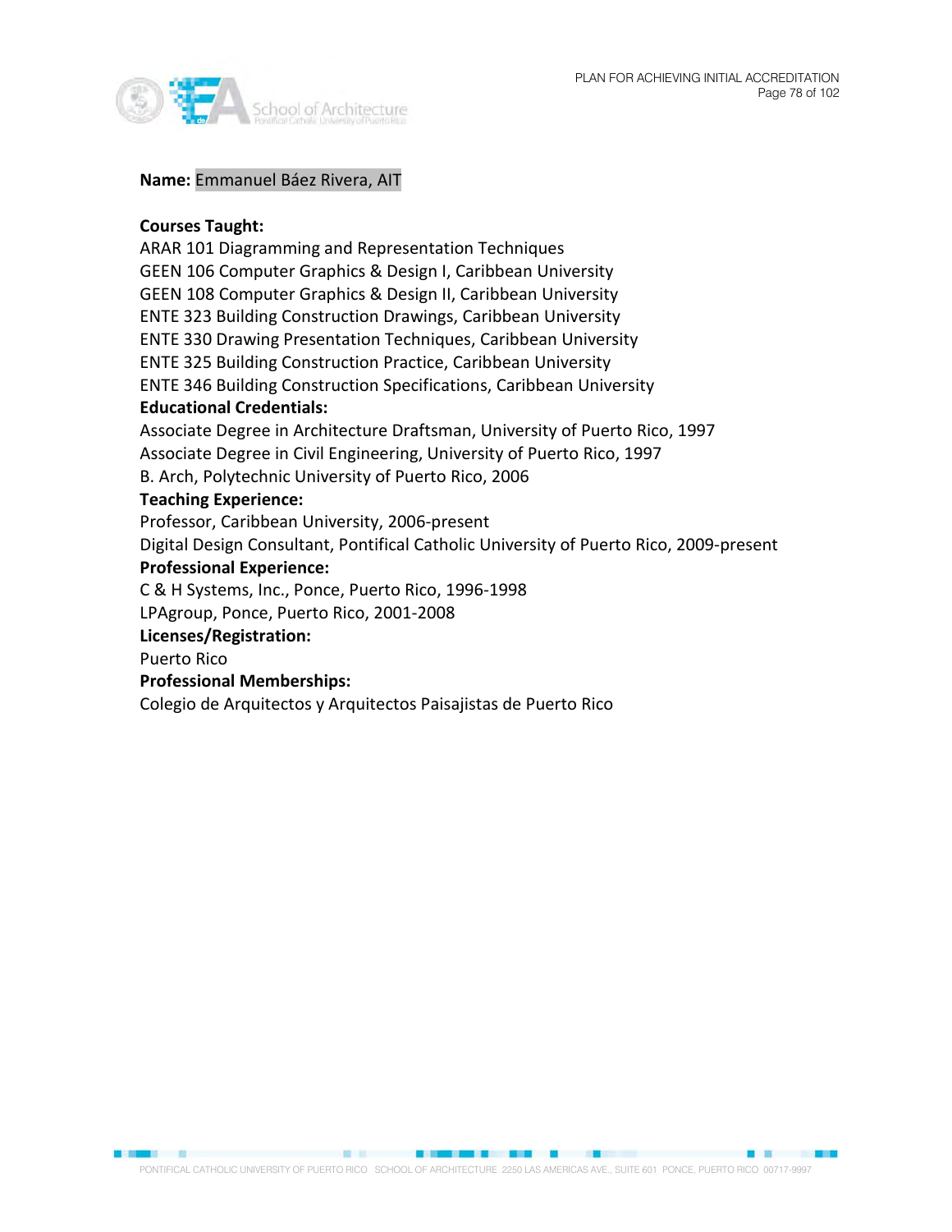**Name:** Emmanuel Báez Rivera, AIT

**Courses Taught:**
ARAR 101 Diagramming and Representation Techniques
GEEN 106 Computer Graphics & Design I, Caribbean University
GEEN 108 Computer Graphics & Design II, Caribbean University
ENTE 323 Building Construction Drawings, Caribbean University
ENTE 330 Drawing Presentation Techniques, Caribbean University
ENTE 325 Building Construction Practice, Caribbean University
ENTE 346 Building Construction Specifications, Caribbean University

**Educational Credentials:**
Associate Degree in Architecture Draftsman, University of Puerto Rico, 1997
Associate Degree in Civil Engineering, University of Puerto Rico, 1997
B. Arch, Polytechnic University of Puerto Rico, 2006

**Teaching Experience:**
Professor, Caribbean University, 2006-present
Digital Design Consultant, Pontifical Catholic University of Puerto Rico, 2009-present

**Professional Experience:**
C & H Systems, Inc., Ponce, Puerto Rico, 1996-1998
LPAgroup, Ponce, Puerto Rico, 2001-2008

**Licenses/Registration:**
Puerto Rico

**Professional Memberships:**
Colegio de Arquitectos y Arquitectos Paisajistas de Puerto Rico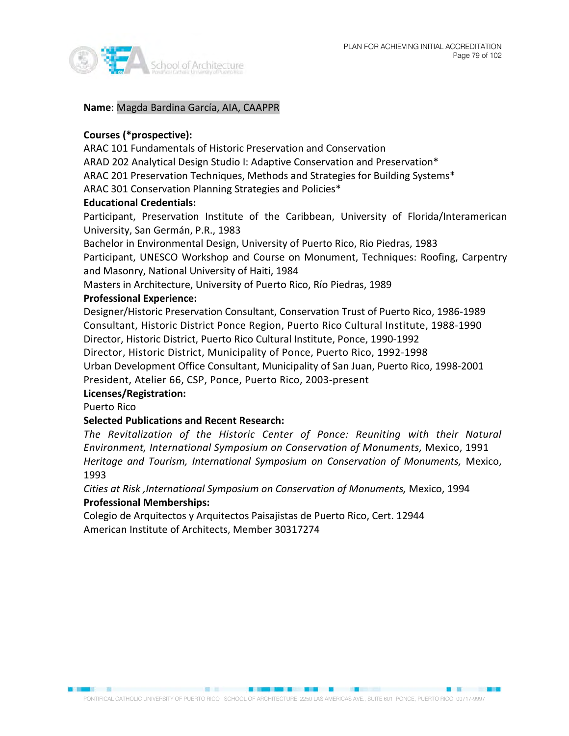**Name**: Magda Bardina García, AIA, CAAPPR

**Courses (*prospective):**

ARAC 101 Fundamentals of Historic Preservation and Conservation
ARAD 202 Analytical Design Studio I: Adaptive Conservation and Preservation*
ARAC 201 Preservation Techniques, Methods and Strategies for Building Systems*
ARAC 301 Conservation Planning Strategies and Policies*

**Educational Credentials:**

Participant, Preservation Institute of the Caribbean, University of Florida/Interamerican University, San Germán, P.R., 1983
Bachelor in Environmental Design, University of Puerto Rico, Rio Piedras, 1983
Participant, UNESCO Workshop and Course on Monument, Techniques: Roofing, Carpentry and Masonry, National University of Haiti, 1984
Masters in Architecture, University of Puerto Rico, Río Piedras, 1989

**Professional Experience:**

Designer/Historic Preservation Consultant, Conservation Trust of Puerto Rico, 1986-1989
Consultant, Historic District Ponce Region, Puerto Rico Cultural Institute, 1988-1990
Director, Historic District, Puerto Rico Cultural Institute, Ponce, 1990-1992
Director, Historic District, Municipality of Ponce, Puerto Rico, 1992-1998
Urban Development Office Consultant, Municipality of San Juan, Puerto Rico, 1998-2001
President, Atelier 66, CSP, Ponce, Puerto Rico, 2003-present

**Licenses/Registration:**

Puerto Rico

**Selected Publications and Recent Research:**

*The Revitalization of the Historic Center of Ponce: Reuniting with their Natural Environment, International Symposium on Conservation of Monuments,* Mexico, 1991
*Heritage and Tourism, International Symposium on Conservation of Monuments,* Mexico, 1993
*Cities at Risk ,International Symposium on Conservation of Monuments,* Mexico, 1994

**Professional Memberships:**

Colegio de Arquitectos y Arquitectos Paisajistas de Puerto Rico, Cert. 12944
American Institute of Architects, Member 30317274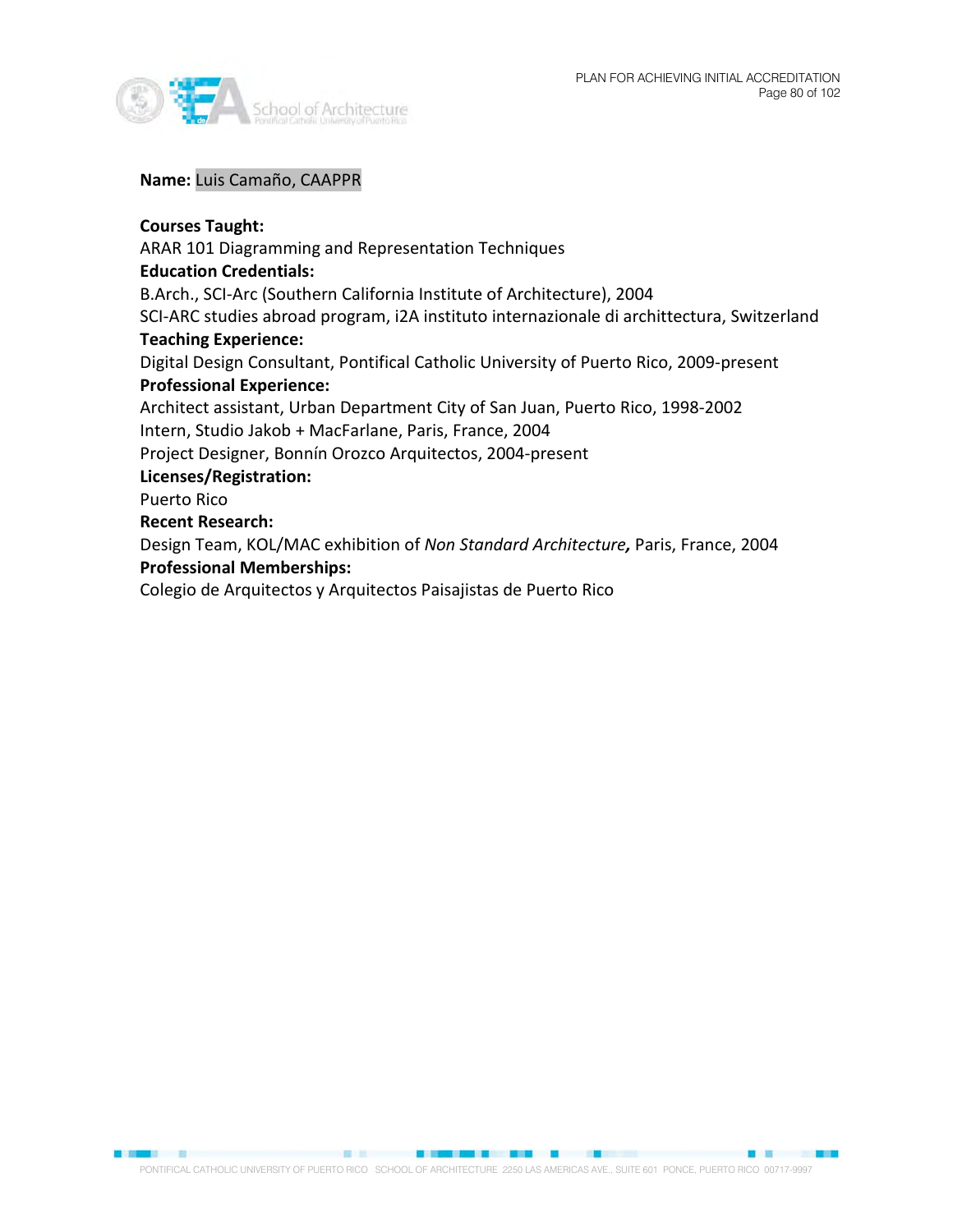**Name:** Luis Camaño, CAAPPR

**Courses Taught:**
ARAR 101 Diagramming and Representation Techniques

**Education Credentials:**
B.Arch., SCI-Arc (Southern California Institute of Architecture), 2004
SCI-ARC studies abroad program, i2A instituto internazionale di archittectura, Switzerland

**Teaching Experience:**
Digital Design Consultant, Pontifical Catholic University of Puerto Rico, 2009-present

**Professional Experience:**
Architect assistant, Urban Department City of San Juan, Puerto Rico, 1998-2002
Intern, Studio Jakob + MacFarlane, Paris, France, 2004
Project Designer, Bonnín Orozco Arquitectos, 2004-present

**Licenses/Registration:**
Puerto Rico

**Recent Research:**
Design Team, KOL/MAC exhibition of *Non Standard Architecture,* Paris, France, 2004

**Professional Memberships:**
Colegio de Arquitectos y Arquitectos Paisajistas de Puerto Rico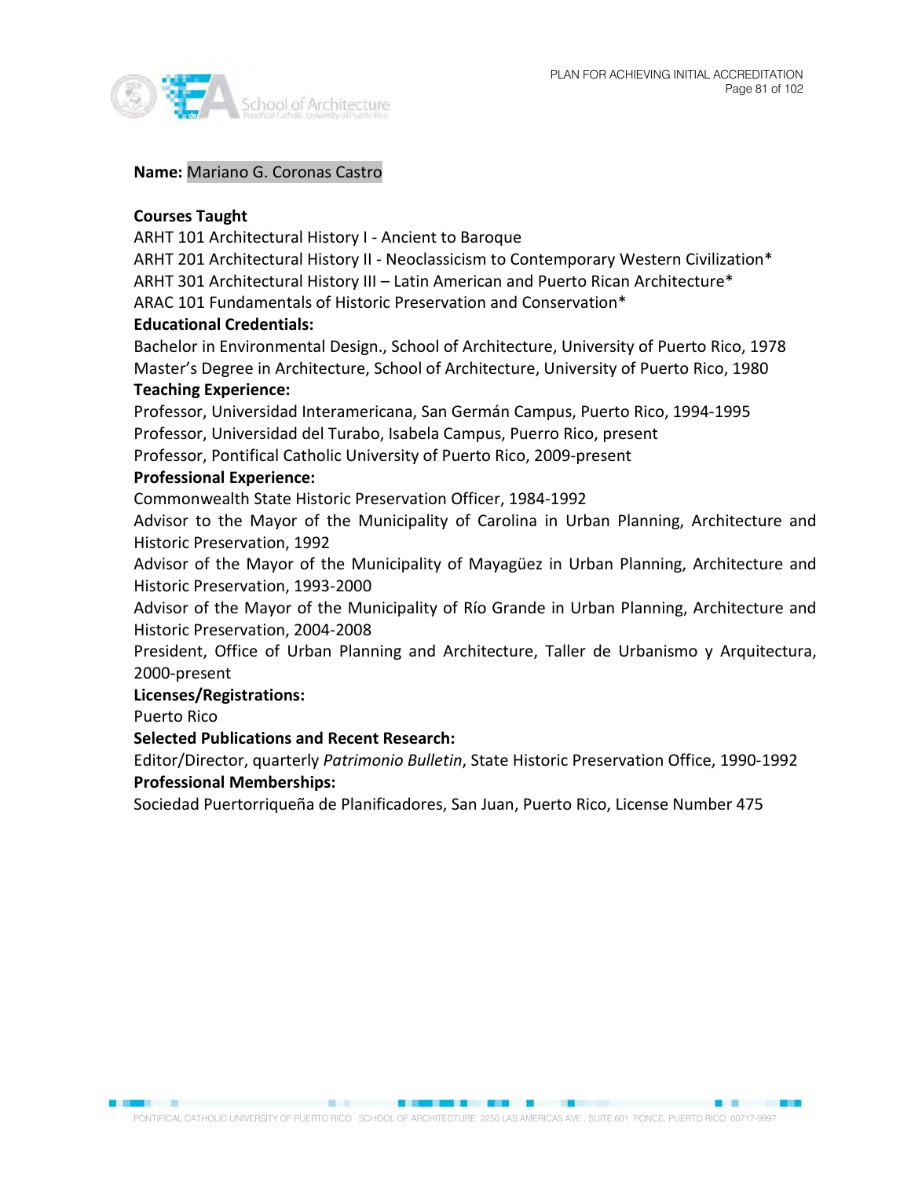**Name:** Mariano G. Coronas Castro

**Courses Taught**

ARHT 101 Architectural History I - Ancient to Baroque
ARHT 201 Architectural History II - Neoclassicism to Contemporary Western Civilization*
ARHT 301 Architectural History III – Latin American and Puerto Rican Architecture*
ARAC 101 Fundamentals of Historic Preservation and Conservation*

**Educational Credentials:**

Bachelor in Environmental Design., School of Architecture, University of Puerto Rico, 1978
Master's Degree in Architecture, School of Architecture, University of Puerto Rico, 1980

**Teaching Experience:**

Professor, Universidad Interamericana, San Germán Campus, Puerto Rico, 1994-1995
Professor, Universidad del Turabo, Isabela Campus, Puerro Rico, present
Professor, Pontifical Catholic University of Puerto Rico, 2009-present

**Professional Experience:**

Commonwealth State Historic Preservation Officer, 1984-1992
Advisor to the Mayor of the Municipality of Carolina in Urban Planning, Architecture and Historic Preservation, 1992
Advisor of the Mayor of the Municipality of Mayagüez in Urban Planning, Architecture and Historic Preservation, 1993-2000
Advisor of the Mayor of the Municipality of Río Grande in Urban Planning, Architecture and Historic Preservation, 2004-2008
President, Office of Urban Planning and Architecture, Taller de Urbanismo y Arquitectura, 2000-present

**Licenses/Registrations:**

Puerto Rico

**Selected Publications and Recent Research:**

Editor/Director, quarterly *Patrimonio Bulletin*, State Historic Preservation Office, 1990-1992

**Professional Memberships:**

Sociedad Puertorriqueña de Planificadores, San Juan, Puerto Rico, License Number 475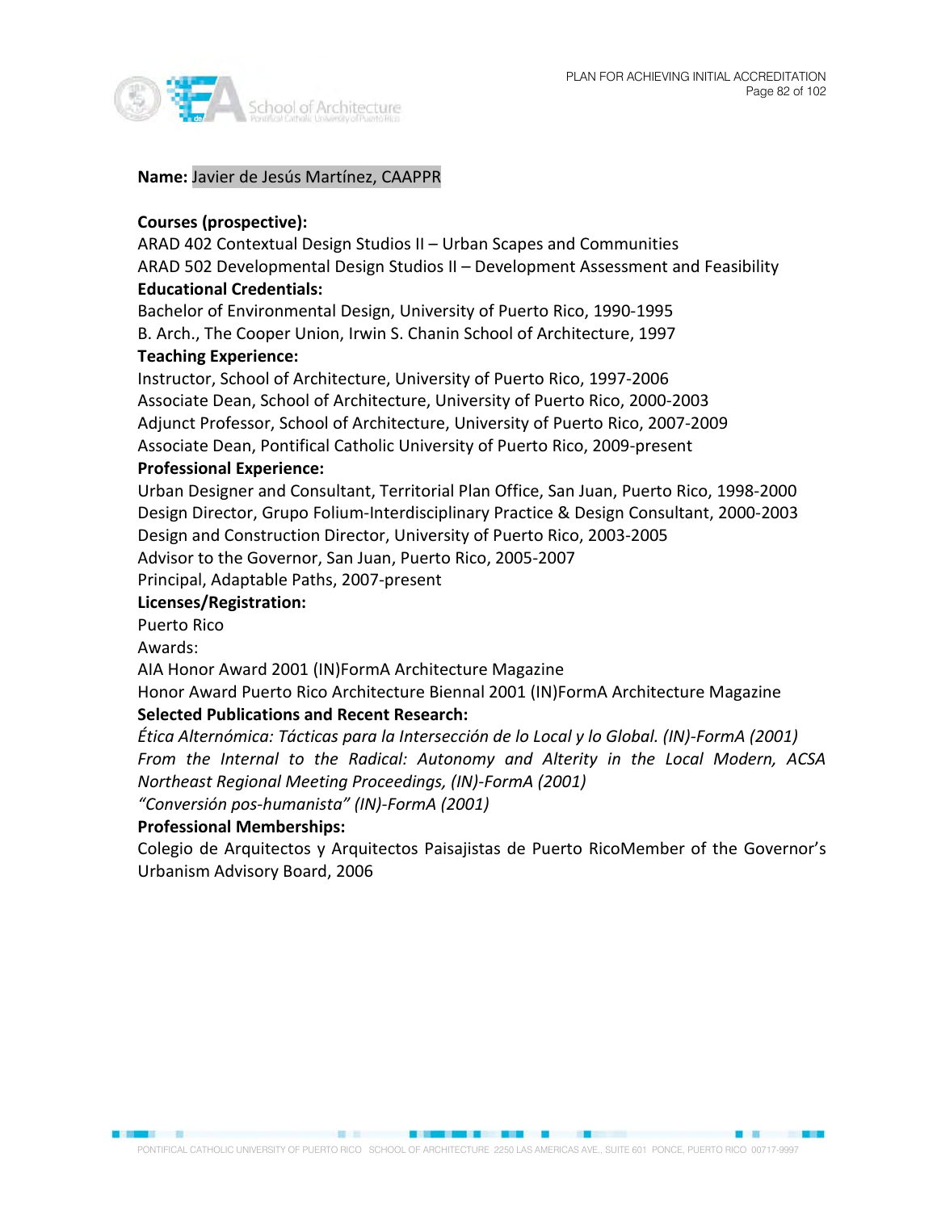**Name:** Javier de Jesús Martínez, CAAPPR

**Courses (prospective):**
ARAD 402 Contextual Design Studios II – Urban Scapes and Communities
ARAD 502 Developmental Design Studios II – Development Assessment and Feasibility

**Educational Credentials:**
Bachelor of Environmental Design, University of Puerto Rico, 1990-1995
B. Arch., The Cooper Union, Irwin S. Chanin School of Architecture, 1997

**Teaching Experience:**
Instructor, School of Architecture, University of Puerto Rico, 1997-2006
Associate Dean, School of Architecture, University of Puerto Rico, 2000-2003
Adjunct Professor, School of Architecture, University of Puerto Rico, 2007-2009
Associate Dean, Pontifical Catholic University of Puerto Rico, 2009-present

**Professional Experience:**
Urban Designer and Consultant, Territorial Plan Office, San Juan, Puerto Rico, 1998-2000
Design Director, Grupo Folium-Interdisciplinary Practice & Design Consultant, 2000-2003
Design and Construction Director, University of Puerto Rico, 2003-2005
Advisor to the Governor, San Juan, Puerto Rico, 2005-2007
Principal, Adaptable Paths, 2007-present

**Licenses/Registration:**
Puerto Rico

Awards:
AIA Honor Award 2001 (IN)FormA Architecture Magazine
Honor Award Puerto Rico Architecture Biennal 2001 (IN)FormA Architecture Magazine

**Selected Publications and Recent Research:**
*Ética Alternómica: Tácticas para la Intersección de lo Local y lo Global. (IN)-FormA (2001)*
*From the Internal to the Radical: Autonomy and Alterity in the Local Modern, ACSA Northeast Regional Meeting Proceedings, (IN)-FormA (2001)*
*"Conversión pos-humanista" (IN)-FormA (2001)*

**Professional Memberships:**
Colegio de Arquitectos y Arquitectos Paisajistas de Puerto RicoMember of the Governor's Urbanism Advisory Board, 2006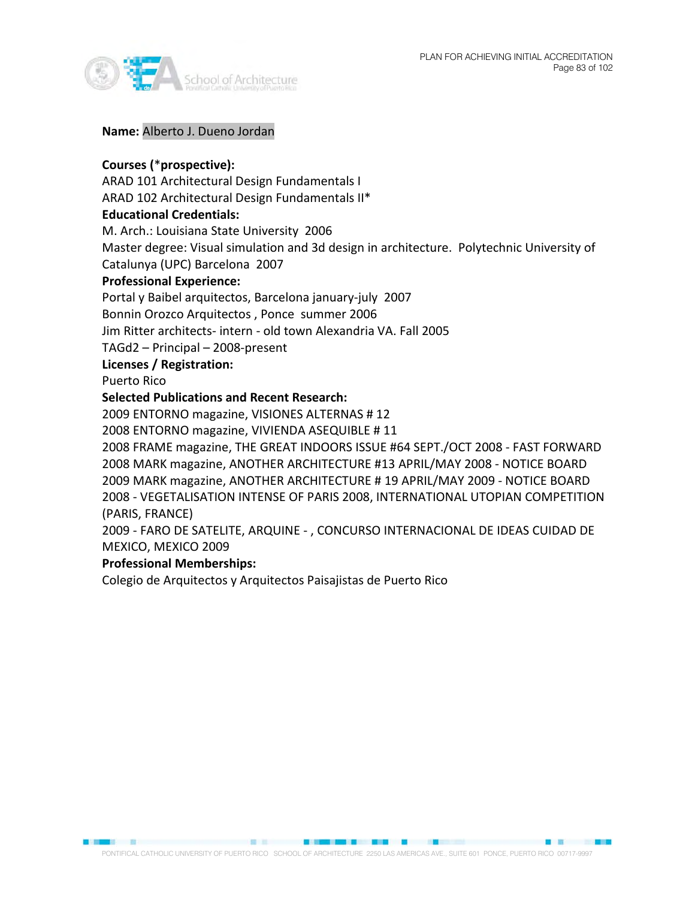**Name:** Alberto J. Dueno Jordan

**Courses (*prospective):**
ARAD 101 Architectural Design Fundamentals I
ARAD 102 Architectural Design Fundamentals II*

**Educational Credentials:**
M. Arch.: Louisiana State University 2006
Master degree: Visual simulation and 3d design in architecture. Polytechnic University of Catalunya (UPC) Barcelona 2007

**Professional Experience:**
Portal y Baibel arquitectos, Barcelona january-july 2007
Bonnin Orozco Arquitectos , Ponce summer 2006
Jim Ritter architects- intern - old town Alexandria VA. Fall 2005
TAGd2 – Principal – 2008-present

**Licenses / Registration:**
Puerto Rico

**Selected Publications and Recent Research:**
2009 ENTORNO magazine, VISIONES ALTERNAS # 12
2008 ENTORNO magazine, VIVIENDA ASEQUIBLE # 11
2008 FRAME magazine, THE GREAT INDOORS ISSUE #64 SEPT./OCT 2008 - FAST FORWARD
2008 MARK magazine, ANOTHER ARCHITECTURE #13 APRIL/MAY 2008 - NOTICE BOARD
2009 MARK magazine, ANOTHER ARCHITECTURE # 19 APRIL/MAY 2009 - NOTICE BOARD
2008 - VEGETALISATION INTENSE OF PARIS 2008, INTERNATIONAL UTOPIAN COMPETITION (PARIS, FRANCE)
2009 - FARO DE SATELITE, ARQUINE - , CONCURSO INTERNACIONAL DE IDEAS CUIDAD DE MEXICO, MEXICO 2009

**Professional Memberships:**
Colegio de Arquitectos y Arquitectos Paisajistas de Puerto Rico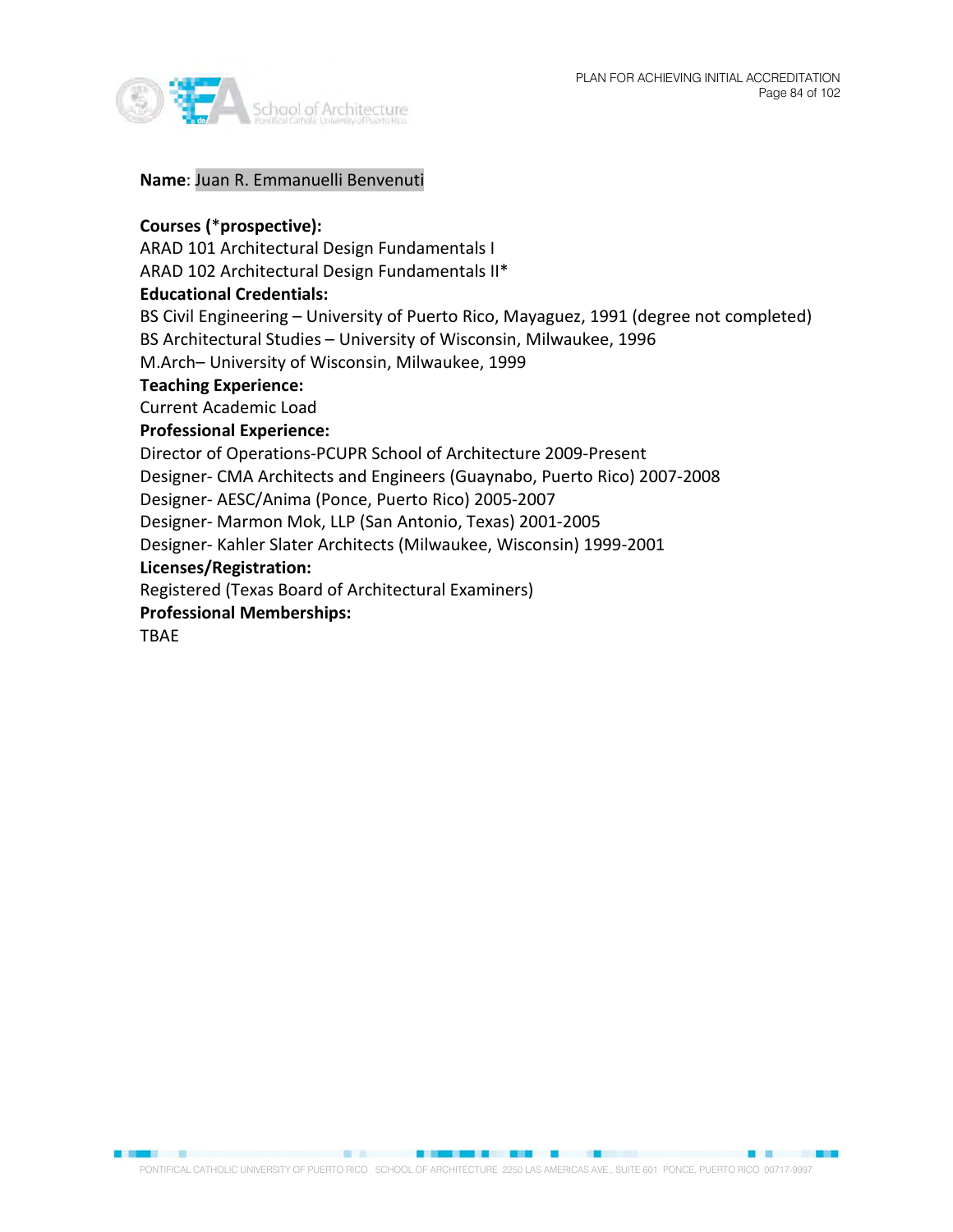**Name**: Juan R. Emmanuelli Benvenuti

**Courses (*prospective):**
ARAD 101 Architectural Design Fundamentals I
ARAD 102 Architectural Design Fundamentals II*

**Educational Credentials:**
BS Civil Engineering – University of Puerto Rico, Mayaguez, 1991 (degree not completed)
BS Architectural Studies – University of Wisconsin, Milwaukee, 1996
M.Arch– University of Wisconsin, Milwaukee, 1999

**Teaching Experience:**
Current Academic Load

**Professional Experience:**
Director of Operations-PCUPR School of Architecture 2009-Present
Designer- CMA Architects and Engineers (Guaynabo, Puerto Rico) 2007-2008
Designer- AESC/Anima (Ponce, Puerto Rico) 2005-2007
Designer- Marmon Mok, LLP (San Antonio, Texas) 2001-2005
Designer- Kahler Slater Architects (Milwaukee, Wisconsin) 1999-2001

**Licenses/Registration:**
Registered (Texas Board of Architectural Examiners)

**Professional Memberships:**
TBAE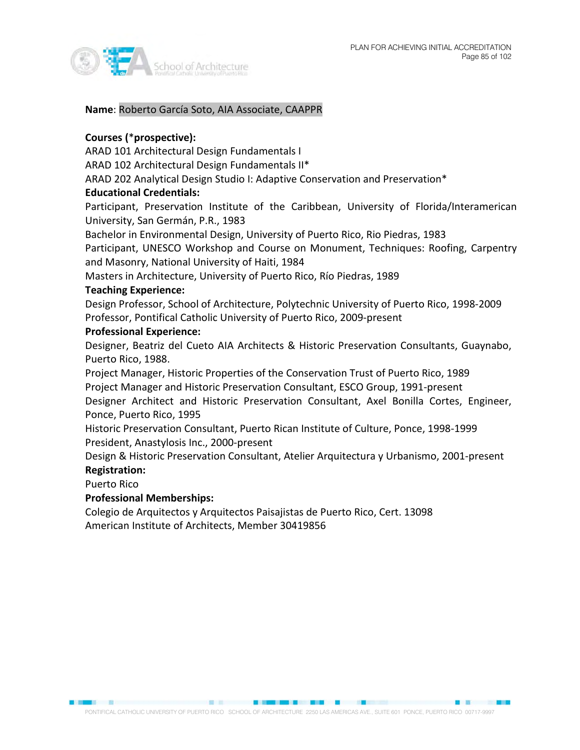**Name**: Roberto García Soto, AIA Associate, CAAPPR

**Courses (*prospective):**
ARAD 101 Architectural Design Fundamentals I
ARAD 102 Architectural Design Fundamentals II*
ARAD 202 Analytical Design Studio I: Adaptive Conservation and Preservation*

**Educational Credentials:**
Participant, Preservation Institute of the Caribbean, University of Florida/Interamerican University, San Germán, P.R., 1983
Bachelor in Environmental Design, University of Puerto Rico, Rio Piedras, 1983
Participant, UNESCO Workshop and Course on Monument, Techniques: Roofing, Carpentry and Masonry, National University of Haiti, 1984
Masters in Architecture, University of Puerto Rico, Río Piedras, 1989

**Teaching Experience:**
Design Professor, School of Architecture, Polytechnic University of Puerto Rico, 1998-2009
Professor, Pontifical Catholic University of Puerto Rico, 2009-present

**Professional Experience:**
Designer, Beatriz del Cueto AIA Architects & Historic Preservation Consultants, Guaynabo, Puerto Rico, 1988.
Project Manager, Historic Properties of the Conservation Trust of Puerto Rico, 1989
Project Manager and Historic Preservation Consultant, ESCO Group, 1991-present
Designer Architect and Historic Preservation Consultant, Axel Bonilla Cortes, Engineer, Ponce, Puerto Rico, 1995
Historic Preservation Consultant, Puerto Rican Institute of Culture, Ponce, 1998-1999
President, Anastylosis Inc., 2000-present
Design & Historic Preservation Consultant, Atelier Arquitectura y Urbanismo, 2001-present

**Registration:**
Puerto Rico

**Professional Memberships:**
Colegio de Arquitectos y Arquitectos Paisajistas de Puerto Rico, Cert. 13098
American Institute of Architects, Member 30419856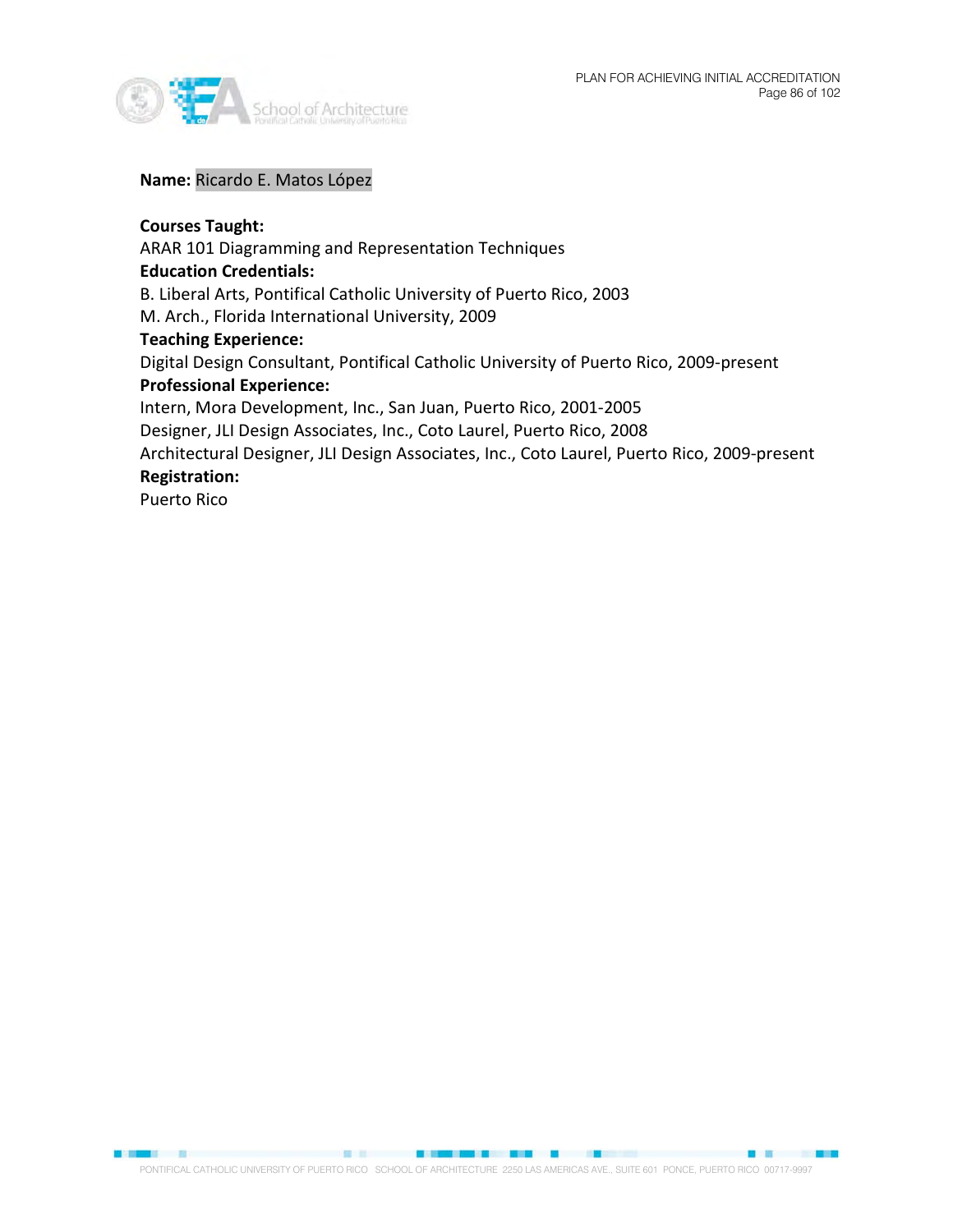**Name:** Ricardo E. Matos López

**Courses Taught:**
ARAR 101 Diagramming and Representation Techniques

**Education Credentials:**
B. Liberal Arts, Pontifical Catholic University of Puerto Rico, 2003
M. Arch., Florida International University, 2009

**Teaching Experience:**
Digital Design Consultant, Pontifical Catholic University of Puerto Rico, 2009-present

**Professional Experience:**
Intern, Mora Development, Inc., San Juan, Puerto Rico, 2001-2005
Designer, JLI Design Associates, Inc., Coto Laurel, Puerto Rico, 2008
Architectural Designer, JLI Design Associates, Inc., Coto Laurel, Puerto Rico, 2009-present

**Registration:**
Puerto Rico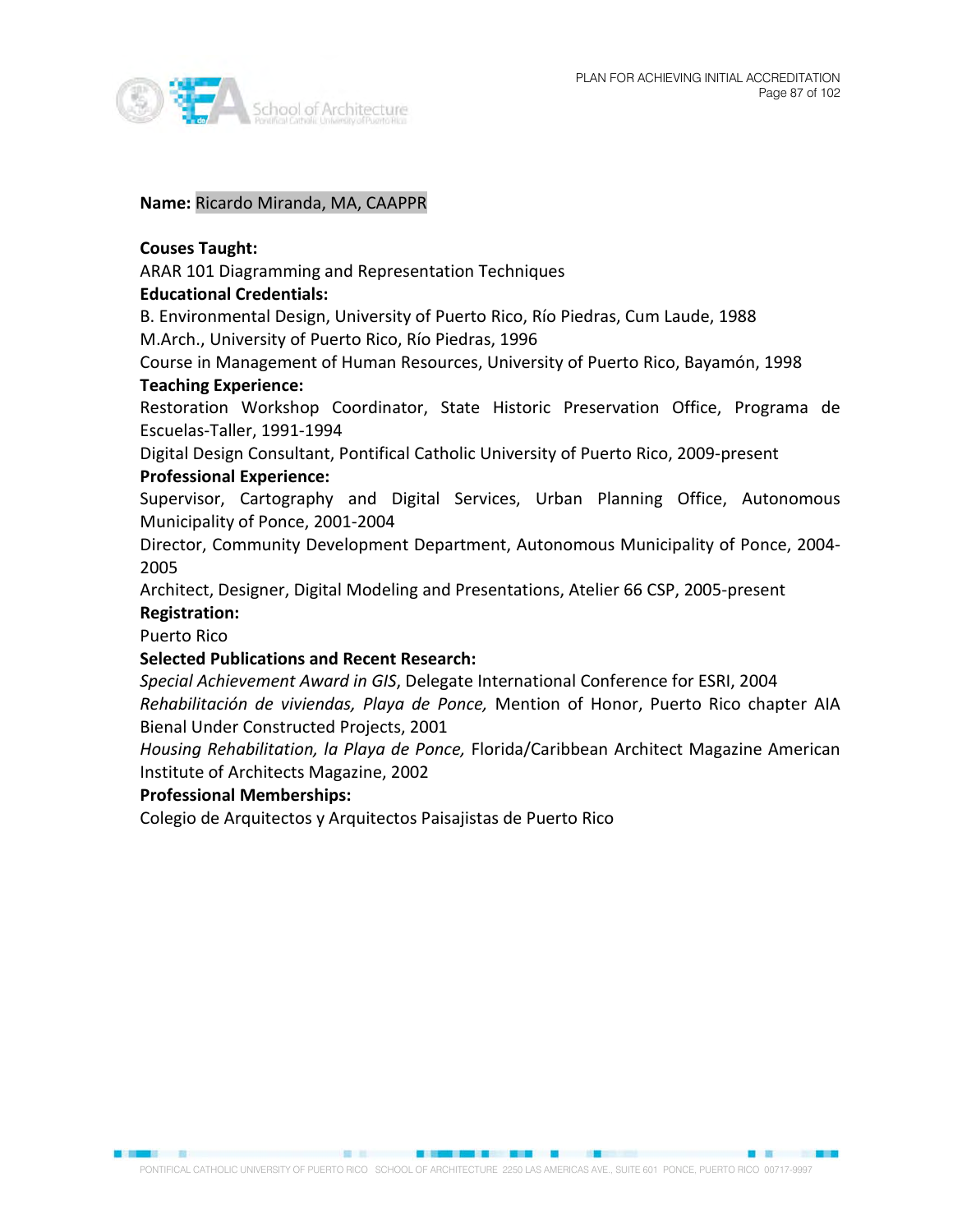**Name:** Ricardo Miranda, MA, CAAPPR

**Couses Taught:**
ARAR 101 Diagramming and Representation Techniques

**Educational Credentials:**
B. Environmental Design, University of Puerto Rico, Río Piedras, Cum Laude, 1988
M.Arch., University of Puerto Rico, Río Piedras, 1996
Course in Management of Human Resources, University of Puerto Rico, Bayamón, 1998

**Teaching Experience:**
Restoration Workshop Coordinator, State Historic Preservation Office, Programa de Escuelas-Taller, 1991-1994
Digital Design Consultant, Pontifical Catholic University of Puerto Rico, 2009-present

**Professional Experience:**
Supervisor, Cartography and Digital Services, Urban Planning Office, Autonomous Municipality of Ponce, 2001-2004
Director, Community Development Department, Autonomous Municipality of Ponce, 2004-2005
Architect, Designer, Digital Modeling and Presentations, Atelier 66 CSP, 2005-present

**Registration:**
Puerto Rico

**Selected Publications and Recent Research:**
*Special Achievement Award in GIS*, Delegate International Conference for ESRI, 2004
*Rehabilitación de viviendas, Playa de Ponce,* Mention of Honor, Puerto Rico chapter AIA Bienal Under Constructed Projects, 2001
*Housing Rehabilitation, la Playa de Ponce,* Florida/Caribbean Architect Magazine American Institute of Architects Magazine, 2002

**Professional Memberships:**
Colegio de Arquitectos y Arquitectos Paisajistas de Puerto Rico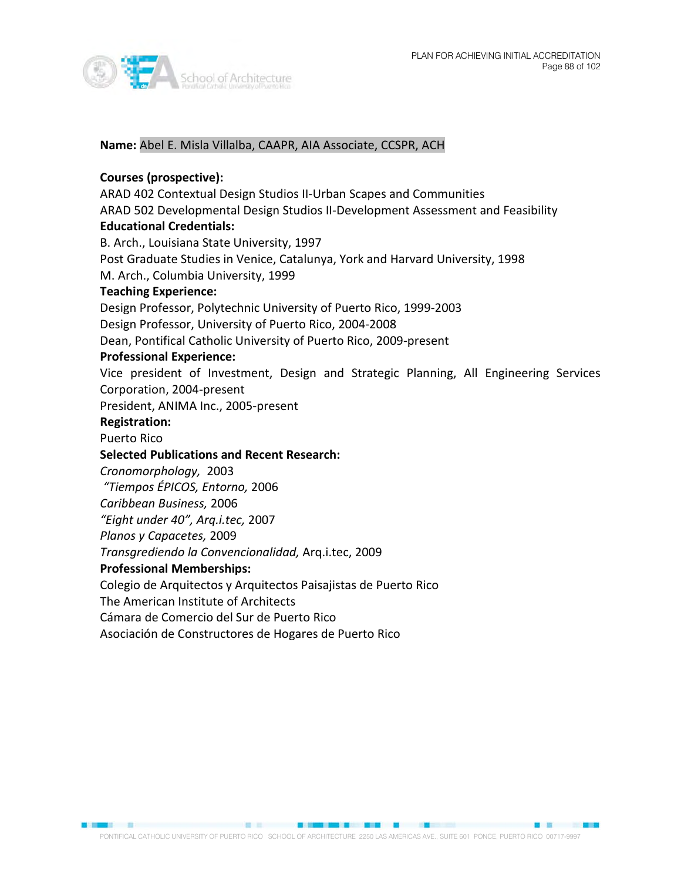**Name:** Abel E. Misla Villalba, CAAPR, AIA Associate, CCSPR, ACH

**Courses (prospective):**
ARAD 402 Contextual Design Studios II-Urban Scapes and Communities
ARAD 502 Developmental Design Studios II-Development Assessment and Feasibility

**Educational Credentials:**
B. Arch., Louisiana State University, 1997
Post Graduate Studies in Venice, Catalunya, York and Harvard University, 1998
M. Arch., Columbia University, 1999

**Teaching Experience:**
Design Professor, Polytechnic University of Puerto Rico, 1999-2003
Design Professor, University of Puerto Rico, 2004-2008
Dean, Pontifical Catholic University of Puerto Rico, 2009-present

**Professional Experience:**
Vice president of Investment, Design and Strategic Planning, All Engineering Services Corporation, 2004-present
President, ANIMA Inc., 2005-present

**Registration:**
Puerto Rico

**Selected Publications and Recent Research:**
*Cronomorphology,* 2003
*"Tiempos ÉPICOS, Entorno,* 2006
*Caribbean Business,* 2006
*"Eight under 40", Arq.i.tec,* 2007
*Planos y Capacetes,* 2009
*Transgrediendo la Convencionalidad,* Arq.i.tec, 2009

**Professional Memberships:**
Colegio de Arquitectos y Arquitectos Paisajistas de Puerto Rico
The American Institute of Architects
Cámara de Comercio del Sur de Puerto Rico
Asociación de Constructores de Hogares de Puerto Rico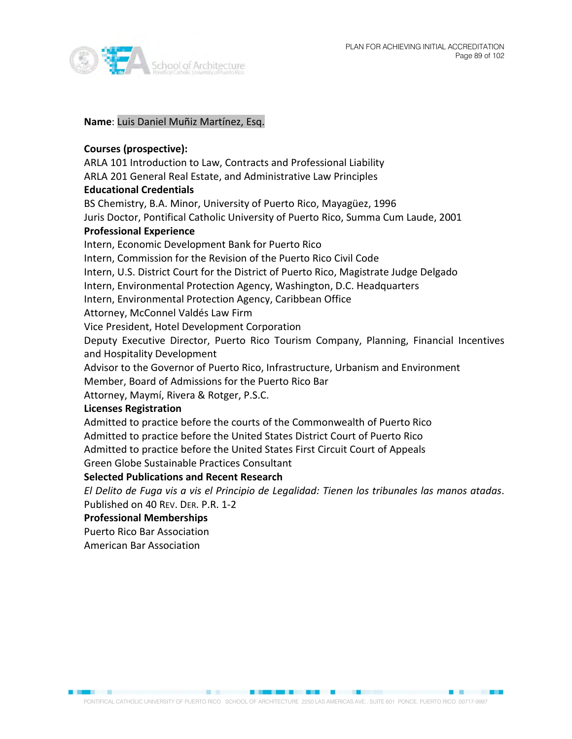**Name**: Luis Daniel Muñiz Martínez, Esq.

**Courses (prospective):**

ARLA 101 Introduction to Law, Contracts and Professional Liability
ARLA 201 General Real Estate, and Administrative Law Principles

**Educational Credentials**

BS Chemistry, B.A. Minor, University of Puerto Rico, Mayagüez, 1996
Juris Doctor, Pontifical Catholic University of Puerto Rico, Summa Cum Laude, 2001

**Professional Experience**

Intern, Economic Development Bank for Puerto Rico
Intern, Commission for the Revision of the Puerto Rico Civil Code
Intern, U.S. District Court for the District of Puerto Rico, Magistrate Judge Delgado
Intern, Environmental Protection Agency, Washington, D.C. Headquarters
Intern, Environmental Protection Agency, Caribbean Office
Attorney, McConnel Valdés Law Firm
Vice President, Hotel Development Corporation
Deputy Executive Director, Puerto Rico Tourism Company, Planning, Financial Incentives and Hospitality Development
Advisor to the Governor of Puerto Rico, Infrastructure, Urbanism and Environment
Member, Board of Admissions for the Puerto Rico Bar
Attorney, Maymí, Rivera & Rotger, P.S.C.

**Licenses Registration**

Admitted to practice before the courts of the Commonwealth of Puerto Rico
Admitted to practice before the United States District Court of Puerto Rico
Admitted to practice before the United States First Circuit Court of Appeals
Green Globe Sustainable Practices Consultant

**Selected Publications and Recent Research**

*El Delito de Fuga vis a vis el Principio de Legalidad: Tienen los tribunales las manos atadas*. Published on 40 REV. DER. P.R. 1-2

**Professional Memberships**

Puerto Rico Bar Association
American Bar Association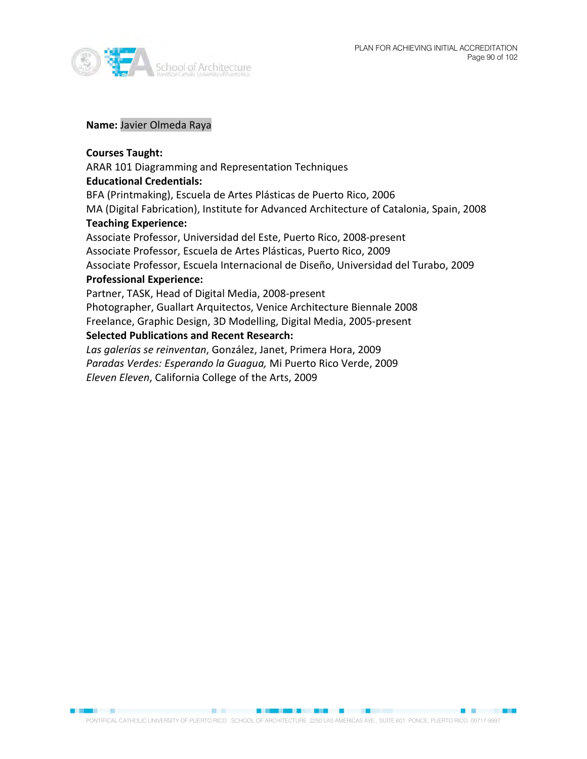**Name:** Javier Olmeda Raya

**Courses Taught:**
ARAR 101 Diagramming and Representation Techniques

**Educational Credentials:**
BFA (Printmaking), Escuela de Artes Plásticas de Puerto Rico, 2006
MA (Digital Fabrication), Institute for Advanced Architecture of Catalonia, Spain, 2008

**Teaching Experience:**
Associate Professor, Universidad del Este, Puerto Rico, 2008-present
Associate Professor, Escuela de Artes Plásticas, Puerto Rico, 2009
Associate Professor, Escuela Internacional de Diseño, Universidad del Turabo, 2009

**Professional Experience:**
Partner, TASK, Head of Digital Media, 2008-present
Photographer, Guallart Arquitectos, Venice Architecture Biennale 2008
Freelance, Graphic Design, 3D Modelling, Digital Media, 2005-present

**Selected Publications and Recent Research:**
*Las galerías se reinventan*, González, Janet, Primera Hora, 2009
*Paradas Verdes: Esperando la Guagua,* Mi Puerto Rico Verde, 2009
*Eleven Eleven*, California College of the Arts, 2009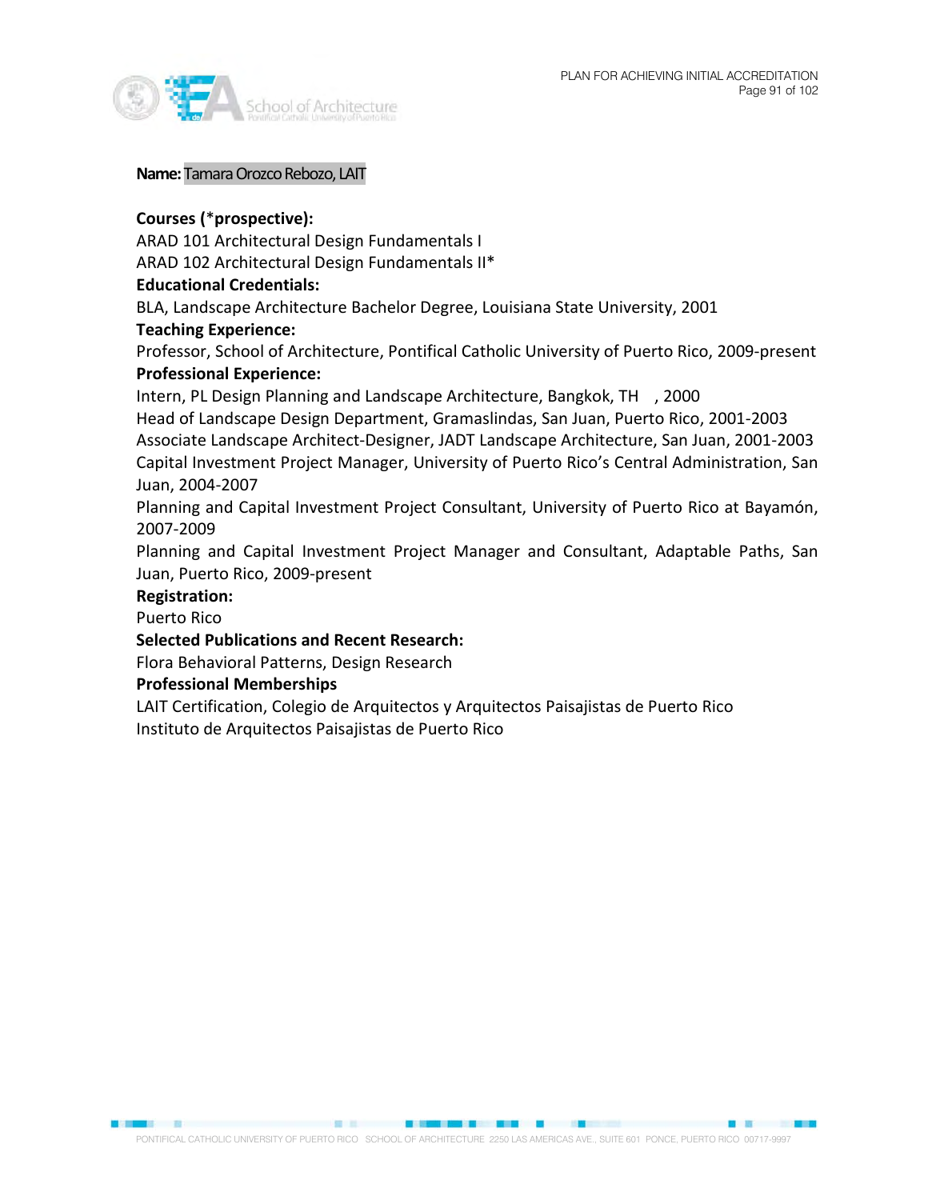**Name:** Tamara Orozco Rebozo, LAIT

**Courses (*prospective):**
ARAD 101 Architectural Design Fundamentals I
ARAD 102 Architectural Design Fundamentals II*

**Educational Credentials:**
BLA, Landscape Architecture Bachelor Degree, Louisiana State University, 2001

**Teaching Experience:**
Professor, School of Architecture, Pontifical Catholic University of Puerto Rico, 2009-present

**Professional Experience:**
Intern, PL Design Planning and Landscape Architecture, Bangkok, TH , 2000
Head of Landscape Design Department, Gramaslindas, San Juan, Puerto Rico, 2001-2003
Associate Landscape Architect-Designer, JADT Landscape Architecture, San Juan, 2001-2003
Capital Investment Project Manager, University of Puerto Rico's Central Administration, San Juan, 2004-2007
Planning and Capital Investment Project Consultant, University of Puerto Rico at Bayamón, 2007-2009
Planning and Capital Investment Project Manager and Consultant, Adaptable Paths, San Juan, Puerto Rico, 2009-present

**Registration:**
Puerto Rico

**Selected Publications and Recent Research:**
Flora Behavioral Patterns, Design Research

**Professional Memberships**
LAIT Certification, Colegio de Arquitectos y Arquitectos Paisajistas de Puerto Rico
Instituto de Arquitectos Paisajistas de Puerto Rico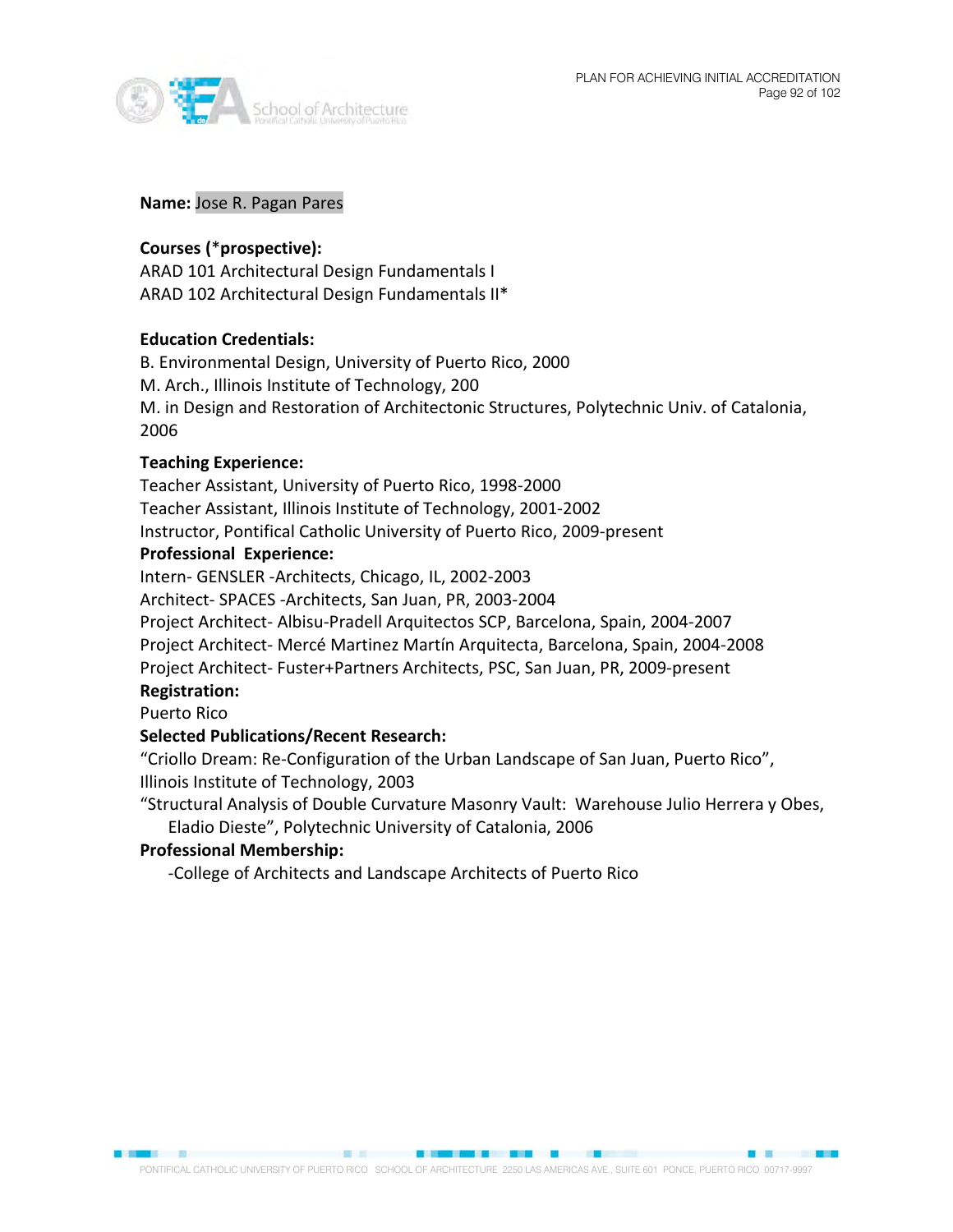**Name:** Jose R. Pagan Pares

**Courses (*prospective):**
ARAD 101 Architectural Design Fundamentals I
ARAD 102 Architectural Design Fundamentals II*

**Education Credentials:**
B. Environmental Design, University of Puerto Rico, 2000
M. Arch., Illinois Institute of Technology, 200
M. in Design and Restoration of Architectonic Structures, Polytechnic Univ. of Catalonia, 2006

**Teaching Experience:**
Teacher Assistant, University of Puerto Rico, 1998-2000
Teacher Assistant, Illinois Institute of Technology, 2001-2002
Instructor, Pontifical Catholic University of Puerto Rico, 2009-present

**Professional Experience:**
Intern- GENSLER -Architects, Chicago, IL, 2002-2003
Architect- SPACES -Architects, San Juan, PR, 2003-2004
Project Architect- Albisu-Pradell Arquitectos SCP, Barcelona, Spain, 2004-2007
Project Architect- Mercé Martinez Martín Arquitecta, Barcelona, Spain, 2004-2008
Project Architect- Fuster+Partners Architects, PSC, San Juan, PR, 2009-present

**Registration:**
Puerto Rico

**Selected Publications/Recent Research:**
"Criollo Dream: Re-Configuration of the Urban Landscape of San Juan, Puerto Rico", Illinois Institute of Technology, 2003
"Structural Analysis of Double Curvature Masonry Vault: Warehouse Julio Herrera y Obes, Eladio Dieste", Polytechnic University of Catalonia, 2006

**Professional Membership:**
-College of Architects and Landscape Architects of Puerto Rico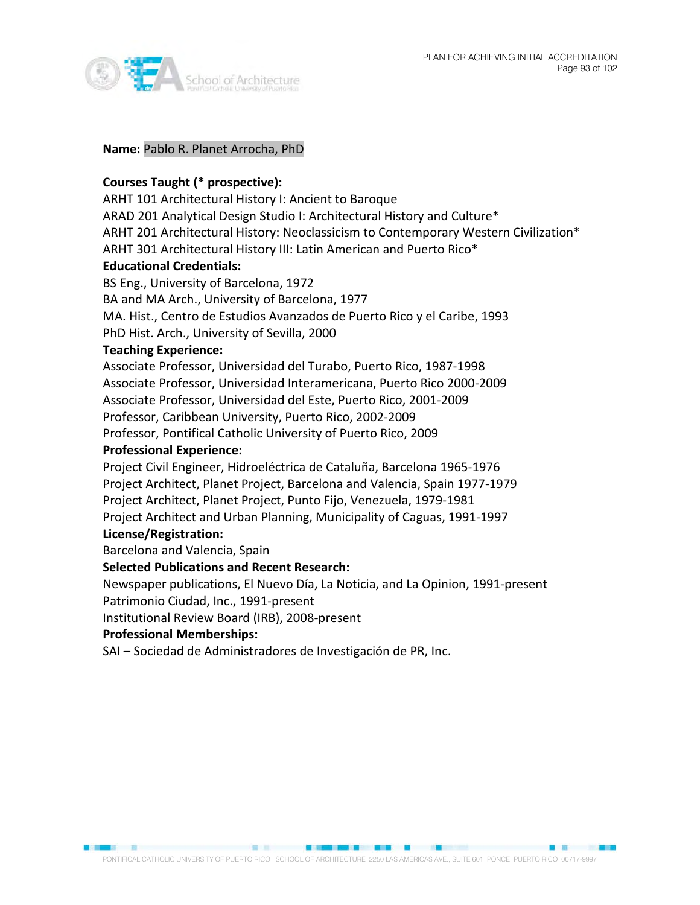**Name:** Pablo R. Planet Arrocha, PhD

**Courses Taught (* prospective):**
ARHT 101 Architectural History I: Ancient to Baroque
ARAD 201 Analytical Design Studio I: Architectural History and Culture*
ARHT 201 Architectural History: Neoclassicism to Contemporary Western Civilization*
ARHT 301 Architectural History III: Latin American and Puerto Rico*

**Educational Credentials:**
BS Eng., University of Barcelona, 1972
BA and MA Arch., University of Barcelona, 1977
MA. Hist., Centro de Estudios Avanzados de Puerto Rico y el Caribe, 1993
PhD Hist. Arch., University of Sevilla, 2000

**Teaching Experience:**
Associate Professor, Universidad del Turabo, Puerto Rico, 1987-1998
Associate Professor, Universidad Interamericana, Puerto Rico 2000-2009
Associate Professor, Universidad del Este, Puerto Rico, 2001-2009
Professor, Caribbean University, Puerto Rico, 2002-2009
Professor, Pontifical Catholic University of Puerto Rico, 2009

**Professional Experience:**
Project Civil Engineer, Hidroeléctrica de Cataluña, Barcelona 1965-1976
Project Architect, Planet Project, Barcelona and Valencia, Spain 1977-1979
Project Architect, Planet Project, Punto Fijo, Venezuela, 1979-1981
Project Architect and Urban Planning, Municipality of Caguas, 1991-1997

**License/Registration:**
Barcelona and Valencia, Spain

**Selected Publications and Recent Research:**
Newspaper publications, El Nuevo Día, La Noticia, and La Opinion, 1991-present
Patrimonio Ciudad, Inc., 1991-present
Institutional Review Board (IRB), 2008-present

**Professional Memberships:**
SAI – Sociedad de Administradores de Investigación de PR, Inc.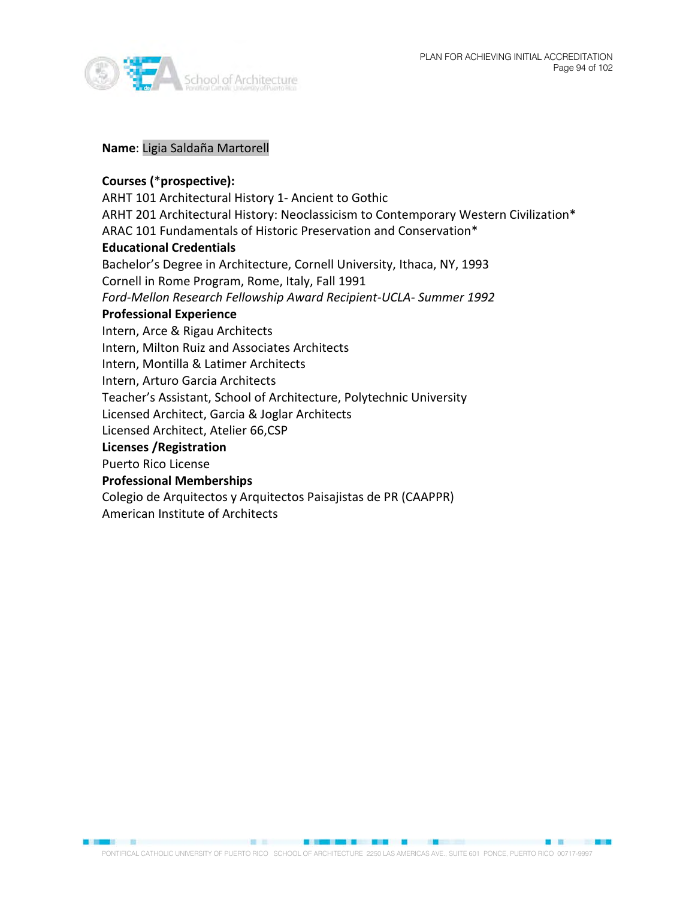**Name**: Ligia Saldaña Martorell

**Courses (*prospective):**
ARHT 101 Architectural History 1- Ancient to Gothic
ARHT 201 Architectural History: Neoclassicism to Contemporary Western Civilization*
ARAC 101 Fundamentals of Historic Preservation and Conservation*

**Educational Credentials**
Bachelor's Degree in Architecture, Cornell University, Ithaca, NY, 1993
Cornell in Rome Program, Rome, Italy, Fall 1991
*Ford-Mellon Research Fellowship Award Recipient-UCLA- Summer 1992*

**Professional Experience**
Intern, Arce & Rigau Architects
Intern, Milton Ruiz and Associates Architects
Intern, Montilla & Latimer Architects
Intern, Arturo Garcia Architects
Teacher's Assistant, School of Architecture, Polytechnic University
Licensed Architect, Garcia & Joglar Architects
Licensed Architect, Atelier 66,CSP

**Licenses /Registration**
Puerto Rico License

**Professional Memberships**
Colegio de Arquitectos y Arquitectos Paisajistas de PR (CAAPPR)
American Institute of Architects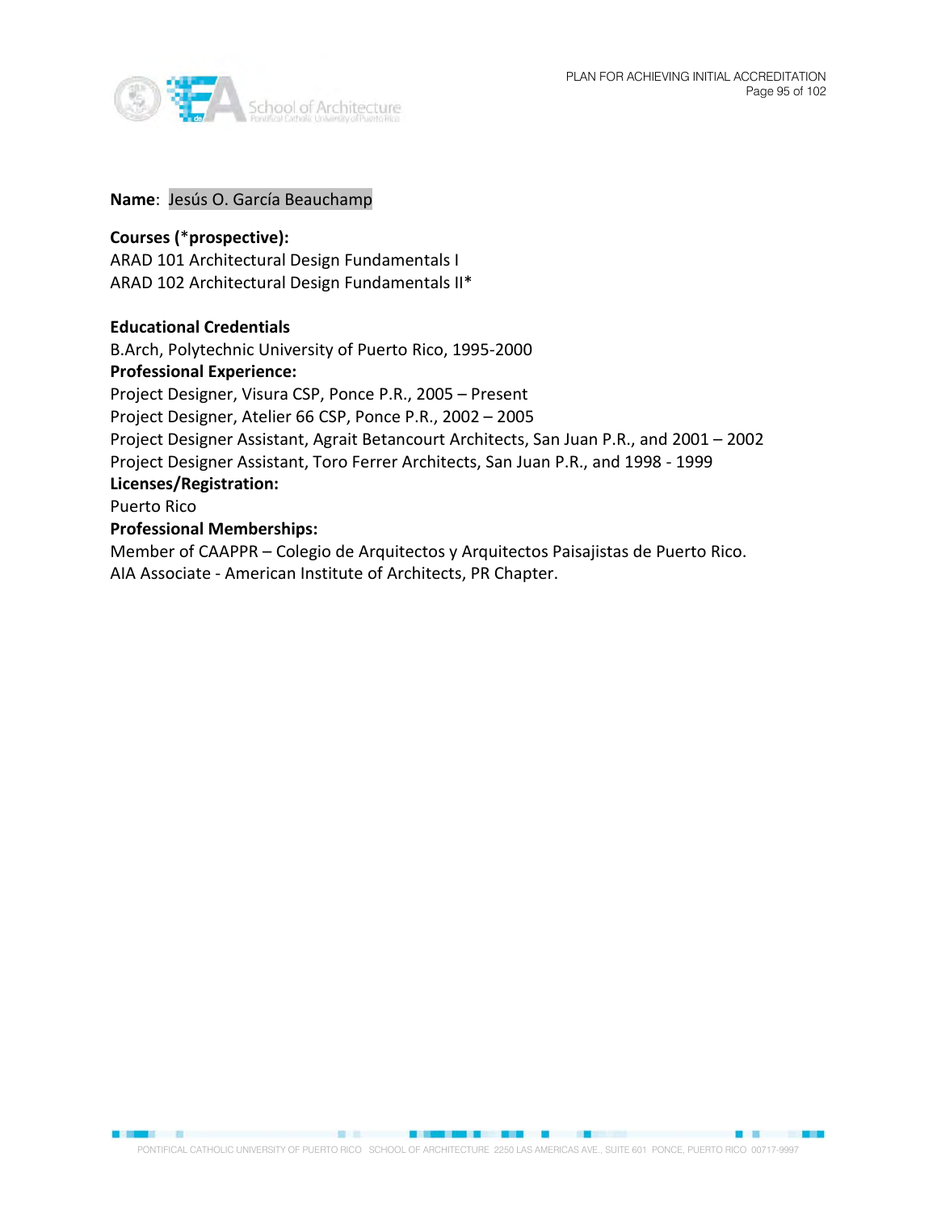**Name**: Jesús O. García Beauchamp

**Courses (*prospective):**
ARAD 101 Architectural Design Fundamentals I
ARAD 102 Architectural Design Fundamentals II*

**Educational Credentials**
B.Arch, Polytechnic University of Puerto Rico, 1995-2000

**Professional Experience:**
Project Designer, Visura CSP, Ponce P.R., 2005 – Present
Project Designer, Atelier 66 CSP, Ponce P.R., 2002 – 2005
Project Designer Assistant, Agrait Betancourt Architects, San Juan P.R., and 2001 – 2002
Project Designer Assistant, Toro Ferrer Architects, San Juan P.R., and 1998 - 1999

**Licenses/Registration:**
Puerto Rico

**Professional Memberships:**
Member of CAAPPR – Colegio de Arquitectos y Arquitectos Paisajistas de Puerto Rico.
AIA Associate - American Institute of Architects, PR Chapter.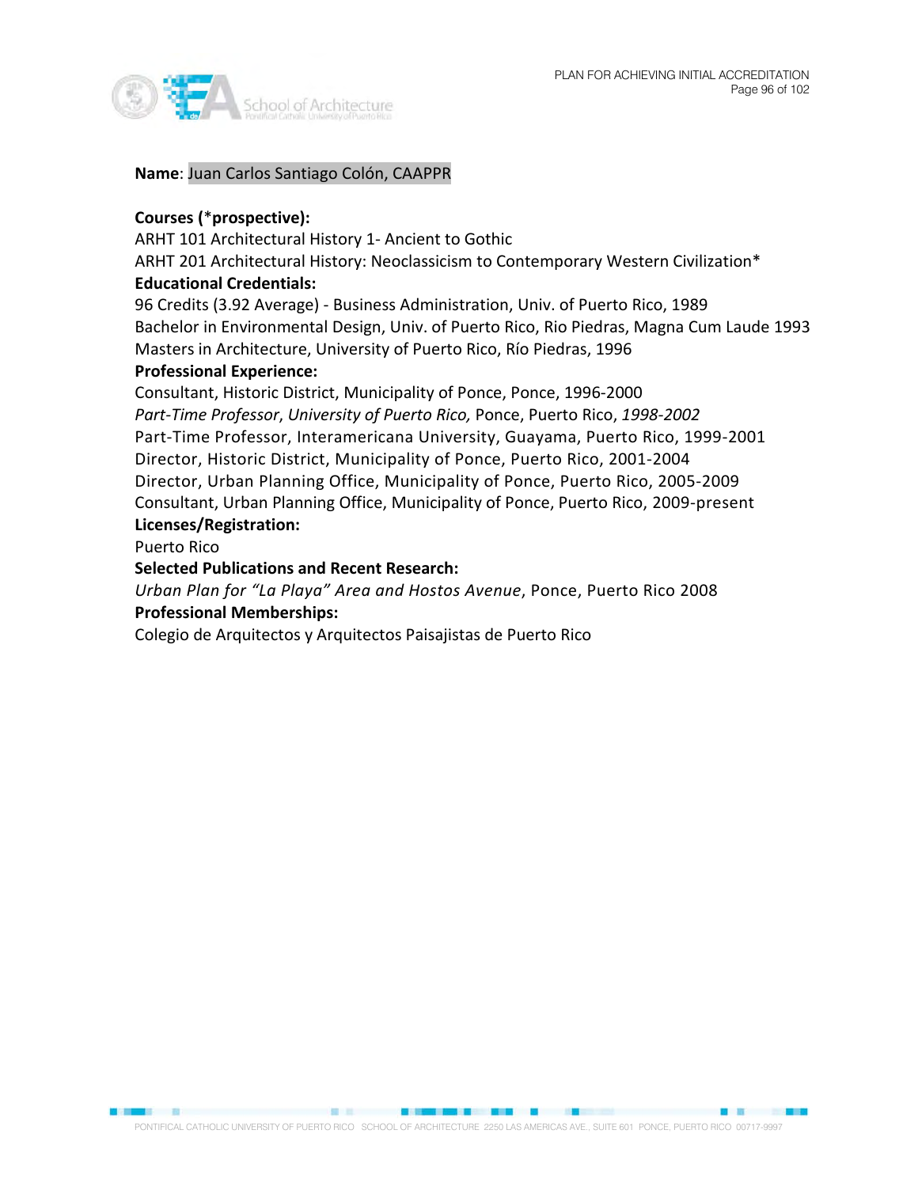**Name**: Juan Carlos Santiago Colón, CAAPPR

**Courses (*prospective):**
ARHT 101 Architectural History 1- Ancient to Gothic
ARHT 201 Architectural History: Neoclassicism to Contemporary Western Civilization*

**Educational Credentials:**
96 Credits (3.92 Average) - Business Administration, Univ. of Puerto Rico, 1989
Bachelor in Environmental Design, Univ. of Puerto Rico, Rio Piedras, Magna Cum Laude 1993
Masters in Architecture, University of Puerto Rico, Río Piedras, 1996

**Professional Experience:**
Consultant, Historic District, Municipality of Ponce, Ponce, 1996-2000
*Part-Time Professor*, *University of Puerto Rico,* Ponce, Puerto Rico, *1998-2002*
Part-Time Professor, Interamericana University, Guayama, Puerto Rico, 1999-2001
Director, Historic District, Municipality of Ponce, Puerto Rico, 2001-2004
Director, Urban Planning Office, Municipality of Ponce, Puerto Rico, 2005-2009
Consultant, Urban Planning Office, Municipality of Ponce, Puerto Rico, 2009-present

**Licenses/Registration:**
Puerto Rico

**Selected Publications and Recent Research:**
*Urban Plan for "La Playa" Area and Hostos Avenue*, Ponce, Puerto Rico 2008

**Professional Memberships:**
Colegio de Arquitectos y Arquitectos Paisajistas de Puerto Rico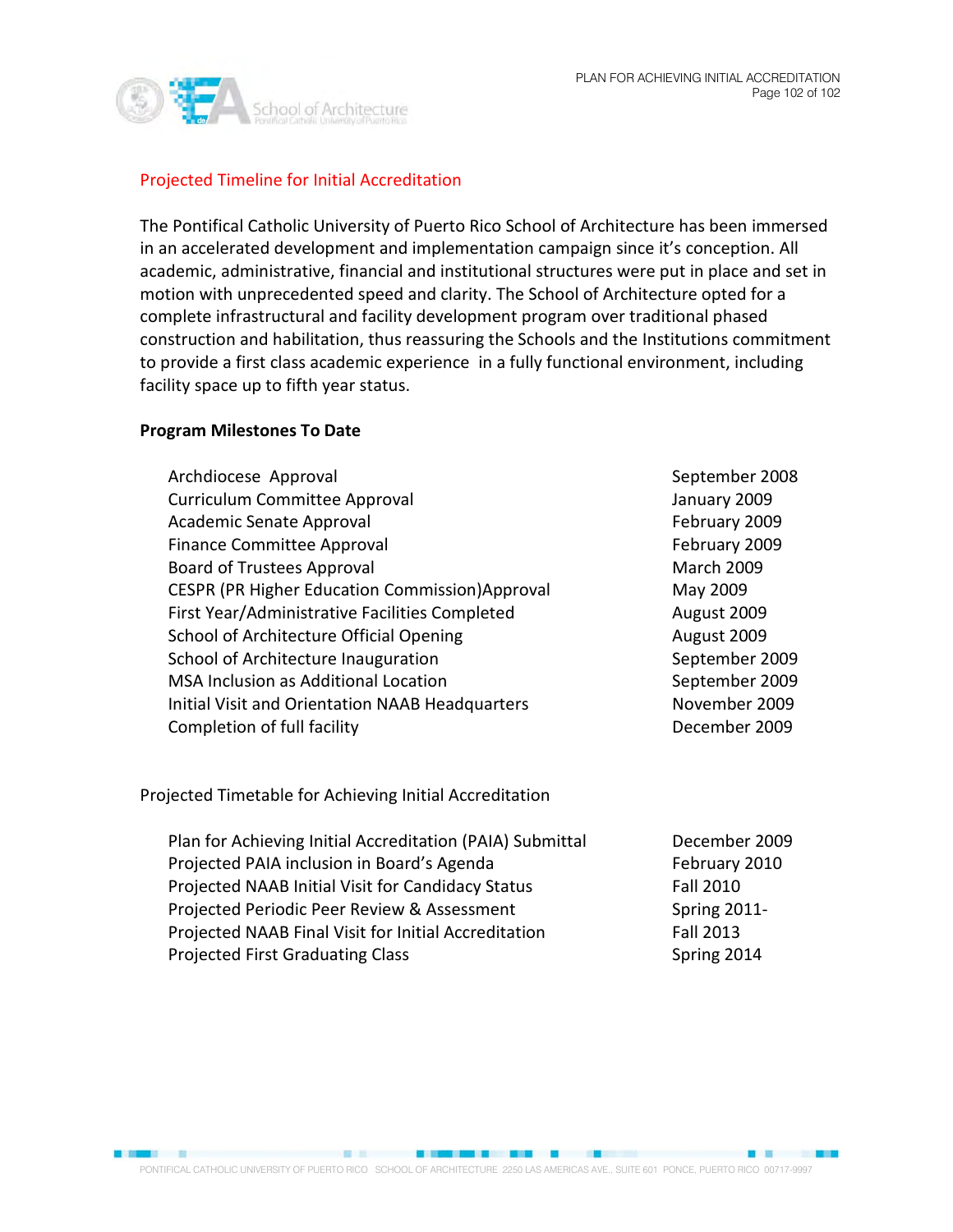## Projected Timeline for Initial Accreditation

The Pontifical Catholic University of Puerto Rico School of Architecture has been immersed in an accelerated development and implementation campaign since it's conception. All academic, administrative, financial and institutional structures were put in place and set in motion with unprecedented speed and clarity. The School of Architecture opted for a complete infrastructural and facility development program over traditional phased construction and habilitation, thus reassuring the Schools and the Institutions commitment to provide a first class academic experience in a fully functional environment, including facility space up to fifth year status.

**Program Milestones To Date**

| | |
|---|---|
| Archdiocese Approval | September 2008 |
| Curriculum Committee Approval | January 2009 |
| Academic Senate Approval | February 2009 |
| Finance Committee Approval | February 2009 |
| Board of Trustees Approval | March 2009 |
| CESPR (PR Higher Education Commission)Approval | May 2009 |
| First Year/Administrative Facilities Completed | August 2009 |
| School of Architecture Official Opening | August 2009 |
| School of Architecture Inauguration | September 2009 |
| MSA Inclusion as Additional Location | September 2009 |
| Initial Visit and Orientation NAAB Headquarters | November 2009 |
| Completion of full facility | December 2009 |

Projected Timetable for Achieving Initial Accreditation

| | |
|---|---|
| Plan for Achieving Initial Accreditation (PAIA) Submittal | December 2009 |
| Projected PAIA inclusion in Board's Agenda | February 2010 |
| Projected NAAB Initial Visit for Candidacy Status | Fall 2010 |
| Projected Periodic Peer Review & Assessment | Spring 2011- |
| Projected NAAB Final Visit for Initial Accreditation | Fall 2013 |
| Projected First Graduating Class | Spring 2014 |